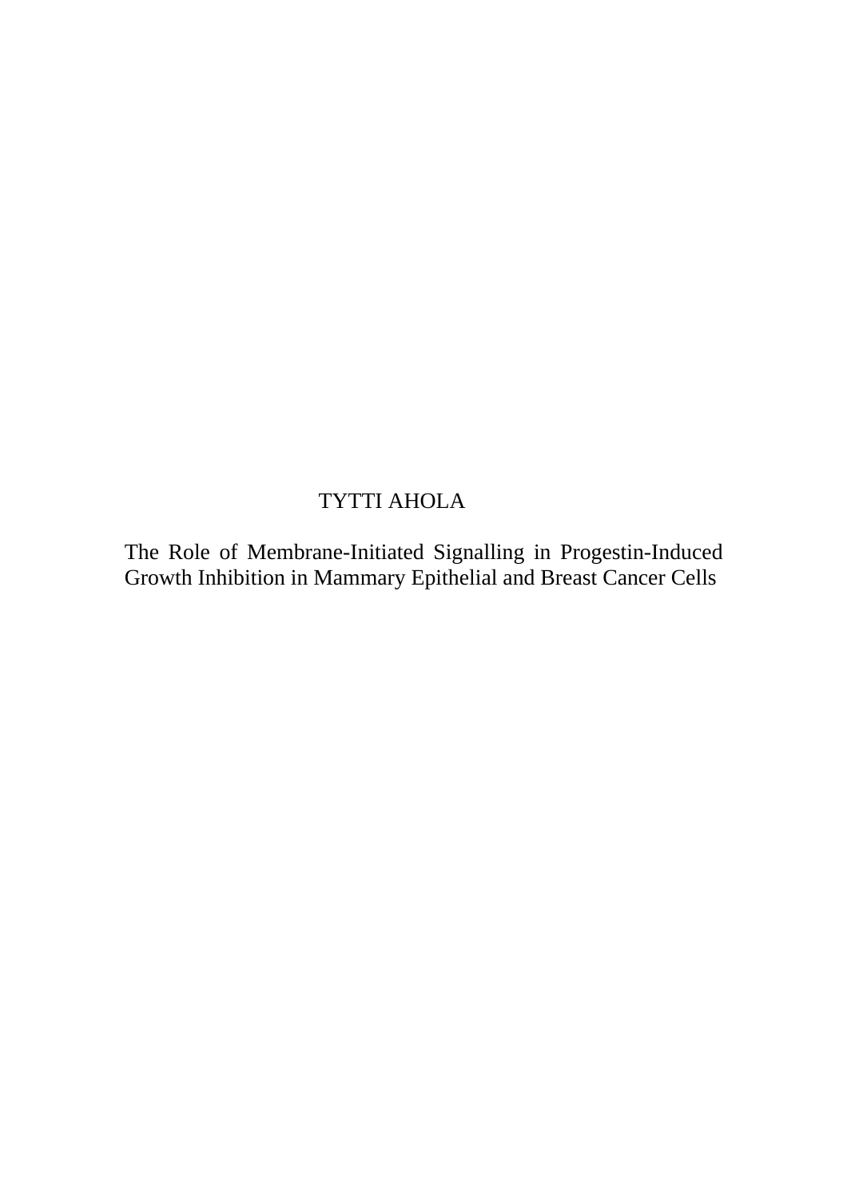TYTTI AHOLA

# The Role of Membrane-Initiated Signalling in Progestin-Induced Growth Inhibition in Mammary Epithelial and Breast Cancer Cells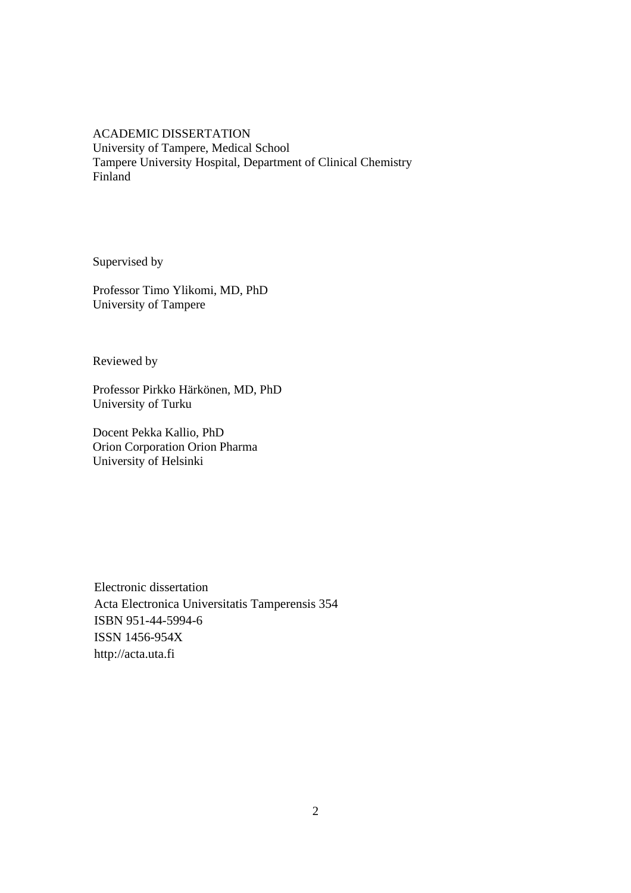ACADEMIC DISSERTATION
University of Tampere, Medical School
Tampere University Hospital, Department of Clinical Chemistry
Finland

Supervised by

Professor Timo Ylikomi, MD, PhD
University of Tampere

Reviewed by

Professor Pirkko Härkönen, MD, PhD
University of Turku

Docent Pekka Kallio, PhD
Orion Corporation Orion Pharma
University of Helsinki

Electronic dissertation
Acta Electronica Universitatis Tamperensis 354
ISBN 951-44-5994-6
ISSN 1456-954X
http://acta.uta.fi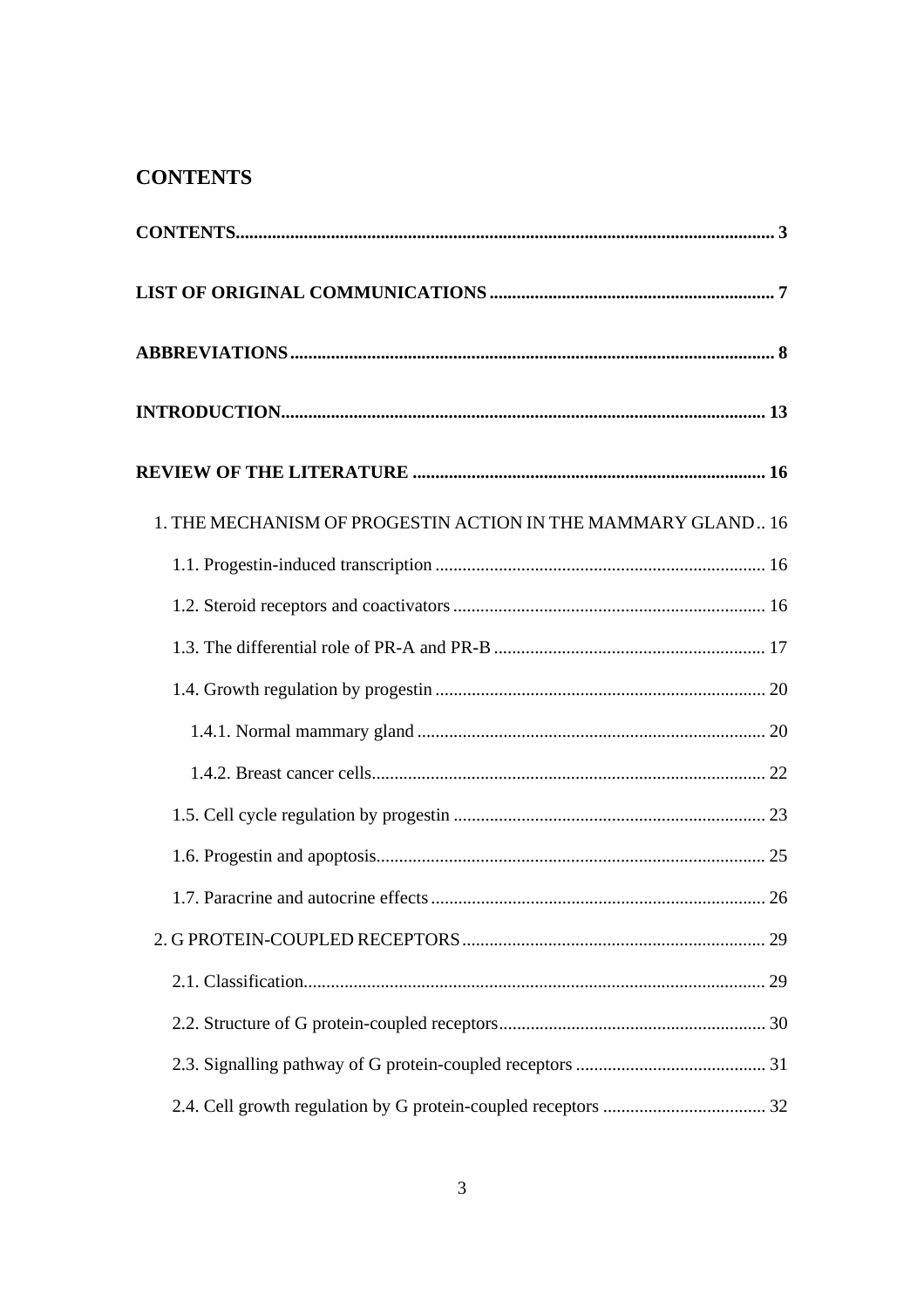# CONTENTS

**CONTENTS** ..... 3

**LIST OF ORIGINAL COMMUNICATIONS** ..... 7

**ABBREVIATIONS** ..... 8

**INTRODUCTION** ..... 13

**REVIEW OF THE LITERATURE** ..... 16

1. THE MECHANISM OF PROGESTIN ACTION IN THE MAMMARY GLAND ..... 16

   1.1. Progestin-induced transcription ..... 16

   1.2. Steroid receptors and coactivators ..... 16

   1.3. The differential role of PR-A and PR-B ..... 17

   1.4. Growth regulation by progestin ..... 20

      1.4.1. Normal mammary gland ..... 20

      1.4.2. Breast cancer cells ..... 22

   1.5. Cell cycle regulation by progestin ..... 23

   1.6. Progestin and apoptosis ..... 25

   1.7. Paracrine and autocrine effects ..... 26

2. G PROTEIN-COUPLED RECEPTORS ..... 29

   2.1. Classification ..... 29

   2.2. Structure of G protein-coupled receptors ..... 30

   2.3. Signalling pathway of G protein-coupled receptors ..... 31

   2.4. Cell growth regulation by G protein-coupled receptors ..... 32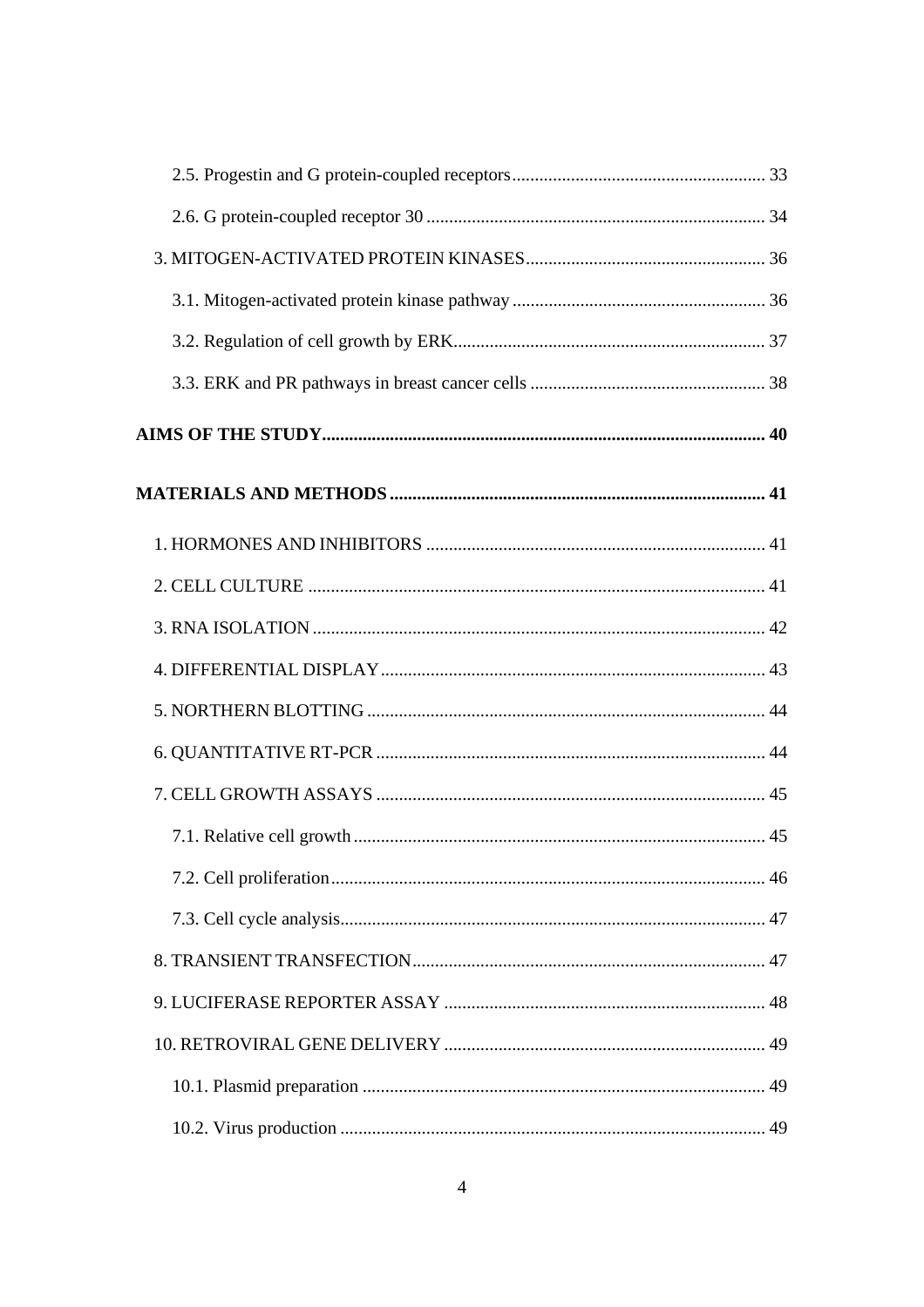2.5. Progestin and G protein-coupled receptors........................................................ 33

2.6. G protein-coupled receptor 30 ........................................................................... 34

3. MITOGEN-ACTIVATED PROTEIN KINASES..................................................... 36

3.1. Mitogen-activated protein kinase pathway ........................................................ 36

3.2. Regulation of cell growth by ERK..................................................................... 37

3.3. ERK and PR pathways in breast cancer cells .................................................... 38

**AIMS OF THE STUDY................................................................................................ 40**

**MATERIALS AND METHODS .................................................................................. 41**

1. HORMONES AND INHIBITORS ........................................................................... 41

2. CELL CULTURE ..................................................................................................... 41

3. RNA ISOLATION .................................................................................................... 42

4. DIFFERENTIAL DISPLAY..................................................................................... 43

5. NORTHERN BLOTTING ........................................................................................ 44

6. QUANTITATIVE RT-PCR ...................................................................................... 44

7. CELL GROWTH ASSAYS ...................................................................................... 45

7.1. Relative cell growth ........................................................................................... 45

7.2. Cell proliferation................................................................................................ 46

7.3. Cell cycle analysis.............................................................................................. 47

8. TRANSIENT TRANSFECTION.............................................................................. 47

9. LUCIFERASE REPORTER ASSAY ....................................................................... 48

10. RETROVIRAL GENE DELIVERY ....................................................................... 49

10.1. Plasmid preparation ......................................................................................... 49

10.2. Virus production .............................................................................................. 49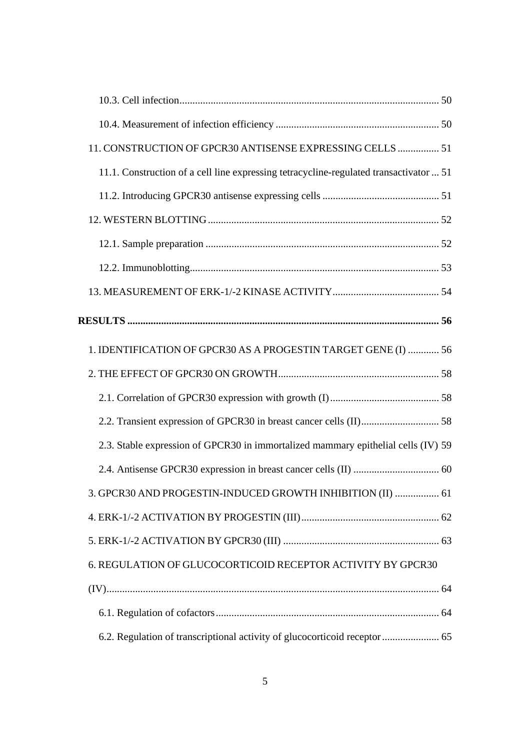10.3. Cell infection .................................................................................................. 50

10.4. Measurement of infection efficiency .............................................................. 50

11. CONSTRUCTION OF GPCR30 ANTISENSE EXPRESSING CELLS ................ 51

11.1. Construction of a cell line expressing tetracycline-regulated transactivator ... 51

11.2. Introducing GPCR30 antisense expressing cells ............................................ 51

12. WESTERN BLOTTING ........................................................................................ 52

12.1. Sample preparation ......................................................................................... 52

12.2. Immunoblotting ............................................................................................... 53

13. MEASUREMENT OF ERK-1/-2 KINASE ACTIVITY ......................................... 54

**RESULTS ........................................................................................................................ 56**

1. IDENTIFICATION OF GPCR30 AS A PROGESTIN TARGET GENE (I) ............ 56

2. THE EFFECT OF GPCR30 ON GROWTH ............................................................. 58

2.1. Correlation of GPCR30 expression with growth (I) .......................................... 58

2.2. Transient expression of GPCR30 in breast cancer cells (II) ............................. 58

2.3. Stable expression of GPCR30 in immortalized mammary epithelial cells (IV) 59

2.4. Antisense GPCR30 expression in breast cancer cells (II) ................................ 60

3. GPCR30 AND PROGESTIN-INDUCED GROWTH INHIBITION (II) ................. 61

4. ERK-1/-2 ACTIVATION BY PROGESTIN (III) .................................................... 62

5. ERK-1/-2 ACTIVATION BY GPCR30 (III) ........................................................... 63

6. REGULATION OF GLUCOCORTICOID RECEPTOR ACTIVITY BY GPCR30 (IV) ............................................................................................................................... 64

6.1. Regulation of cofactors ..................................................................................... 64

6.2. Regulation of transcriptional activity of glucocorticoid receptor ...................... 65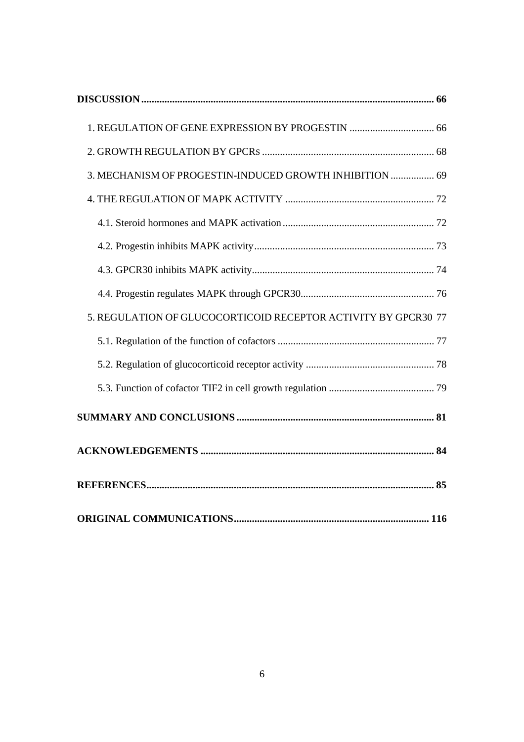**DISCUSSION** ................................................................................................................ **66**

1. REGULATION OF GENE EXPRESSION BY PROGESTIN ................................ 66

2. GROWTH REGULATION BY GPCRS ................................................................. 68

3. MECHANISM OF PROGESTIN-INDUCED GROWTH INHIBITION ................ 69

4. THE REGULATION OF MAPK ACTIVITY ......................................................... 72

4.1. Steroid hormones and MAPK activation .......................................................... 72

4.2. Progestin inhibits MAPK activity ..................................................................... 73

4.3. GPCR30 inhibits MAPK activity ...................................................................... 74

4.4. Progestin regulates MAPK through GPCR30 .................................................... 76

5. REGULATION OF GLUCOCORTICOID RECEPTOR ACTIVITY BY GPCR30 77

5.1. Regulation of the function of cofactors ............................................................. 77

5.2. Regulation of glucocorticoid receptor activity .................................................. 78

5.3. Function of cofactor TIF2 in cell growth regulation ......................................... 79

**SUMMARY AND CONCLUSIONS** ............................................................................ **81**

**ACKNOWLEDGEMENTS** .......................................................................................... **84**

**REFERENCES** .............................................................................................................. **85**

**ORIGINAL COMMUNICATIONS** ........................................................................... **116**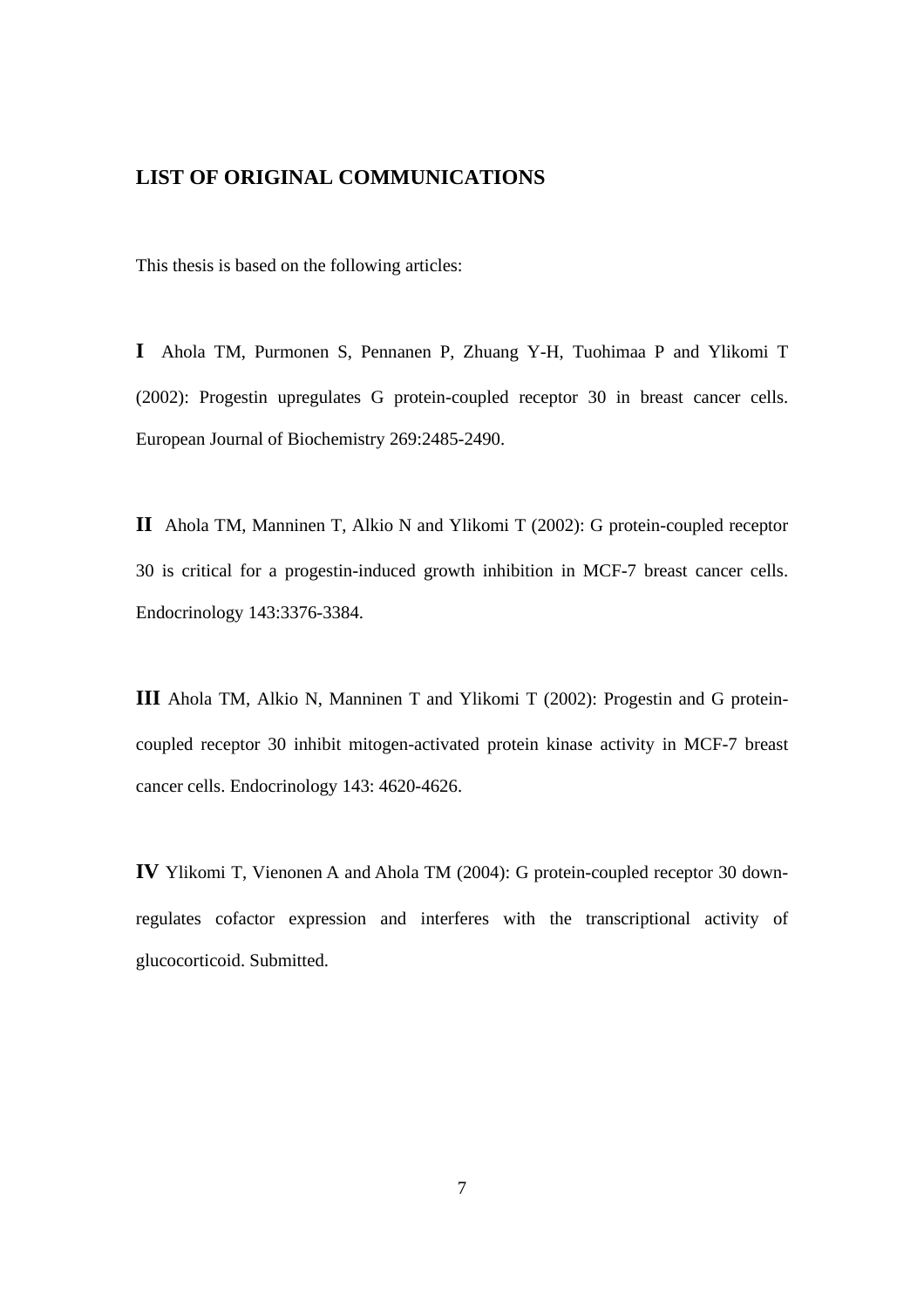## LIST OF ORIGINAL COMMUNICATIONS

This thesis is based on the following articles:

**I** Ahola TM, Purmonen S, Pennanen P, Zhuang Y-H, Tuohimaa P and Ylikomi T (2002): Progestin upregulates G protein-coupled receptor 30 in breast cancer cells. European Journal of Biochemistry 269:2485-2490.

**II** Ahola TM, Manninen T, Alkio N and Ylikomi T (2002): G protein-coupled receptor 30 is critical for a progestin-induced growth inhibition in MCF-7 breast cancer cells. Endocrinology 143:3376-3384.

**III** Ahola TM, Alkio N, Manninen T and Ylikomi T (2002): Progestin and G protein-coupled receptor 30 inhibit mitogen-activated protein kinase activity in MCF-7 breast cancer cells. Endocrinology 143: 4620-4626.

**IV** Ylikomi T, Vienonen A and Ahola TM (2004): G protein-coupled receptor 30 down-regulates cofactor expression and interferes with the transcriptional activity of glucocorticoid. Submitted.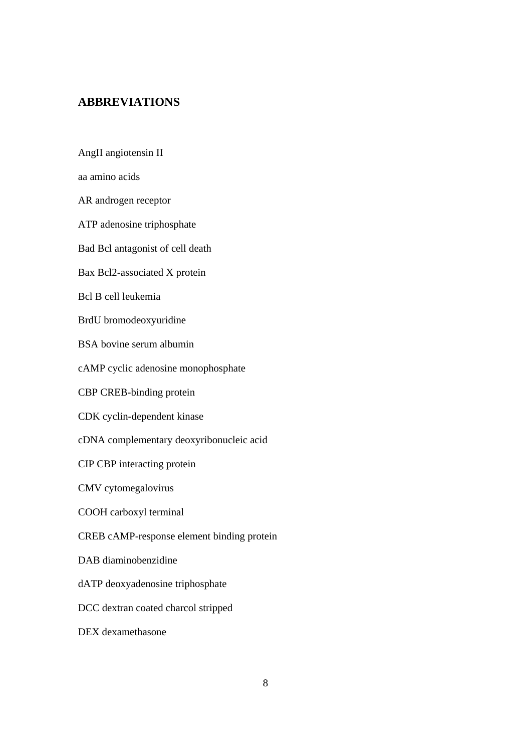## ABBREVIATIONS

AngII angiotensin II

aa amino acids

AR androgen receptor

ATP adenosine triphosphate

Bad Bcl antagonist of cell death

Bax Bcl2-associated X protein

Bcl B cell leukemia

BrdU bromodeoxyuridine

BSA bovine serum albumin

cAMP cyclic adenosine monophosphate

CBP CREB-binding protein

CDK cyclin-dependent kinase

cDNA complementary deoxyribonucleic acid

CIP CBP interacting protein

CMV cytomegalovirus

COOH carboxyl terminal

CREB cAMP-response element binding protein

DAB diaminobenzidine

dATP deoxyadenosine triphosphate

DCC dextran coated charcol stripped

DEX dexamethasone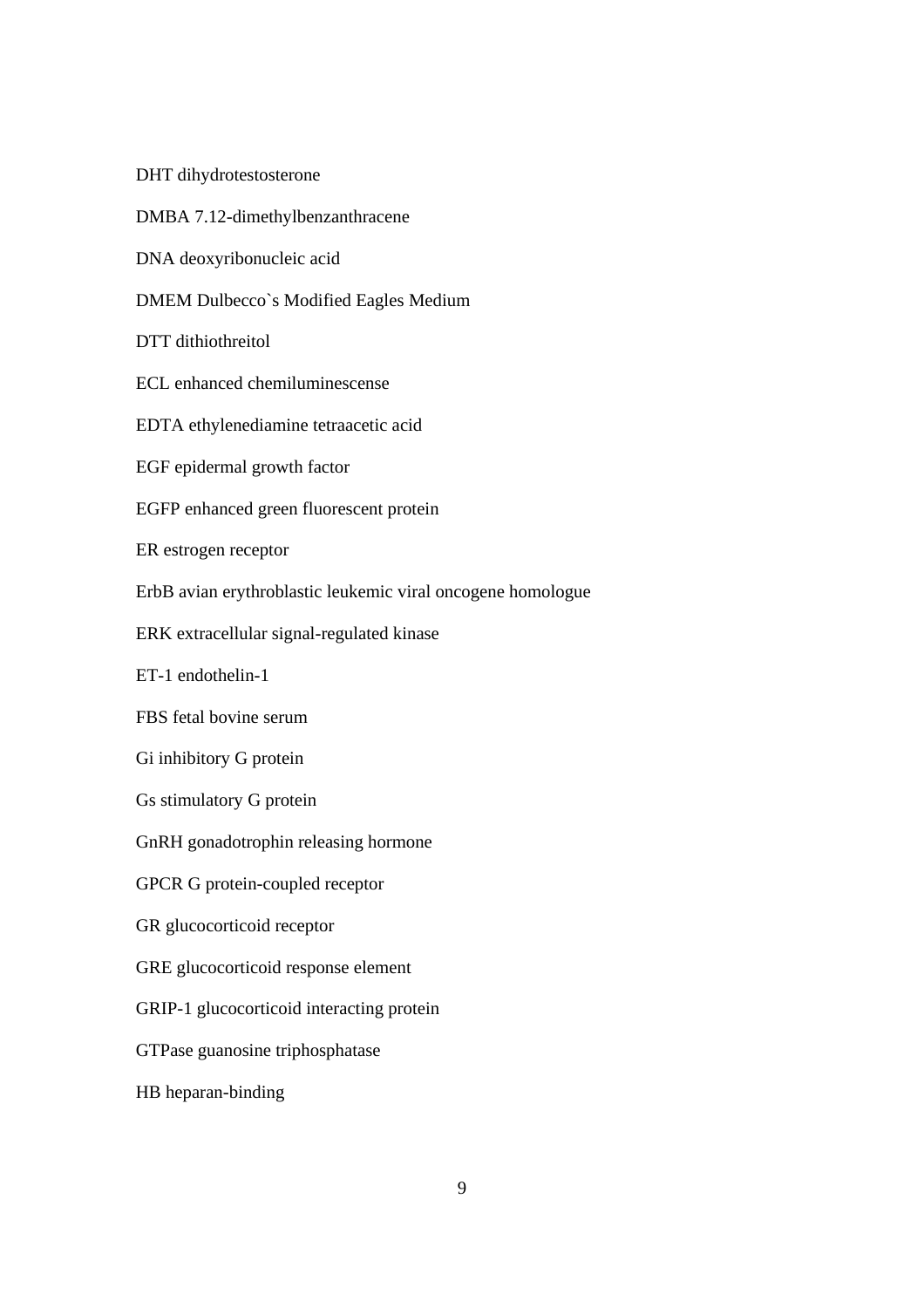DHT dihydrotestosterone

DMBA 7.12-dimethylbenzanthracene

DNA deoxyribonucleic acid

DMEM Dulbecco`s Modified Eagles Medium

DTT dithiothreitol

ECL enhanced chemiluminescense

EDTA ethylenediamine tetraacetic acid

EGF epidermal growth factor

EGFP enhanced green fluorescent protein

ER estrogen receptor

ErbB avian erythroblastic leukemic viral oncogene homologue

ERK extracellular signal-regulated kinase

ET-1 endothelin-1

FBS fetal bovine serum

Gi inhibitory G protein

Gs stimulatory G protein

GnRH gonadotrophin releasing hormone

GPCR G protein-coupled receptor

GR glucocorticoid receptor

GRE glucocorticoid response element

GRIP-1 glucocorticoid interacting protein

GTPase guanosine triphosphatase

HB heparan-binding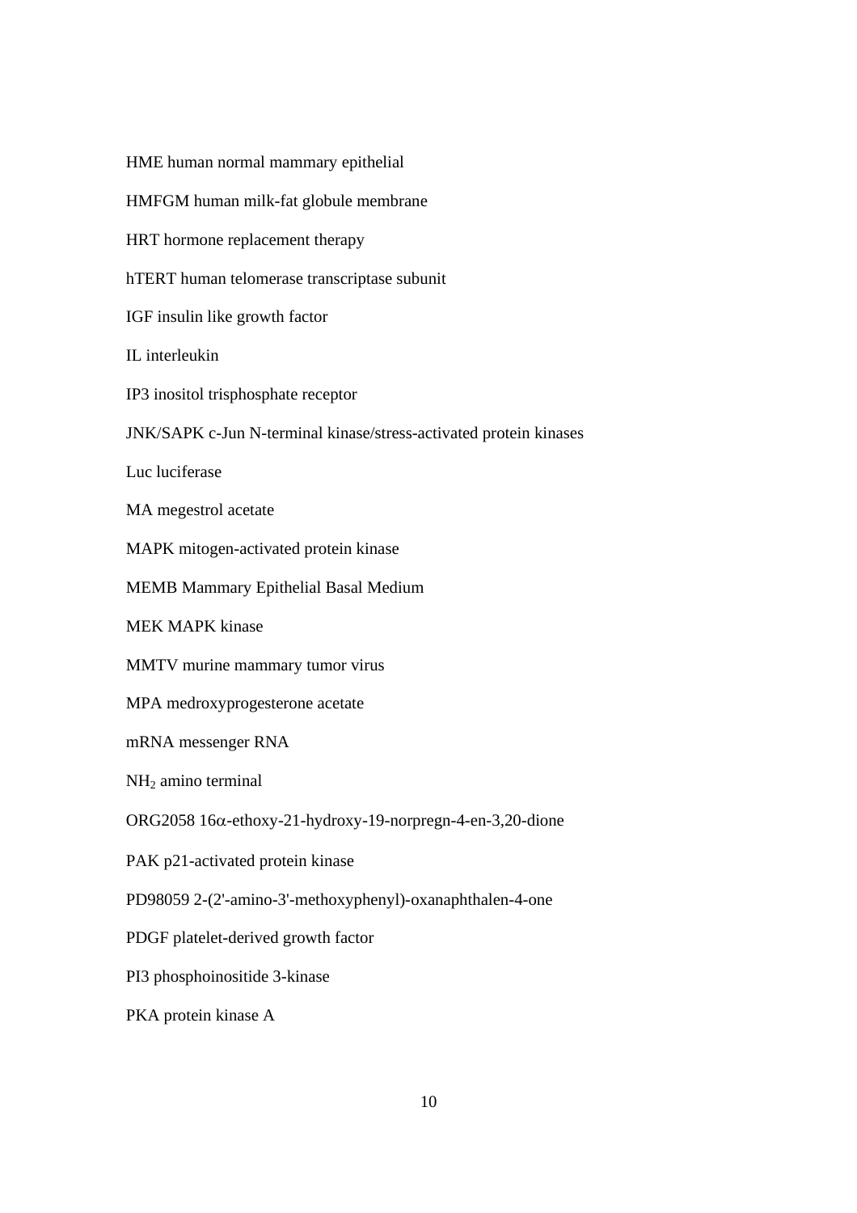HME human normal mammary epithelial

HMFGM human milk-fat globule membrane

HRT hormone replacement therapy

hTERT human telomerase transcriptase subunit

IGF insulin like growth factor

IL interleukin

IP3 inositol trisphosphate receptor

JNK/SAPK c-Jun N-terminal kinase/stress-activated protein kinases

Luc luciferase

MA megestrol acetate

MAPK mitogen-activated protein kinase

MEMB Mammary Epithelial Basal Medium

MEK MAPK kinase

MMTV murine mammary tumor virus

MPA medroxyprogesterone acetate

mRNA messenger RNA

$NH_2$ amino terminal

ORG2058 16$\alpha$-ethoxy-21-hydroxy-19-norpregn-4-en-3,20-dione

PAK p21-activated protein kinase

PD98059 2-(2'-amino-3'-methoxyphenyl)-oxanaphthalen-4-one

PDGF platelet-derived growth factor

PI3 phosphoinositide 3-kinase

PKA protein kinase A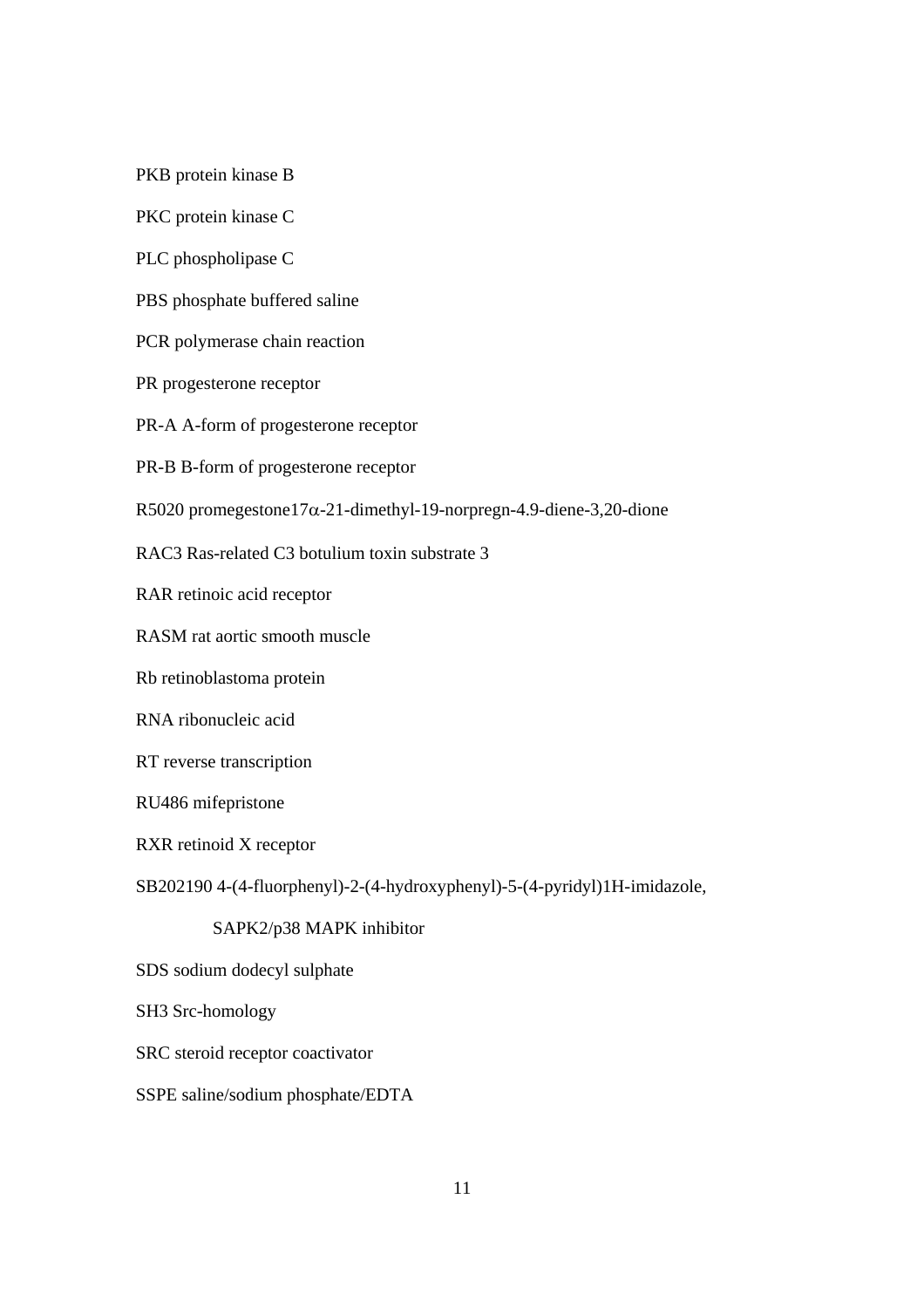PKB protein kinase B

PKC protein kinase C

PLC phospholipase C

PBS phosphate buffered saline

PCR polymerase chain reaction

PR progesterone receptor

PR-A A-form of progesterone receptor

PR-B B-form of progesterone receptor

R5020 promegestone17$\alpha$-21-dimethyl-19-norpregn-4.9-diene-3,20-dione

RAC3 Ras-related C3 botulium toxin substrate 3

RAR retinoic acid receptor

RASM rat aortic smooth muscle

Rb retinoblastoma protein

RNA ribonucleic acid

RT reverse transcription

RU486 mifepristone

RXR retinoid X receptor

SB202190 4-(4-fluorphenyl)-2-(4-hydroxyphenyl)-5-(4-pyridyl)1H-imidazole,

SAPK2/p38 MAPK inhibitor

SDS sodium dodecyl sulphate

SH3 Src-homology

SRC steroid receptor coactivator

SSPE saline/sodium phosphate/EDTA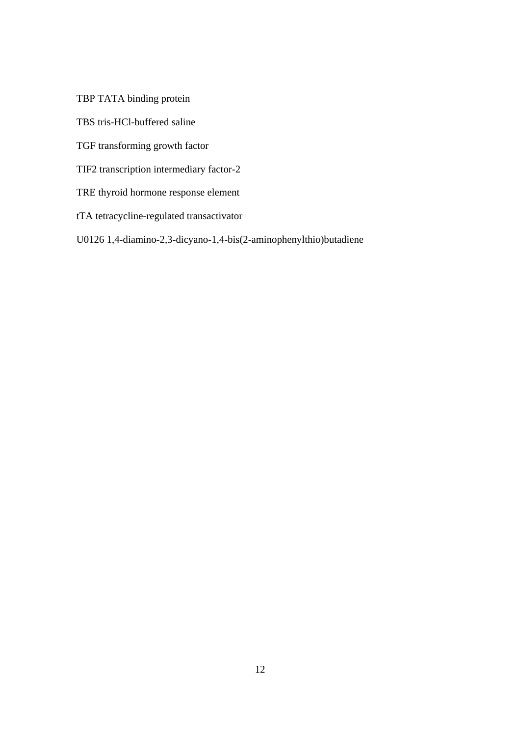TBP TATA binding protein

TBS tris-HCl-buffered saline

TGF transforming growth factor

TIF2 transcription intermediary factor-2

TRE thyroid hormone response element

tTA tetracycline-regulated transactivator

U0126 1,4-diamino-2,3-dicyano-1,4-bis(2-aminophenylthio)butadiene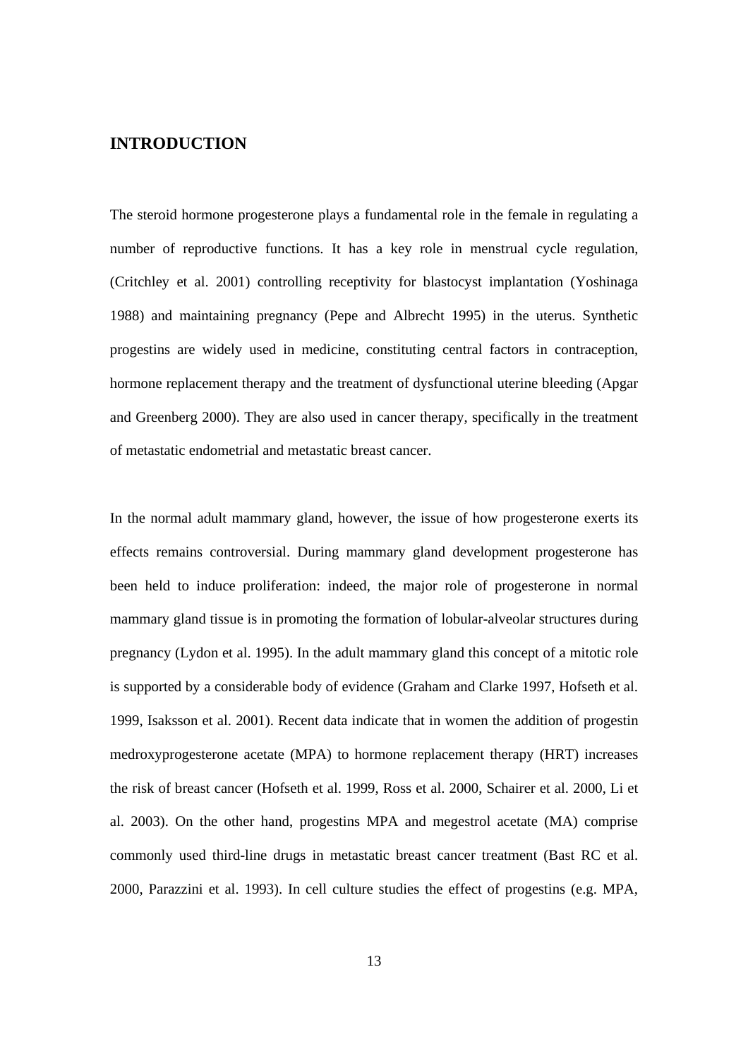# INTRODUCTION

The steroid hormone progesterone plays a fundamental role in the female in regulating a number of reproductive functions. It has a key role in menstrual cycle regulation, (Critchley et al. 2001) controlling receptivity for blastocyst implantation (Yoshinaga 1988) and maintaining pregnancy (Pepe and Albrecht 1995) in the uterus. Synthetic progestins are widely used in medicine, constituting central factors in contraception, hormone replacement therapy and the treatment of dysfunctional uterine bleeding (Apgar and Greenberg 2000). They are also used in cancer therapy, specifically in the treatment of metastatic endometrial and metastatic breast cancer.

In the normal adult mammary gland, however, the issue of how progesterone exerts its effects remains controversial. During mammary gland development progesterone has been held to induce proliferation: indeed, the major role of progesterone in normal mammary gland tissue is in promoting the formation of lobular-alveolar structures during pregnancy (Lydon et al. 1995). In the adult mammary gland this concept of a mitotic role is supported by a considerable body of evidence (Graham and Clarke 1997, Hofseth et al. 1999, Isaksson et al. 2001). Recent data indicate that in women the addition of progestin medroxyprogesterone acetate (MPA) to hormone replacement therapy (HRT) increases the risk of breast cancer (Hofseth et al. 1999, Ross et al. 2000, Schairer et al. 2000, Li et al. 2003). On the other hand, progestins MPA and megestrol acetate (MA) comprise commonly used third-line drugs in metastatic breast cancer treatment (Bast RC et al. 2000, Parazzini et al. 1993). In cell culture studies the effect of progestins (e.g. MPA,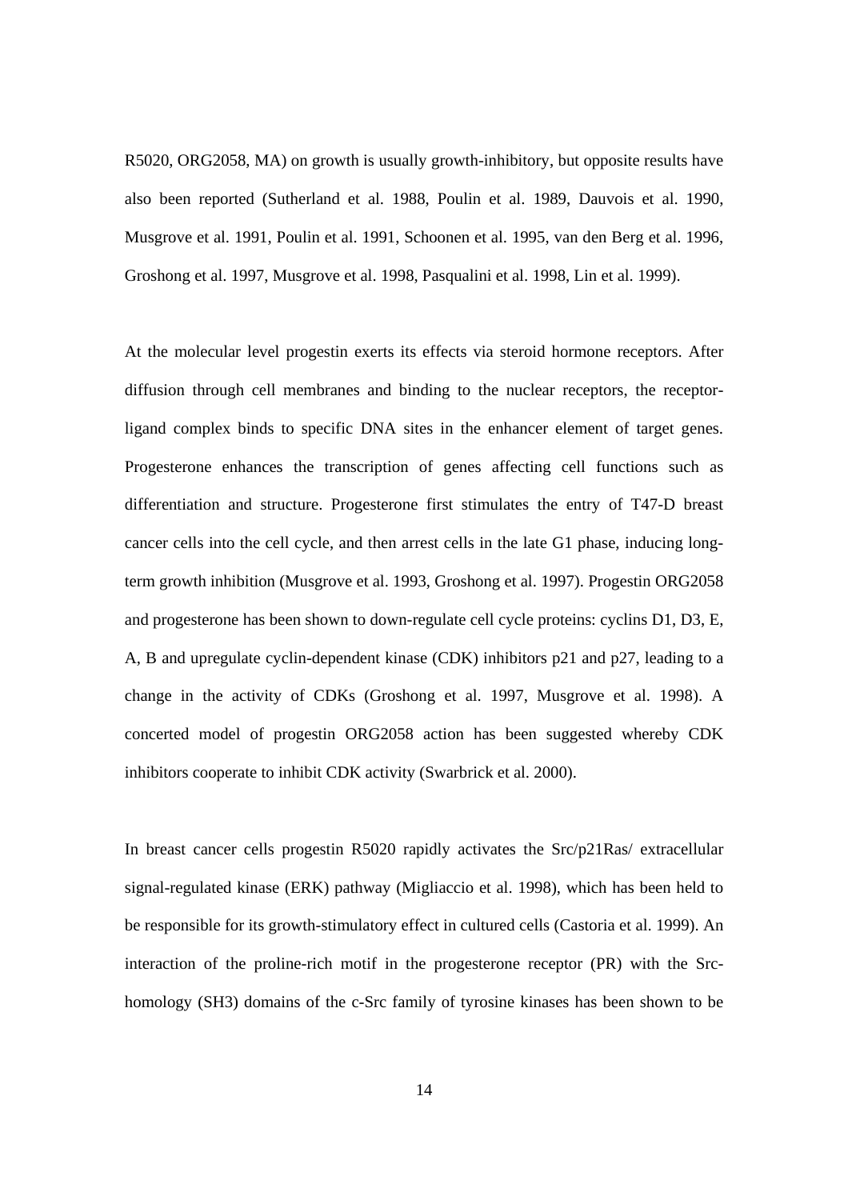R5020, ORG2058, MA) on growth is usually growth-inhibitory, but opposite results have also been reported (Sutherland et al. 1988, Poulin et al. 1989, Dauvois et al. 1990, Musgrove et al. 1991, Poulin et al. 1991, Schoonen et al. 1995, van den Berg et al. 1996, Groshong et al. 1997, Musgrove et al. 1998, Pasqualini et al. 1998, Lin et al. 1999).

At the molecular level progestin exerts its effects via steroid hormone receptors. After diffusion through cell membranes and binding to the nuclear receptors, the receptor-ligand complex binds to specific DNA sites in the enhancer element of target genes. Progesterone enhances the transcription of genes affecting cell functions such as differentiation and structure. Progesterone first stimulates the entry of T47-D breast cancer cells into the cell cycle, and then arrest cells in the late G1 phase, inducing long-term growth inhibition (Musgrove et al. 1993, Groshong et al. 1997). Progestin ORG2058 and progesterone has been shown to down-regulate cell cycle proteins: cyclins D1, D3, E, A, B and upregulate cyclin-dependent kinase (CDK) inhibitors p21 and p27, leading to a change in the activity of CDKs (Groshong et al. 1997, Musgrove et al. 1998). A concerted model of progestin ORG2058 action has been suggested whereby CDK inhibitors cooperate to inhibit CDK activity (Swarbrick et al. 2000).

In breast cancer cells progestin R5020 rapidly activates the Src/p21Ras/ extracellular signal-regulated kinase (ERK) pathway (Migliaccio et al. 1998), which has been held to be responsible for its growth-stimulatory effect in cultured cells (Castoria et al. 1999). An interaction of the proline-rich motif in the progesterone receptor (PR) with the Src-homology (SH3) domains of the c-Src family of tyrosine kinases has been shown to be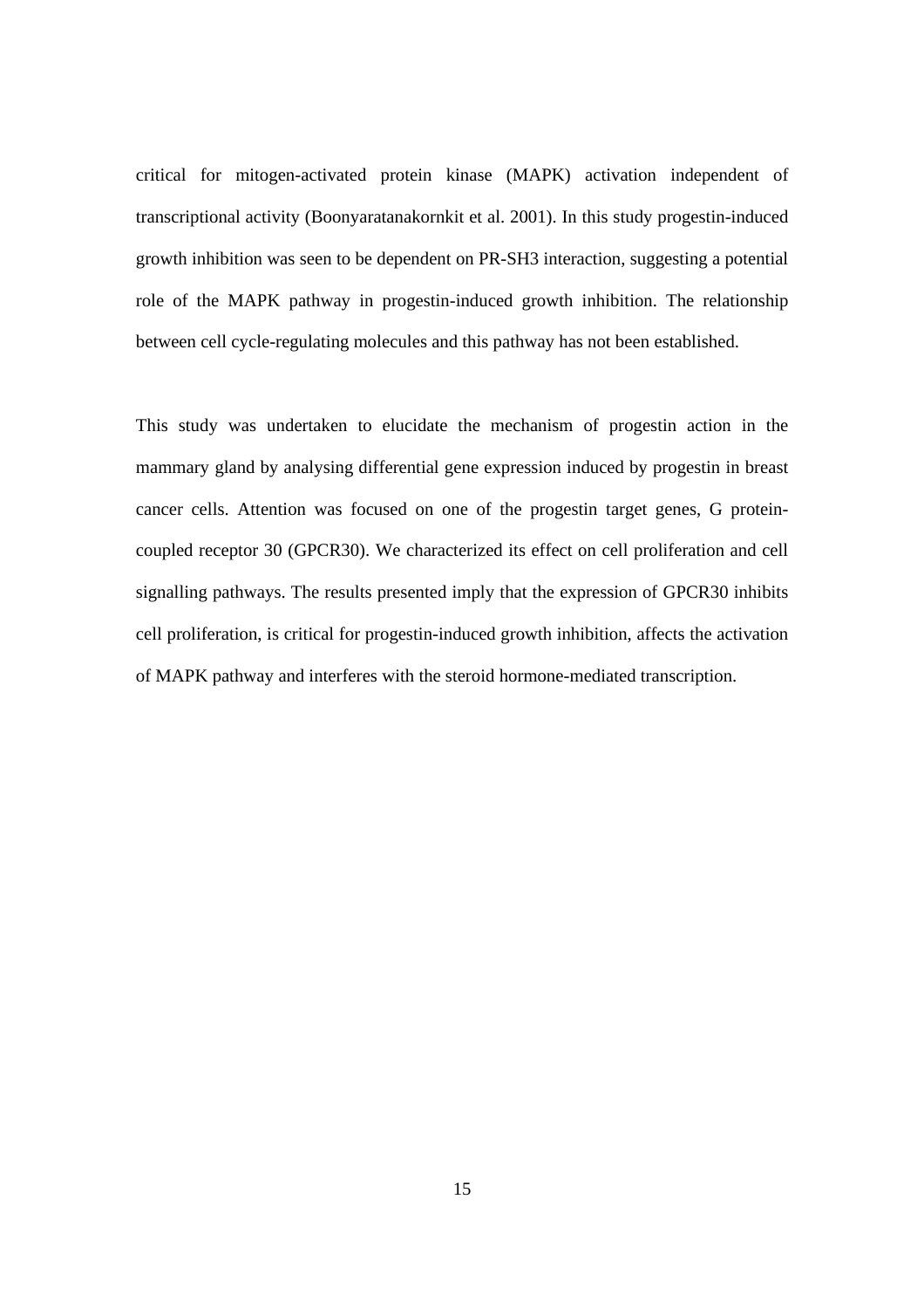critical for mitogen-activated protein kinase (MAPK) activation independent of transcriptional activity (Boonyaratanakornkit et al. 2001). In this study progestin-induced growth inhibition was seen to be dependent on PR-SH3 interaction, suggesting a potential role of the MAPK pathway in progestin-induced growth inhibition. The relationship between cell cycle-regulating molecules and this pathway has not been established.

This study was undertaken to elucidate the mechanism of progestin action in the mammary gland by analysing differential gene expression induced by progestin in breast cancer cells. Attention was focused on one of the progestin target genes, G protein-coupled receptor 30 (GPCR30). We characterized its effect on cell proliferation and cell signalling pathways. The results presented imply that the expression of GPCR30 inhibits cell proliferation, is critical for progestin-induced growth inhibition, affects the activation of MAPK pathway and interferes with the steroid hormone-mediated transcription.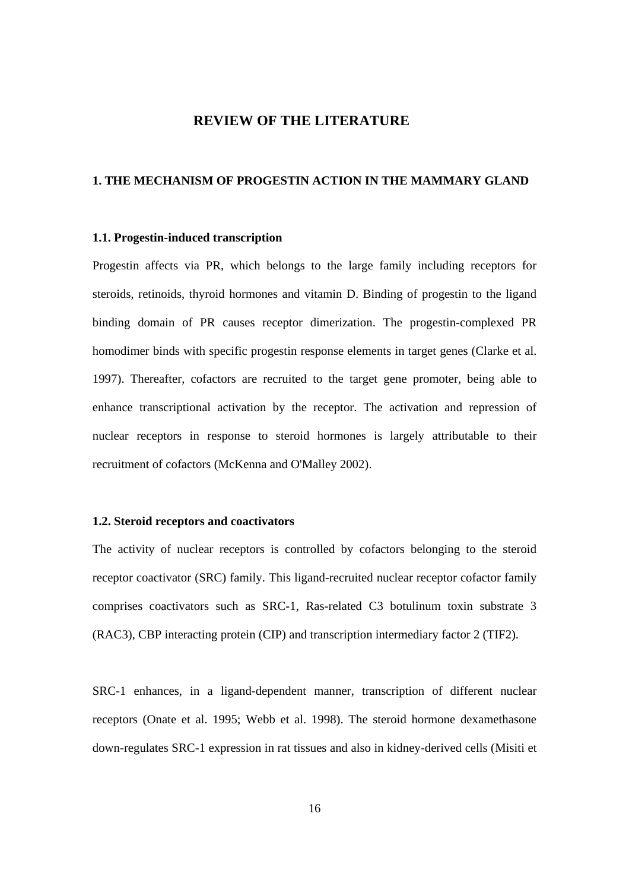# REVIEW OF THE LITERATURE

## 1. THE MECHANISM OF PROGESTIN ACTION IN THE MAMMARY GLAND

### 1.1. Progestin-induced transcription

Progestin affects via PR, which belongs to the large family including receptors for steroids, retinoids, thyroid hormones and vitamin D. Binding of progestin to the ligand binding domain of PR causes receptor dimerization. The progestin-complexed PR homodimer binds with specific progestin response elements in target genes (Clarke et al. 1997). Thereafter, cofactors are recruited to the target gene promoter, being able to enhance transcriptional activation by the receptor. The activation and repression of nuclear receptors in response to steroid hormones is largely attributable to their recruitment of cofactors (McKenna and O'Malley 2002).

### 1.2. Steroid receptors and coactivators

The activity of nuclear receptors is controlled by cofactors belonging to the steroid receptor coactivator (SRC) family. This ligand-recruited nuclear receptor cofactor family comprises coactivators such as SRC-1, Ras-related C3 botulinum toxin substrate 3 (RAC3), CBP interacting protein (CIP) and transcription intermediary factor 2 (TIF2).

SRC-1 enhances, in a ligand-dependent manner, transcription of different nuclear receptors (Onate et al. 1995; Webb et al. 1998). The steroid hormone dexamethasone down-regulates SRC-1 expression in rat tissues and also in kidney-derived cells (Misiti et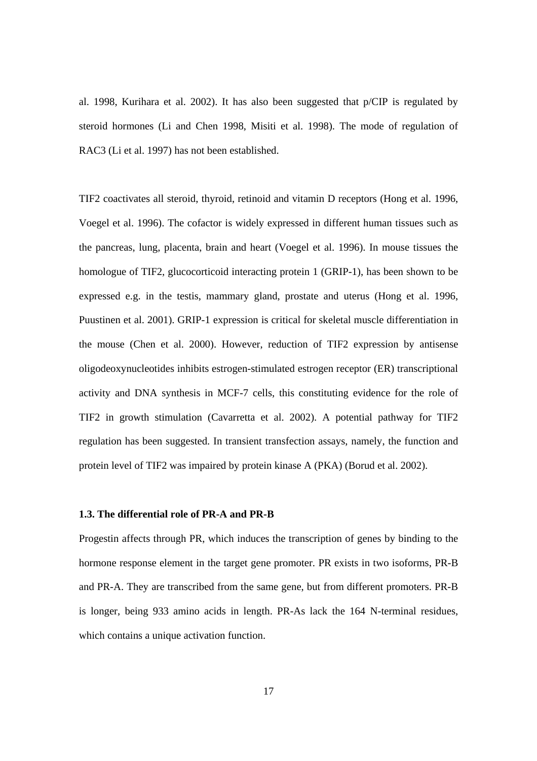al. 1998, Kurihara et al. 2002). It has also been suggested that p/CIP is regulated by steroid hormones (Li and Chen 1998, Misiti et al. 1998). The mode of regulation of RAC3 (Li et al. 1997) has not been established.

TIF2 coactivates all steroid, thyroid, retinoid and vitamin D receptors (Hong et al. 1996, Voegel et al. 1996). The cofactor is widely expressed in different human tissues such as the pancreas, lung, placenta, brain and heart (Voegel et al. 1996). In mouse tissues the homologue of TIF2, glucocorticoid interacting protein 1 (GRIP-1), has been shown to be expressed e.g. in the testis, mammary gland, prostate and uterus (Hong et al. 1996, Puustinen et al. 2001). GRIP-1 expression is critical for skeletal muscle differentiation in the mouse (Chen et al. 2000). However, reduction of TIF2 expression by antisense oligodeoxynucleotides inhibits estrogen-stimulated estrogen receptor (ER) transcriptional activity and DNA synthesis in MCF-7 cells, this constituting evidence for the role of TIF2 in growth stimulation (Cavarretta et al. 2002). A potential pathway for TIF2 regulation has been suggested. In transient transfection assays, namely, the function and protein level of TIF2 was impaired by protein kinase A (PKA) (Borud et al. 2002).

### 1.3. The differential role of PR-A and PR-B

Progestin affects through PR, which induces the transcription of genes by binding to the hormone response element in the target gene promoter. PR exists in two isoforms, PR-B and PR-A. They are transcribed from the same gene, but from different promoters. PR-B is longer, being 933 amino acids in length. PR-As lack the 164 N-terminal residues, which contains a unique activation function.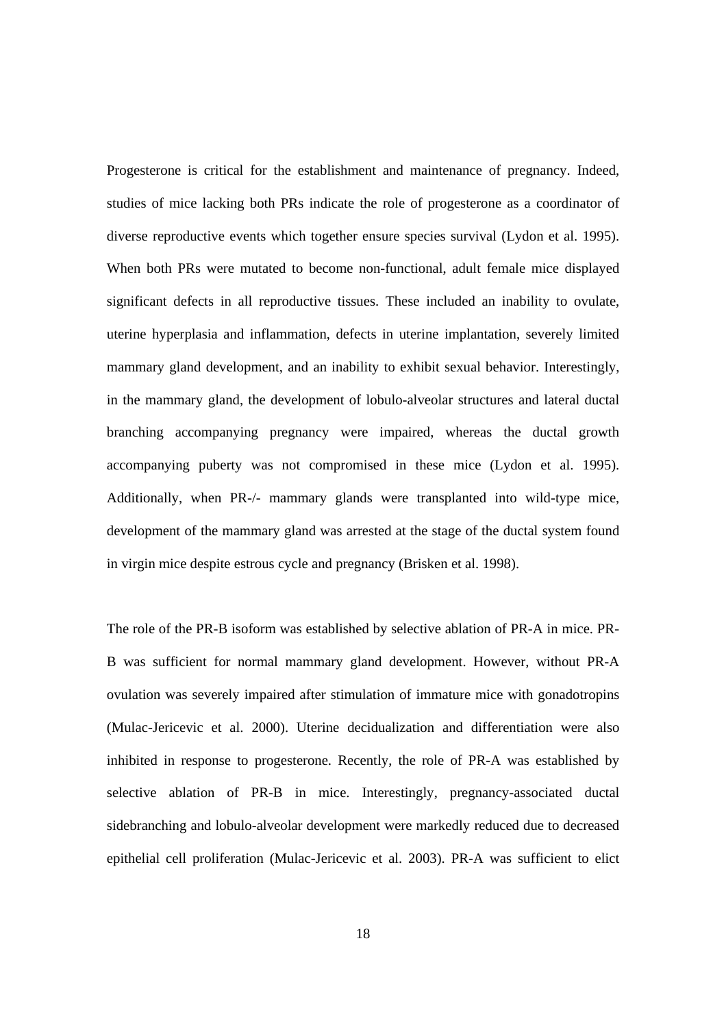Progesterone is critical for the establishment and maintenance of pregnancy. Indeed, studies of mice lacking both PRs indicate the role of progesterone as a coordinator of diverse reproductive events which together ensure species survival (Lydon et al. 1995). When both PRs were mutated to become non-functional, adult female mice displayed significant defects in all reproductive tissues. These included an inability to ovulate, uterine hyperplasia and inflammation, defects in uterine implantation, severely limited mammary gland development, and an inability to exhibit sexual behavior. Interestingly, in the mammary gland, the development of lobulo-alveolar structures and lateral ductal branching accompanying pregnancy were impaired, whereas the ductal growth accompanying puberty was not compromised in these mice (Lydon et al. 1995). Additionally, when PR-/- mammary glands were transplanted into wild-type mice, development of the mammary gland was arrested at the stage of the ductal system found in virgin mice despite estrous cycle and pregnancy (Brisken et al. 1998).

The role of the PR-B isoform was established by selective ablation of PR-A in mice. PR-B was sufficient for normal mammary gland development. However, without PR-A ovulation was severely impaired after stimulation of immature mice with gonadotropins (Mulac-Jericevic et al. 2000). Uterine decidualization and differentiation were also inhibited in response to progesterone. Recently, the role of PR-A was established by selective ablation of PR-B in mice. Interestingly, pregnancy-associated ductal sidebranching and lobulo-alveolar development were markedly reduced due to decreased epithelial cell proliferation (Mulac-Jericevic et al. 2003). PR-A was sufficient to elict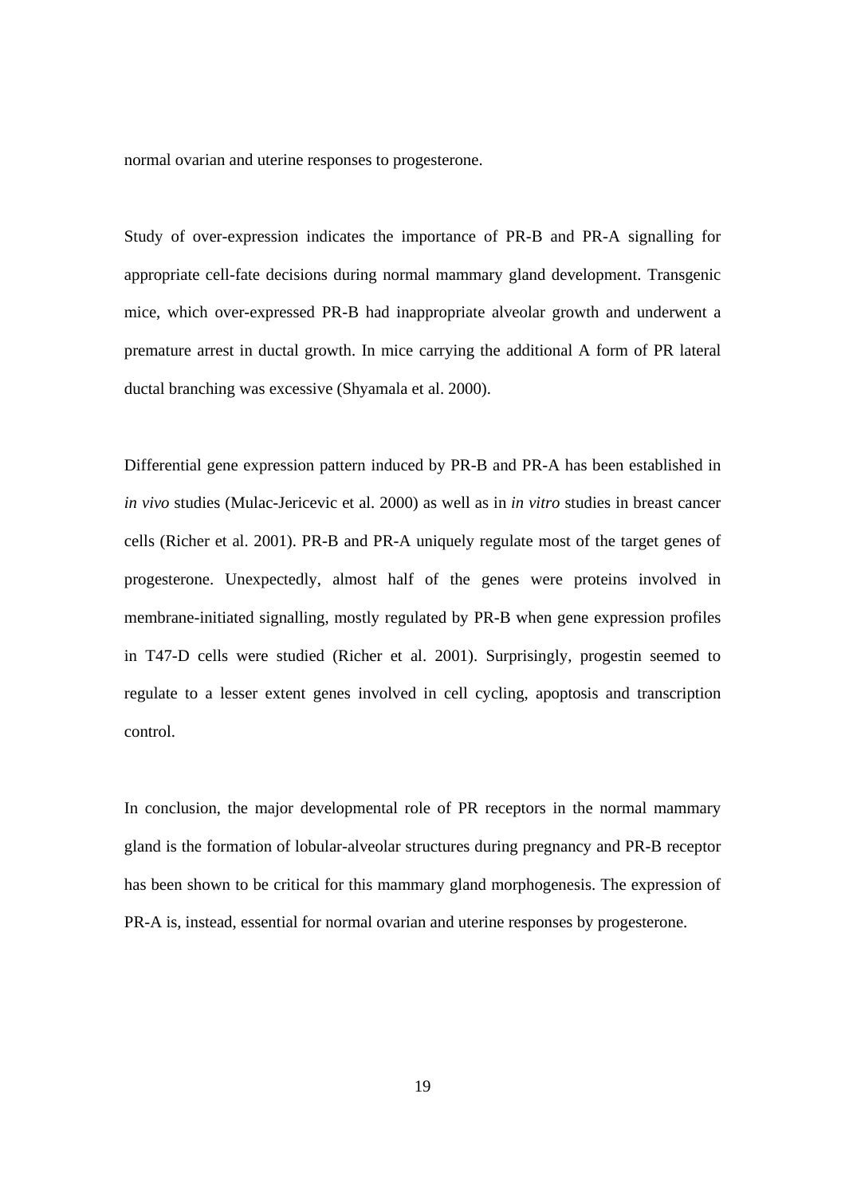normal ovarian and uterine responses to progesterone.

Study of over-expression indicates the importance of PR-B and PR-A signalling for appropriate cell-fate decisions during normal mammary gland development. Transgenic mice, which over-expressed PR-B had inappropriate alveolar growth and underwent a premature arrest in ductal growth. In mice carrying the additional A form of PR lateral ductal branching was excessive (Shyamala et al. 2000).

Differential gene expression pattern induced by PR-B and PR-A has been established in *in vivo* studies (Mulac-Jericevic et al. 2000) as well as in *in vitro* studies in breast cancer cells (Richer et al. 2001). PR-B and PR-A uniquely regulate most of the target genes of progesterone. Unexpectedly, almost half of the genes were proteins involved in membrane-initiated signalling, mostly regulated by PR-B when gene expression profiles in T47-D cells were studied (Richer et al. 2001). Surprisingly, progestin seemed to regulate to a lesser extent genes involved in cell cycling, apoptosis and transcription control.

In conclusion, the major developmental role of PR receptors in the normal mammary gland is the formation of lobular-alveolar structures during pregnancy and PR-B receptor has been shown to be critical for this mammary gland morphogenesis. The expression of PR-A is, instead, essential for normal ovarian and uterine responses by progesterone.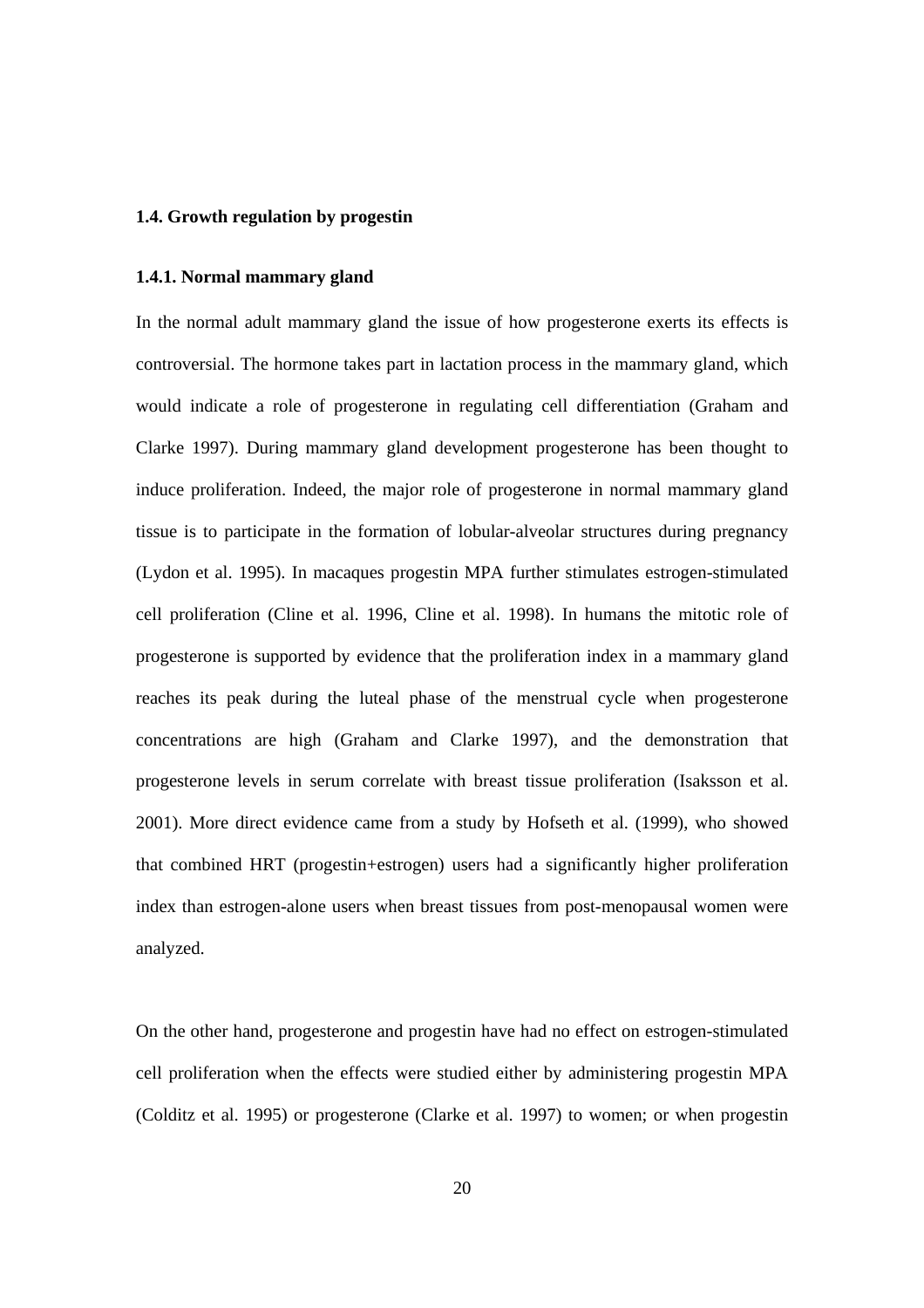### 1.4. Growth regulation by progestin

#### 1.4.1. Normal mammary gland

In the normal adult mammary gland the issue of how progesterone exerts its effects is controversial. The hormone takes part in lactation process in the mammary gland, which would indicate a role of progesterone in regulating cell differentiation (Graham and Clarke 1997). During mammary gland development progesterone has been thought to induce proliferation. Indeed, the major role of progesterone in normal mammary gland tissue is to participate in the formation of lobular-alveolar structures during pregnancy (Lydon et al. 1995). In macaques progestin MPA further stimulates estrogen-stimulated cell proliferation (Cline et al. 1996, Cline et al. 1998). In humans the mitotic role of progesterone is supported by evidence that the proliferation index in a mammary gland reaches its peak during the luteal phase of the menstrual cycle when progesterone concentrations are high (Graham and Clarke 1997), and the demonstration that progesterone levels in serum correlate with breast tissue proliferation (Isaksson et al. 2001). More direct evidence came from a study by Hofseth et al. (1999), who showed that combined HRT (progestin+estrogen) users had a significantly higher proliferation index than estrogen-alone users when breast tissues from post-menopausal women were analyzed.

On the other hand, progesterone and progestin have had no effect on estrogen-stimulated cell proliferation when the effects were studied either by administering progestin MPA (Colditz et al. 1995) or progesterone (Clarke et al. 1997) to women; or when progestin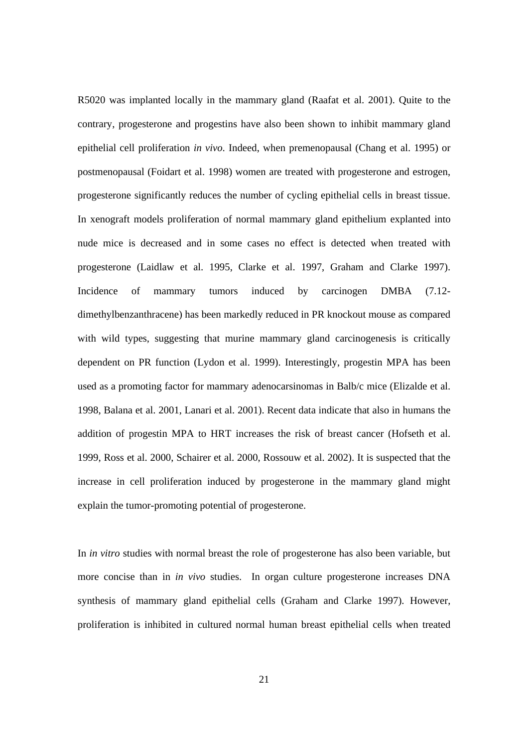R5020 was implanted locally in the mammary gland (Raafat et al. 2001). Quite to the contrary, progesterone and progestins have also been shown to inhibit mammary gland epithelial cell proliferation *in vivo.* Indeed, when premenopausal (Chang et al. 1995) or postmenopausal (Foidart et al. 1998) women are treated with progesterone and estrogen, progesterone significantly reduces the number of cycling epithelial cells in breast tissue. In xenograft models proliferation of normal mammary gland epithelium explanted into nude mice is decreased and in some cases no effect is detected when treated with progesterone (Laidlaw et al. 1995, Clarke et al. 1997, Graham and Clarke 1997). Incidence of mammary tumors induced by carcinogen DMBA (7.12-dimethylbenzanthracene) has been markedly reduced in PR knockout mouse as compared with wild types, suggesting that murine mammary gland carcinogenesis is critically dependent on PR function (Lydon et al. 1999). Interestingly, progestin MPA has been used as a promoting factor for mammary adenocarsinomas in Balb/c mice (Elizalde et al. 1998, Balana et al. 2001, Lanari et al. 2001). Recent data indicate that also in humans the addition of progestin MPA to HRT increases the risk of breast cancer (Hofseth et al. 1999, Ross et al. 2000, Schairer et al. 2000, Rossouw et al. 2002). It is suspected that the increase in cell proliferation induced by progesterone in the mammary gland might explain the tumor-promoting potential of progesterone.

In *in vitro* studies with normal breast the role of progesterone has also been variable, but more concise than in *in vivo* studies. In organ culture progesterone increases DNA synthesis of mammary gland epithelial cells (Graham and Clarke 1997). However, proliferation is inhibited in cultured normal human breast epithelial cells when treated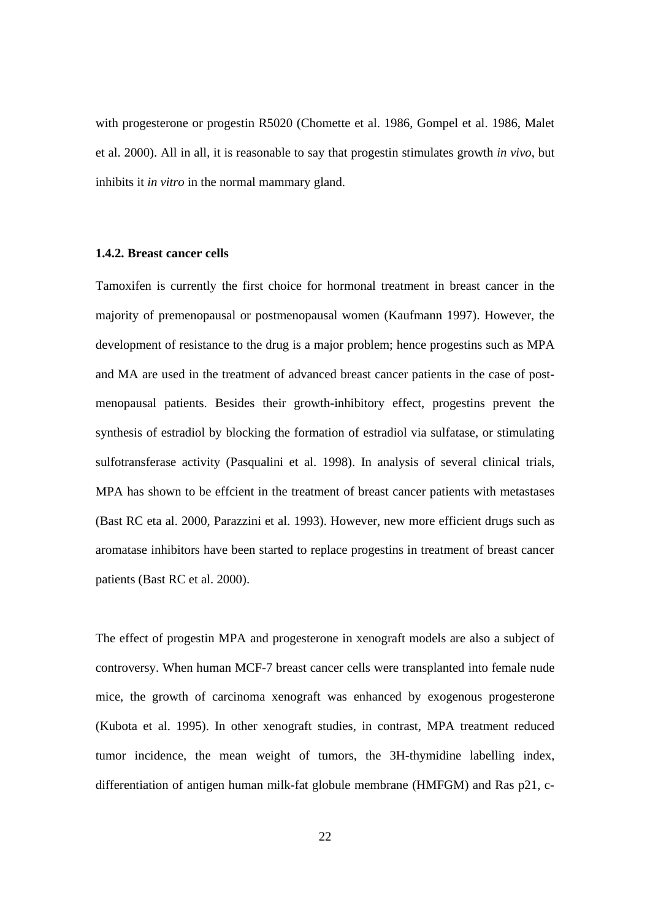with progesterone or progestin R5020 (Chomette et al. 1986, Gompel et al. 1986, Malet et al. 2000). All in all, it is reasonable to say that progestin stimulates growth *in vivo*, but inhibits it *in vitro* in the normal mammary gland.

### 1.4.2. Breast cancer cells

Tamoxifen is currently the first choice for hormonal treatment in breast cancer in the majority of premenopausal or postmenopausal women (Kaufmann 1997). However, the development of resistance to the drug is a major problem; hence progestins such as MPA and MA are used in the treatment of advanced breast cancer patients in the case of post-menopausal patients. Besides their growth-inhibitory effect, progestins prevent the synthesis of estradiol by blocking the formation of estradiol via sulfatase, or stimulating sulfotransferase activity (Pasqualini et al. 1998). In analysis of several clinical trials, MPA has shown to be effcient in the treatment of breast cancer patients with metastases (Bast RC eta al. 2000, Parazzini et al. 1993). However, new more efficient drugs such as aromatase inhibitors have been started to replace progestins in treatment of breast cancer patients (Bast RC et al. 2000).

The effect of progestin MPA and progesterone in xenograft models are also a subject of controversy. When human MCF-7 breast cancer cells were transplanted into female nude mice, the growth of carcinoma xenograft was enhanced by exogenous progesterone (Kubota et al. 1995). In other xenograft studies, in contrast, MPA treatment reduced tumor incidence, the mean weight of tumors, the 3H-thymidine labelling index, differentiation of antigen human milk-fat globule membrane (HMFGM) and Ras p21, c-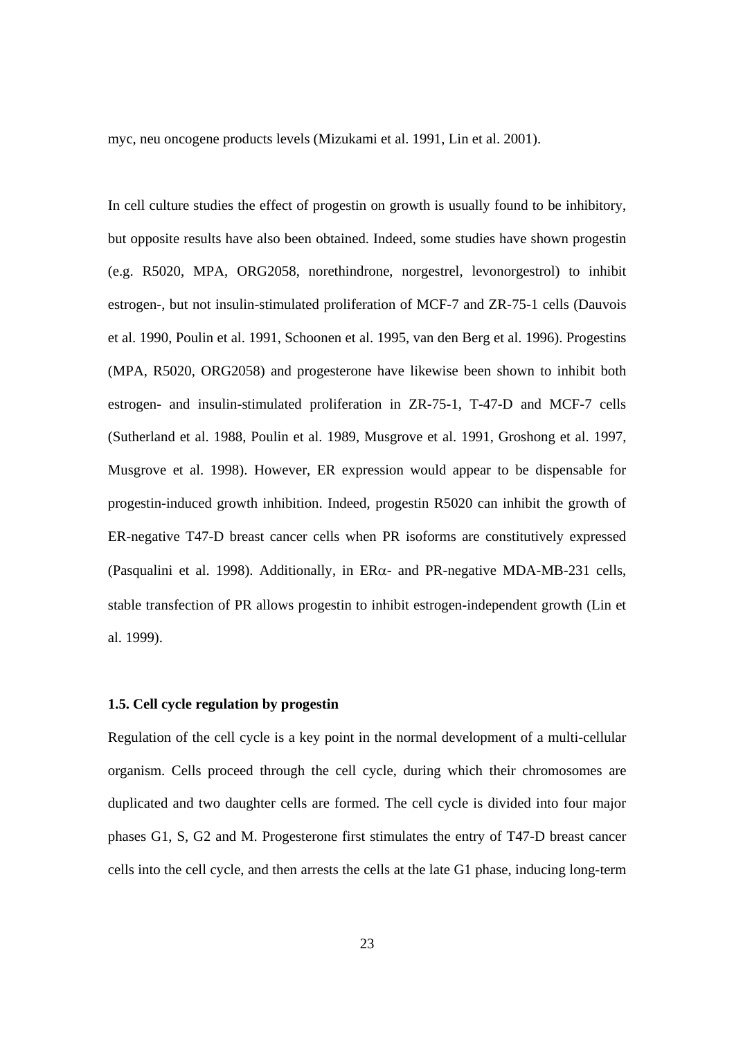myc, neu oncogene products levels (Mizukami et al. 1991, Lin et al. 2001).

In cell culture studies the effect of progestin on growth is usually found to be inhibitory, but opposite results have also been obtained. Indeed, some studies have shown progestin (e.g. R5020, MPA, ORG2058, norethindrone, norgestrel, levonorgestrol) to inhibit estrogen-, but not insulin-stimulated proliferation of MCF-7 and ZR-75-1 cells (Dauvois et al. 1990, Poulin et al. 1991, Schoonen et al. 1995, van den Berg et al. 1996). Progestins (MPA, R5020, ORG2058) and progesterone have likewise been shown to inhibit both estrogen- and insulin-stimulated proliferation in ZR-75-1, T-47-D and MCF-7 cells (Sutherland et al. 1988, Poulin et al. 1989, Musgrove et al. 1991, Groshong et al. 1997, Musgrove et al. 1998). However, ER expression would appear to be dispensable for progestin-induced growth inhibition. Indeed, progestin R5020 can inhibit the growth of ER-negative T47-D breast cancer cells when PR isoforms are constitutively expressed (Pasqualini et al. 1998). Additionally, in ER$\alpha$- and PR-negative MDA-MB-231 cells, stable transfection of PR allows progestin to inhibit estrogen-independent growth (Lin et al. 1999).

### 1.5. Cell cycle regulation by progestin

Regulation of the cell cycle is a key point in the normal development of a multi-cellular organism. Cells proceed through the cell cycle, during which their chromosomes are duplicated and two daughter cells are formed. The cell cycle is divided into four major phases G1, S, G2 and M. Progesterone first stimulates the entry of T47-D breast cancer cells into the cell cycle, and then arrests the cells at the late G1 phase, inducing long-term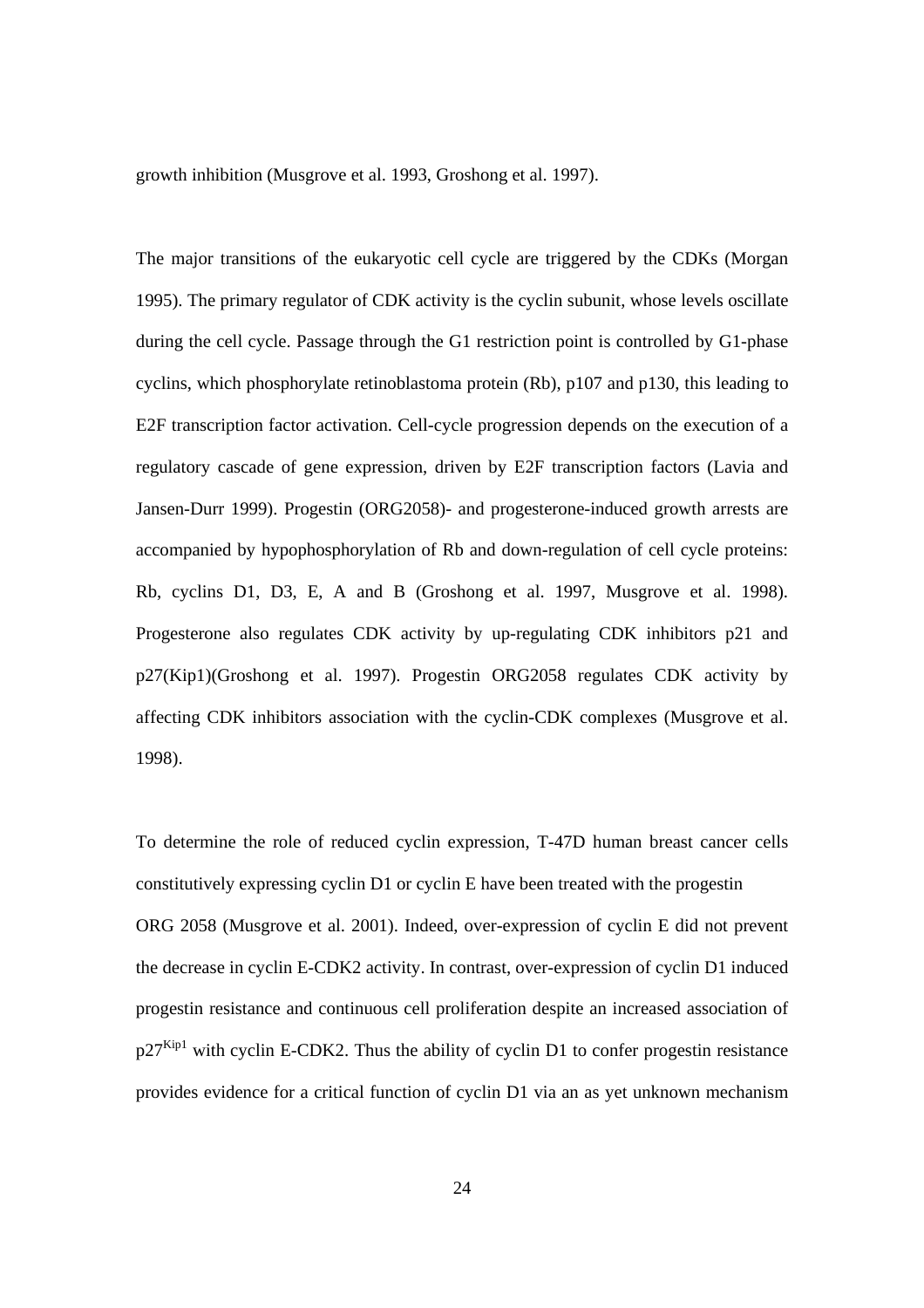growth inhibition (Musgrove et al. 1993, Groshong et al. 1997).

The major transitions of the eukaryotic cell cycle are triggered by the CDKs (Morgan 1995). The primary regulator of CDK activity is the cyclin subunit, whose levels oscillate during the cell cycle. Passage through the G1 restriction point is controlled by G1-phase cyclins, which phosphorylate retinoblastoma protein (Rb), p107 and p130, this leading to E2F transcription factor activation. Cell-cycle progression depends on the execution of a regulatory cascade of gene expression, driven by E2F transcription factors (Lavia and Jansen-Durr 1999). Progestin (ORG2058)- and progesterone-induced growth arrests are accompanied by hypophosphorylation of Rb and down-regulation of cell cycle proteins: Rb, cyclins D1, D3, E, A and B (Groshong et al. 1997, Musgrove et al. 1998). Progesterone also regulates CDK activity by up-regulating CDK inhibitors p21 and p27(Kip1)(Groshong et al. 1997). Progestin ORG2058 regulates CDK activity by affecting CDK inhibitors association with the cyclin-CDK complexes (Musgrove et al. 1998).

To determine the role of reduced cyclin expression, T-47D human breast cancer cells constitutively expressing cyclin D1 or cyclin E have been treated with the progestin ORG 2058 (Musgrove et al. 2001). Indeed, over-expression of cyclin E did not prevent the decrease in cyclin E-CDK2 activity. In contrast, over-expression of cyclin D1 induced progestin resistance and continuous cell proliferation despite an increased association of $p27^{Kip1}$ with cyclin E-CDK2. Thus the ability of cyclin D1 to confer progestin resistance provides evidence for a critical function of cyclin D1 via an as yet unknown mechanism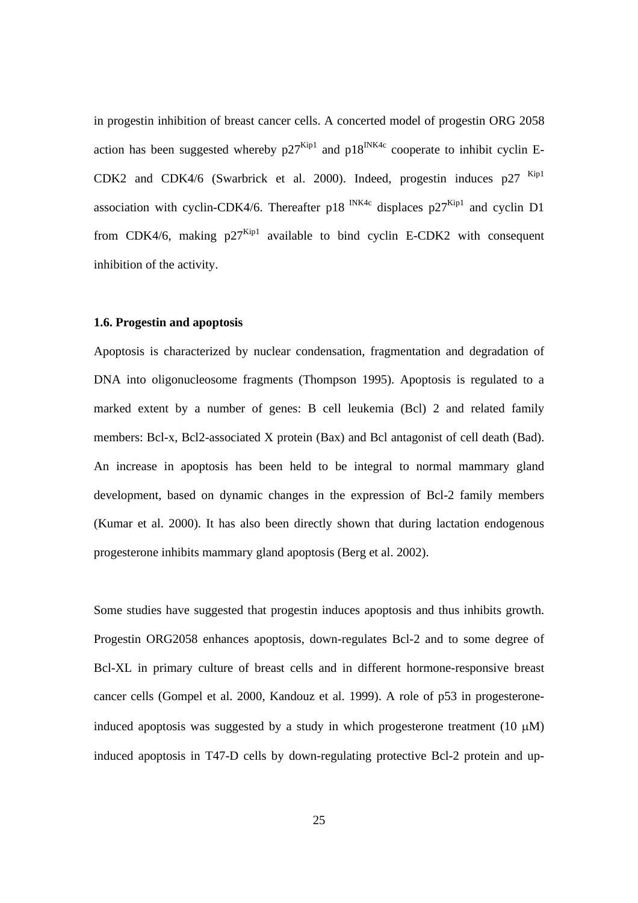in progestin inhibition of breast cancer cells. A concerted model of progestin ORG 2058 action has been suggested whereby $p27^{Kip1}$ and $p18^{INK4c}$ cooperate to inhibit cyclin E-CDK2 and CDK4/6 (Swarbrick et al. 2000). Indeed, progestin induces $p27^{Kip1}$ association with cyclin-CDK4/6. Thereafter $p18^{INK4c}$ displaces $p27^{Kip1}$ and cyclin D1 from CDK4/6, making $p27^{Kip1}$ available to bind cyclin E-CDK2 with consequent inhibition of the activity.

### 1.6. Progestin and apoptosis

Apoptosis is characterized by nuclear condensation, fragmentation and degradation of DNA into oligonucleosome fragments (Thompson 1995). Apoptosis is regulated to a marked extent by a number of genes: B cell leukemia (Bcl) 2 and related family members: Bcl-x, Bcl2-associated X protein (Bax) and Bcl antagonist of cell death (Bad). An increase in apoptosis has been held to be integral to normal mammary gland development, based on dynamic changes in the expression of Bcl-2 family members (Kumar et al. 2000). It has also been directly shown that during lactation endogenous progesterone inhibits mammary gland apoptosis (Berg et al. 2002).

Some studies have suggested that progestin induces apoptosis and thus inhibits growth. Progestin ORG2058 enhances apoptosis, down-regulates Bcl-2 and to some degree of Bcl-XL in primary culture of breast cells and in different hormone-responsive breast cancer cells (Gompel et al. 2000, Kandouz et al. 1999). A role of p53 in progesterone-induced apoptosis was suggested by a study in which progesterone treatment (10 $\mu$M) induced apoptosis in T47-D cells by down-regulating protective Bcl-2 protein and up-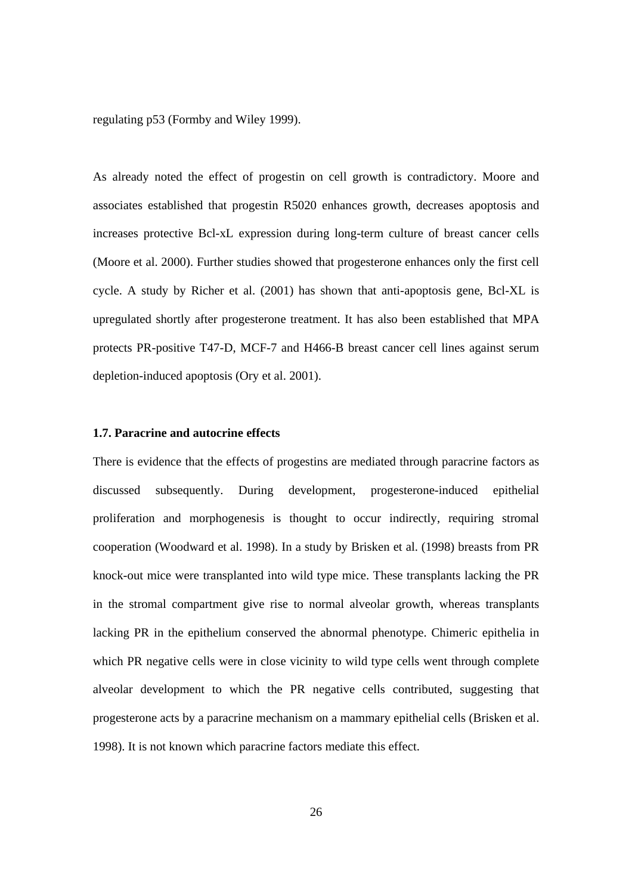regulating p53 (Formby and Wiley 1999).

As already noted the effect of progestin on cell growth is contradictory. Moore and associates established that progestin R5020 enhances growth, decreases apoptosis and increases protective Bcl-xL expression during long-term culture of breast cancer cells (Moore et al. 2000). Further studies showed that progesterone enhances only the first cell cycle. A study by Richer et al. (2001) has shown that anti-apoptosis gene, Bcl-XL is upregulated shortly after progesterone treatment. It has also been established that MPA protects PR-positive T47-D, MCF-7 and H466-B breast cancer cell lines against serum depletion-induced apoptosis (Ory et al. 2001).

### 1.7. Paracrine and autocrine effects

There is evidence that the effects of progestins are mediated through paracrine factors as discussed subsequently. During development, progesterone-induced epithelial proliferation and morphogenesis is thought to occur indirectly, requiring stromal cooperation (Woodward et al. 1998). In a study by Brisken et al. (1998) breasts from PR knock-out mice were transplanted into wild type mice. These transplants lacking the PR in the stromal compartment give rise to normal alveolar growth, whereas transplants lacking PR in the epithelium conserved the abnormal phenotype. Chimeric epithelia in which PR negative cells were in close vicinity to wild type cells went through complete alveolar development to which the PR negative cells contributed, suggesting that progesterone acts by a paracrine mechanism on a mammary epithelial cells (Brisken et al. 1998). It is not known which paracrine factors mediate this effect.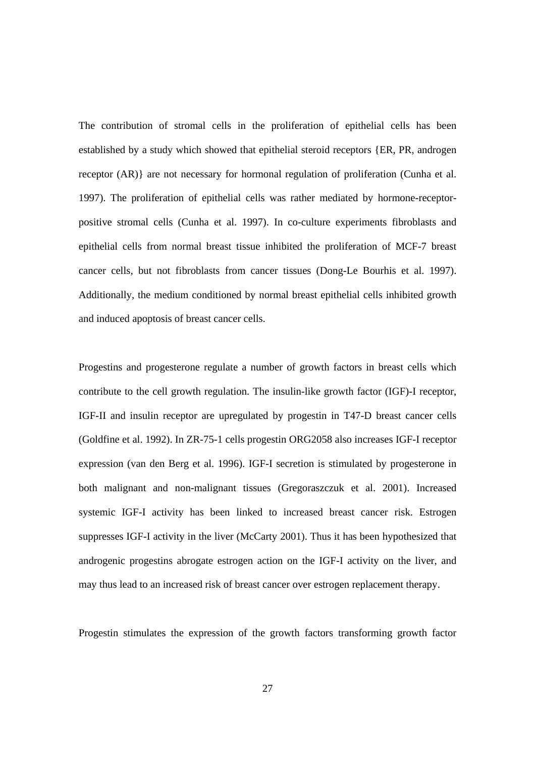The contribution of stromal cells in the proliferation of epithelial cells has been established by a study which showed that epithelial steroid receptors {ER, PR, androgen receptor (AR)} are not necessary for hormonal regulation of proliferation (Cunha et al. 1997). The proliferation of epithelial cells was rather mediated by hormone-receptor-positive stromal cells (Cunha et al. 1997). In co-culture experiments fibroblasts and epithelial cells from normal breast tissue inhibited the proliferation of MCF-7 breast cancer cells, but not fibroblasts from cancer tissues (Dong-Le Bourhis et al. 1997). Additionally, the medium conditioned by normal breast epithelial cells inhibited growth and induced apoptosis of breast cancer cells.

Progestins and progesterone regulate a number of growth factors in breast cells which contribute to the cell growth regulation. The insulin-like growth factor (IGF)-I receptor, IGF-II and insulin receptor are upregulated by progestin in T47-D breast cancer cells (Goldfine et al. 1992). In ZR-75-1 cells progestin ORG2058 also increases IGF-I receptor expression (van den Berg et al. 1996). IGF-I secretion is stimulated by progesterone in both malignant and non-malignant tissues (Gregoraszczuk et al. 2001). Increased systemic IGF-I activity has been linked to increased breast cancer risk. Estrogen suppresses IGF-I activity in the liver (McCarty 2001). Thus it has been hypothesized that androgenic progestins abrogate estrogen action on the IGF-I activity on the liver, and may thus lead to an increased risk of breast cancer over estrogen replacement therapy.

Progestin stimulates the expression of the growth factors transforming growth factor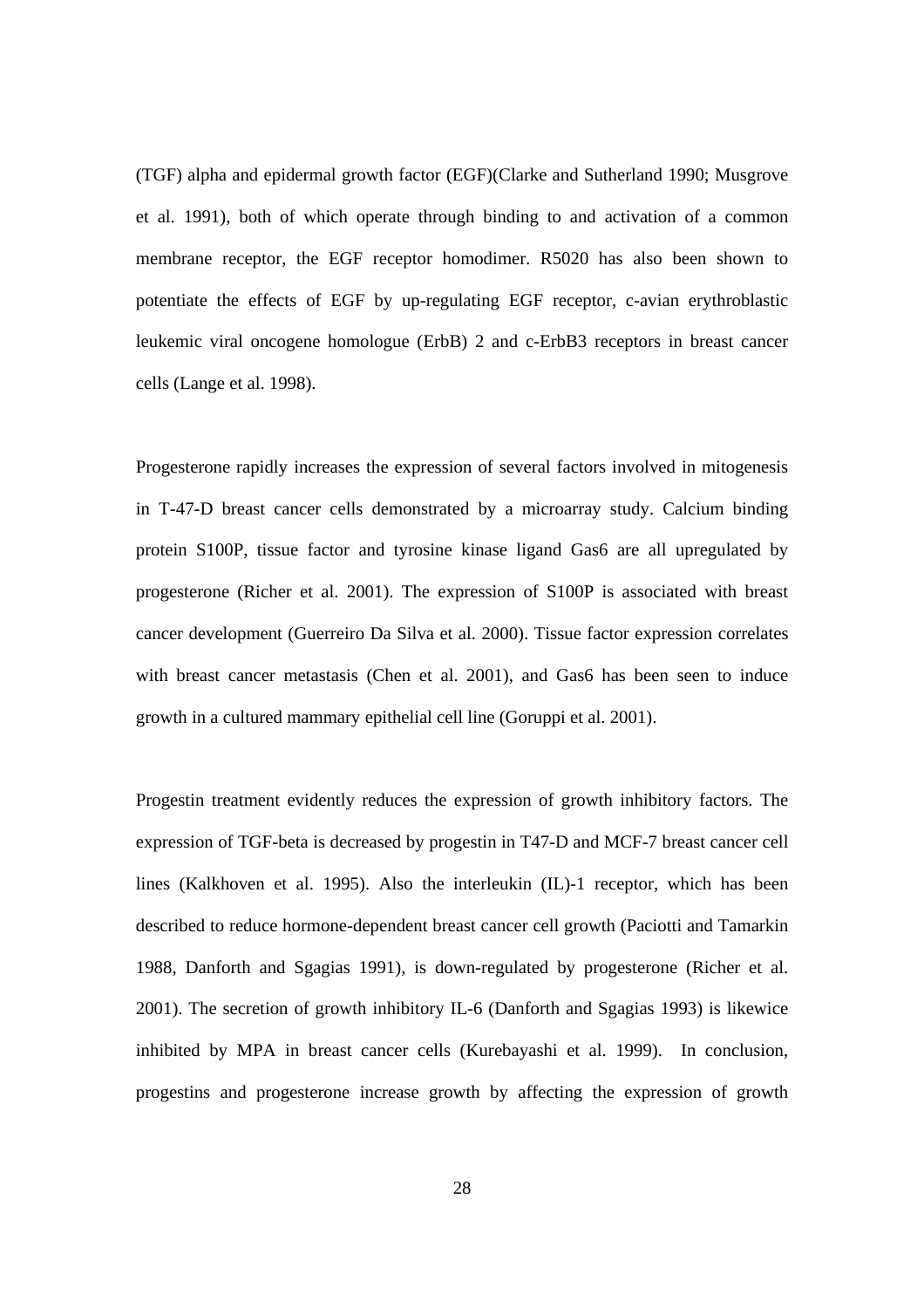(TGF) alpha and epidermal growth factor (EGF)(Clarke and Sutherland 1990; Musgrove et al. 1991), both of which operate through binding to and activation of a common membrane receptor, the EGF receptor homodimer. R5020 has also been shown to potentiate the effects of EGF by up-regulating EGF receptor, c-avian erythroblastic leukemic viral oncogene homologue (ErbB) 2 and c-ErbB3 receptors in breast cancer cells (Lange et al. 1998).

Progesterone rapidly increases the expression of several factors involved in mitogenesis in T-47-D breast cancer cells demonstrated by a microarray study. Calcium binding protein S100P, tissue factor and tyrosine kinase ligand Gas6 are all upregulated by progesterone (Richer et al. 2001). The expression of S100P is associated with breast cancer development (Guerreiro Da Silva et al. 2000). Tissue factor expression correlates with breast cancer metastasis (Chen et al. 2001), and Gas6 has been seen to induce growth in a cultured mammary epithelial cell line (Goruppi et al. 2001).

Progestin treatment evidently reduces the expression of growth inhibitory factors. The expression of TGF-beta is decreased by progestin in T47-D and MCF-7 breast cancer cell lines (Kalkhoven et al. 1995). Also the interleukin (IL)-1 receptor, which has been described to reduce hormone-dependent breast cancer cell growth (Paciotti and Tamarkin 1988, Danforth and Sgagias 1991), is down-regulated by progesterone (Richer et al. 2001). The secretion of growth inhibitory IL-6 (Danforth and Sgagias 1993) is likewice inhibited by MPA in breast cancer cells (Kurebayashi et al. 1999). In conclusion, progestins and progesterone increase growth by affecting the expression of growth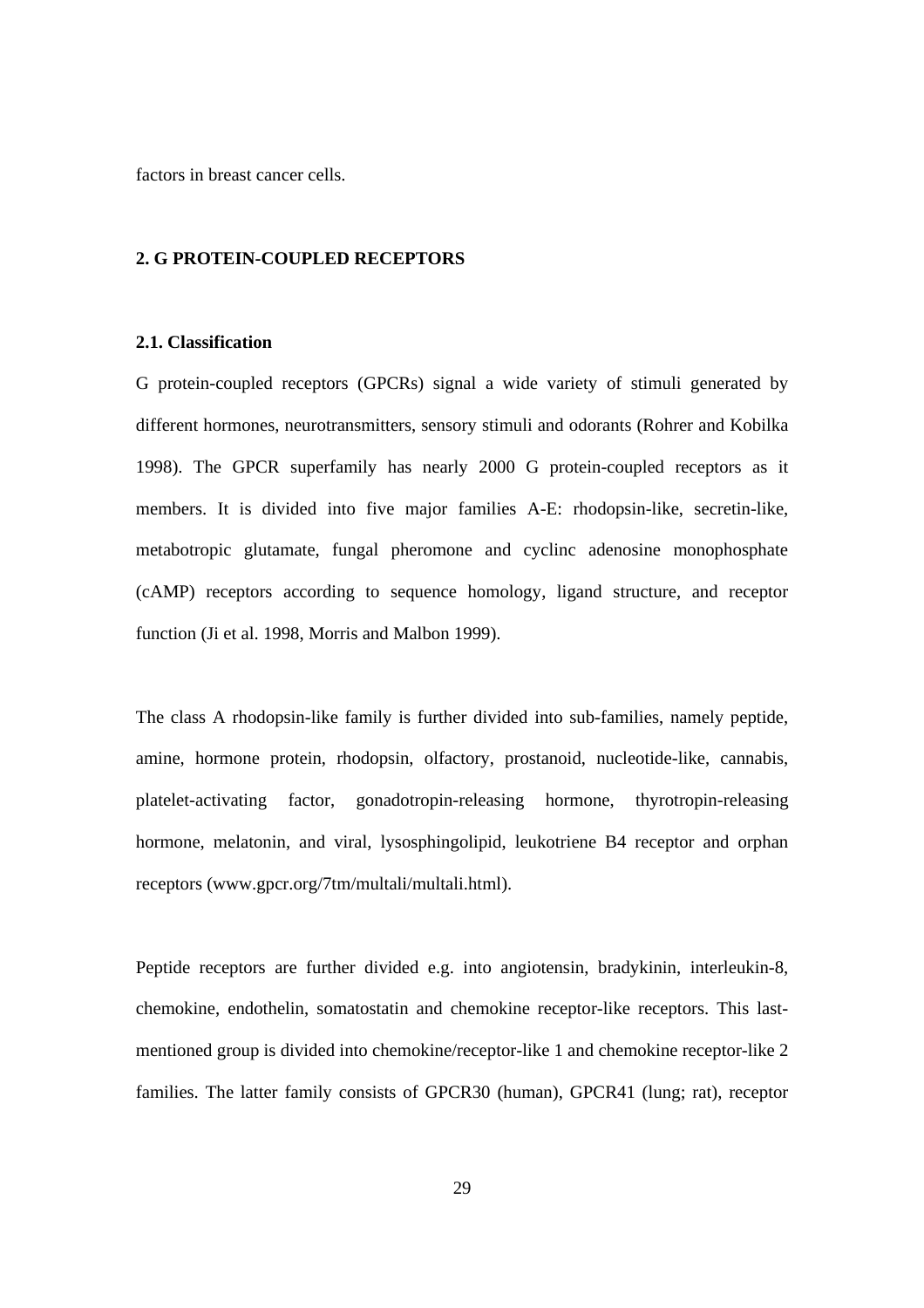factors in breast cancer cells.

## 2. G PROTEIN-COUPLED RECEPTORS

### 2.1. Classification

G protein-coupled receptors (GPCRs) signal a wide variety of stimuli generated by different hormones, neurotransmitters, sensory stimuli and odorants (Rohrer and Kobilka 1998). The GPCR superfamily has nearly 2000 G protein-coupled receptors as it members. It is divided into five major families A-E: rhodopsin-like, secretin-like, metabotropic glutamate, fungal pheromone and cyclinc adenosine monophosphate (cAMP) receptors according to sequence homology, ligand structure, and receptor function (Ji et al. 1998, Morris and Malbon 1999).

The class A rhodopsin-like family is further divided into sub-families, namely peptide, amine, hormone protein, rhodopsin, olfactory, prostanoid, nucleotide-like, cannabis, platelet-activating factor, gonadotropin-releasing hormone, thyrotropin-releasing hormone, melatonin, and viral, lysosphingolipid, leukotriene B4 receptor and orphan receptors (www.gpcr.org/7tm/multali/multali.html).

Peptide receptors are further divided e.g. into angiotensin, bradykinin, interleukin-8, chemokine, endothelin, somatostatin and chemokine receptor-like receptors. This last-mentioned group is divided into chemokine/receptor-like 1 and chemokine receptor-like 2 families. The latter family consists of GPCR30 (human), GPCR41 (lung; rat), receptor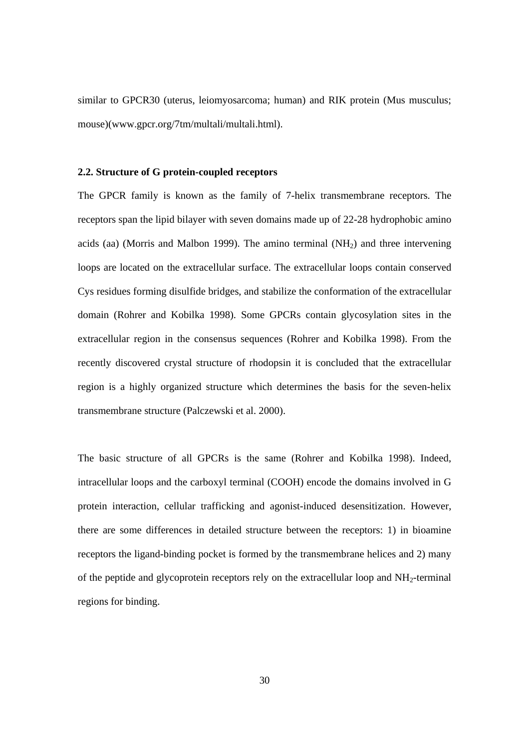similar to GPCR30 (uterus, leiomyosarcoma; human) and RIK protein (Mus musculus; mouse)(www.gpcr.org/7tm/multali/multali.html).

### 2.2. Structure of G protein-coupled receptors

The GPCR family is known as the family of 7-helix transmembrane receptors. The receptors span the lipid bilayer with seven domains made up of 22-28 hydrophobic amino acids (aa) (Morris and Malbon 1999). The amino terminal ($NH_2$) and three intervening loops are located on the extracellular surface. The extracellular loops contain conserved Cys residues forming disulfide bridges, and stabilize the conformation of the extracellular domain (Rohrer and Kobilka 1998). Some GPCRs contain glycosylation sites in the extracellular region in the consensus sequences (Rohrer and Kobilka 1998). From the recently discovered crystal structure of rhodopsin it is concluded that the extracellular region is a highly organized structure which determines the basis for the seven-helix transmembrane structure (Palczewski et al. 2000).

The basic structure of all GPCRs is the same (Rohrer and Kobilka 1998). Indeed, intracellular loops and the carboxyl terminal (COOH) encode the domains involved in G protein interaction, cellular trafficking and agonist-induced desensitization. However, there are some differences in detailed structure between the receptors: 1) in bioamine receptors the ligand-binding pocket is formed by the transmembrane helices and 2) many of the peptide and glycoprotein receptors rely on the extracellular loop and $NH_2$-terminal regions for binding.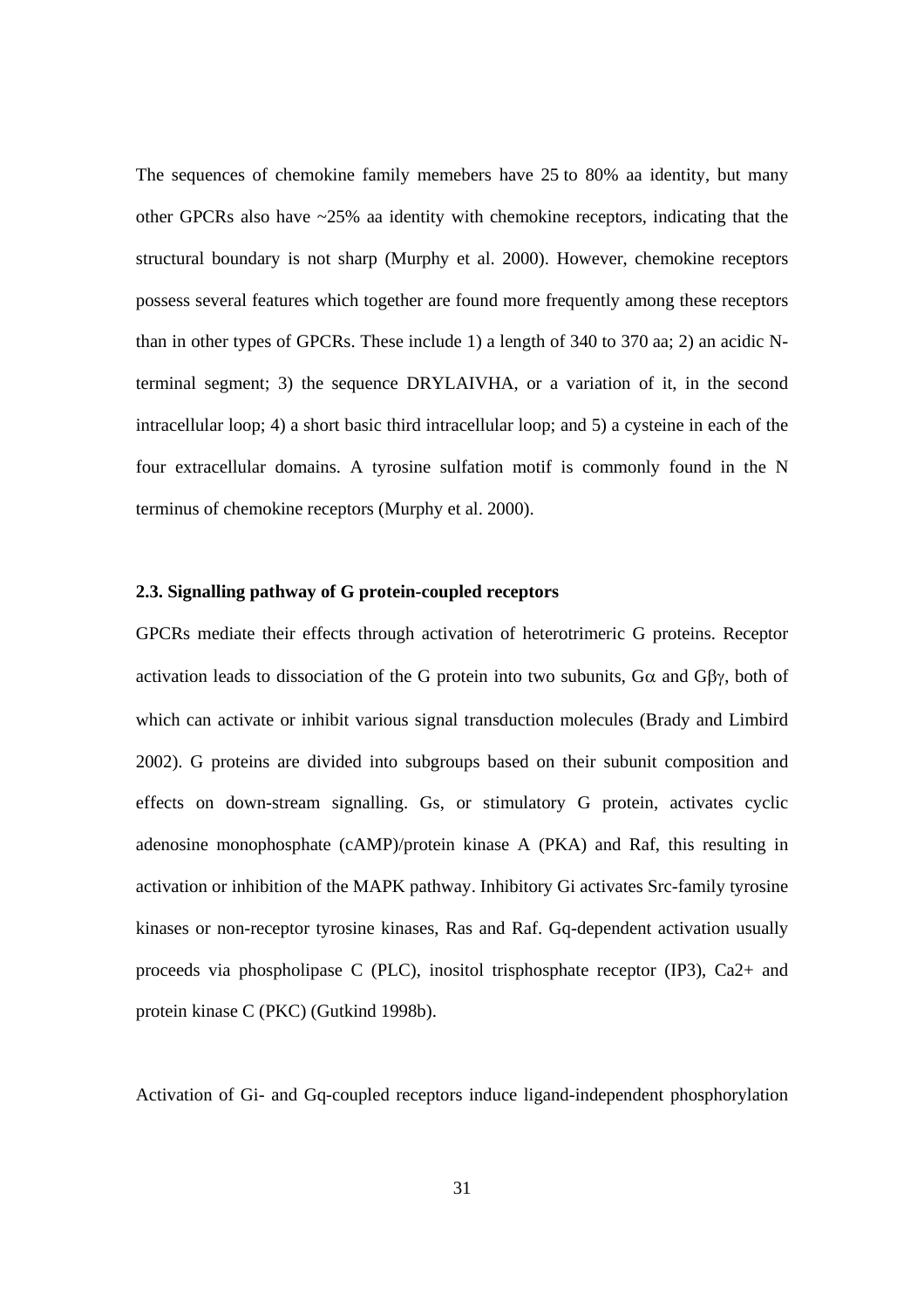The sequences of chemokine family memebers have 25 to 80% aa identity, but many other GPCRs also have ~25% aa identity with chemokine receptors, indicating that the structural boundary is not sharp (Murphy et al. 2000). However, chemokine receptors possess several features which together are found more frequently among these receptors than in other types of GPCRs. These include 1) a length of 340 to 370 aa; 2) an acidic N-terminal segment; 3) the sequence DRYLAIVHA, or a variation of it, in the second intracellular loop; 4) a short basic third intracellular loop; and 5) a cysteine in each of the four extracellular domains. A tyrosine sulfation motif is commonly found in the N terminus of chemokine receptors (Murphy et al. 2000).

### 2.3. Signalling pathway of G protein-coupled receptors

GPCRs mediate their effects through activation of heterotrimeric G proteins. Receptor activation leads to dissociation of the G protein into two subunits, $G\alpha$ and $G\beta\gamma$, both of which can activate or inhibit various signal transduction molecules (Brady and Limbird 2002). G proteins are divided into subgroups based on their subunit composition and effects on down-stream signalling. Gs, or stimulatory G protein, activates cyclic adenosine monophosphate (cAMP)/protein kinase A (PKA) and Raf, this resulting in activation or inhibition of the MAPK pathway. Inhibitory Gi activates Src-family tyrosine kinases or non-receptor tyrosine kinases, Ras and Raf. Gq-dependent activation usually proceeds via phospholipase C (PLC), inositol trisphosphate receptor (IP3), $Ca2+$ and protein kinase C (PKC) (Gutkind 1998b).

Activation of Gi- and Gq-coupled receptors induce ligand-independent phosphorylation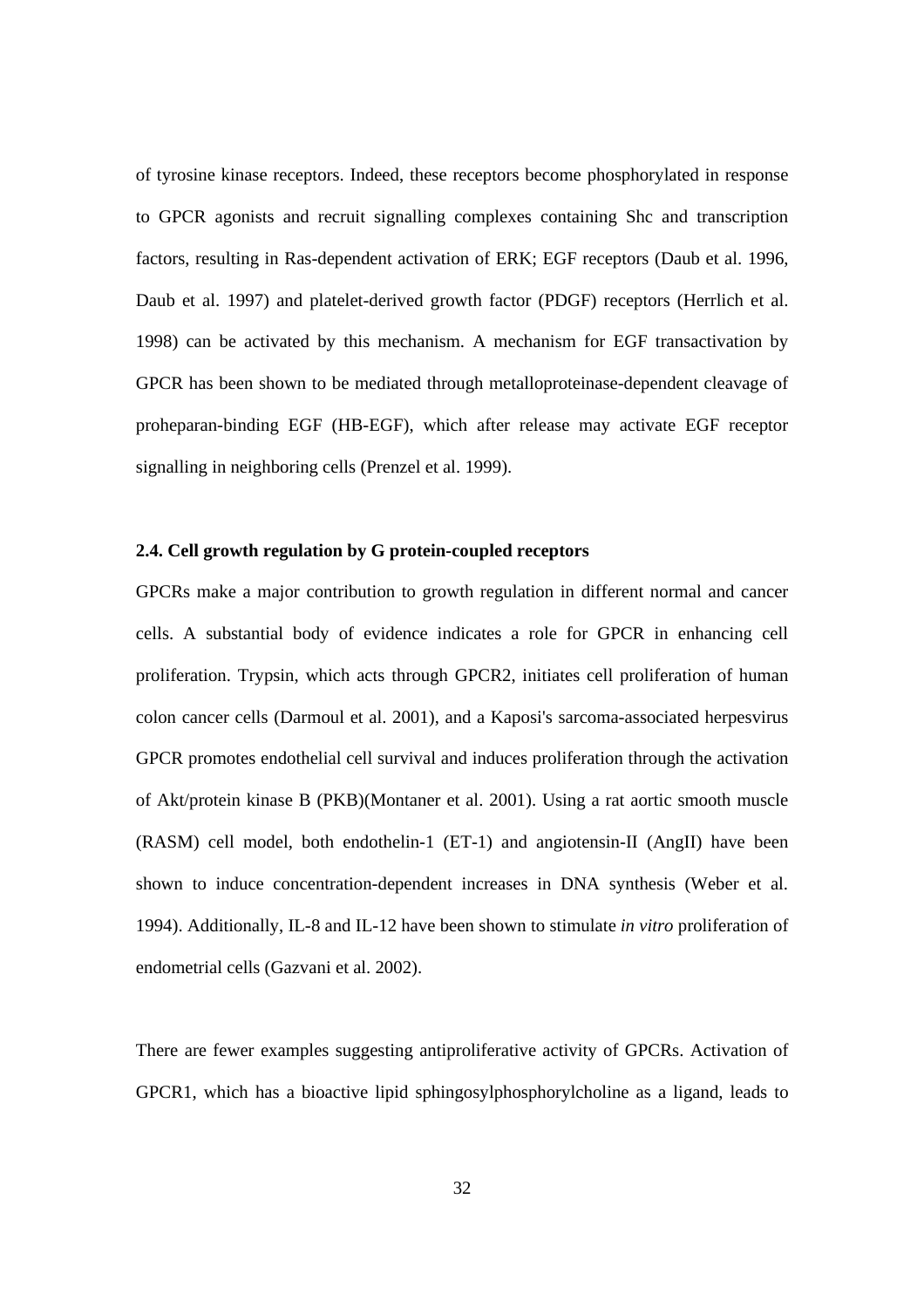of tyrosine kinase receptors. Indeed, these receptors become phosphorylated in response to GPCR agonists and recruit signalling complexes containing Shc and transcription factors, resulting in Ras-dependent activation of ERK; EGF receptors (Daub et al. 1996, Daub et al. 1997) and platelet-derived growth factor (PDGF) receptors (Herrlich et al. 1998) can be activated by this mechanism. A mechanism for EGF transactivation by GPCR has been shown to be mediated through metalloproteinase-dependent cleavage of proheparan-binding EGF (HB-EGF), which after release may activate EGF receptor signalling in neighboring cells (Prenzel et al. 1999).

### 2.4. Cell growth regulation by G protein-coupled receptors

GPCRs make a major contribution to growth regulation in different normal and cancer cells. A substantial body of evidence indicates a role for GPCR in enhancing cell proliferation. Trypsin, which acts through GPCR2, initiates cell proliferation of human colon cancer cells (Darmoul et al. 2001), and a Kaposi's sarcoma-associated herpesvirus GPCR promotes endothelial cell survival and induces proliferation through the activation of Akt/protein kinase B (PKB)(Montaner et al. 2001). Using a rat aortic smooth muscle (RASM) cell model, both endothelin-1 (ET-1) and angiotensin-II (AngII) have been shown to induce concentration-dependent increases in DNA synthesis (Weber et al. 1994). Additionally, IL-8 and IL-12 have been shown to stimulate *in vitro* proliferation of endometrial cells (Gazvani et al. 2002).

There are fewer examples suggesting antiproliferative activity of GPCRs. Activation of GPCR1, which has a bioactive lipid sphingosylphosphorylcholine as a ligand, leads to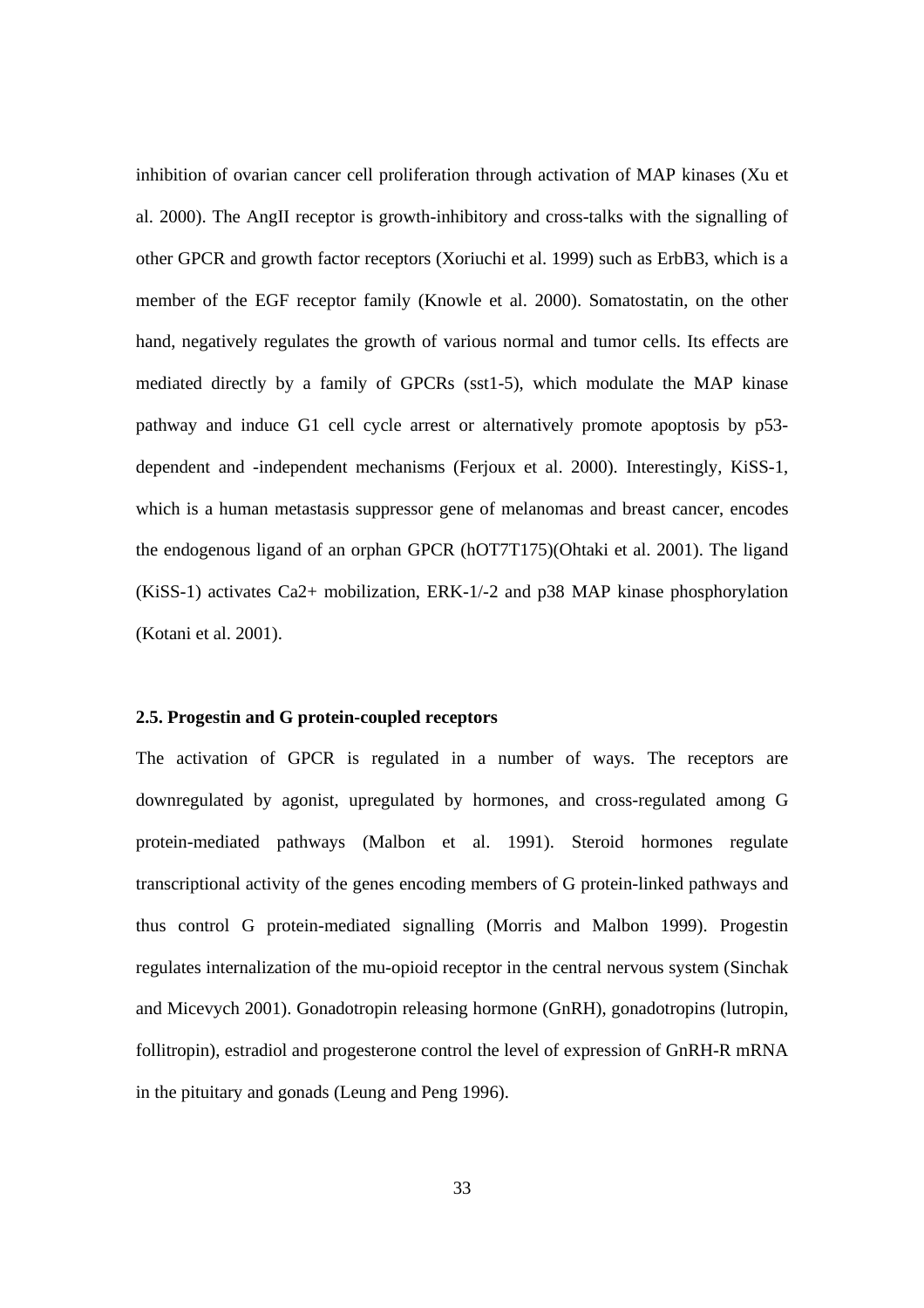inhibition of ovarian cancer cell proliferation through activation of MAP kinases (Xu et al. 2000). The AngII receptor is growth-inhibitory and cross-talks with the signalling of other GPCR and growth factor receptors (Xoriuchi et al. 1999) such as ErbB3, which is a member of the EGF receptor family (Knowle et al. 2000). Somatostatin, on the other hand, negatively regulates the growth of various normal and tumor cells. Its effects are mediated directly by a family of GPCRs (sst1-5), which modulate the MAP kinase pathway and induce G1 cell cycle arrest or alternatively promote apoptosis by p53-dependent and -independent mechanisms (Ferjoux et al. 2000). Interestingly, KiSS-1, which is a human metastasis suppressor gene of melanomas and breast cancer, encodes the endogenous ligand of an orphan GPCR (hOT7T175)(Ohtaki et al. 2001). The ligand (KiSS-1) activates Ca2+ mobilization, ERK-1/-2 and p38 MAP kinase phosphorylation (Kotani et al. 2001).

### 2.5. Progestin and G protein-coupled receptors

The activation of GPCR is regulated in a number of ways. The receptors are downregulated by agonist, upregulated by hormones, and cross-regulated among G protein-mediated pathways (Malbon et al. 1991). Steroid hormones regulate transcriptional activity of the genes encoding members of G protein-linked pathways and thus control G protein-mediated signalling (Morris and Malbon 1999). Progestin regulates internalization of the mu-opioid receptor in the central nervous system (Sinchak and Micevych 2001). Gonadotropin releasing hormone (GnRH), gonadotropins (lutropin, follitropin), estradiol and progesterone control the level of expression of GnRH-R mRNA in the pituitary and gonads (Leung and Peng 1996).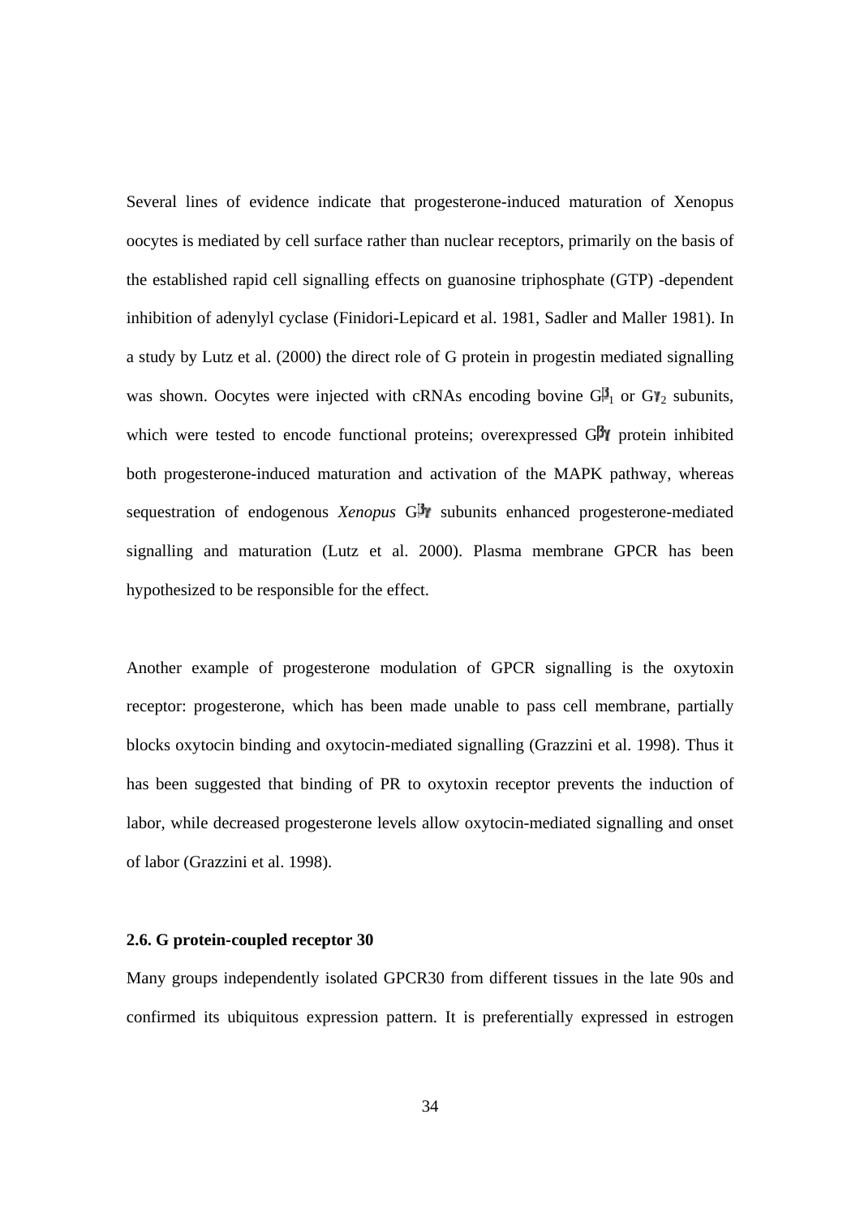Several lines of evidence indicate that progesterone-induced maturation of Xenopus oocytes is mediated by cell surface rather than nuclear receptors, primarily on the basis of the established rapid cell signalling effects on guanosine triphosphate (GTP) -dependent inhibition of adenylyl cyclase (Finidori-Lepicard et al. 1981, Sadler and Maller 1981). In a study by Lutz et al. (2000) the direct role of G protein in progestin mediated signalling was shown. Oocytes were injected with cRNAs encoding bovine G$\beta_1$ or G$\gamma_2$ subunits, which were tested to encode functional proteins; overexpressed G$\beta\gamma$ protein inhibited both progesterone-induced maturation and activation of the MAPK pathway, whereas sequestration of endogenous *Xenopus* G$\beta\gamma$ subunits enhanced progesterone-mediated signalling and maturation (Lutz et al. 2000). Plasma membrane GPCR has been hypothesized to be responsible for the effect.

Another example of progesterone modulation of GPCR signalling is the oxytoxin receptor: progesterone, which has been made unable to pass cell membrane, partially blocks oxytocin binding and oxytocin-mediated signalling (Grazzini et al. 1998). Thus it has been suggested that binding of PR to oxytoxin receptor prevents the induction of labor, while decreased progesterone levels allow oxytocin-mediated signalling and onset of labor (Grazzini et al. 1998).

### 2.6. G protein-coupled receptor 30

Many groups independently isolated GPCR30 from different tissues in the late 90s and confirmed its ubiquitous expression pattern. It is preferentially expressed in estrogen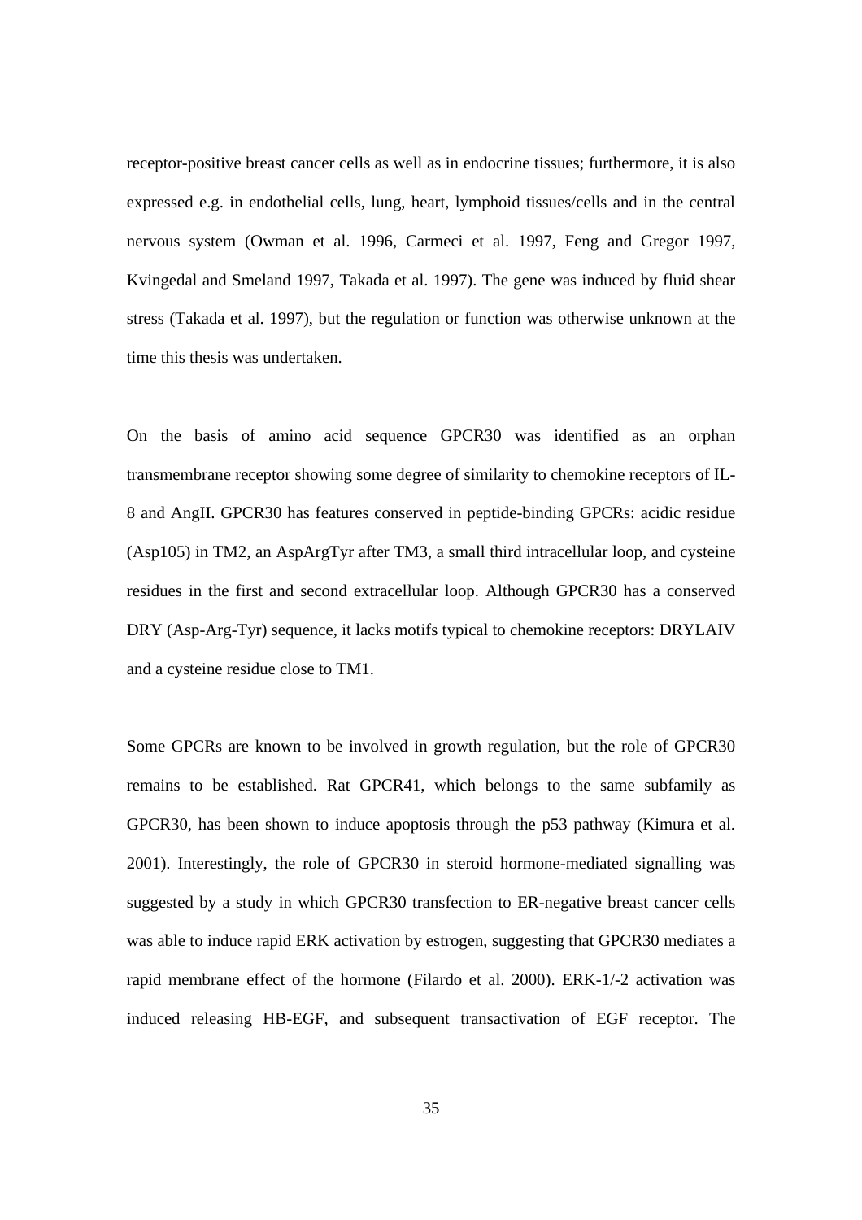receptor-positive breast cancer cells as well as in endocrine tissues; furthermore, it is also expressed e.g. in endothelial cells, lung, heart, lymphoid tissues/cells and in the central nervous system (Owman et al. 1996, Carmeci et al. 1997, Feng and Gregor 1997, Kvingedal and Smeland 1997, Takada et al. 1997). The gene was induced by fluid shear stress (Takada et al. 1997), but the regulation or function was otherwise unknown at the time this thesis was undertaken.

On the basis of amino acid sequence GPCR30 was identified as an orphan transmembrane receptor showing some degree of similarity to chemokine receptors of IL-8 and AngII. GPCR30 has features conserved in peptide-binding GPCRs: acidic residue (Asp105) in TM2, an AspArgTyr after TM3, a small third intracellular loop, and cysteine residues in the first and second extracellular loop. Although GPCR30 has a conserved DRY (Asp-Arg-Tyr) sequence, it lacks motifs typical to chemokine receptors: DRYLAIV and a cysteine residue close to TM1.

Some GPCRs are known to be involved in growth regulation, but the role of GPCR30 remains to be established. Rat GPCR41, which belongs to the same subfamily as GPCR30, has been shown to induce apoptosis through the p53 pathway (Kimura et al. 2001). Interestingly, the role of GPCR30 in steroid hormone-mediated signalling was suggested by a study in which GPCR30 transfection to ER-negative breast cancer cells was able to induce rapid ERK activation by estrogen, suggesting that GPCR30 mediates a rapid membrane effect of the hormone (Filardo et al. 2000). ERK-1/-2 activation was induced releasing HB-EGF, and subsequent transactivation of EGF receptor. The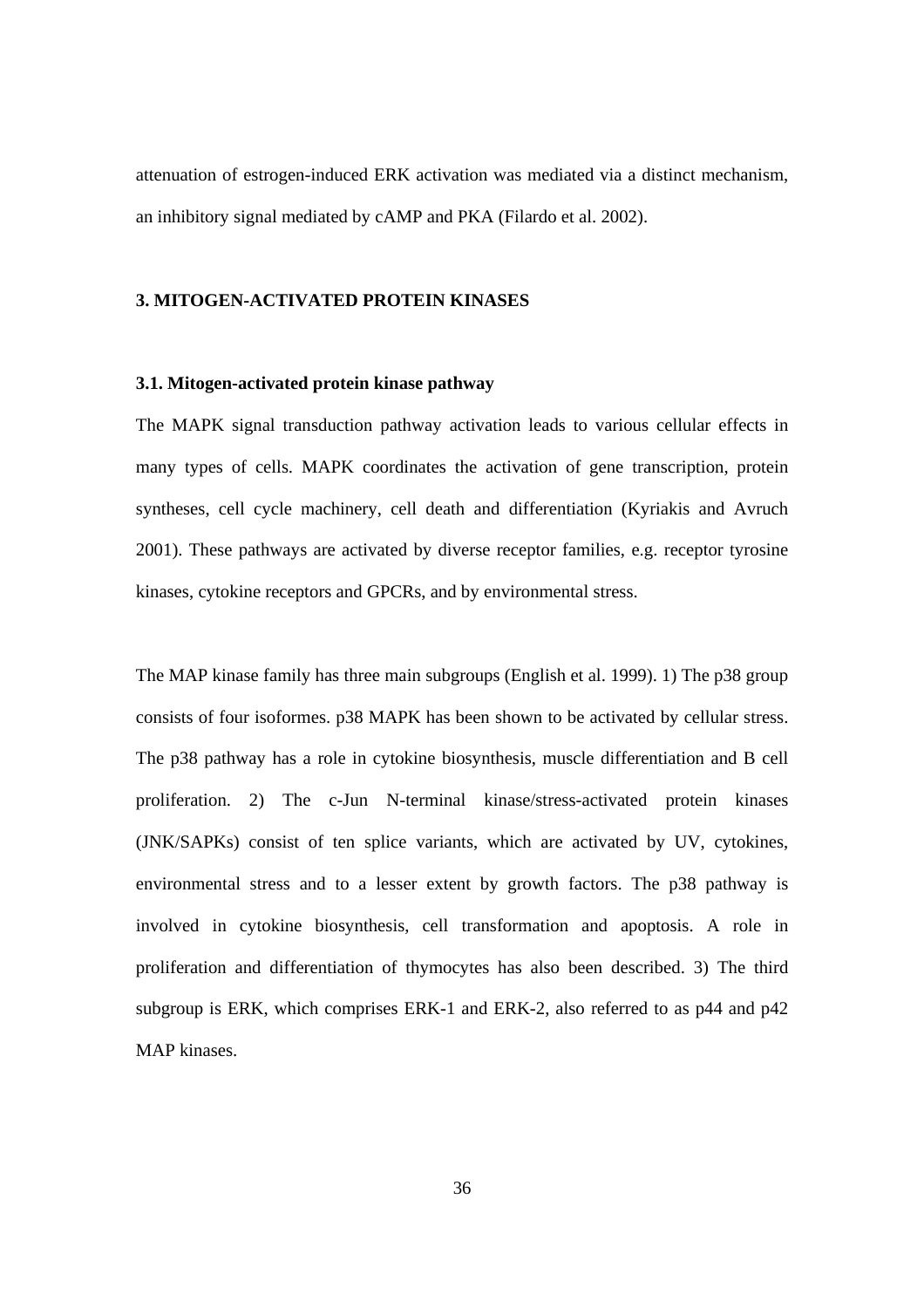attenuation of estrogen-induced ERK activation was mediated via a distinct mechanism, an inhibitory signal mediated by cAMP and PKA (Filardo et al. 2002).

## 3. MITOGEN-ACTIVATED PROTEIN KINASES

### 3.1. Mitogen-activated protein kinase pathway

The MAPK signal transduction pathway activation leads to various cellular effects in many types of cells. MAPK coordinates the activation of gene transcription, protein syntheses, cell cycle machinery, cell death and differentiation (Kyriakis and Avruch 2001). These pathways are activated by diverse receptor families, e.g. receptor tyrosine kinases, cytokine receptors and GPCRs, and by environmental stress.

The MAP kinase family has three main subgroups (English et al. 1999). 1) The p38 group consists of four isoformes. p38 MAPK has been shown to be activated by cellular stress. The p38 pathway has a role in cytokine biosynthesis, muscle differentiation and B cell proliferation. 2) The c-Jun N-terminal kinase/stress-activated protein kinases (JNK/SAPKs) consist of ten splice variants, which are activated by UV, cytokines, environmental stress and to a lesser extent by growth factors. The p38 pathway is involved in cytokine biosynthesis, cell transformation and apoptosis. A role in proliferation and differentiation of thymocytes has also been described. 3) The third subgroup is ERK, which comprises ERK-1 and ERK-2, also referred to as p44 and p42 MAP kinases.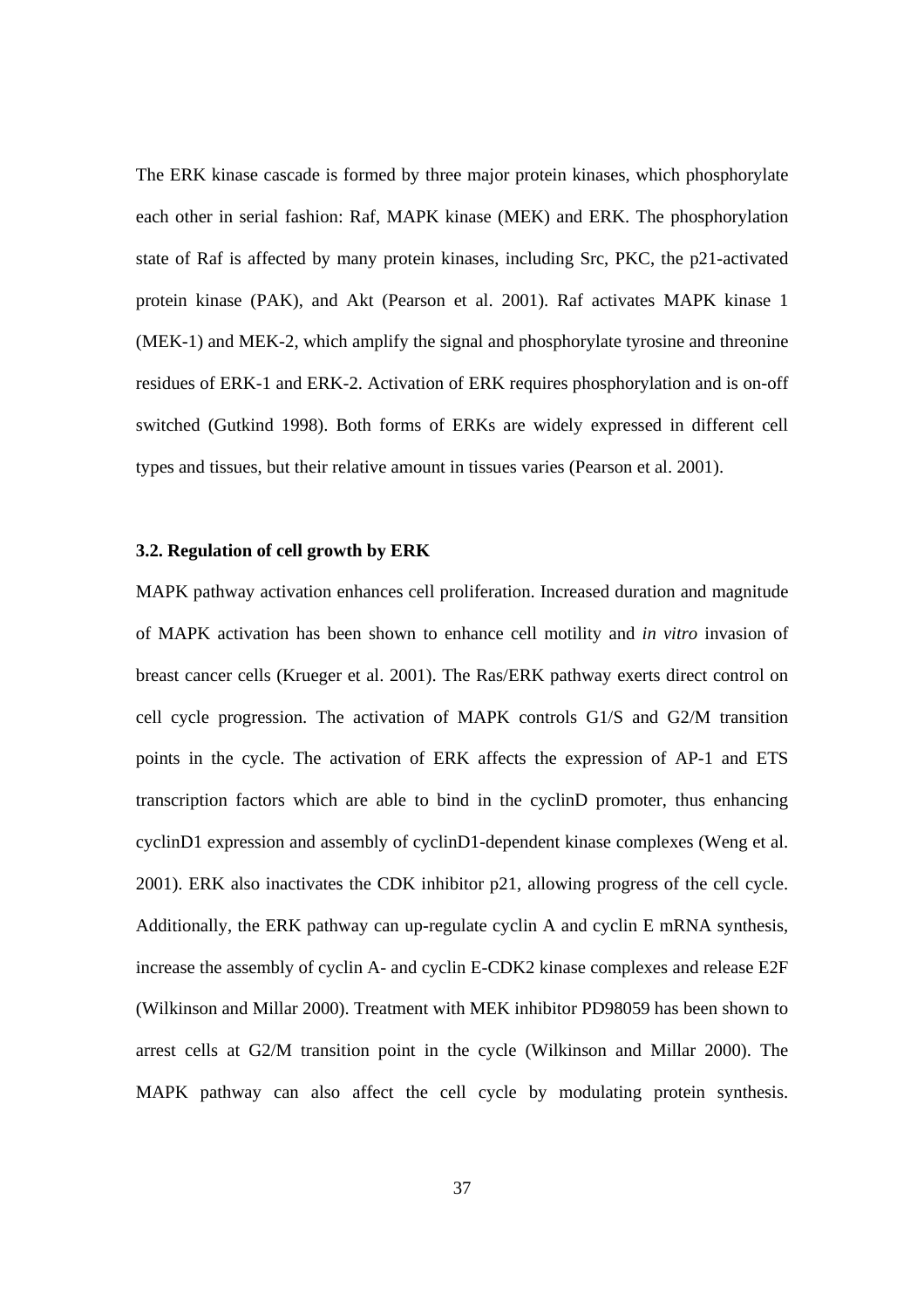The ERK kinase cascade is formed by three major protein kinases, which phosphorylate each other in serial fashion: Raf, MAPK kinase (MEK) and ERK. The phosphorylation state of Raf is affected by many protein kinases, including Src, PKC, the p21-activated protein kinase (PAK), and Akt (Pearson et al. 2001). Raf activates MAPK kinase 1 (MEK-1) and MEK-2, which amplify the signal and phosphorylate tyrosine and threonine residues of ERK-1 and ERK-2. Activation of ERK requires phosphorylation and is on-off switched (Gutkind 1998). Both forms of ERKs are widely expressed in different cell types and tissues, but their relative amount in tissues varies (Pearson et al. 2001).

### 3.2. Regulation of cell growth by ERK

MAPK pathway activation enhances cell proliferation. Increased duration and magnitude of MAPK activation has been shown to enhance cell motility and *in vitro* invasion of breast cancer cells (Krueger et al. 2001). The Ras/ERK pathway exerts direct control on cell cycle progression. The activation of MAPK controls G1/S and G2/M transition points in the cycle. The activation of ERK affects the expression of AP-1 and ETS transcription factors which are able to bind in the cyclinD promoter, thus enhancing cyclinD1 expression and assembly of cyclinD1-dependent kinase complexes (Weng et al. 2001). ERK also inactivates the CDK inhibitor p21, allowing progress of the cell cycle. Additionally, the ERK pathway can up-regulate cyclin A and cyclin E mRNA synthesis, increase the assembly of cyclin A- and cyclin E-CDK2 kinase complexes and release E2F (Wilkinson and Millar 2000). Treatment with MEK inhibitor PD98059 has been shown to arrest cells at G2/M transition point in the cycle (Wilkinson and Millar 2000). The MAPK pathway can also affect the cell cycle by modulating protein synthesis.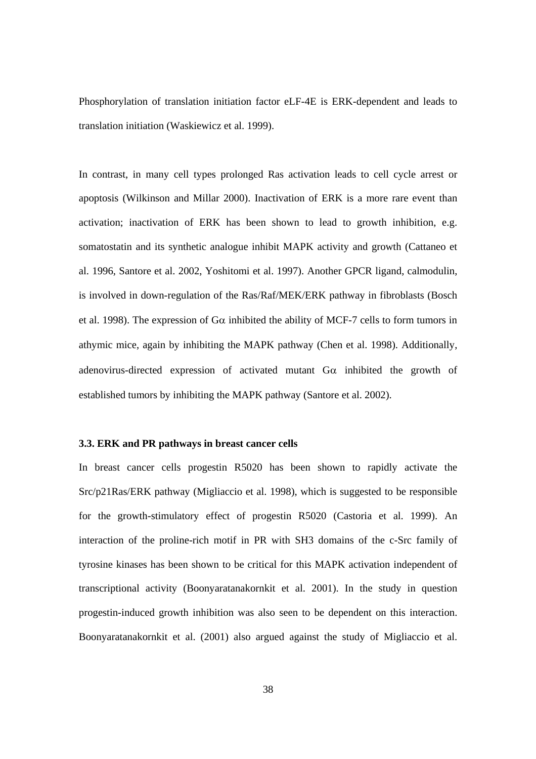Phosphorylation of translation initiation factor eLF-4E is ERK-dependent and leads to translation initiation (Waskiewicz et al. 1999).

In contrast, in many cell types prolonged Ras activation leads to cell cycle arrest or apoptosis (Wilkinson and Millar 2000). Inactivation of ERK is a more rare event than activation; inactivation of ERK has been shown to lead to growth inhibition, e.g. somatostatin and its synthetic analogue inhibit MAPK activity and growth (Cattaneo et al. 1996, Santore et al. 2002, Yoshitomi et al. 1997). Another GPCR ligand, calmodulin, is involved in down-regulation of the Ras/Raf/MEK/ERK pathway in fibroblasts (Bosch et al. 1998). The expression of G$\alpha$ inhibited the ability of MCF-7 cells to form tumors in athymic mice, again by inhibiting the MAPK pathway (Chen et al. 1998). Additionally, adenovirus-directed expression of activated mutant G$\alpha$ inhibited the growth of established tumors by inhibiting the MAPK pathway (Santore et al. 2002).

### 3.3. ERK and PR pathways in breast cancer cells

In breast cancer cells progestin R5020 has been shown to rapidly activate the Src/p21Ras/ERK pathway (Migliaccio et al. 1998), which is suggested to be responsible for the growth-stimulatory effect of progestin R5020 (Castoria et al. 1999). An interaction of the proline-rich motif in PR with SH3 domains of the c-Src family of tyrosine kinases has been shown to be critical for this MAPK activation independent of transcriptional activity (Boonyaratanakornkit et al. 2001). In the study in question progestin-induced growth inhibition was also seen to be dependent on this interaction. Boonyaratanakornkit et al. (2001) also argued against the study of Migliaccio et al.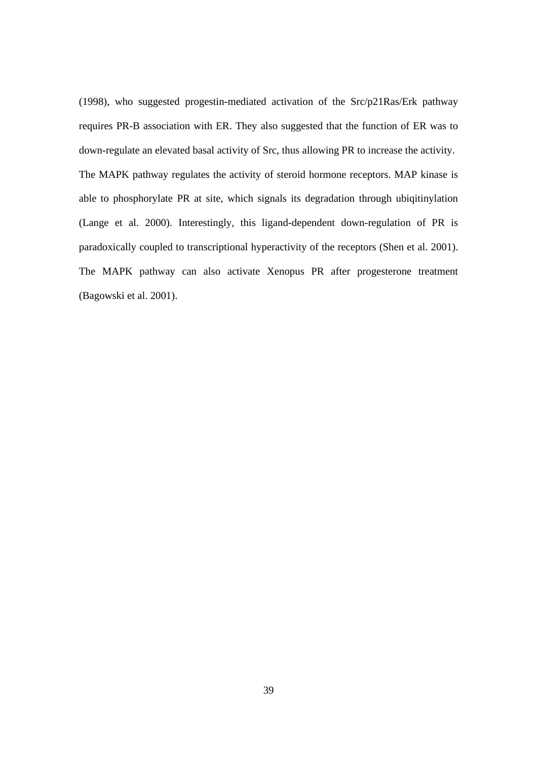(1998), who suggested progestin-mediated activation of the Src/p21Ras/Erk pathway requires PR-B association with ER. They also suggested that the function of ER was to down-regulate an elevated basal activity of Src, thus allowing PR to increase the activity.

The MAPK pathway regulates the activity of steroid hormone receptors. MAP kinase is able to phosphorylate PR at site, which signals its degradation through ubiqitinylation (Lange et al. 2000). Interestingly, this ligand-dependent down-regulation of PR is paradoxically coupled to transcriptional hyperactivity of the receptors (Shen et al. 2001). The MAPK pathway can also activate Xenopus PR after progesterone treatment (Bagowski et al. 2001).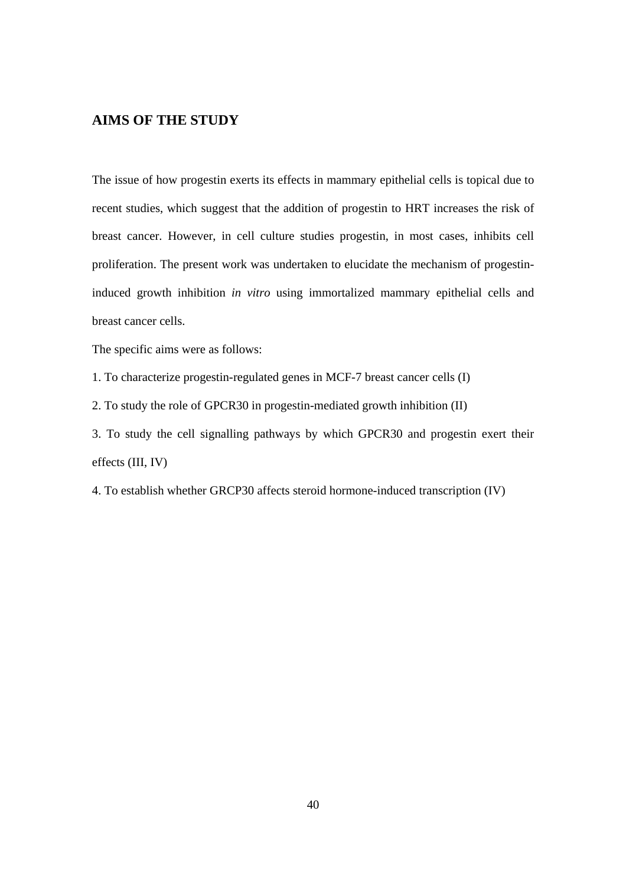## AIMS OF THE STUDY

The issue of how progestin exerts its effects in mammary epithelial cells is topical due to recent studies, which suggest that the addition of progestin to HRT increases the risk of breast cancer. However, in cell culture studies progestin, in most cases, inhibits cell proliferation. The present work was undertaken to elucidate the mechanism of progestin-induced growth inhibition *in vitro* using immortalized mammary epithelial cells and breast cancer cells.

The specific aims were as follows:

1. To characterize progestin-regulated genes in MCF-7 breast cancer cells (I)

2. To study the role of GPCR30 in progestin-mediated growth inhibition (II)

3. To study the cell signalling pathways by which GPCR30 and progestin exert their effects (III, IV)

4. To establish whether GRCP30 affects steroid hormone-induced transcription (IV)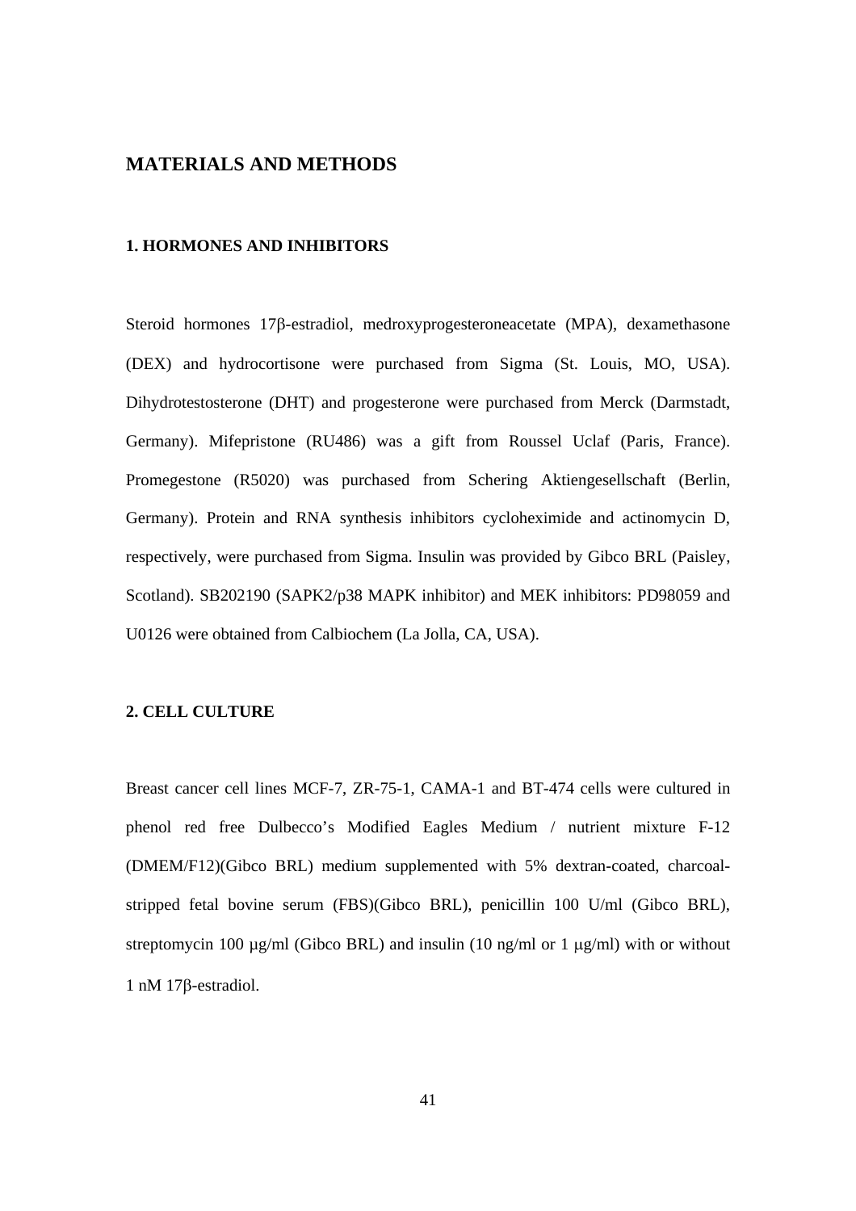## MATERIALS AND METHODS

### 1. HORMONES AND INHIBITORS

Steroid hormones 17β-estradiol, medroxyprogesteroneacetate (MPA), dexamethasone (DEX) and hydrocortisone were purchased from Sigma (St. Louis, MO, USA). Dihydrotestosterone (DHT) and progesterone were purchased from Merck (Darmstadt, Germany). Mifepristone (RU486) was a gift from Roussel Uclaf (Paris, France). Promegestone (R5020) was purchased from Schering Aktiengesellschaft (Berlin, Germany). Protein and RNA synthesis inhibitors cycloheximide and actinomycin D, respectively, were purchased from Sigma. Insulin was provided by Gibco BRL (Paisley, Scotland). SB202190 (SAPK2/p38 MAPK inhibitor) and MEK inhibitors: PD98059 and U0126 were obtained from Calbiochem (La Jolla, CA, USA).

### 2. CELL CULTURE

Breast cancer cell lines MCF-7, ZR-75-1, CAMA-1 and BT-474 cells were cultured in phenol red free Dulbecco's Modified Eagles Medium / nutrient mixture F-12 (DMEM/F12)(Gibco BRL) medium supplemented with 5% dextran-coated, charcoal-stripped fetal bovine serum (FBS)(Gibco BRL), penicillin 100 U/ml (Gibco BRL), streptomycin 100 µg/ml (Gibco BRL) and insulin (10 ng/ml or 1 µg/ml) with or without 1 nM 17β-estradiol.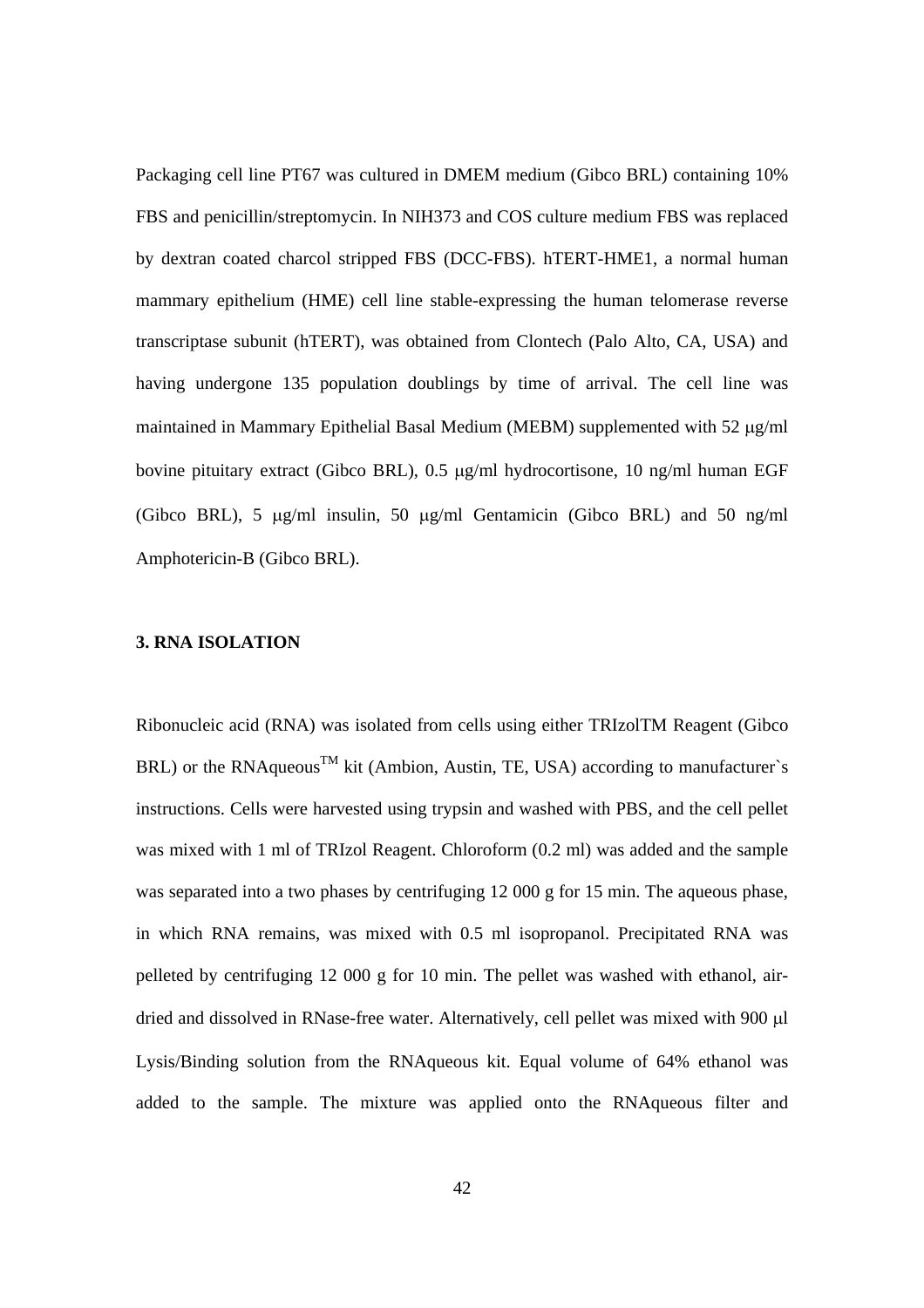Packaging cell line PT67 was cultured in DMEM medium (Gibco BRL) containing 10% FBS and penicillin/streptomycin. In NIH373 and COS culture medium FBS was replaced by dextran coated charcol stripped FBS (DCC-FBS). hTERT-HME1, a normal human mammary epithelium (HME) cell line stable-expressing the human telomerase reverse transcriptase subunit (hTERT), was obtained from Clontech (Palo Alto, CA, USA) and having undergone 135 population doublings by time of arrival. The cell line was maintained in Mammary Epithelial Basal Medium (MEBM) supplemented with 52 μg/ml bovine pituitary extract (Gibco BRL), 0.5 μg/ml hydrocortisone, 10 ng/ml human EGF (Gibco BRL), 5 μg/ml insulin, 50 μg/ml Gentamicin (Gibco BRL) and 50 ng/ml Amphotericin-B (Gibco BRL).

### 3. RNA ISOLATION

Ribonucleic acid (RNA) was isolated from cells using either TRIzolTM Reagent (Gibco BRL) or the RNAqueous$^{TM}$ kit (Ambion, Austin, TE, USA) according to manufacturer`s instructions. Cells were harvested using trypsin and washed with PBS, and the cell pellet was mixed with 1 ml of TRIzol Reagent. Chloroform (0.2 ml) was added and the sample was separated into a two phases by centrifuging 12 000 g for 15 min. The aqueous phase, in which RNA remains, was mixed with 0.5 ml isopropanol. Precipitated RNA was pelleted by centrifuging 12 000 g for 10 min. The pellet was washed with ethanol, air-dried and dissolved in RNase-free water. Alternatively, cell pellet was mixed with 900 μl Lysis/Binding solution from the RNAqueous kit. Equal volume of 64% ethanol was added to the sample. The mixture was applied onto the RNAqueous filter and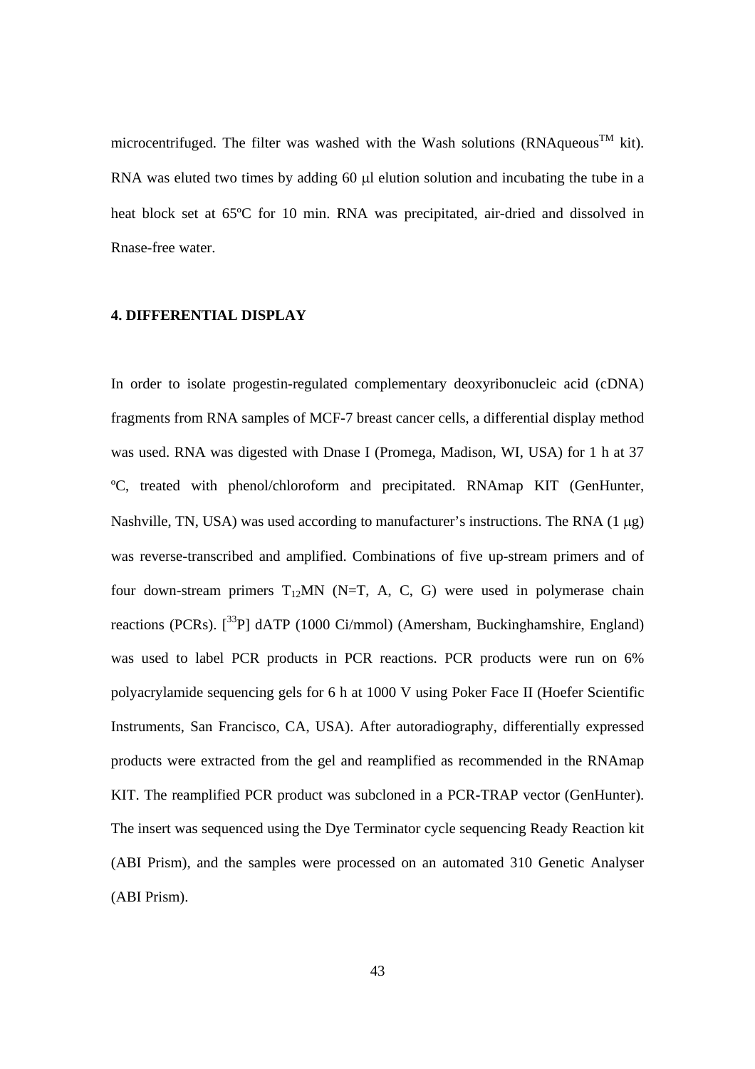microcentrifuged. The filter was washed with the Wash solutions (RNAqueous$^{TM}$ kit). RNA was eluted two times by adding 60 μl elution solution and incubating the tube in a heat block set at 65ºC for 10 min. RNA was precipitated, air-dried and dissolved in Rnase-free water.

### 4. DIFFERENTIAL DISPLAY

In order to isolate progestin-regulated complementary deoxyribonucleic acid (cDNA) fragments from RNA samples of MCF-7 breast cancer cells, a differential display method was used. RNA was digested with Dnase I (Promega, Madison, WI, USA) for 1 h at 37 ºC, treated with phenol/chloroform and precipitated. RNAmap KIT (GenHunter, Nashville, TN, USA) was used according to manufacturer's instructions. The RNA (1 μg) was reverse-transcribed and amplified. Combinations of five up-stream primers and of four down-stream primers $T_{12}$MN (N=T, A, C, G) were used in polymerase chain reactions (PCRs). [$^{33}$P] dATP (1000 Ci/mmol) (Amersham, Buckinghamshire, England) was used to label PCR products in PCR reactions. PCR products were run on 6% polyacrylamide sequencing gels for 6 h at 1000 V using Poker Face II (Hoefer Scientific Instruments, San Francisco, CA, USA). After autoradiography, differentially expressed products were extracted from the gel and reamplified as recommended in the RNAmap KIT. The reamplified PCR product was subcloned in a PCR-TRAP vector (GenHunter). The insert was sequenced using the Dye Terminator cycle sequencing Ready Reaction kit (ABI Prism), and the samples were processed on an automated 310 Genetic Analyser (ABI Prism).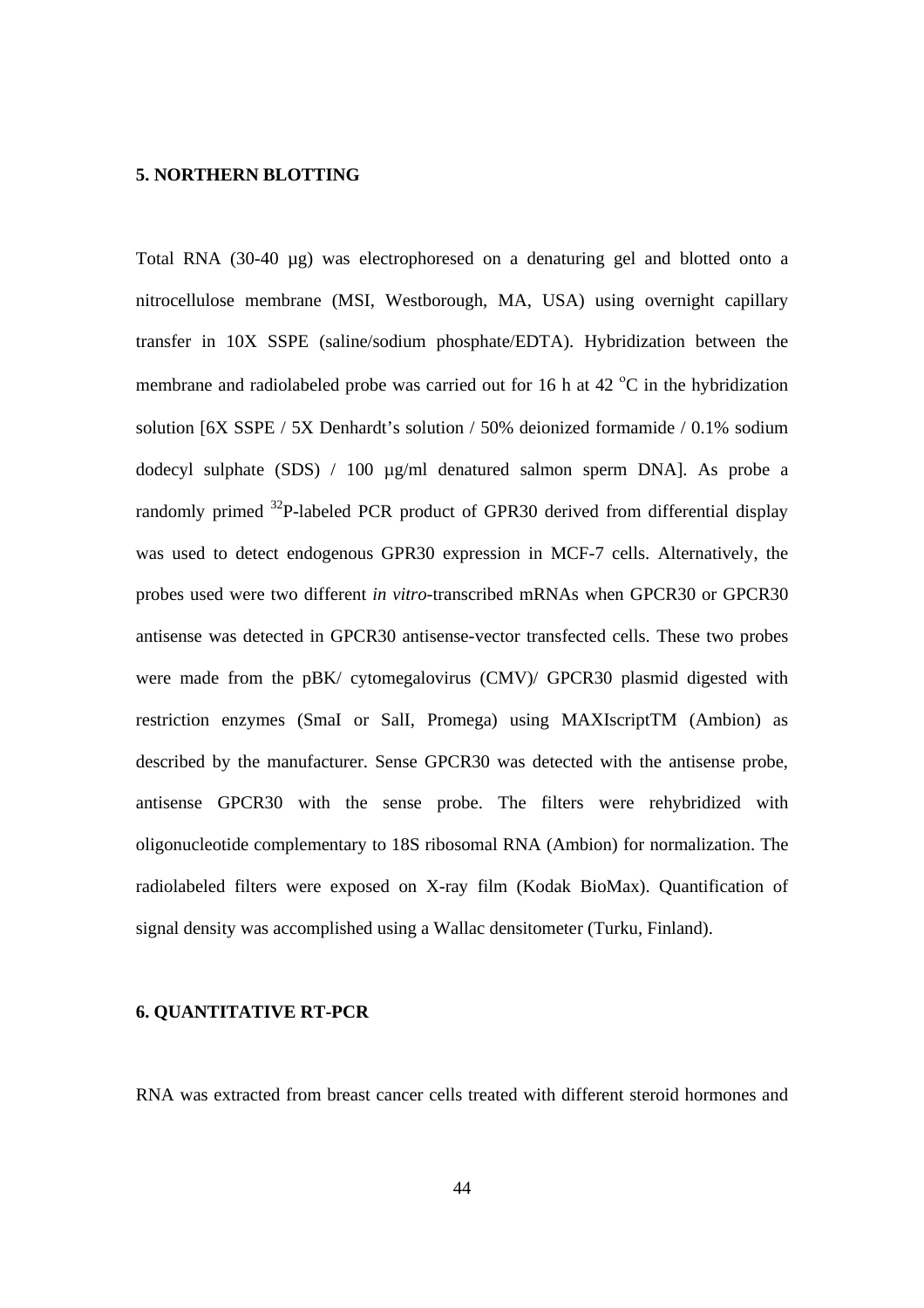## 5. NORTHERN BLOTTING

Total RNA (30-40 µg) was electrophoresed on a denaturing gel and blotted onto a nitrocellulose membrane (MSI, Westborough, MA, USA) using overnight capillary transfer in 10X SSPE (saline/sodium phosphate/EDTA). Hybridization between the membrane and radiolabeled probe was carried out for 16 h at 42 $^{o}$C in the hybridization solution [6X SSPE / 5X Denhardt's solution / 50% deionized formamide / 0.1% sodium dodecyl sulphate (SDS) / 100 µg/ml denatured salmon sperm DNA]. As probe a randomly primed $^{32}$P-labeled PCR product of GPR30 derived from differential display was used to detect endogenous GPR30 expression in MCF-7 cells. Alternatively, the probes used were two different *in vitro*-transcribed mRNAs when GPCR30 or GPCR30 antisense was detected in GPCR30 antisense-vector transfected cells. These two probes were made from the pBK/ cytomegalovirus (CMV)/ GPCR30 plasmid digested with restriction enzymes (SmaI or SalI, Promega) using MAXIscriptTM (Ambion) as described by the manufacturer. Sense GPCR30 was detected with the antisense probe, antisense GPCR30 with the sense probe. The filters were rehybridized with oligonucleotide complementary to 18S ribosomal RNA (Ambion) for normalization. The radiolabeled filters were exposed on X-ray film (Kodak BioMax). Quantification of signal density was accomplished using a Wallac densitometer (Turku, Finland).

## 6. QUANTITATIVE RT-PCR

RNA was extracted from breast cancer cells treated with different steroid hormones and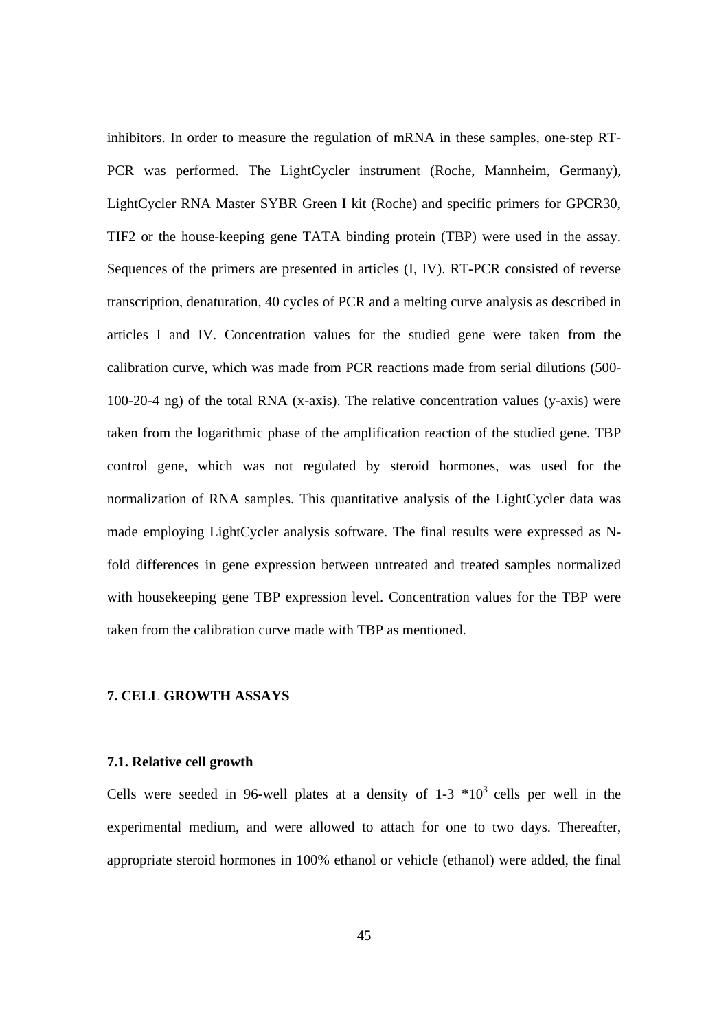inhibitors. In order to measure the regulation of mRNA in these samples, one-step RT-PCR was performed. The LightCycler instrument (Roche, Mannheim, Germany), LightCycler RNA Master SYBR Green I kit (Roche) and specific primers for GPCR30, TIF2 or the house-keeping gene TATA binding protein (TBP) were used in the assay. Sequences of the primers are presented in articles (I, IV). RT-PCR consisted of reverse transcription, denaturation, 40 cycles of PCR and a melting curve analysis as described in articles I and IV. Concentration values for the studied gene were taken from the calibration curve, which was made from PCR reactions made from serial dilutions (500-100-20-4 ng) of the total RNA (x-axis). The relative concentration values (y-axis) were taken from the logarithmic phase of the amplification reaction of the studied gene. TBP control gene, which was not regulated by steroid hormones, was used for the normalization of RNA samples. This quantitative analysis of the LightCycler data was made employing LightCycler analysis software. The final results were expressed as N-fold differences in gene expression between untreated and treated samples normalized with housekeeping gene TBP expression level. Concentration values for the TBP were taken from the calibration curve made with TBP as mentioned.

## 7. CELL GROWTH ASSAYS

### 7.1. Relative cell growth

Cells were seeded in 96-well plates at a density of 1-3 $*10^3$ cells per well in the experimental medium, and were allowed to attach for one to two days. Thereafter, appropriate steroid hormones in 100% ethanol or vehicle (ethanol) were added, the final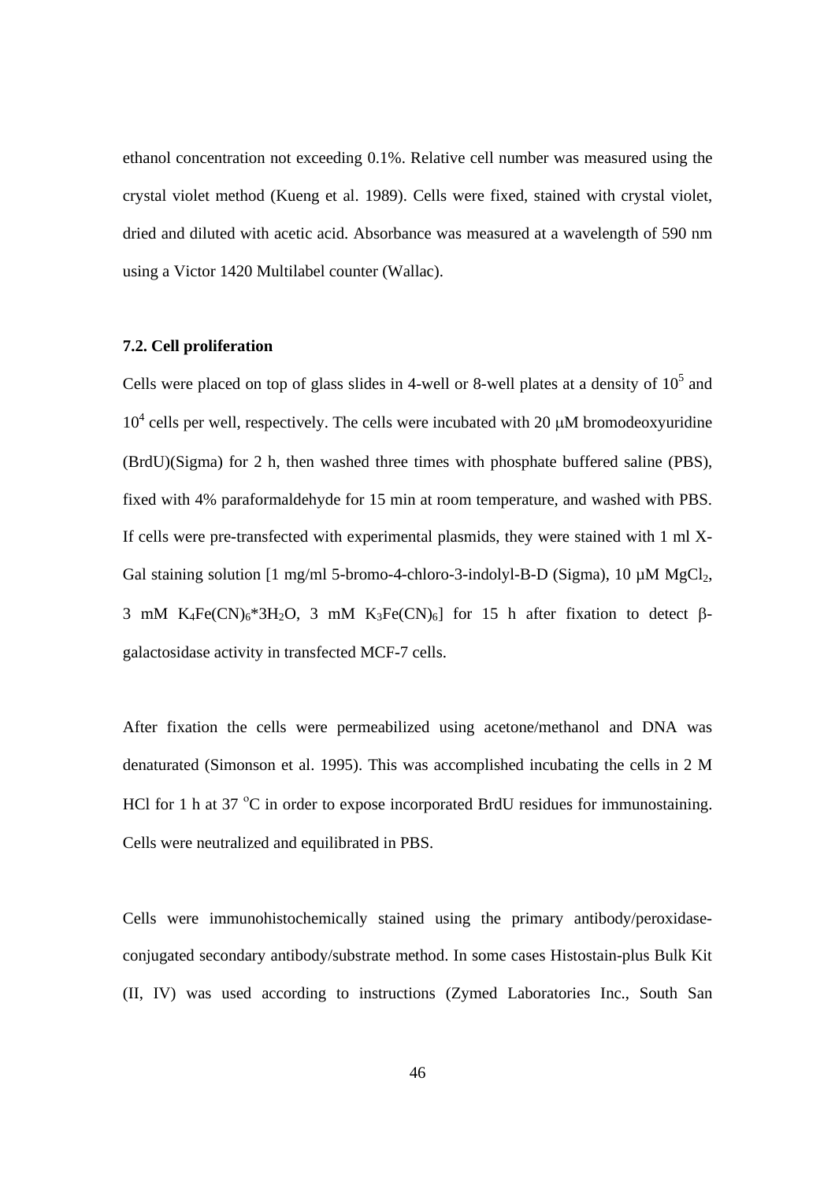ethanol concentration not exceeding 0.1%. Relative cell number was measured using the crystal violet method (Kueng et al. 1989). Cells were fixed, stained with crystal violet, dried and diluted with acetic acid. Absorbance was measured at a wavelength of 590 nm using a Victor 1420 Multilabel counter (Wallac).

**7.2. Cell proliferation**

Cells were placed on top of glass slides in 4-well or 8-well plates at a density of $10^5$ and $10^4$ cells per well, respectively. The cells were incubated with 20 μM bromodeoxyuridine (BrdU)(Sigma) for 2 h, then washed three times with phosphate buffered saline (PBS), fixed with 4% paraformaldehyde for 15 min at room temperature, and washed with PBS. If cells were pre-transfected with experimental plasmids, they were stained with 1 ml X-Gal staining solution [1 mg/ml 5-bromo-4-chloro-3-indolyl-B-D (Sigma), 10 μM $MgCl_2$, 3 mM $K_4Fe(CN)_6$*$3H_2O$, 3 mM $K_3Fe(CN)_6$] for 15 h after fixation to detect β-galactosidase activity in transfected MCF-7 cells.

After fixation the cells were permeabilized using acetone/methanol and DNA was denaturated (Simonson et al. 1995). This was accomplished incubating the cells in 2 M HCl for 1 h at 37 $^{o}$C in order to expose incorporated BrdU residues for immunostaining. Cells were neutralized and equilibrated in PBS.

Cells were immunohistochemically stained using the primary antibody/peroxidase-conjugated secondary antibody/substrate method. In some cases Histostain-plus Bulk Kit (II, IV) was used according to instructions (Zymed Laboratories Inc., South San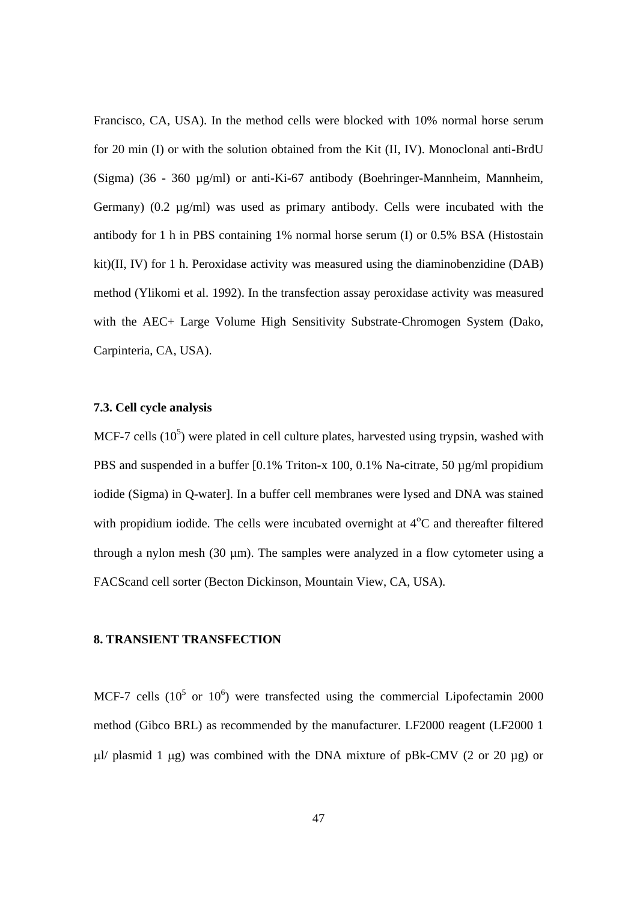Francisco, CA, USA). In the method cells were blocked with 10% normal horse serum for 20 min (I) or with the solution obtained from the Kit (II, IV). Monoclonal anti-BrdU (Sigma) (36 - 360 µg/ml) or anti-Ki-67 antibody (Boehringer-Mannheim, Mannheim, Germany) (0.2 µg/ml) was used as primary antibody. Cells were incubated with the antibody for 1 h in PBS containing 1% normal horse serum (I) or 0.5% BSA (Histostain kit)(II, IV) for 1 h. Peroxidase activity was measured using the diaminobenzidine (DAB) method (Ylikomi et al. 1992). In the transfection assay peroxidase activity was measured with the AEC+ Large Volume High Sensitivity Substrate-Chromogen System (Dako, Carpinteria, CA, USA).

### 7.3. Cell cycle analysis

MCF-7 cells ($10^5$) were plated in cell culture plates, harvested using trypsin, washed with PBS and suspended in a buffer [0.1% Triton-x 100, 0.1% Na-citrate, 50 µg/ml propidium iodide (Sigma) in Q-water]. In a buffer cell membranes were lysed and DNA was stained with propidium iodide. The cells were incubated overnight at 4°C and thereafter filtered through a nylon mesh (30 µm). The samples were analyzed in a flow cytometer using a FACScand cell sorter (Becton Dickinson, Mountain View, CA, USA).

## 8. TRANSIENT TRANSFECTION

MCF-7 cells ($10^5$ or $10^6$) were transfected using the commercial Lipofectamin 2000 method (Gibco BRL) as recommended by the manufacturer. LF2000 reagent (LF2000 1 µl/ plasmid 1 µg) was combined with the DNA mixture of pBk-CMV (2 or 20 µg) or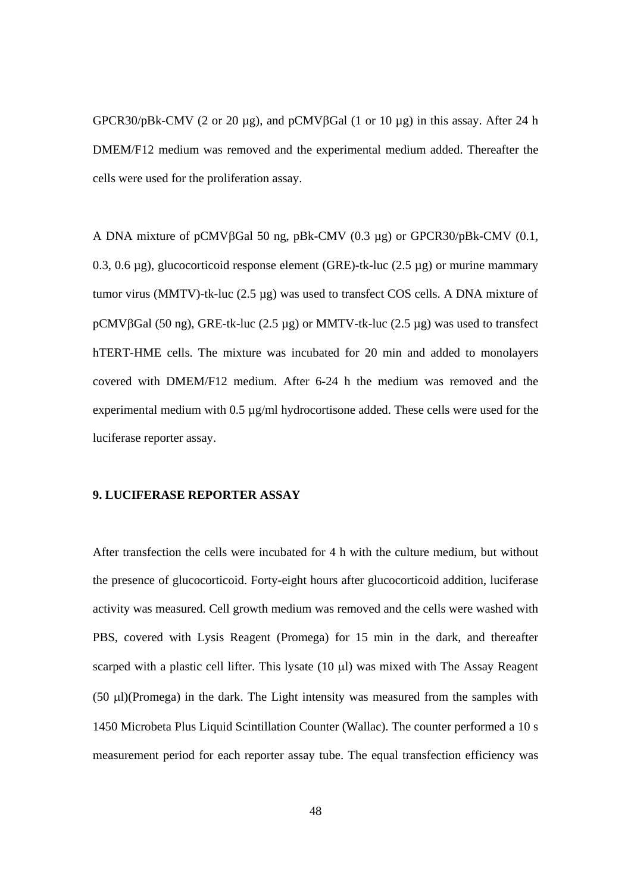GPCR30/pBk-CMV (2 or 20 µg), and pCMVβGal (1 or 10 µg) in this assay. After 24 h DMEM/F12 medium was removed and the experimental medium added. Thereafter the cells were used for the proliferation assay.

A DNA mixture of pCMVβGal 50 ng, pBk-CMV (0.3 µg) or GPCR30/pBk-CMV (0.1, 0.3, 0.6 µg), glucocorticoid response element (GRE)-tk-luc (2.5 µg) or murine mammary tumor virus (MMTV)-tk-luc (2.5 µg) was used to transfect COS cells. A DNA mixture of pCMVβGal (50 ng), GRE-tk-luc (2.5 µg) or MMTV-tk-luc (2.5 µg) was used to transfect hTERT-HME cells. The mixture was incubated for 20 min and added to monolayers covered with DMEM/F12 medium. After 6-24 h the medium was removed and the experimental medium with 0.5 µg/ml hydrocortisone added. These cells were used for the luciferase reporter assay.

**9. LUCIFERASE REPORTER ASSAY**

After transfection the cells were incubated for 4 h with the culture medium, but without the presence of glucocorticoid. Forty-eight hours after glucocorticoid addition, luciferase activity was measured. Cell growth medium was removed and the cells were washed with PBS, covered with Lysis Reagent (Promega) for 15 min in the dark, and thereafter scarped with a plastic cell lifter. This lysate (10 µl) was mixed with The Assay Reagent (50 µl)(Promega) in the dark. The Light intensity was measured from the samples with 1450 Microbeta Plus Liquid Scintillation Counter (Wallac). The counter performed a 10 s measurement period for each reporter assay tube. The equal transfection efficiency was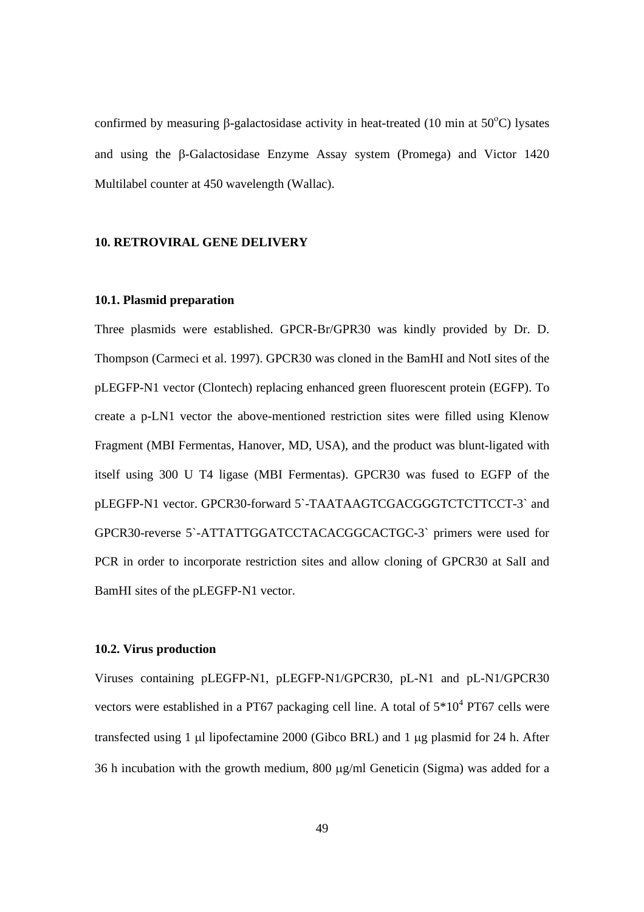confirmed by measuring β-galactosidase activity in heat-treated (10 min at 50$^{o}$C) lysates and using the β-Galactosidase Enzyme Assay system (Promega) and Victor 1420 Multilabel counter at 450 wavelength (Wallac).

## 10. RETROVIRAL GENE DELIVERY

### 10.1. Plasmid preparation

Three plasmids were established. GPCR-Br/GPR30 was kindly provided by Dr. D. Thompson (Carmeci et al. 1997). GPCR30 was cloned in the BamHI and NotI sites of the pLEGFP-N1 vector (Clontech) replacing enhanced green fluorescent protein (EGFP). To create a p-LN1 vector the above-mentioned restriction sites were filled using Klenow Fragment (MBI Fermentas, Hanover, MD, USA), and the product was blunt-ligated with itself using 300 U T4 ligase (MBI Fermentas). GPCR30 was fused to EGFP of the pLEGFP-N1 vector. GPCR30-forward 5`-TAATAAGTCGACGGGTCTCTTCCT-3` and GPCR30-reverse 5`-ATTATTGGATCCTACACGGCACTGC-3` primers were used for PCR in order to incorporate restriction sites and allow cloning of GPCR30 at SalI and BamHI sites of the pLEGFP-N1 vector.

### 10.2. Virus production

Viruses containing pLEGFP-N1, pLEGFP-N1/GPCR30, pL-N1 and pL-N1/GPCR30 vectors were established in a PT67 packaging cell line. A total of $5*10^4$ PT67 cells were transfected using 1 μl lipofectamine 2000 (Gibco BRL) and 1 μg plasmid for 24 h. After 36 h incubation with the growth medium, 800 μg/ml Geneticin (Sigma) was added for a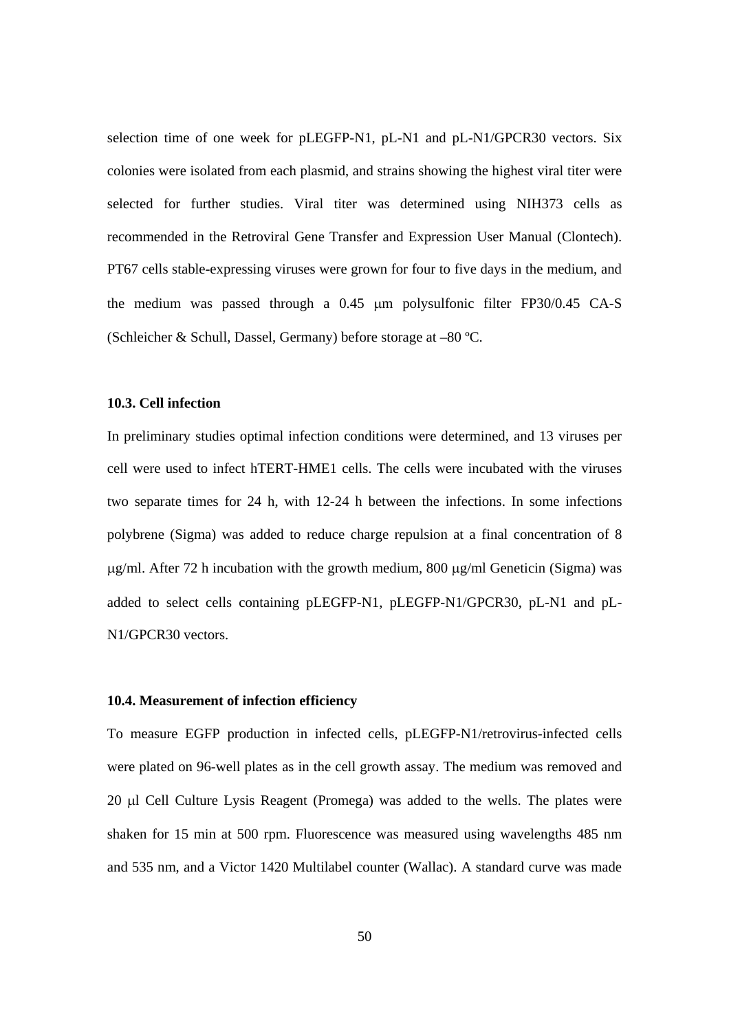selection time of one week for pLEGFP-N1, pL-N1 and pL-N1/GPCR30 vectors. Six colonies were isolated from each plasmid, and strains showing the highest viral titer were selected for further studies. Viral titer was determined using NIH373 cells as recommended in the Retroviral Gene Transfer and Expression User Manual (Clontech). PT67 cells stable-expressing viruses were grown for four to five days in the medium, and the medium was passed through a 0.45 μm polysulfonic filter FP30/0.45 CA-S (Schleicher & Schull, Dassel, Germany) before storage at –80 ºC.

### 10.3. Cell infection

In preliminary studies optimal infection conditions were determined, and 13 viruses per cell were used to infect hTERT-HME1 cells. The cells were incubated with the viruses two separate times for 24 h, with 12-24 h between the infections. In some infections polybrene (Sigma) was added to reduce charge repulsion at a final concentration of 8 μg/ml. After 72 h incubation with the growth medium, 800 μg/ml Geneticin (Sigma) was added to select cells containing pLEGFP-N1, pLEGFP-N1/GPCR30, pL-N1 and pL-N1/GPCR30 vectors.

### 10.4. Measurement of infection efficiency

To measure EGFP production in infected cells, pLEGFP-N1/retrovirus-infected cells were plated on 96-well plates as in the cell growth assay. The medium was removed and 20 μl Cell Culture Lysis Reagent (Promega) was added to the wells. The plates were shaken for 15 min at 500 rpm. Fluorescence was measured using wavelengths 485 nm and 535 nm, and a Victor 1420 Multilabel counter (Wallac). A standard curve was made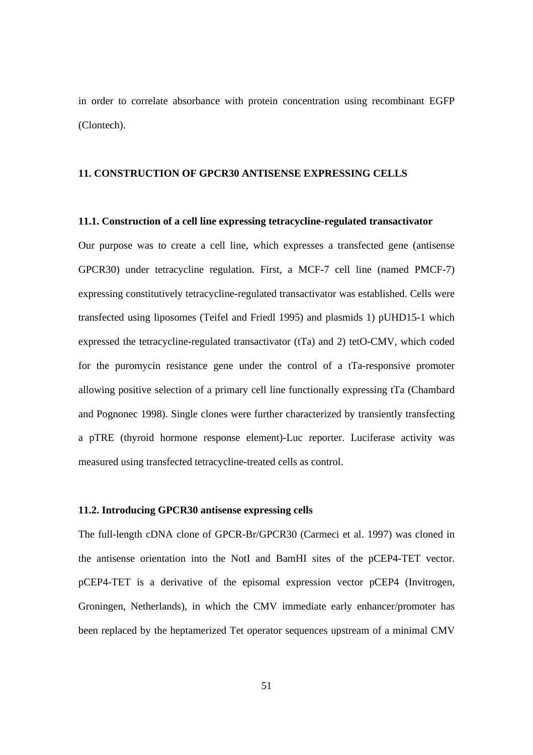in order to correlate absorbance with protein concentration using recombinant EGFP (Clontech).

## 11. CONSTRUCTION OF GPCR30 ANTISENSE EXPRESSING CELLS

### 11.1. Construction of a cell line expressing tetracycline-regulated transactivator

Our purpose was to create a cell line, which expresses a transfected gene (antisense GPCR30) under tetracycline regulation. First, a MCF-7 cell line (named PMCF-7) expressing constitutively tetracycline-regulated transactivator was established. Cells were transfected using liposomes (Teifel and Friedl 1995) and plasmids 1) pUHD15-1 which expressed the tetracycline-regulated transactivator (tTa) and 2) tetO-CMV, which coded for the puromycin resistance gene under the control of a tTa-responsive promoter allowing positive selection of a primary cell line functionally expressing tTa (Chambard and Pognonec 1998). Single clones were further characterized by transiently transfecting a pTRE (thyroid hormone response element)-Luc reporter. Luciferase activity was measured using transfected tetracycline-treated cells as control.

### 11.2. Introducing GPCR30 antisense expressing cells

The full-length cDNA clone of GPCR-Br/GPCR30 (Carmeci et al. 1997) was cloned in the antisense orientation into the NotI and BamHI sites of the pCEP4-TET vector. pCEP4-TET is a derivative of the episomal expression vector pCEP4 (Invitrogen, Groningen, Netherlands), in which the CMV immediate early enhancer/promoter has been replaced by the heptamerized Tet operator sequences upstream of a minimal CMV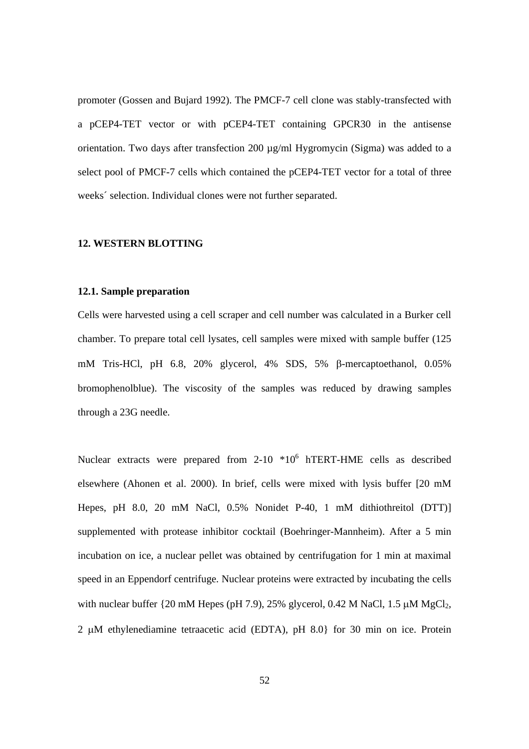promoter (Gossen and Bujard 1992). The PMCF-7 cell clone was stably-transfected with a pCEP4-TET vector or with pCEP4-TET containing GPCR30 in the antisense orientation. Two days after transfection 200 µg/ml Hygromycin (Sigma) was added to a select pool of PMCF-7 cells which contained the pCEP4-TET vector for a total of three weeks´ selection. Individual clones were not further separated.

## 12. WESTERN BLOTTING

### 12.1. Sample preparation

Cells were harvested using a cell scraper and cell number was calculated in a Burker cell chamber. To prepare total cell lysates, cell samples were mixed with sample buffer (125 mM Tris-HCl, pH 6.8, 20% glycerol, 4% SDS, 5% β-mercaptoethanol, 0.05% bromophenolblue). The viscosity of the samples was reduced by drawing samples through a 23G needle.

Nuclear extracts were prepared from 2-10 $*10^6$ hTERT-HME cells as described elsewhere (Ahonen et al. 2000). In brief, cells were mixed with lysis buffer [20 mM Hepes, pH 8.0, 20 mM NaCl, 0.5% Nonidet P-40, 1 mM dithiothreitol (DTT)] supplemented with protease inhibitor cocktail (Boehringer-Mannheim). After a 5 min incubation on ice, a nuclear pellet was obtained by centrifugation for 1 min at maximal speed in an Eppendorf centrifuge. Nuclear proteins were extracted by incubating the cells with nuclear buffer {20 mM Hepes (pH 7.9), 25% glycerol, 0.42 M NaCl, 1.5 μM $MgCl_2$, 2 μM ethylenediamine tetraacetic acid (EDTA), pH 8.0} for 30 min on ice. Protein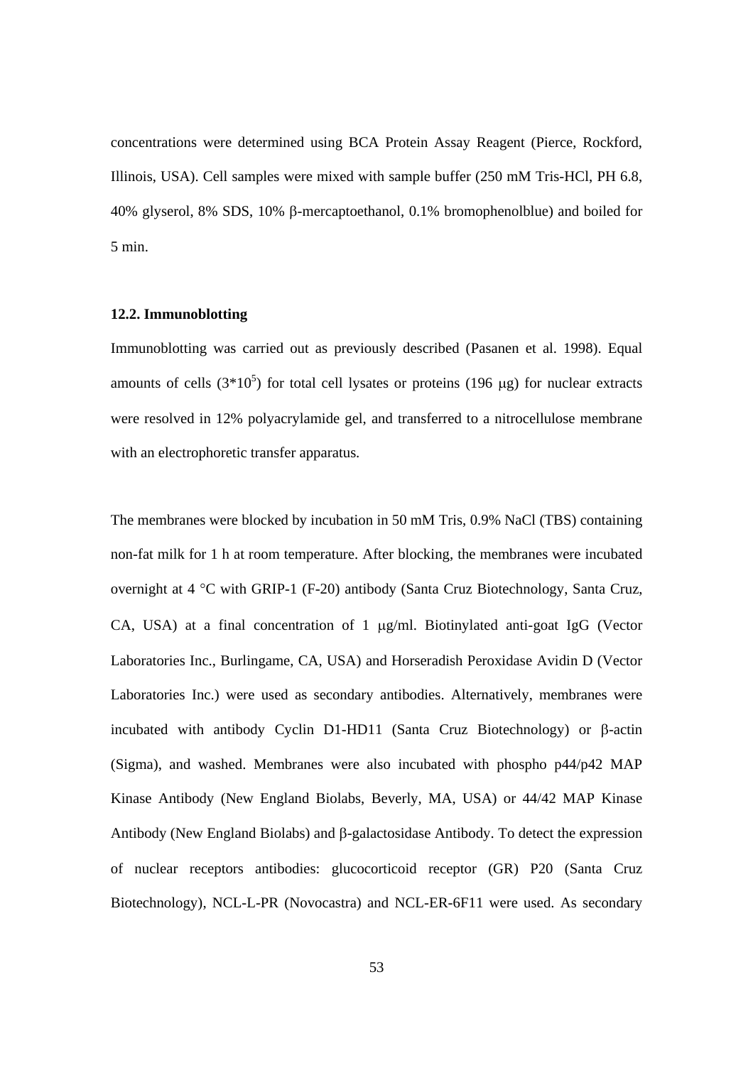concentrations were determined using BCA Protein Assay Reagent (Pierce, Rockford, Illinois, USA). Cell samples were mixed with sample buffer (250 mM Tris-HCl, PH 6.8, 40% glyserol, 8% SDS, 10% β-mercaptoethanol, 0.1% bromophenolblue) and boiled for 5 min.

### 12.2. Immunoblotting

Immunoblotting was carried out as previously described (Pasanen et al. 1998). Equal amounts of cells ($3*10^5$) for total cell lysates or proteins (196 μg) for nuclear extracts were resolved in 12% polyacrylamide gel, and transferred to a nitrocellulose membrane with an electrophoretic transfer apparatus.

The membranes were blocked by incubation in 50 mM Tris, 0.9% NaCl (TBS) containing non-fat milk for 1 h at room temperature. After blocking, the membranes were incubated overnight at 4 °C with GRIP-1 (F-20) antibody (Santa Cruz Biotechnology, Santa Cruz, CA, USA) at a final concentration of 1 μg/ml. Biotinylated anti-goat IgG (Vector Laboratories Inc., Burlingame, CA, USA) and Horseradish Peroxidase Avidin D (Vector Laboratories Inc.) were used as secondary antibodies. Alternatively, membranes were incubated with antibody Cyclin D1-HD11 (Santa Cruz Biotechnology) or β-actin (Sigma), and washed. Membranes were also incubated with phospho p44/p42 MAP Kinase Antibody (New England Biolabs, Beverly, MA, USA) or 44/42 MAP Kinase Antibody (New England Biolabs) and β-galactosidase Antibody. To detect the expression of nuclear receptors antibodies: glucocorticoid receptor (GR) P20 (Santa Cruz Biotechnology), NCL-L-PR (Novocastra) and NCL-ER-6F11 were used. As secondary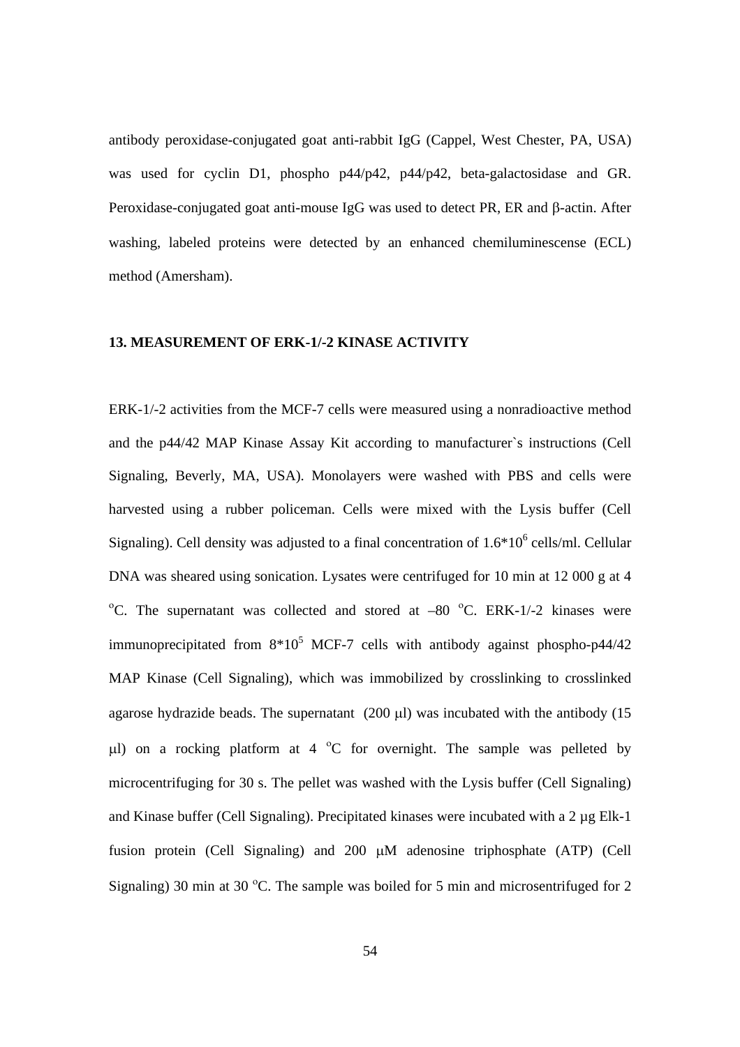antibody peroxidase-conjugated goat anti-rabbit IgG (Cappel, West Chester, PA, USA) was used for cyclin D1, phospho p44/p42, p44/p42, beta-galactosidase and GR. Peroxidase-conjugated goat anti-mouse IgG was used to detect PR, ER and β-actin. After washing, labeled proteins were detected by an enhanced chemiluminescense (ECL) method (Amersham).

### 13. MEASUREMENT OF ERK-1/-2 KINASE ACTIVITY

ERK-1/-2 activities from the MCF-7 cells were measured using a nonradioactive method and the p44/42 MAP Kinase Assay Kit according to manufacturer`s instructions (Cell Signaling, Beverly, MA, USA). Monolayers were washed with PBS and cells were harvested using a rubber policeman. Cells were mixed with the Lysis buffer (Cell Signaling). Cell density was adjusted to a final concentration of $1.6*10^6$ cells/ml. Cellular DNA was sheared using sonication. Lysates were centrifuged for 10 min at 12 000 g at 4 °C. The supernatant was collected and stored at –80 °C. ERK-1/-2 kinases were immunoprecipitated from $8*10^5$ MCF-7 cells with antibody against phospho-p44/42 MAP Kinase (Cell Signaling), which was immobilized by crosslinking to crosslinked agarose hydrazide beads. The supernatant (200 μl) was incubated with the antibody (15 μl) on a rocking platform at 4 °C for overnight. The sample was pelleted by microcentrifuging for 30 s. The pellet was washed with the Lysis buffer (Cell Signaling) and Kinase buffer (Cell Signaling). Precipitated kinases were incubated with a 2 μg Elk-1 fusion protein (Cell Signaling) and 200 μM adenosine triphosphate (ATP) (Cell Signaling) 30 min at 30 °C. The sample was boiled for 5 min and microsentrifuged for 2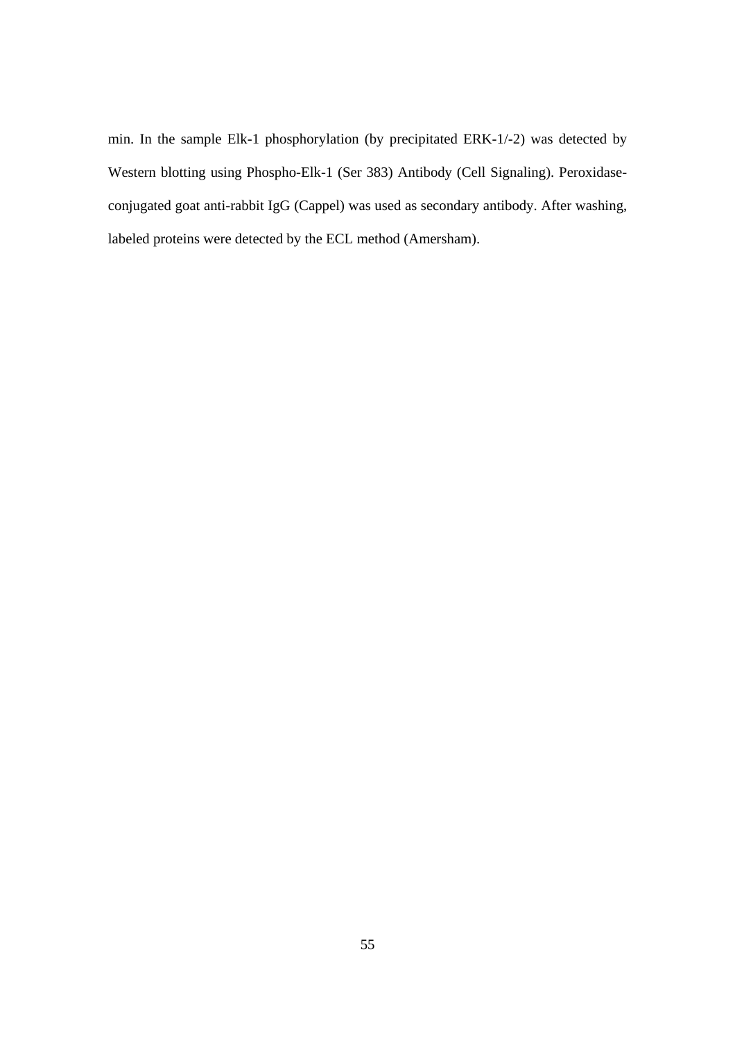min. In the sample Elk-1 phosphorylation (by precipitated ERK-1/-2) was detected by Western blotting using Phospho-Elk-1 (Ser 383) Antibody (Cell Signaling). Peroxidase-conjugated goat anti-rabbit IgG (Cappel) was used as secondary antibody. After washing, labeled proteins were detected by the ECL method (Amersham).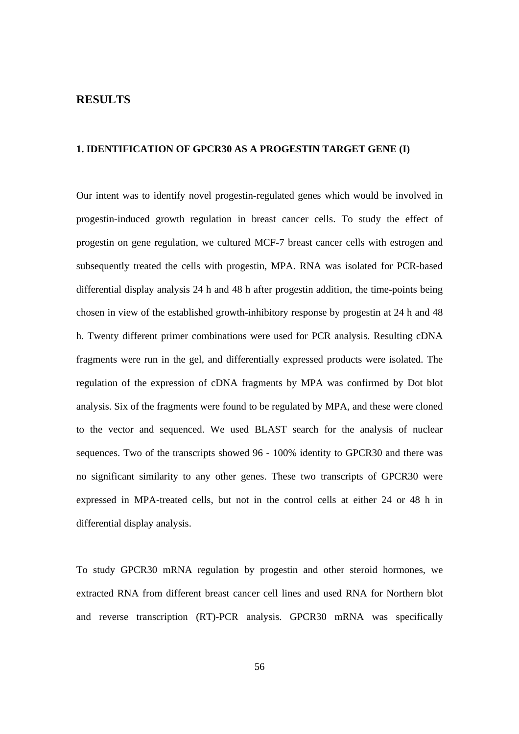# RESULTS

## 1. IDENTIFICATION OF GPCR30 AS A PROGESTIN TARGET GENE (I)

Our intent was to identify novel progestin-regulated genes which would be involved in progestin-induced growth regulation in breast cancer cells. To study the effect of progestin on gene regulation, we cultured MCF-7 breast cancer cells with estrogen and subsequently treated the cells with progestin, MPA. RNA was isolated for PCR-based differential display analysis 24 h and 48 h after progestin addition, the time-points being chosen in view of the established growth-inhibitory response by progestin at 24 h and 48 h. Twenty different primer combinations were used for PCR analysis. Resulting cDNA fragments were run in the gel, and differentially expressed products were isolated. The regulation of the expression of cDNA fragments by MPA was confirmed by Dot blot analysis. Six of the fragments were found to be regulated by MPA, and these were cloned to the vector and sequenced. We used BLAST search for the analysis of nuclear sequences. Two of the transcripts showed 96 - 100% identity to GPCR30 and there was no significant similarity to any other genes. These two transcripts of GPCR30 were expressed in MPA-treated cells, but not in the control cells at either 24 or 48 h in differential display analysis.

To study GPCR30 mRNA regulation by progestin and other steroid hormones, we extracted RNA from different breast cancer cell lines and used RNA for Northern blot and reverse transcription (RT)-PCR analysis. GPCR30 mRNA was specifically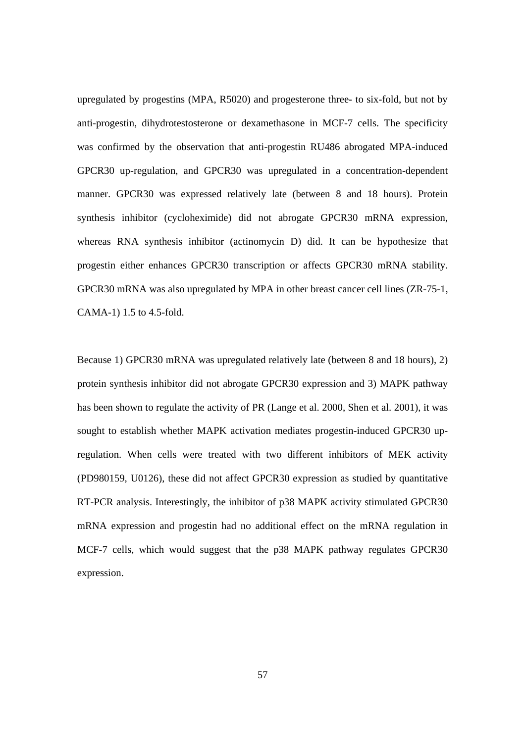upregulated by progestins (MPA, R5020) and progesterone three- to six-fold, but not by anti-progestin, dihydrotestosterone or dexamethasone in MCF-7 cells. The specificity was confirmed by the observation that anti-progestin RU486 abrogated MPA-induced GPCR30 up-regulation, and GPCR30 was upregulated in a concentration-dependent manner. GPCR30 was expressed relatively late (between 8 and 18 hours). Protein synthesis inhibitor (cycloheximide) did not abrogate GPCR30 mRNA expression, whereas RNA synthesis inhibitor (actinomycin D) did. It can be hypothesize that progestin either enhances GPCR30 transcription or affects GPCR30 mRNA stability. GPCR30 mRNA was also upregulated by MPA in other breast cancer cell lines (ZR-75-1, CAMA-1) 1.5 to 4.5-fold.

Because 1) GPCR30 mRNA was upregulated relatively late (between 8 and 18 hours), 2) protein synthesis inhibitor did not abrogate GPCR30 expression and 3) MAPK pathway has been shown to regulate the activity of PR (Lange et al. 2000, Shen et al. 2001), it was sought to establish whether MAPK activation mediates progestin-induced GPCR30 up-regulation. When cells were treated with two different inhibitors of MEK activity (PD980159, U0126), these did not affect GPCR30 expression as studied by quantitative RT-PCR analysis. Interestingly, the inhibitor of p38 MAPK activity stimulated GPCR30 mRNA expression and progestin had no additional effect on the mRNA regulation in MCF-7 cells, which would suggest that the p38 MAPK pathway regulates GPCR30 expression.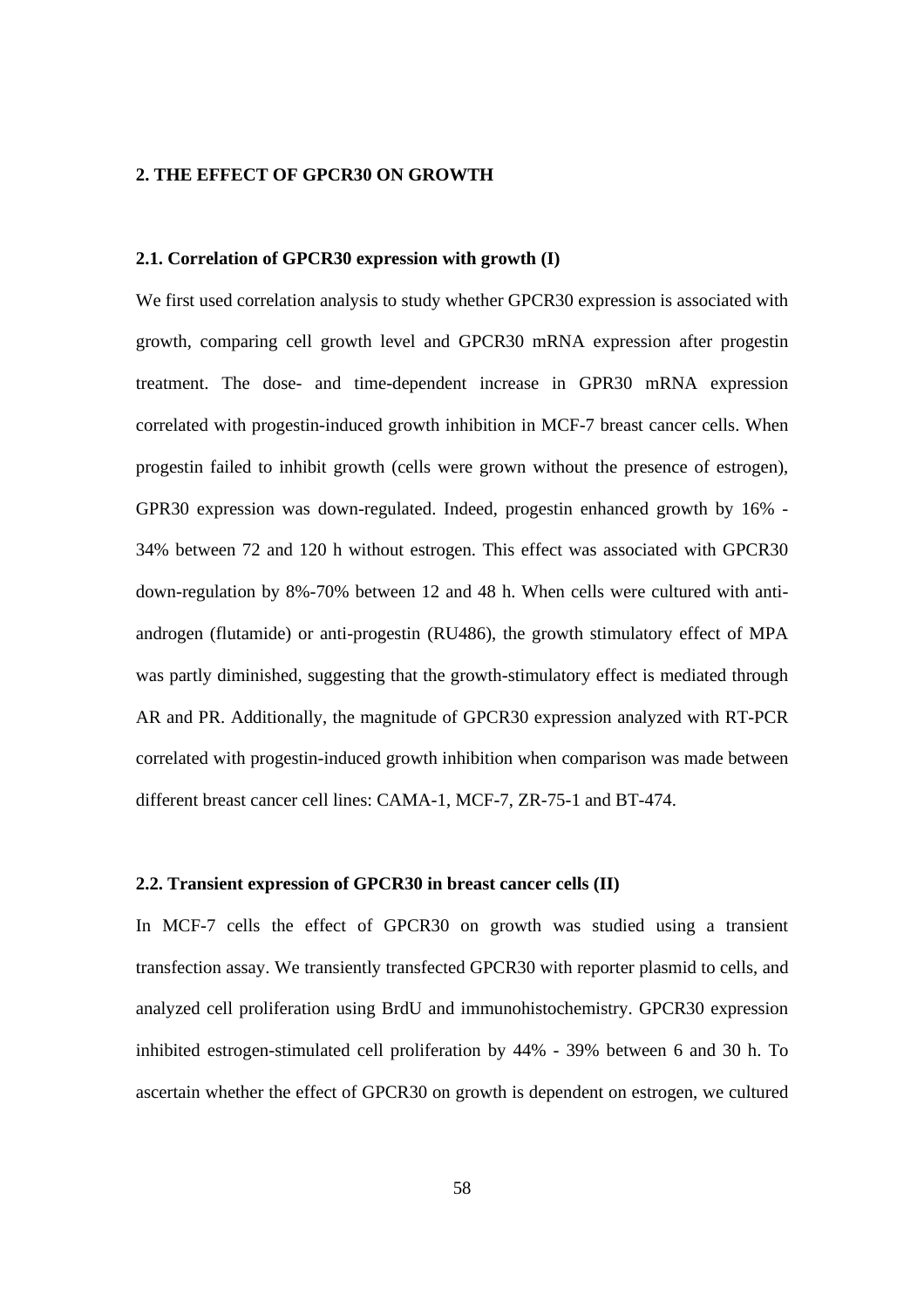## 2. THE EFFECT OF GPCR30 ON GROWTH

### 2.1. Correlation of GPCR30 expression with growth (I)

We first used correlation analysis to study whether GPCR30 expression is associated with growth, comparing cell growth level and GPCR30 mRNA expression after progestin treatment. The dose- and time-dependent increase in GPR30 mRNA expression correlated with progestin-induced growth inhibition in MCF-7 breast cancer cells. When progestin failed to inhibit growth (cells were grown without the presence of estrogen), GPR30 expression was down-regulated. Indeed, progestin enhanced growth by 16% - 34% between 72 and 120 h without estrogen. This effect was associated with GPCR30 down-regulation by 8%-70% between 12 and 48 h. When cells were cultured with anti-androgen (flutamide) or anti-progestin (RU486), the growth stimulatory effect of MPA was partly diminished, suggesting that the growth-stimulatory effect is mediated through AR and PR. Additionally, the magnitude of GPCR30 expression analyzed with RT-PCR correlated with progestin-induced growth inhibition when comparison was made between different breast cancer cell lines: CAMA-1, MCF-7, ZR-75-1 and BT-474.

### 2.2. Transient expression of GPCR30 in breast cancer cells (II)

In MCF-7 cells the effect of GPCR30 on growth was studied using a transient transfection assay. We transiently transfected GPCR30 with reporter plasmid to cells, and analyzed cell proliferation using BrdU and immunohistochemistry. GPCR30 expression inhibited estrogen-stimulated cell proliferation by 44% - 39% between 6 and 30 h. To ascertain whether the effect of GPCR30 on growth is dependent on estrogen, we cultured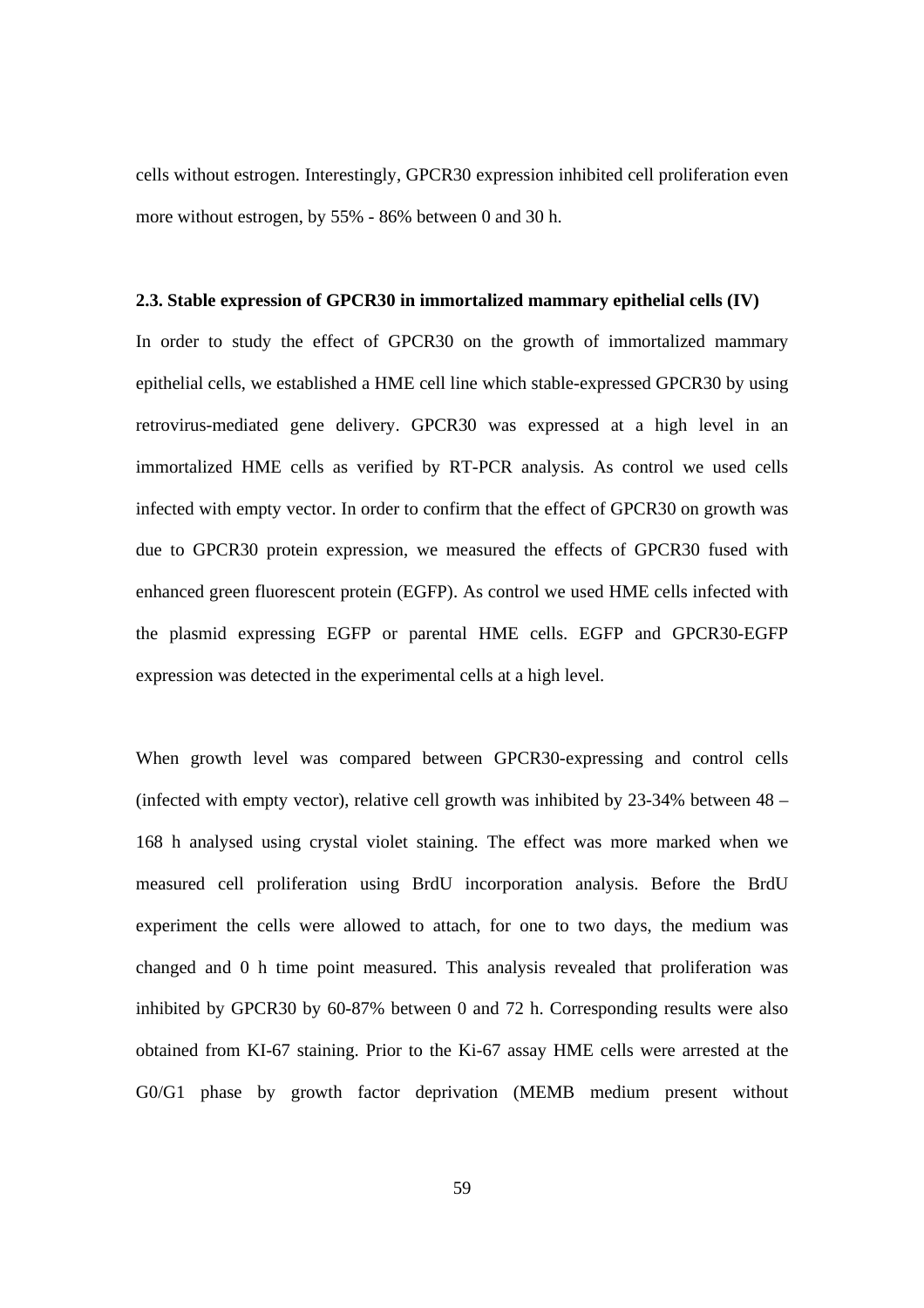cells without estrogen. Interestingly, GPCR30 expression inhibited cell proliferation even more without estrogen, by 55% - 86% between 0 and 30 h.

### 2.3. Stable expression of GPCR30 in immortalized mammary epithelial cells (IV)

In order to study the effect of GPCR30 on the growth of immortalized mammary epithelial cells, we established a HME cell line which stable-expressed GPCR30 by using retrovirus-mediated gene delivery. GPCR30 was expressed at a high level in an immortalized HME cells as verified by RT-PCR analysis. As control we used cells infected with empty vector. In order to confirm that the effect of GPCR30 on growth was due to GPCR30 protein expression, we measured the effects of GPCR30 fused with enhanced green fluorescent protein (EGFP). As control we used HME cells infected with the plasmid expressing EGFP or parental HME cells. EGFP and GPCR30-EGFP expression was detected in the experimental cells at a high level.

When growth level was compared between GPCR30-expressing and control cells (infected with empty vector), relative cell growth was inhibited by 23-34% between 48 – 168 h analysed using crystal violet staining. The effect was more marked when we measured cell proliferation using BrdU incorporation analysis. Before the BrdU experiment the cells were allowed to attach, for one to two days, the medium was changed and 0 h time point measured. This analysis revealed that proliferation was inhibited by GPCR30 by 60-87% between 0 and 72 h. Corresponding results were also obtained from KI-67 staining. Prior to the Ki-67 assay HME cells were arrested at the G0/G1 phase by growth factor deprivation (MEMB medium present without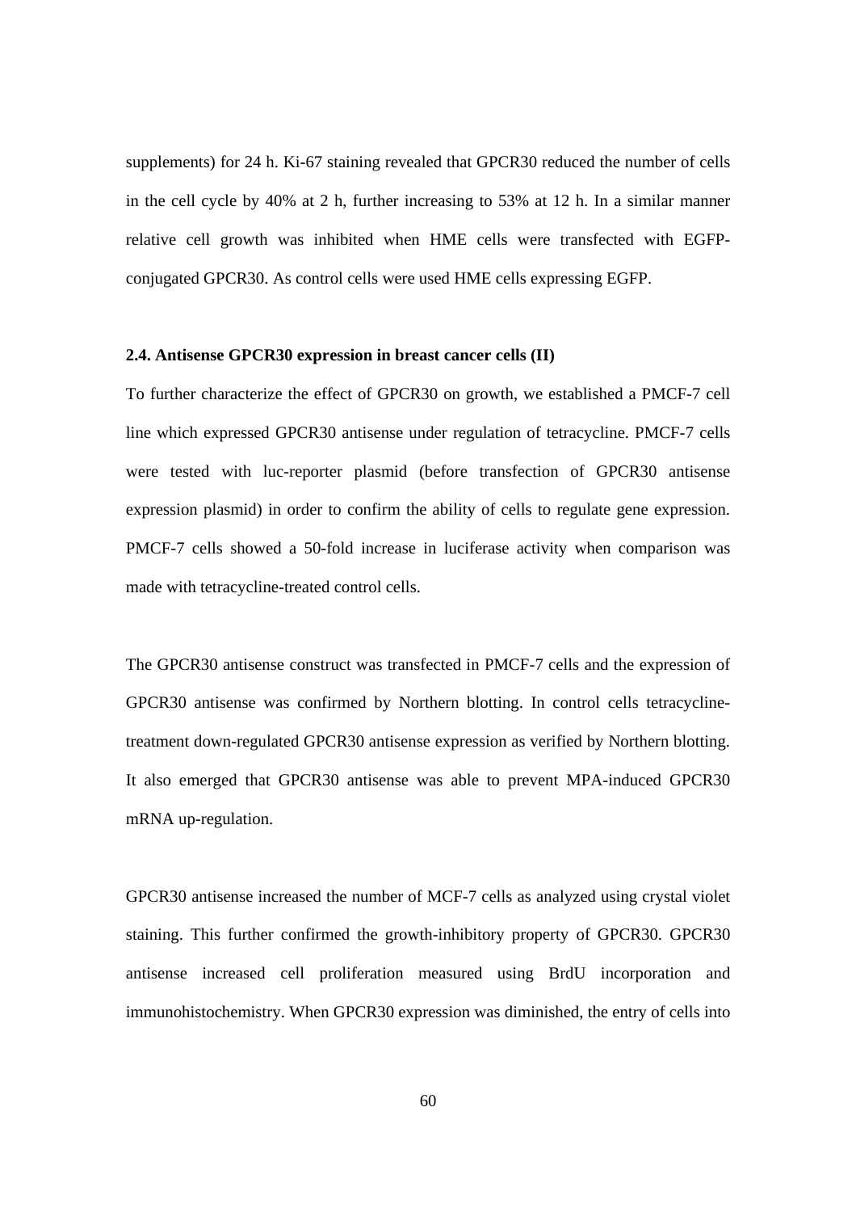supplements) for 24 h. Ki-67 staining revealed that GPCR30 reduced the number of cells in the cell cycle by 40% at 2 h, further increasing to 53% at 12 h. In a similar manner relative cell growth was inhibited when HME cells were transfected with EGFP-conjugated GPCR30. As control cells were used HME cells expressing EGFP.

### 2.4. Antisense GPCR30 expression in breast cancer cells (II)

To further characterize the effect of GPCR30 on growth, we established a PMCF-7 cell line which expressed GPCR30 antisense under regulation of tetracycline. PMCF-7 cells were tested with luc-reporter plasmid (before transfection of GPCR30 antisense expression plasmid) in order to confirm the ability of cells to regulate gene expression. PMCF-7 cells showed a 50-fold increase in luciferase activity when comparison was made with tetracycline-treated control cells.

The GPCR30 antisense construct was transfected in PMCF-7 cells and the expression of GPCR30 antisense was confirmed by Northern blotting. In control cells tetracycline-treatment down-regulated GPCR30 antisense expression as verified by Northern blotting. It also emerged that GPCR30 antisense was able to prevent MPA-induced GPCR30 mRNA up-regulation.

GPCR30 antisense increased the number of MCF-7 cells as analyzed using crystal violet staining. This further confirmed the growth-inhibitory property of GPCR30. GPCR30 antisense increased cell proliferation measured using BrdU incorporation and immunohistochemistry. When GPCR30 expression was diminished, the entry of cells into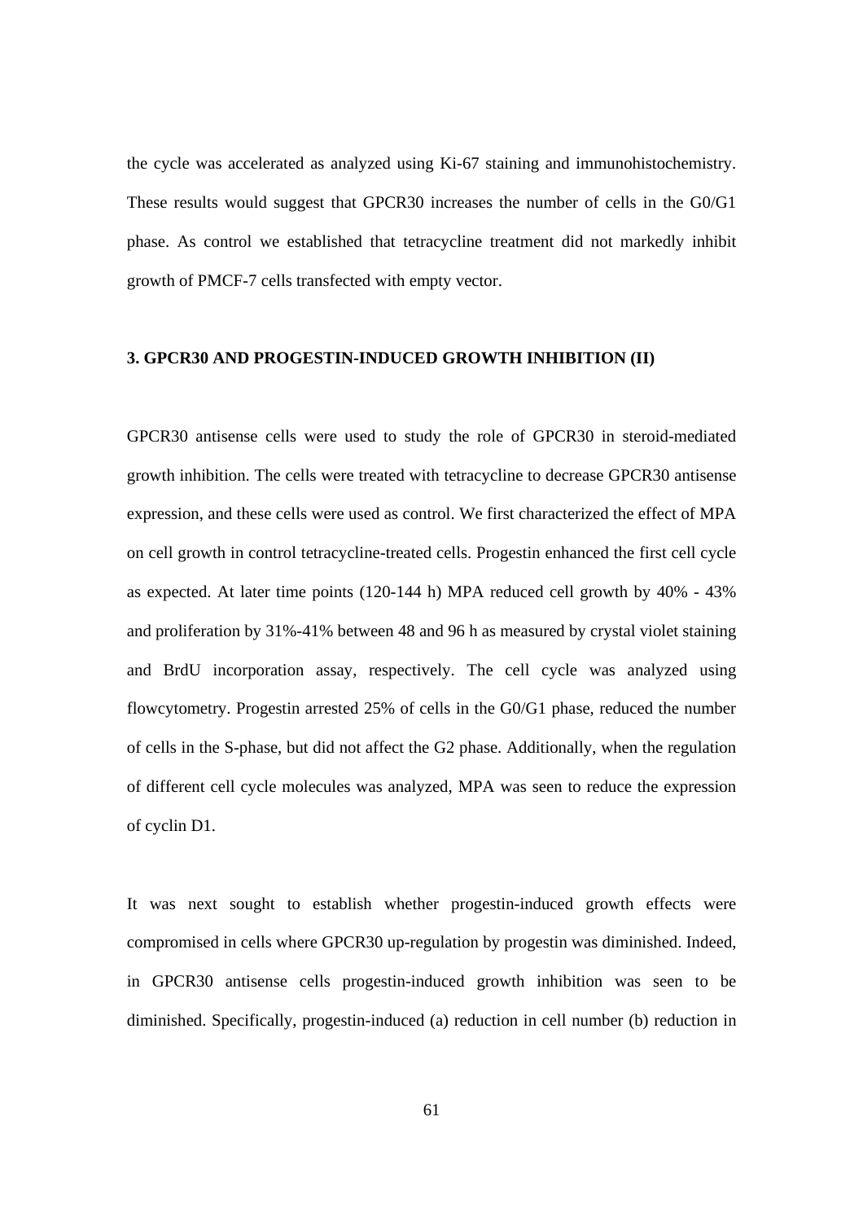the cycle was accelerated as analyzed using Ki-67 staining and immunohistochemistry. These results would suggest that GPCR30 increases the number of cells in the G0/G1 phase. As control we established that tetracycline treatment did not markedly inhibit growth of PMCF-7 cells transfected with empty vector.

### 3. GPCR30 AND PROGESTIN-INDUCED GROWTH INHIBITION (II)

GPCR30 antisense cells were used to study the role of GPCR30 in steroid-mediated growth inhibition. The cells were treated with tetracycline to decrease GPCR30 antisense expression, and these cells were used as control. We first characterized the effect of MPA on cell growth in control tetracycline-treated cells. Progestin enhanced the first cell cycle as expected. At later time points (120-144 h) MPA reduced cell growth by 40% - 43% and proliferation by 31%-41% between 48 and 96 h as measured by crystal violet staining and BrdU incorporation assay, respectively. The cell cycle was analyzed using flowcytometry. Progestin arrested 25% of cells in the G0/G1 phase, reduced the number of cells in the S-phase, but did not affect the G2 phase. Additionally, when the regulation of different cell cycle molecules was analyzed, MPA was seen to reduce the expression of cyclin D1.

It was next sought to establish whether progestin-induced growth effects were compromised in cells where GPCR30 up-regulation by progestin was diminished. Indeed, in GPCR30 antisense cells progestin-induced growth inhibition was seen to be diminished. Specifically, progestin-induced (a) reduction in cell number (b) reduction in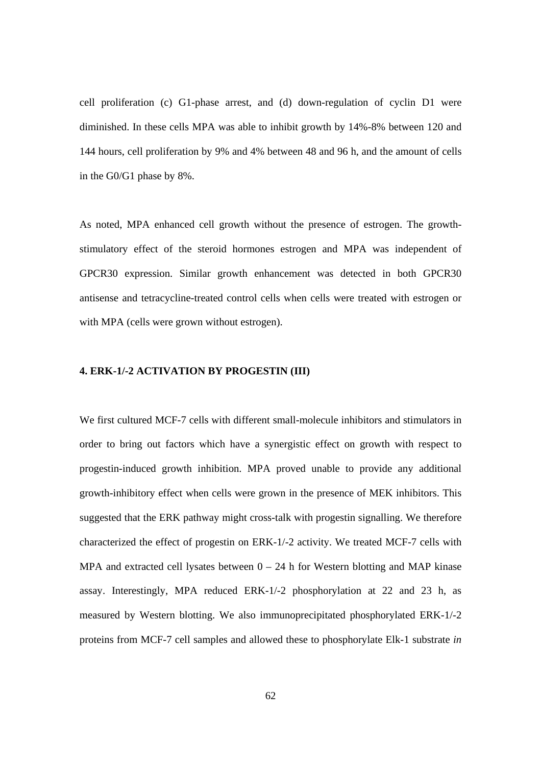cell proliferation (c) G1-phase arrest, and (d) down-regulation of cyclin D1 were diminished. In these cells MPA was able to inhibit growth by 14%-8% between 120 and 144 hours, cell proliferation by 9% and 4% between 48 and 96 h, and the amount of cells in the G0/G1 phase by 8%.

As noted, MPA enhanced cell growth without the presence of estrogen. The growth-stimulatory effect of the steroid hormones estrogen and MPA was independent of GPCR30 expression. Similar growth enhancement was detected in both GPCR30 antisense and tetracycline-treated control cells when cells were treated with estrogen or with MPA (cells were grown without estrogen).

### 4. ERK-1/-2 ACTIVATION BY PROGESTIN (III)

We first cultured MCF-7 cells with different small-molecule inhibitors and stimulators in order to bring out factors which have a synergistic effect on growth with respect to progestin-induced growth inhibition. MPA proved unable to provide any additional growth-inhibitory effect when cells were grown in the presence of MEK inhibitors. This suggested that the ERK pathway might cross-talk with progestin signalling. We therefore characterized the effect of progestin on ERK-1/-2 activity. We treated MCF-7 cells with MPA and extracted cell lysates between 0 – 24 h for Western blotting and MAP kinase assay. Interestingly, MPA reduced ERK-1/-2 phosphorylation at 22 and 23 h, as measured by Western blotting. We also immunoprecipitated phosphorylated ERK-1/-2 proteins from MCF-7 cell samples and allowed these to phosphorylate Elk-1 substrate *in*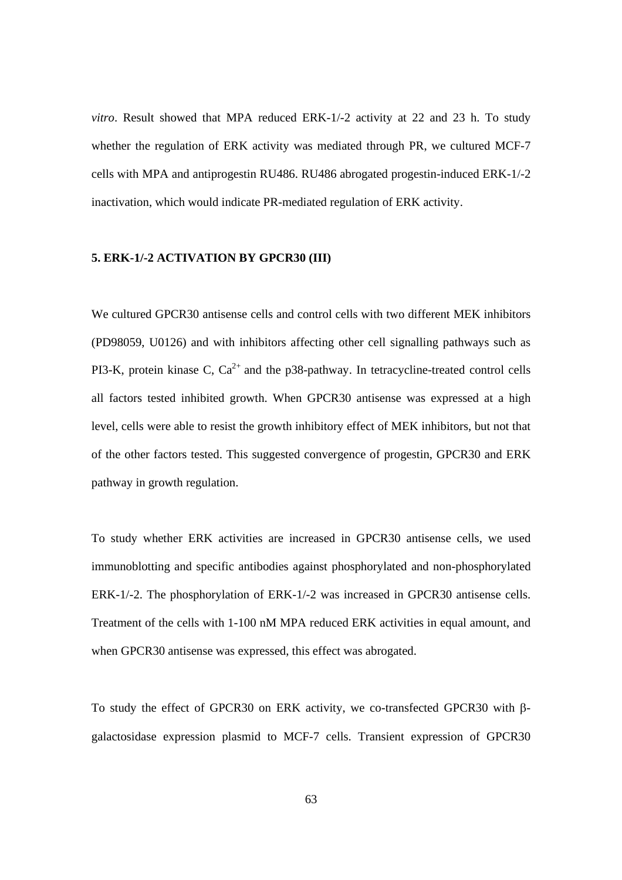*vitro*. Result showed that MPA reduced ERK-1/-2 activity at 22 and 23 h. To study whether the regulation of ERK activity was mediated through PR, we cultured MCF-7 cells with MPA and antiprogestin RU486. RU486 abrogated progestin-induced ERK-1/-2 inactivation, which would indicate PR-mediated regulation of ERK activity.

### 5. ERK-1/-2 ACTIVATION BY GPCR30 (III)

We cultured GPCR30 antisense cells and control cells with two different MEK inhibitors (PD98059, U0126) and with inhibitors affecting other cell signalling pathways such as PI3-K, protein kinase C, $Ca^{2+}$ and the p38-pathway. In tetracycline-treated control cells all factors tested inhibited growth. When GPCR30 antisense was expressed at a high level, cells were able to resist the growth inhibitory effect of MEK inhibitors, but not that of the other factors tested. This suggested convergence of progestin, GPCR30 and ERK pathway in growth regulation.

To study whether ERK activities are increased in GPCR30 antisense cells, we used immunoblotting and specific antibodies against phosphorylated and non-phosphorylated ERK-1/-2. The phosphorylation of ERK-1/-2 was increased in GPCR30 antisense cells. Treatment of the cells with 1-100 nM MPA reduced ERK activities in equal amount, and when GPCR30 antisense was expressed, this effect was abrogated.

To study the effect of GPCR30 on ERK activity, we co-transfected GPCR30 with β-galactosidase expression plasmid to MCF-7 cells. Transient expression of GPCR30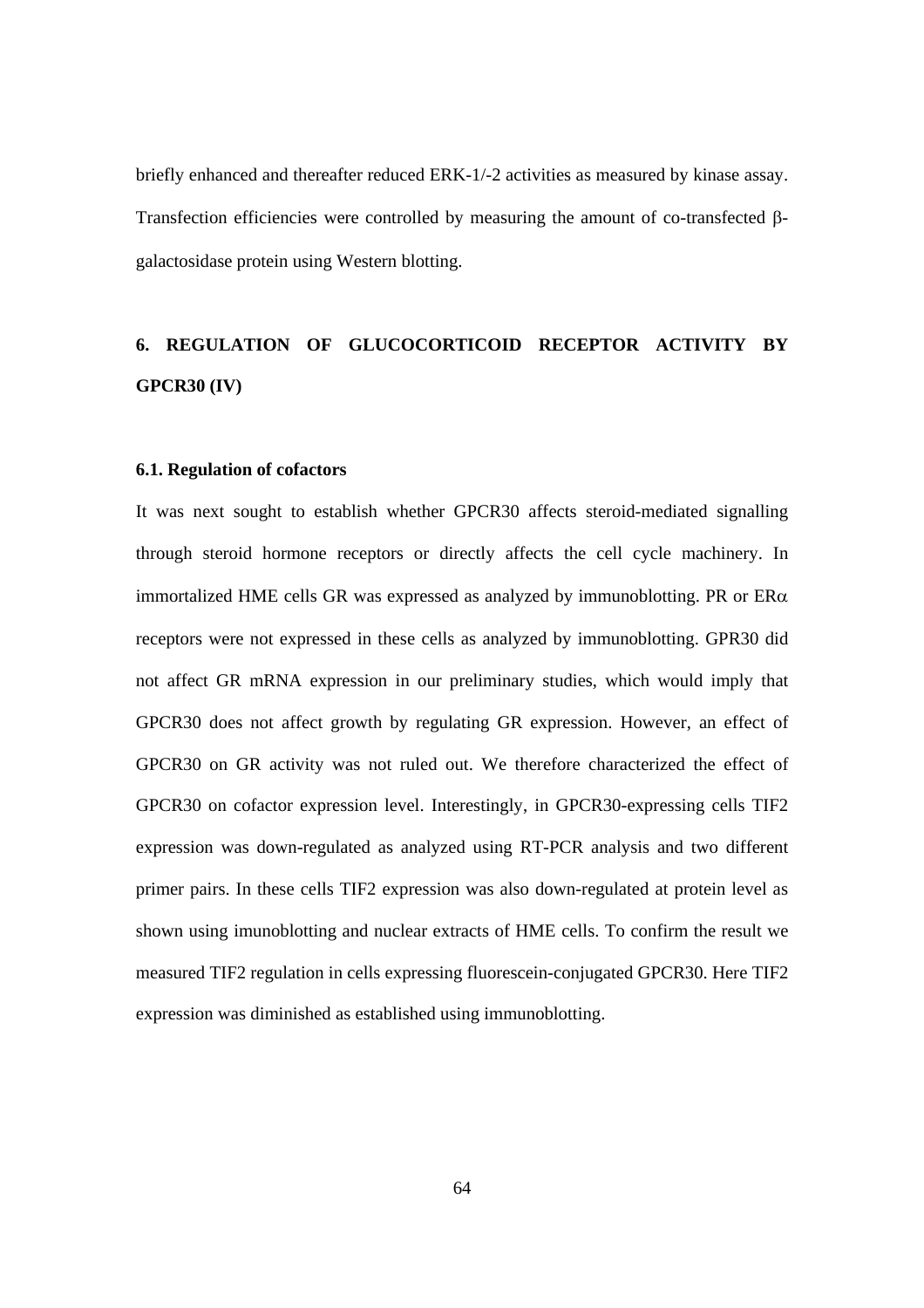briefly enhanced and thereafter reduced ERK-1/-2 activities as measured by kinase assay. Transfection efficiencies were controlled by measuring the amount of co-transfected β-galactosidase protein using Western blotting.

## 6. REGULATION OF GLUCOCORTICOID RECEPTOR ACTIVITY BY GPCR30 (IV)

### 6.1. Regulation of cofactors

It was next sought to establish whether GPCR30 affects steroid-mediated signalling through steroid hormone receptors or directly affects the cell cycle machinery. In immortalized HME cells GR was expressed as analyzed by immunoblotting. PR or ERα receptors were not expressed in these cells as analyzed by immunoblotting. GPR30 did not affect GR mRNA expression in our preliminary studies, which would imply that GPCR30 does not affect growth by regulating GR expression. However, an effect of GPCR30 on GR activity was not ruled out. We therefore characterized the effect of GPCR30 on cofactor expression level. Interestingly, in GPCR30-expressing cells TIF2 expression was down-regulated as analyzed using RT-PCR analysis and two different primer pairs. In these cells TIF2 expression was also down-regulated at protein level as shown using imunoblotting and nuclear extracts of HME cells. To confirm the result we measured TIF2 regulation in cells expressing fluorescein-conjugated GPCR30. Here TIF2 expression was diminished as established using immunoblotting.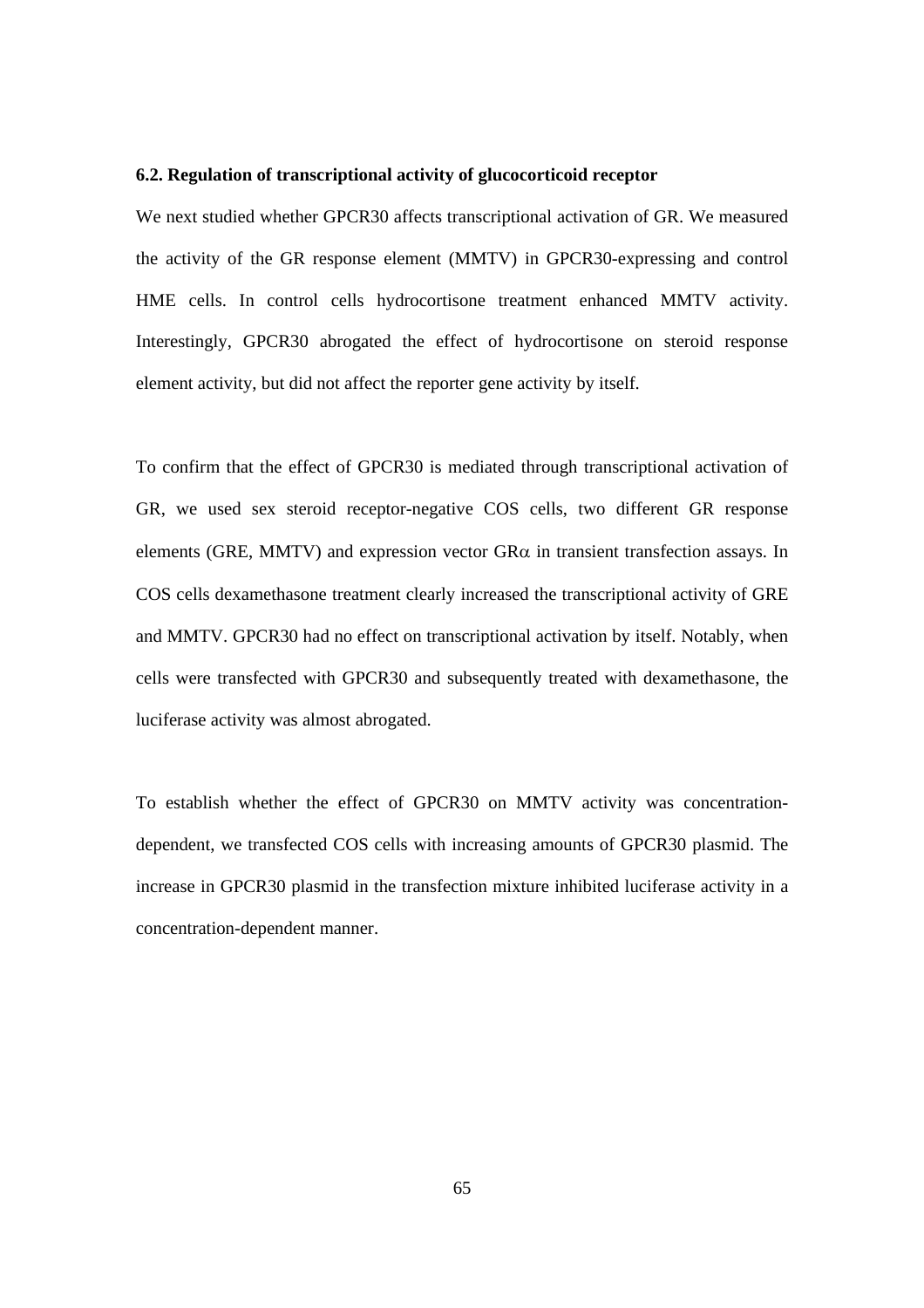### 6.2. Regulation of transcriptional activity of glucocorticoid receptor

We next studied whether GPCR30 affects transcriptional activation of GR. We measured the activity of the GR response element (MMTV) in GPCR30-expressing and control HME cells. In control cells hydrocortisone treatment enhanced MMTV activity. Interestingly, GPCR30 abrogated the effect of hydrocortisone on steroid response element activity, but did not affect the reporter gene activity by itself.

To confirm that the effect of GPCR30 is mediated through transcriptional activation of GR, we used sex steroid receptor-negative COS cells, two different GR response elements (GRE, MMTV) and expression vector GR$\alpha$ in transient transfection assays. In COS cells dexamethasone treatment clearly increased the transcriptional activity of GRE and MMTV. GPCR30 had no effect on transcriptional activation by itself. Notably, when cells were transfected with GPCR30 and subsequently treated with dexamethasone, the luciferase activity was almost abrogated.

To establish whether the effect of GPCR30 on MMTV activity was concentration-dependent, we transfected COS cells with increasing amounts of GPCR30 plasmid. The increase in GPCR30 plasmid in the transfection mixture inhibited luciferase activity in a concentration-dependent manner.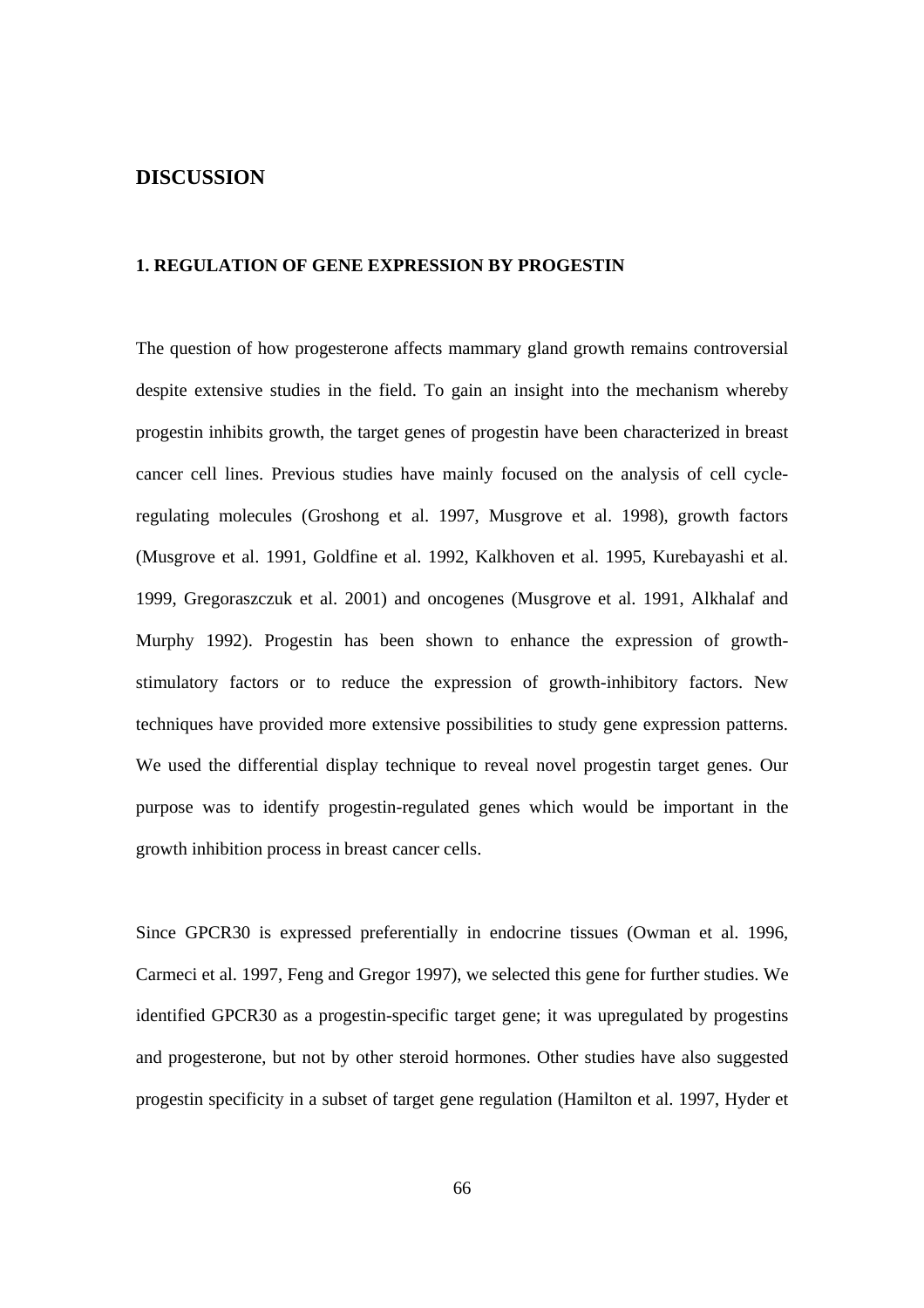## DISCUSSION

### 1. REGULATION OF GENE EXPRESSION BY PROGESTIN

The question of how progesterone affects mammary gland growth remains controversial despite extensive studies in the field. To gain an insight into the mechanism whereby progestin inhibits growth, the target genes of progestin have been characterized in breast cancer cell lines. Previous studies have mainly focused on the analysis of cell cycle-regulating molecules (Groshong et al. 1997, Musgrove et al. 1998), growth factors (Musgrove et al. 1991, Goldfine et al. 1992, Kalkhoven et al. 1995, Kurebayashi et al. 1999, Gregoraszczuk et al. 2001) and oncogenes (Musgrove et al. 1991, Alkhalaf and Murphy 1992). Progestin has been shown to enhance the expression of growth-stimulatory factors or to reduce the expression of growth-inhibitory factors. New techniques have provided more extensive possibilities to study gene expression patterns. We used the differential display technique to reveal novel progestin target genes. Our purpose was to identify progestin-regulated genes which would be important in the growth inhibition process in breast cancer cells.

Since GPCR30 is expressed preferentially in endocrine tissues (Owman et al. 1996, Carmeci et al. 1997, Feng and Gregor 1997), we selected this gene for further studies. We identified GPCR30 as a progestin-specific target gene; it was upregulated by progestins and progesterone, but not by other steroid hormones. Other studies have also suggested progestin specificity in a subset of target gene regulation (Hamilton et al. 1997, Hyder et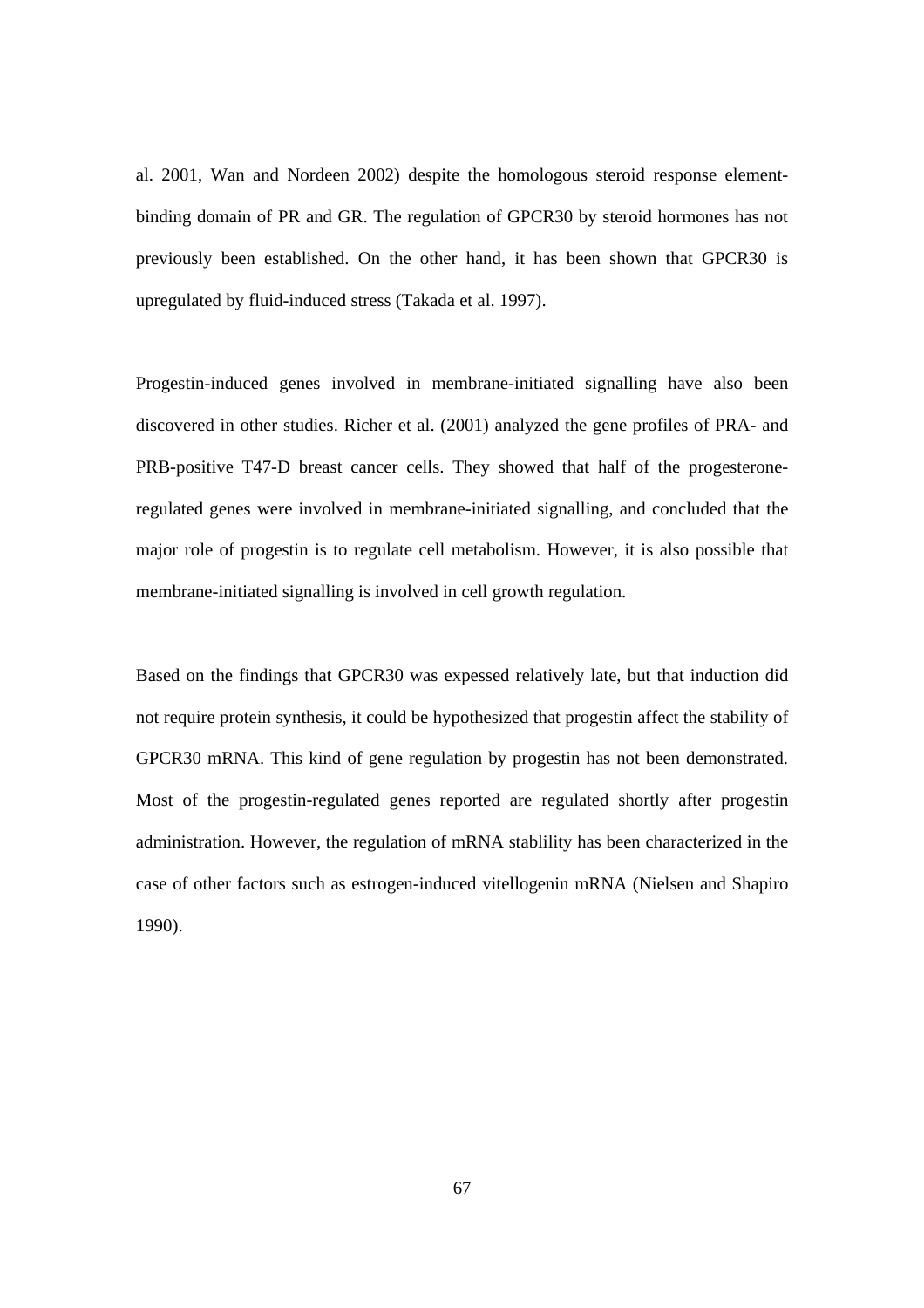al. 2001, Wan and Nordeen 2002) despite the homologous steroid response element-binding domain of PR and GR. The regulation of GPCR30 by steroid hormones has not previously been established. On the other hand, it has been shown that GPCR30 is upregulated by fluid-induced stress (Takada et al. 1997).

Progestin-induced genes involved in membrane-initiated signalling have also been discovered in other studies. Richer et al. (2001) analyzed the gene profiles of PRA- and PRB-positive T47-D breast cancer cells. They showed that half of the progesterone-regulated genes were involved in membrane-initiated signalling, and concluded that the major role of progestin is to regulate cell metabolism. However, it is also possible that membrane-initiated signalling is involved in cell growth regulation.

Based on the findings that GPCR30 was expessed relatively late, but that induction did not require protein synthesis, it could be hypothesized that progestin affect the stability of GPCR30 mRNA. This kind of gene regulation by progestin has not been demonstrated. Most of the progestin-regulated genes reported are regulated shortly after progestin administration. However, the regulation of mRNA stablility has been characterized in the case of other factors such as estrogen-induced vitellogenin mRNA (Nielsen and Shapiro 1990).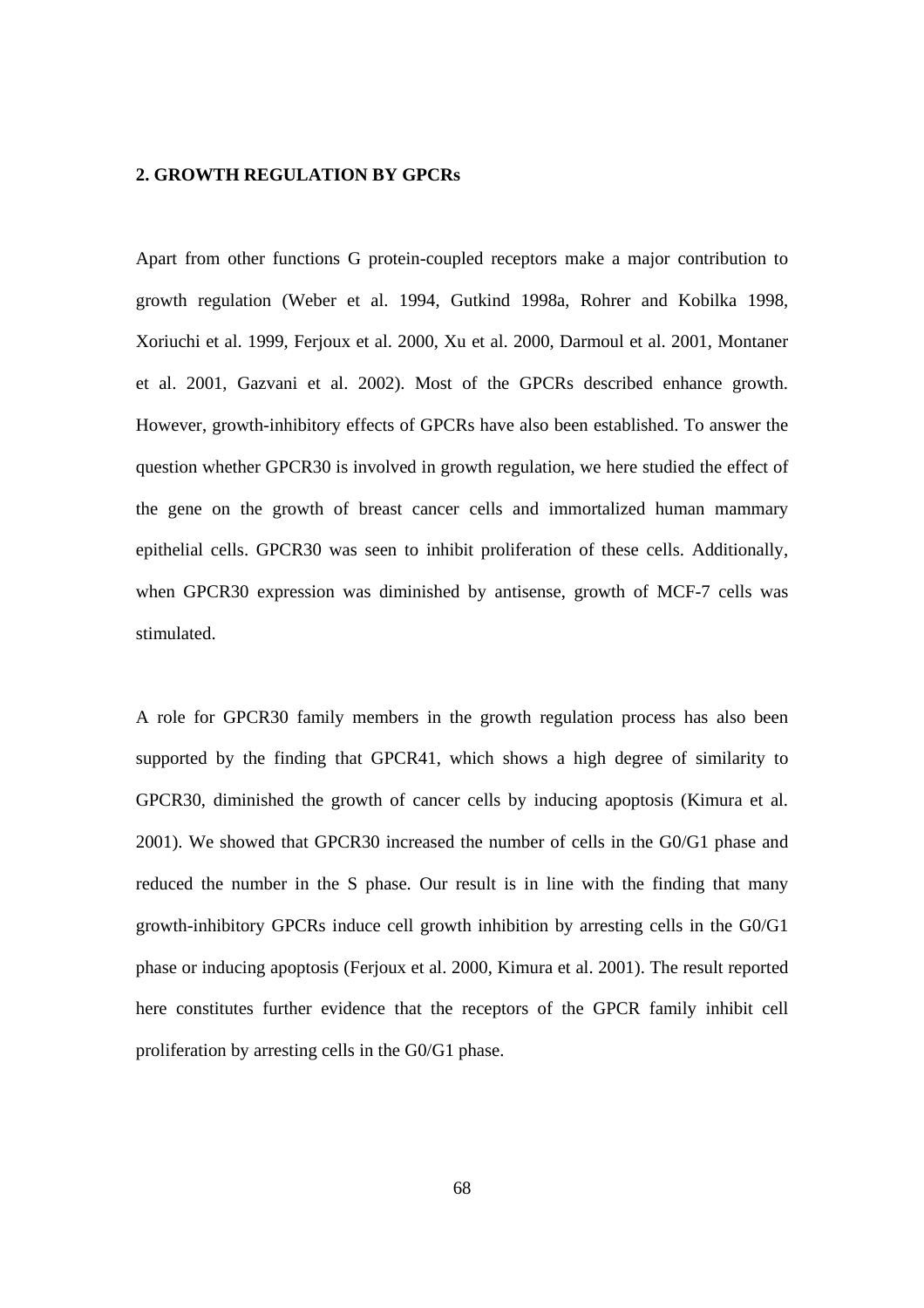## 2. GROWTH REGULATION BY GPCRs

Apart from other functions G protein-coupled receptors make a major contribution to growth regulation (Weber et al. 1994, Gutkind 1998a, Rohrer and Kobilka 1998, Xoriuchi et al. 1999, Ferjoux et al. 2000, Xu et al. 2000, Darmoul et al. 2001, Montaner et al. 2001, Gazvani et al. 2002). Most of the GPCRs described enhance growth. However, growth-inhibitory effects of GPCRs have also been established. To answer the question whether GPCR30 is involved in growth regulation, we here studied the effect of the gene on the growth of breast cancer cells and immortalized human mammary epithelial cells. GPCR30 was seen to inhibit proliferation of these cells. Additionally, when GPCR30 expression was diminished by antisense, growth of MCF-7 cells was stimulated.

A role for GPCR30 family members in the growth regulation process has also been supported by the finding that GPCR41, which shows a high degree of similarity to GPCR30, diminished the growth of cancer cells by inducing apoptosis (Kimura et al. 2001). We showed that GPCR30 increased the number of cells in the G0/G1 phase and reduced the number in the S phase. Our result is in line with the finding that many growth-inhibitory GPCRs induce cell growth inhibition by arresting cells in the G0/G1 phase or inducing apoptosis (Ferjoux et al. 2000, Kimura et al. 2001). The result reported here constitutes further evidence that the receptors of the GPCR family inhibit cell proliferation by arresting cells in the G0/G1 phase.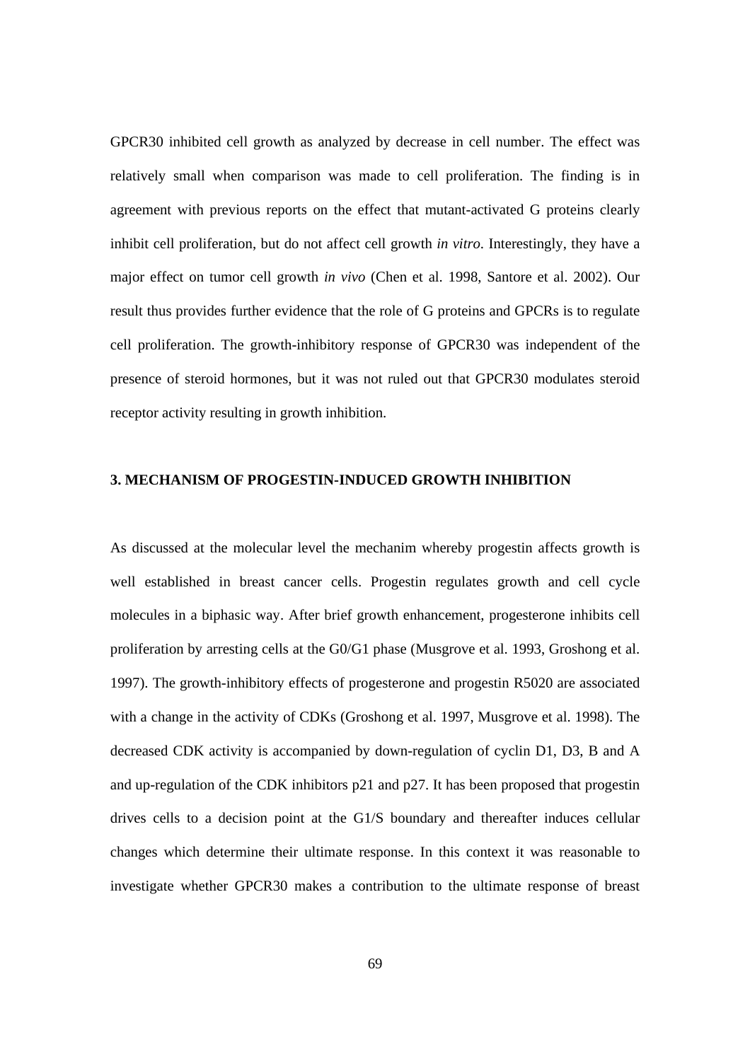GPCR30 inhibited cell growth as analyzed by decrease in cell number. The effect was relatively small when comparison was made to cell proliferation. The finding is in agreement with previous reports on the effect that mutant-activated G proteins clearly inhibit cell proliferation, but do not affect cell growth *in vitro*. Interestingly, they have a major effect on tumor cell growth *in vivo* (Chen et al. 1998, Santore et al. 2002). Our result thus provides further evidence that the role of G proteins and GPCRs is to regulate cell proliferation. The growth-inhibitory response of GPCR30 was independent of the presence of steroid hormones, but it was not ruled out that GPCR30 modulates steroid receptor activity resulting in growth inhibition.

## 3. MECHANISM OF PROGESTIN-INDUCED GROWTH INHIBITION

As discussed at the molecular level the mechanim whereby progestin affects growth is well established in breast cancer cells. Progestin regulates growth and cell cycle molecules in a biphasic way. After brief growth enhancement, progesterone inhibits cell proliferation by arresting cells at the G0/G1 phase (Musgrove et al. 1993, Groshong et al. 1997). The growth-inhibitory effects of progesterone and progestin R5020 are associated with a change in the activity of CDKs (Groshong et al. 1997, Musgrove et al. 1998). The decreased CDK activity is accompanied by down-regulation of cyclin D1, D3, B and A and up-regulation of the CDK inhibitors p21 and p27. It has been proposed that progestin drives cells to a decision point at the G1/S boundary and thereafter induces cellular changes which determine their ultimate response. In this context it was reasonable to investigate whether GPCR30 makes a contribution to the ultimate response of breast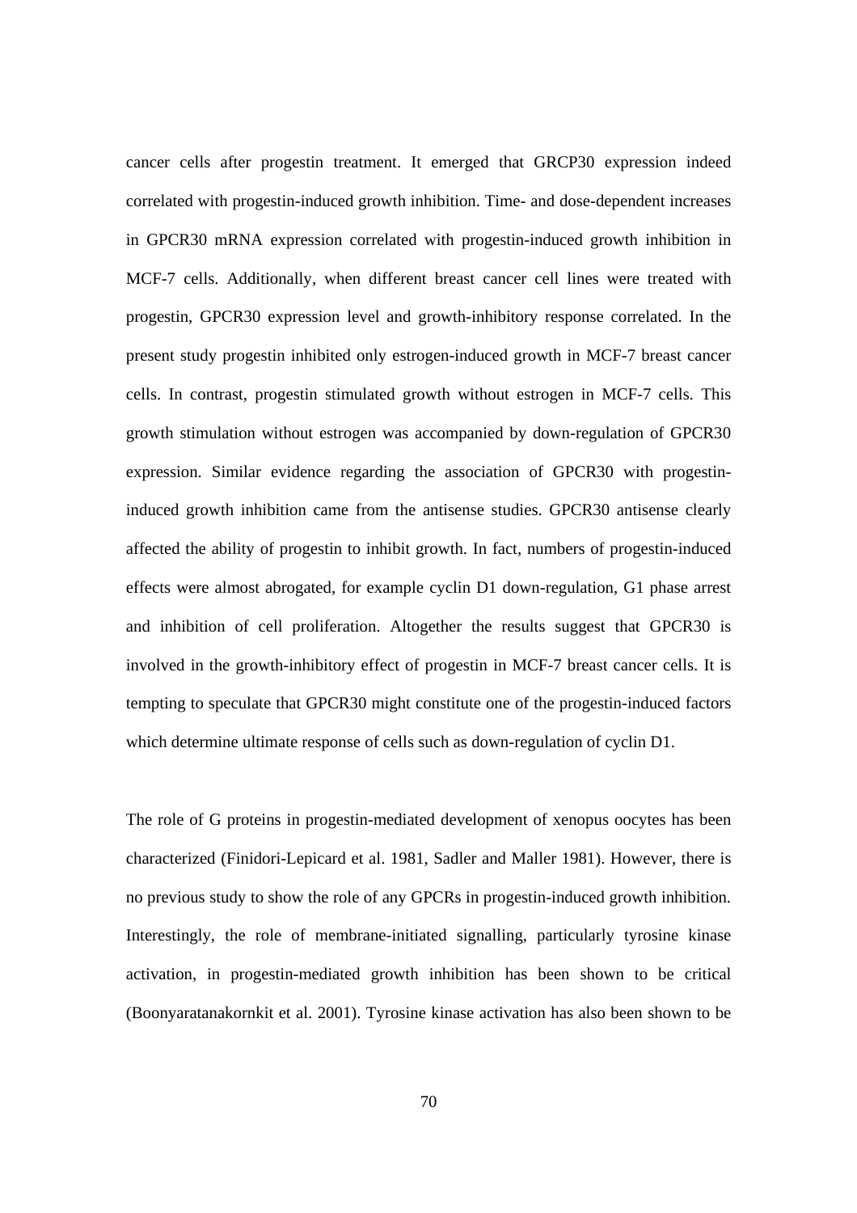cancer cells after progestin treatment. It emerged that GRCP30 expression indeed correlated with progestin-induced growth inhibition. Time- and dose-dependent increases in GPCR30 mRNA expression correlated with progestin-induced growth inhibition in MCF-7 cells. Additionally, when different breast cancer cell lines were treated with progestin, GPCR30 expression level and growth-inhibitory response correlated. In the present study progestin inhibited only estrogen-induced growth in MCF-7 breast cancer cells. In contrast, progestin stimulated growth without estrogen in MCF-7 cells. This growth stimulation without estrogen was accompanied by down-regulation of GPCR30 expression. Similar evidence regarding the association of GPCR30 with progestin-induced growth inhibition came from the antisense studies. GPCR30 antisense clearly affected the ability of progestin to inhibit growth. In fact, numbers of progestin-induced effects were almost abrogated, for example cyclin D1 down-regulation, G1 phase arrest and inhibition of cell proliferation. Altogether the results suggest that GPCR30 is involved in the growth-inhibitory effect of progestin in MCF-7 breast cancer cells. It is tempting to speculate that GPCR30 might constitute one of the progestin-induced factors which determine ultimate response of cells such as down-regulation of cyclin D1.

The role of G proteins in progestin-mediated development of xenopus oocytes has been characterized (Finidori-Lepicard et al. 1981, Sadler and Maller 1981). However, there is no previous study to show the role of any GPCRs in progestin-induced growth inhibition. Interestingly, the role of membrane-initiated signalling, particularly tyrosine kinase activation, in progestin-mediated growth inhibition has been shown to be critical (Boonyaratanakornkit et al. 2001). Tyrosine kinase activation has also been shown to be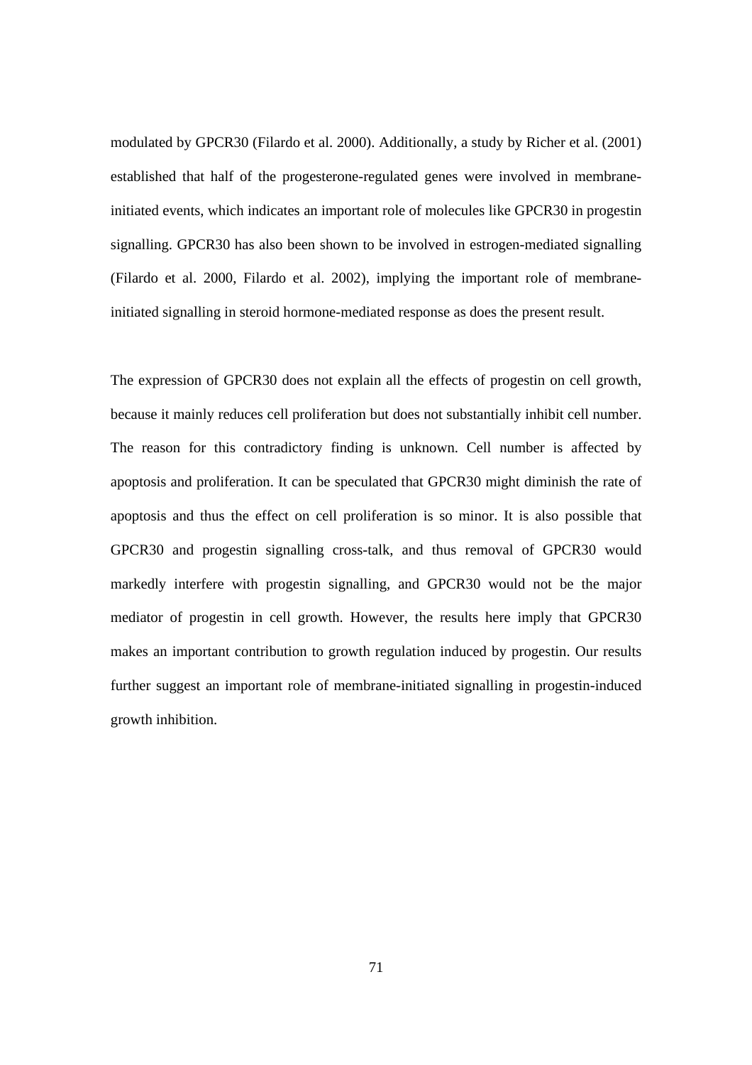modulated by GPCR30 (Filardo et al. 2000). Additionally, a study by Richer et al. (2001) established that half of the progesterone-regulated genes were involved in membrane-initiated events, which indicates an important role of molecules like GPCR30 in progestin signalling. GPCR30 has also been shown to be involved in estrogen-mediated signalling (Filardo et al. 2000, Filardo et al. 2002), implying the important role of membrane-initiated signalling in steroid hormone-mediated response as does the present result.

The expression of GPCR30 does not explain all the effects of progestin on cell growth, because it mainly reduces cell proliferation but does not substantially inhibit cell number. The reason for this contradictory finding is unknown. Cell number is affected by apoptosis and proliferation. It can be speculated that GPCR30 might diminish the rate of apoptosis and thus the effect on cell proliferation is so minor. It is also possible that GPCR30 and progestin signalling cross-talk, and thus removal of GPCR30 would markedly interfere with progestin signalling, and GPCR30 would not be the major mediator of progestin in cell growth. However, the results here imply that GPCR30 makes an important contribution to growth regulation induced by progestin. Our results further suggest an important role of membrane-initiated signalling in progestin-induced growth inhibition.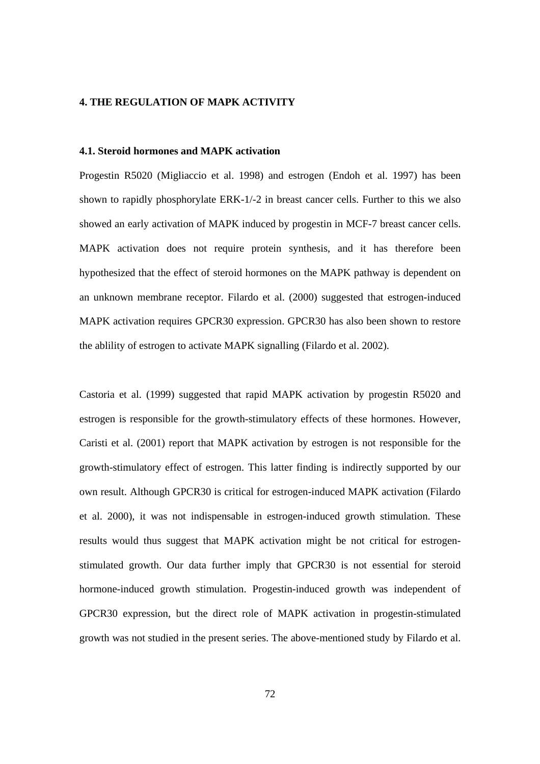# 4. THE REGULATION OF MAPK ACTIVITY

## 4.1. Steroid hormones and MAPK activation

Progestin R5020 (Migliaccio et al. 1998) and estrogen (Endoh et al. 1997) has been shown to rapidly phosphorylate ERK-1/-2 in breast cancer cells. Further to this we also showed an early activation of MAPK induced by progestin in MCF-7 breast cancer cells. MAPK activation does not require protein synthesis, and it has therefore been hypothesized that the effect of steroid hormones on the MAPK pathway is dependent on an unknown membrane receptor. Filardo et al. (2000) suggested that estrogen-induced MAPK activation requires GPCR30 expression. GPCR30 has also been shown to restore the ablility of estrogen to activate MAPK signalling (Filardo et al. 2002).

Castoria et al. (1999) suggested that rapid MAPK activation by progestin R5020 and estrogen is responsible for the growth-stimulatory effects of these hormones. However, Caristi et al. (2001) report that MAPK activation by estrogen is not responsible for the growth-stimulatory effect of estrogen. This latter finding is indirectly supported by our own result. Although GPCR30 is critical for estrogen-induced MAPK activation (Filardo et al. 2000), it was not indispensable in estrogen-induced growth stimulation. These results would thus suggest that MAPK activation might be not critical for estrogen-stimulated growth. Our data further imply that GPCR30 is not essential for steroid hormone-induced growth stimulation. Progestin-induced growth was independent of GPCR30 expression, but the direct role of MAPK activation in progestin-stimulated growth was not studied in the present series. The above-mentioned study by Filardo et al.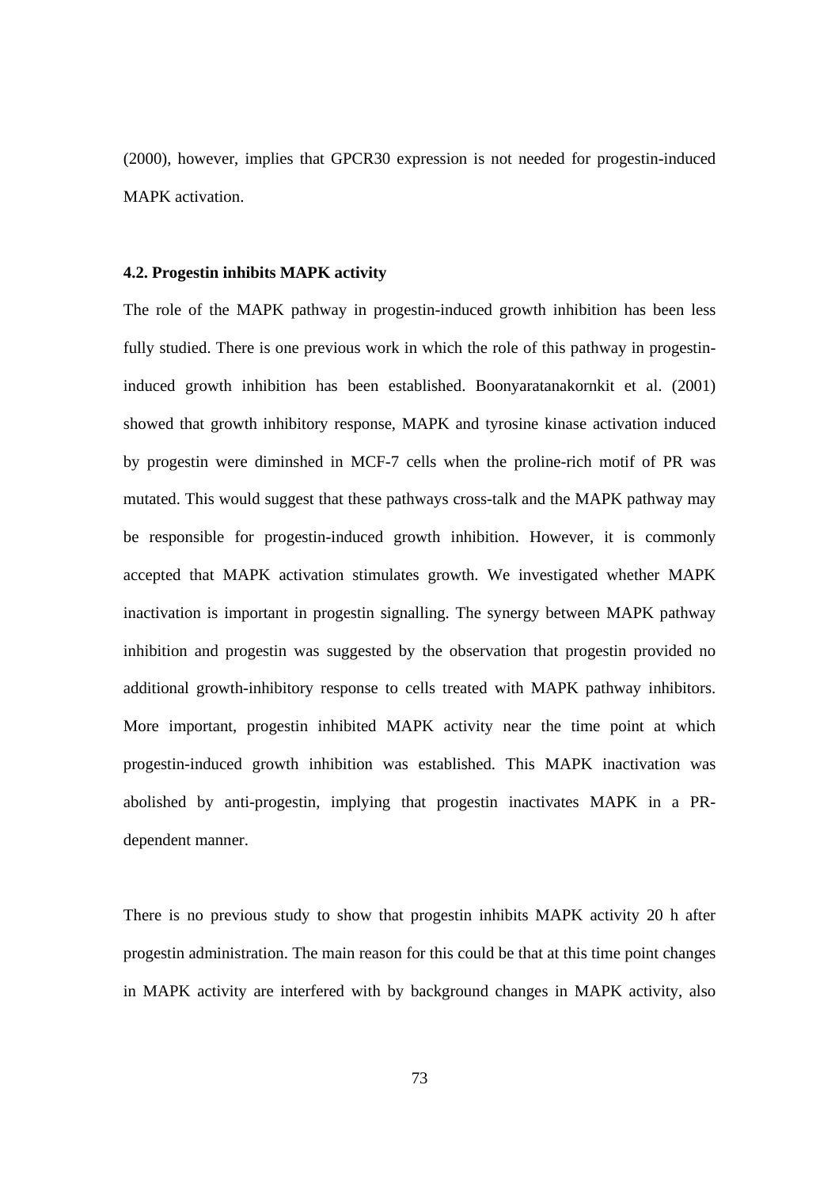(2000), however, implies that GPCR30 expression is not needed for progestin-induced MAPK activation.

### 4.2. Progestin inhibits MAPK activity

The role of the MAPK pathway in progestin-induced growth inhibition has been less fully studied. There is one previous work in which the role of this pathway in progestin-induced growth inhibition has been established. Boonyaratanakornkit et al. (2001) showed that growth inhibitory response, MAPK and tyrosine kinase activation induced by progestin were diminshed in MCF-7 cells when the proline-rich motif of PR was mutated. This would suggest that these pathways cross-talk and the MAPK pathway may be responsible for progestin-induced growth inhibition. However, it is commonly accepted that MAPK activation stimulates growth. We investigated whether MAPK inactivation is important in progestin signalling. The synergy between MAPK pathway inhibition and progestin was suggested by the observation that progestin provided no additional growth-inhibitory response to cells treated with MAPK pathway inhibitors. More important, progestin inhibited MAPK activity near the time point at which progestin-induced growth inhibition was established. This MAPK inactivation was abolished by anti-progestin, implying that progestin inactivates MAPK in a PR-dependent manner.

There is no previous study to show that progestin inhibits MAPK activity 20 h after progestin administration. The main reason for this could be that at this time point changes in MAPK activity are interfered with by background changes in MAPK activity, also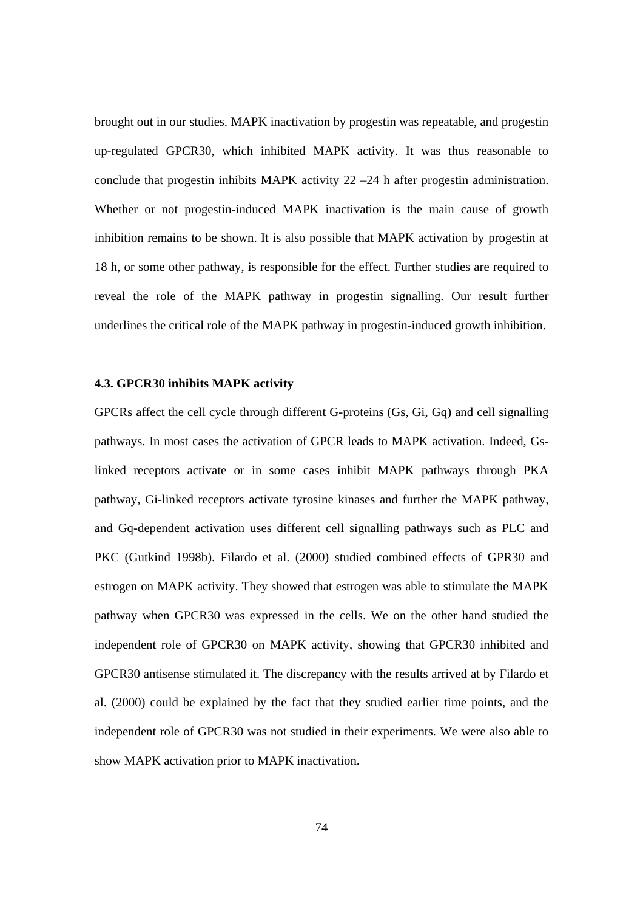brought out in our studies. MAPK inactivation by progestin was repeatable, and progestin up-regulated GPCR30, which inhibited MAPK activity. It was thus reasonable to conclude that progestin inhibits MAPK activity 22 –24 h after progestin administration. Whether or not progestin-induced MAPK inactivation is the main cause of growth inhibition remains to be shown. It is also possible that MAPK activation by progestin at 18 h, or some other pathway, is responsible for the effect. Further studies are required to reveal the role of the MAPK pathway in progestin signalling. Our result further underlines the critical role of the MAPK pathway in progestin-induced growth inhibition.

### 4.3. GPCR30 inhibits MAPK activity

GPCRs affect the cell cycle through different G-proteins (Gs, Gi, Gq) and cell signalling pathways. In most cases the activation of GPCR leads to MAPK activation. Indeed, Gs-linked receptors activate or in some cases inhibit MAPK pathways through PKA pathway, Gi-linked receptors activate tyrosine kinases and further the MAPK pathway, and Gq-dependent activation uses different cell signalling pathways such as PLC and PKC (Gutkind 1998b). Filardo et al. (2000) studied combined effects of GPR30 and estrogen on MAPK activity. They showed that estrogen was able to stimulate the MAPK pathway when GPCR30 was expressed in the cells. We on the other hand studied the independent role of GPCR30 on MAPK activity, showing that GPCR30 inhibited and GPCR30 antisense stimulated it. The discrepancy with the results arrived at by Filardo et al. (2000) could be explained by the fact that they studied earlier time points, and the independent role of GPCR30 was not studied in their experiments. We were also able to show MAPK activation prior to MAPK inactivation.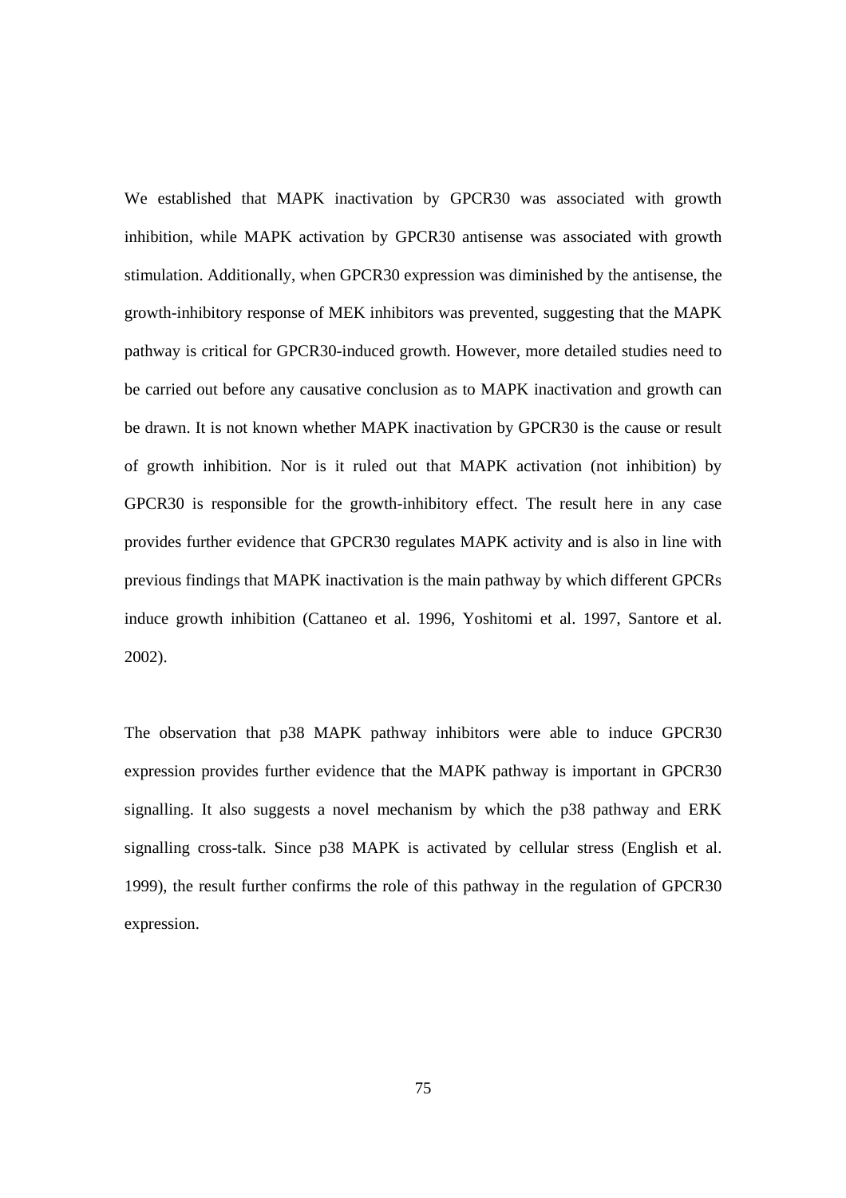We established that MAPK inactivation by GPCR30 was associated with growth inhibition, while MAPK activation by GPCR30 antisense was associated with growth stimulation. Additionally, when GPCR30 expression was diminished by the antisense, the growth-inhibitory response of MEK inhibitors was prevented, suggesting that the MAPK pathway is critical for GPCR30-induced growth. However, more detailed studies need to be carried out before any causative conclusion as to MAPK inactivation and growth can be drawn. It is not known whether MAPK inactivation by GPCR30 is the cause or result of growth inhibition. Nor is it ruled out that MAPK activation (not inhibition) by GPCR30 is responsible for the growth-inhibitory effect. The result here in any case provides further evidence that GPCR30 regulates MAPK activity and is also in line with previous findings that MAPK inactivation is the main pathway by which different GPCRs induce growth inhibition (Cattaneo et al. 1996, Yoshitomi et al. 1997, Santore et al. 2002).

The observation that p38 MAPK pathway inhibitors were able to induce GPCR30 expression provides further evidence that the MAPK pathway is important in GPCR30 signalling. It also suggests a novel mechanism by which the p38 pathway and ERK signalling cross-talk. Since p38 MAPK is activated by cellular stress (English et al. 1999), the result further confirms the role of this pathway in the regulation of GPCR30 expression.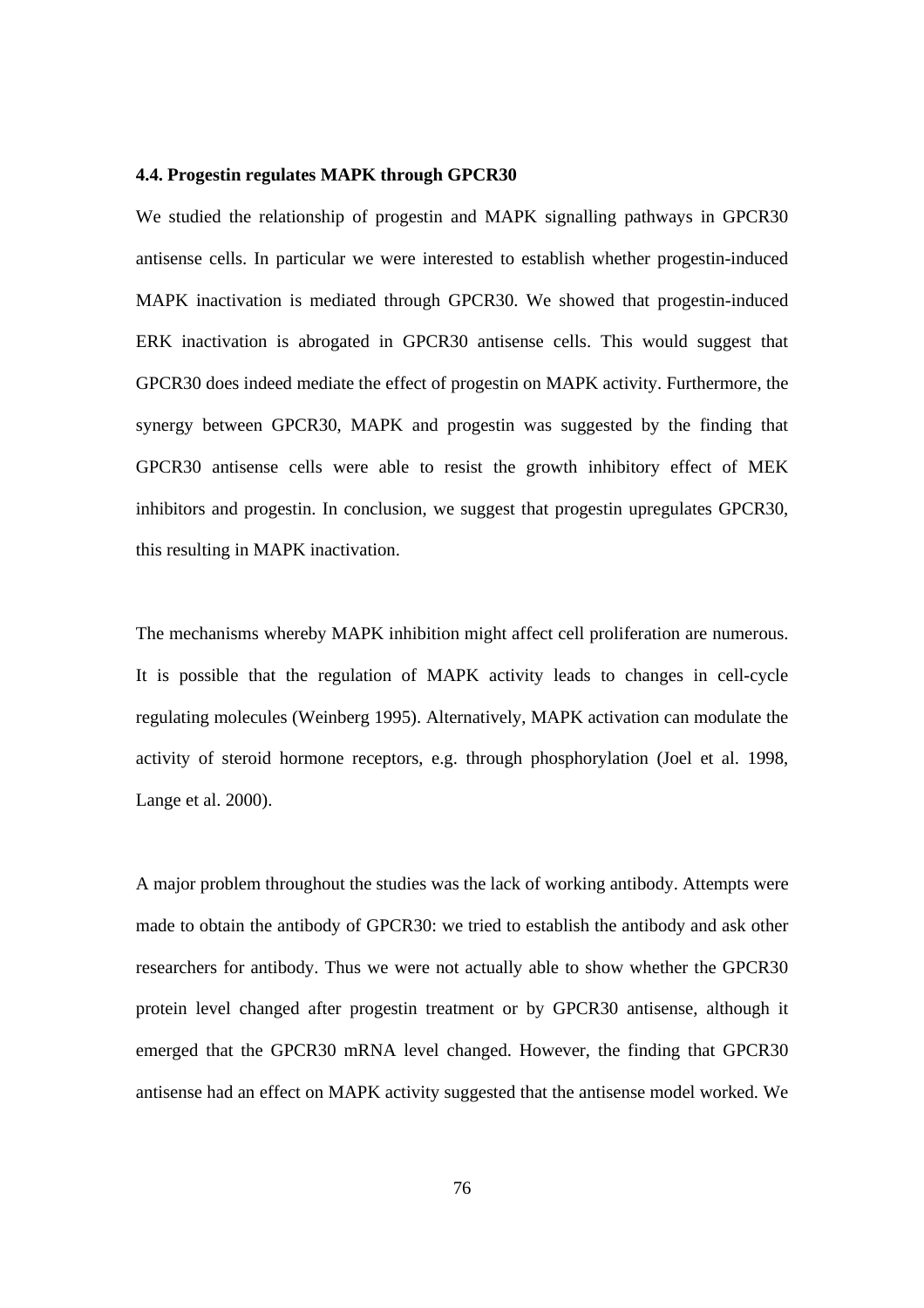### 4.4. Progestin regulates MAPK through GPCR30

We studied the relationship of progestin and MAPK signalling pathways in GPCR30 antisense cells. In particular we were interested to establish whether progestin-induced MAPK inactivation is mediated through GPCR30. We showed that progestin-induced ERK inactivation is abrogated in GPCR30 antisense cells. This would suggest that GPCR30 does indeed mediate the effect of progestin on MAPK activity. Furthermore, the synergy between GPCR30, MAPK and progestin was suggested by the finding that GPCR30 antisense cells were able to resist the growth inhibitory effect of MEK inhibitors and progestin. In conclusion, we suggest that progestin upregulates GPCR30, this resulting in MAPK inactivation.

The mechanisms whereby MAPK inhibition might affect cell proliferation are numerous. It is possible that the regulation of MAPK activity leads to changes in cell-cycle regulating molecules (Weinberg 1995). Alternatively, MAPK activation can modulate the activity of steroid hormone receptors, e.g. through phosphorylation (Joel et al. 1998, Lange et al. 2000).

A major problem throughout the studies was the lack of working antibody. Attempts were made to obtain the antibody of GPCR30: we tried to establish the antibody and ask other researchers for antibody. Thus we were not actually able to show whether the GPCR30 protein level changed after progestin treatment or by GPCR30 antisense, although it emerged that the GPCR30 mRNA level changed. However, the finding that GPCR30 antisense had an effect on MAPK activity suggested that the antisense model worked. We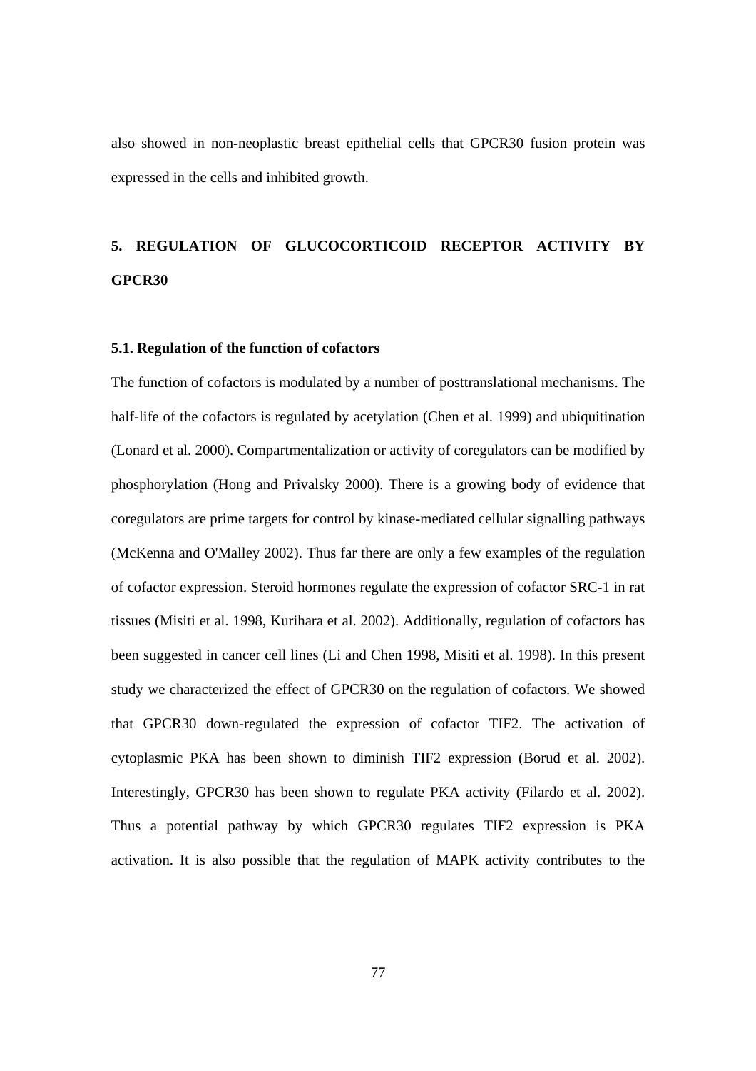also showed in non-neoplastic breast epithelial cells that GPCR30 fusion protein was expressed in the cells and inhibited growth.

# 5. REGULATION OF GLUCOCORTICOID RECEPTOR ACTIVITY BY GPCR30

## 5.1. Regulation of the function of cofactors

The function of cofactors is modulated by a number of posttranslational mechanisms. The half-life of the cofactors is regulated by acetylation (Chen et al. 1999) and ubiquitination (Lonard et al. 2000). Compartmentalization or activity of coregulators can be modified by phosphorylation (Hong and Privalsky 2000). There is a growing body of evidence that coregulators are prime targets for control by kinase-mediated cellular signalling pathways (McKenna and O'Malley 2002). Thus far there are only a few examples of the regulation of cofactor expression. Steroid hormones regulate the expression of cofactor SRC-1 in rat tissues (Misiti et al. 1998, Kurihara et al. 2002). Additionally, regulation of cofactors has been suggested in cancer cell lines (Li and Chen 1998, Misiti et al. 1998). In this present study we characterized the effect of GPCR30 on the regulation of cofactors. We showed that GPCR30 down-regulated the expression of cofactor TIF2. The activation of cytoplasmic PKA has been shown to diminish TIF2 expression (Borud et al. 2002). Interestingly, GPCR30 has been shown to regulate PKA activity (Filardo et al. 2002). Thus a potential pathway by which GPCR30 regulates TIF2 expression is PKA activation. It is also possible that the regulation of MAPK activity contributes to the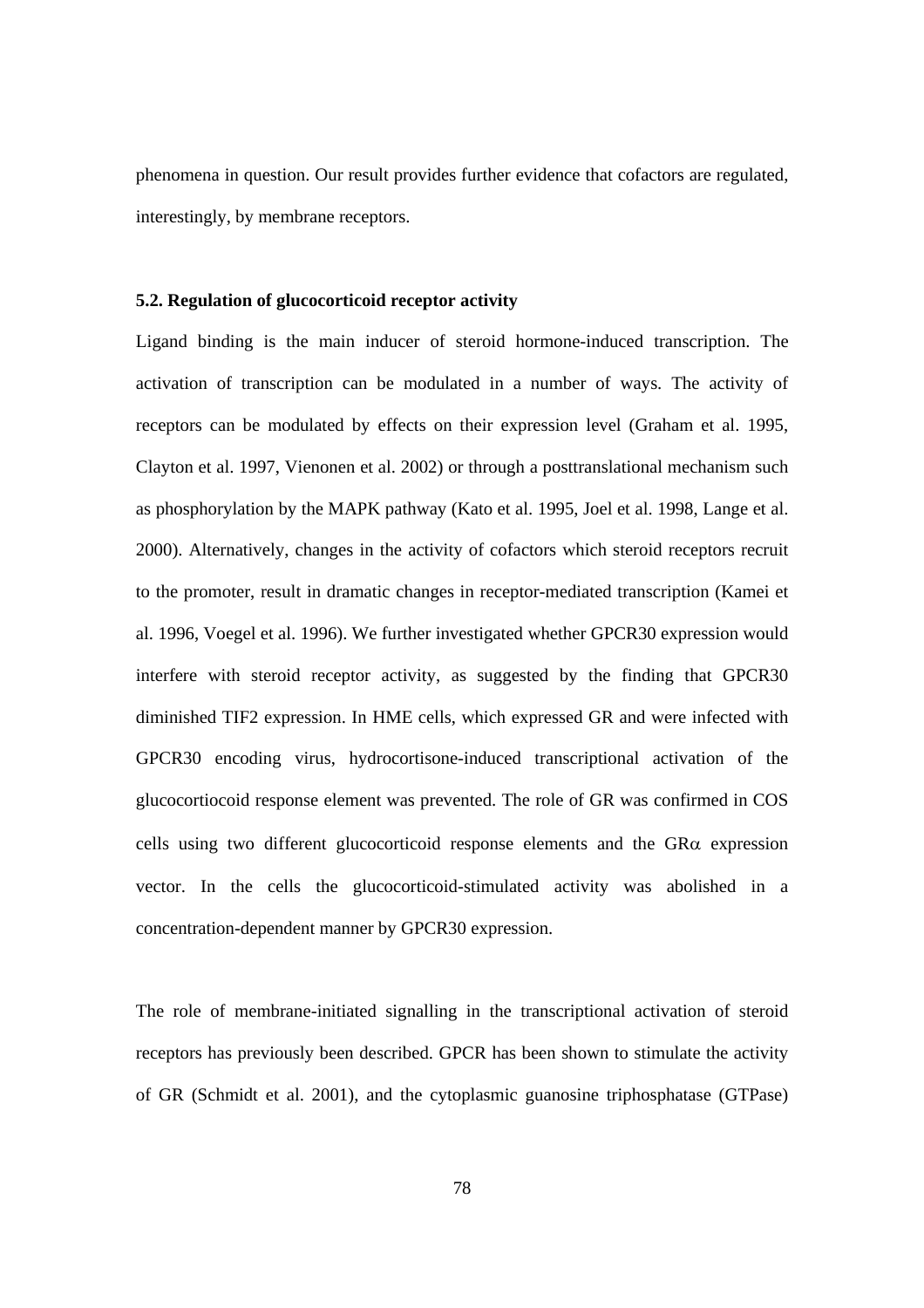phenomena in question. Our result provides further evidence that cofactors are regulated, interestingly, by membrane receptors.

### 5.2. Regulation of glucocorticoid receptor activity

Ligand binding is the main inducer of steroid hormone-induced transcription. The activation of transcription can be modulated in a number of ways. The activity of receptors can be modulated by effects on their expression level (Graham et al. 1995, Clayton et al. 1997, Vienonen et al. 2002) or through a posttranslational mechanism such as phosphorylation by the MAPK pathway (Kato et al. 1995, Joel et al. 1998, Lange et al. 2000). Alternatively, changes in the activity of cofactors which steroid receptors recruit to the promoter, result in dramatic changes in receptor-mediated transcription (Kamei et al. 1996, Voegel et al. 1996). We further investigated whether GPCR30 expression would interfere with steroid receptor activity, as suggested by the finding that GPCR30 diminished TIF2 expression. In HME cells, which expressed GR and were infected with GPCR30 encoding virus, hydrocortisone-induced transcriptional activation of the glucocortiocoid response element was prevented. The role of GR was confirmed in COS cells using two different glucocorticoid response elements and the GR$\alpha$ expression vector. In the cells the glucocorticoid-stimulated activity was abolished in a concentration-dependent manner by GPCR30 expression.

The role of membrane-initiated signalling in the transcriptional activation of steroid receptors has previously been described. GPCR has been shown to stimulate the activity of GR (Schmidt et al. 2001), and the cytoplasmic guanosine triphosphatase (GTPase)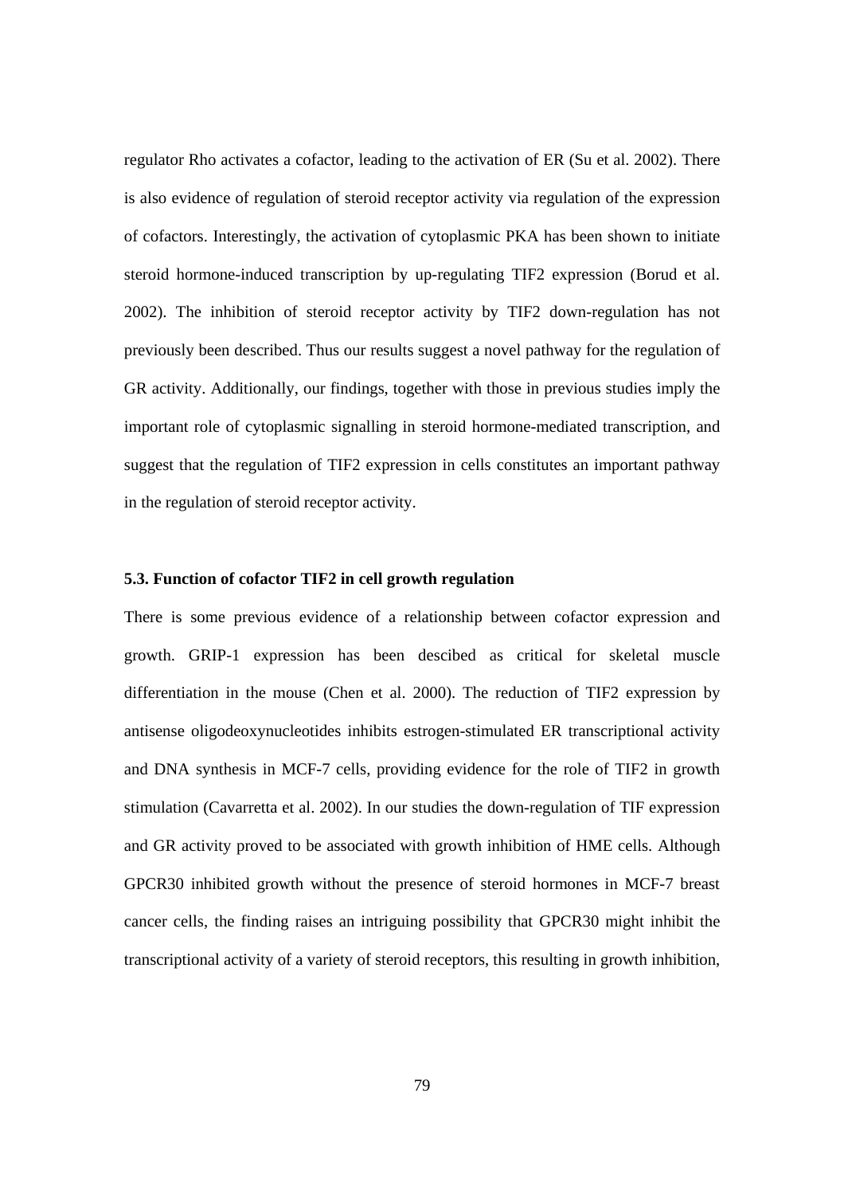regulator Rho activates a cofactor, leading to the activation of ER (Su et al. 2002). There is also evidence of regulation of steroid receptor activity via regulation of the expression of cofactors. Interestingly, the activation of cytoplasmic PKA has been shown to initiate steroid hormone-induced transcription by up-regulating TIF2 expression (Borud et al. 2002). The inhibition of steroid receptor activity by TIF2 down-regulation has not previously been described. Thus our results suggest a novel pathway for the regulation of GR activity. Additionally, our findings, together with those in previous studies imply the important role of cytoplasmic signalling in steroid hormone-mediated transcription, and suggest that the regulation of TIF2 expression in cells constitutes an important pathway in the regulation of steroid receptor activity.

### 5.3. Function of cofactor TIF2 in cell growth regulation

There is some previous evidence of a relationship between cofactor expression and growth. GRIP-1 expression has been descibed as critical for skeletal muscle differentiation in the mouse (Chen et al. 2000). The reduction of TIF2 expression by antisense oligodeoxynucleotides inhibits estrogen-stimulated ER transcriptional activity and DNA synthesis in MCF-7 cells, providing evidence for the role of TIF2 in growth stimulation (Cavarretta et al. 2002). In our studies the down-regulation of TIF expression and GR activity proved to be associated with growth inhibition of HME cells. Although GPCR30 inhibited growth without the presence of steroid hormones in MCF-7 breast cancer cells, the finding raises an intriguing possibility that GPCR30 might inhibit the transcriptional activity of a variety of steroid receptors, this resulting in growth inhibition,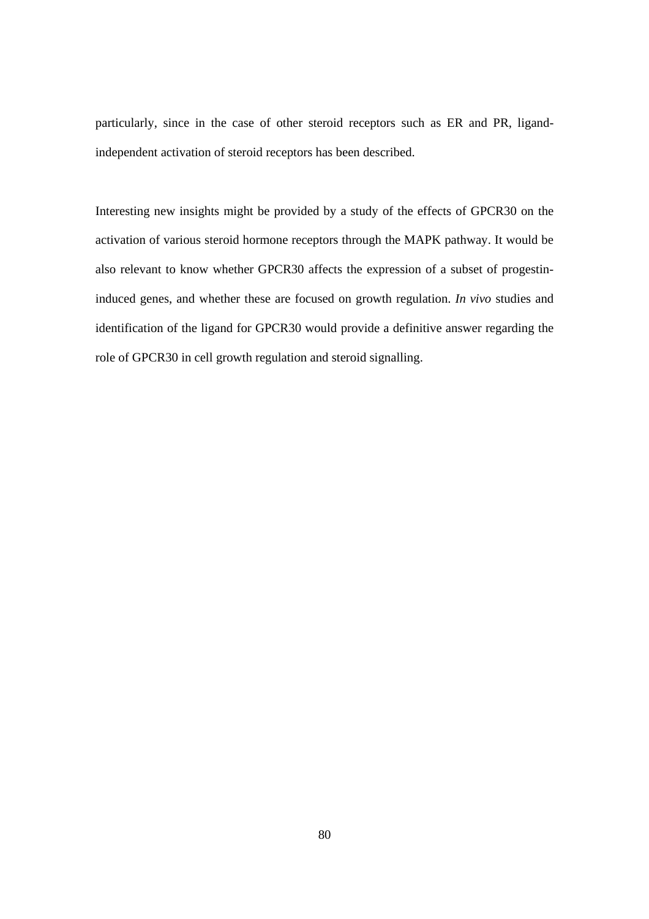particularly, since in the case of other steroid receptors such as ER and PR, ligand-independent activation of steroid receptors has been described.

Interesting new insights might be provided by a study of the effects of GPCR30 on the activation of various steroid hormone receptors through the MAPK pathway. It would be also relevant to know whether GPCR30 affects the expression of a subset of progestin-induced genes, and whether these are focused on growth regulation. *In vivo* studies and identification of the ligand for GPCR30 would provide a definitive answer regarding the role of GPCR30 in cell growth regulation and steroid signalling.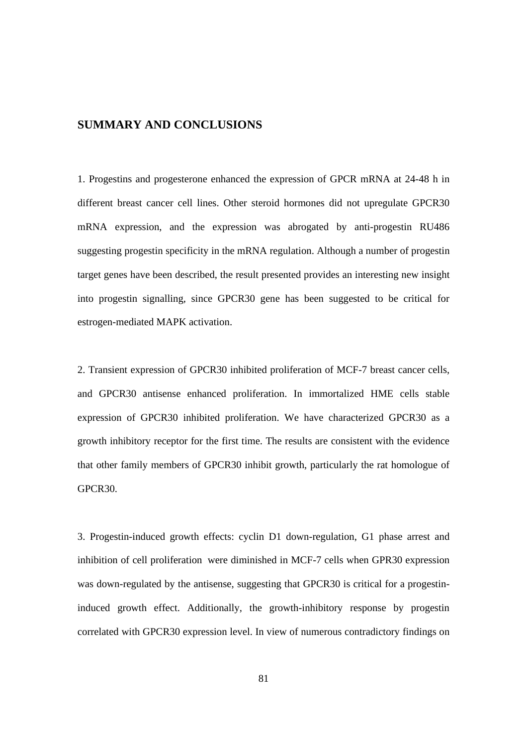## SUMMARY AND CONCLUSIONS

1. Progestins and progesterone enhanced the expression of GPCR mRNA at 24-48 h in different breast cancer cell lines. Other steroid hormones did not upregulate GPCR30 mRNA expression, and the expression was abrogated by anti-progestin RU486 suggesting progestin specificity in the mRNA regulation. Although a number of progestin target genes have been described, the result presented provides an interesting new insight into progestin signalling, since GPCR30 gene has been suggested to be critical for estrogen-mediated MAPK activation.

2. Transient expression of GPCR30 inhibited proliferation of MCF-7 breast cancer cells, and GPCR30 antisense enhanced proliferation. In immortalized HME cells stable expression of GPCR30 inhibited proliferation. We have characterized GPCR30 as a growth inhibitory receptor for the first time. The results are consistent with the evidence that other family members of GPCR30 inhibit growth, particularly the rat homologue of GPCR30.

3. Progestin-induced growth effects: cyclin D1 down-regulation, G1 phase arrest and inhibition of cell proliferation were diminished in MCF-7 cells when GPR30 expression was down-regulated by the antisense, suggesting that GPCR30 is critical for a progestin-induced growth effect. Additionally, the growth-inhibitory response by progestin correlated with GPCR30 expression level. In view of numerous contradictory findings on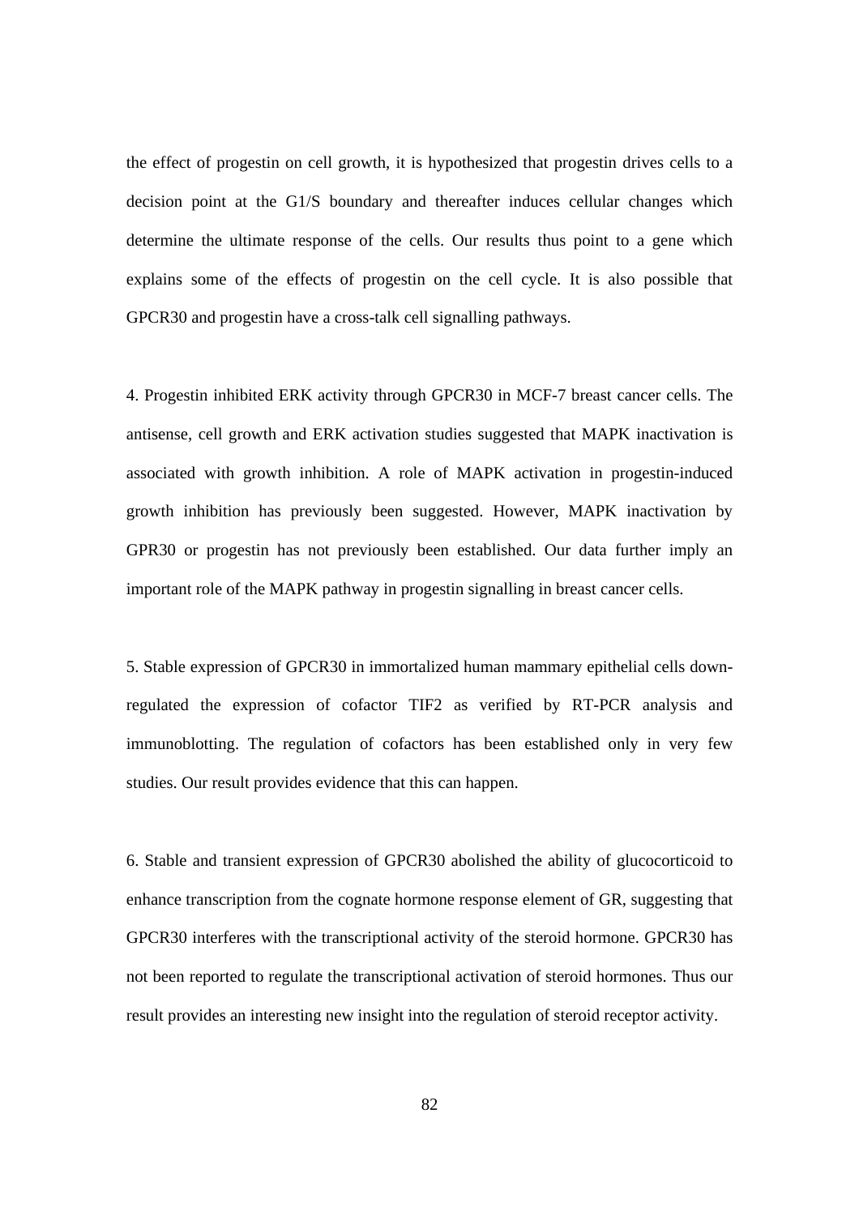the effect of progestin on cell growth, it is hypothesized that progestin drives cells to a decision point at the G1/S boundary and thereafter induces cellular changes which determine the ultimate response of the cells. Our results thus point to a gene which explains some of the effects of progestin on the cell cycle. It is also possible that GPCR30 and progestin have a cross-talk cell signalling pathways.

4. Progestin inhibited ERK activity through GPCR30 in MCF-7 breast cancer cells. The antisense, cell growth and ERK activation studies suggested that MAPK inactivation is associated with growth inhibition. A role of MAPK activation in progestin-induced growth inhibition has previously been suggested. However, MAPK inactivation by GPR30 or progestin has not previously been established. Our data further imply an important role of the MAPK pathway in progestin signalling in breast cancer cells.

5. Stable expression of GPCR30 in immortalized human mammary epithelial cells down-regulated the expression of cofactor TIF2 as verified by RT-PCR analysis and immunoblotting. The regulation of cofactors has been established only in very few studies. Our result provides evidence that this can happen.

6. Stable and transient expression of GPCR30 abolished the ability of glucocorticoid to enhance transcription from the cognate hormone response element of GR, suggesting that GPCR30 interferes with the transcriptional activity of the steroid hormone. GPCR30 has not been reported to regulate the transcriptional activation of steroid hormones. Thus our result provides an interesting new insight into the regulation of steroid receptor activity.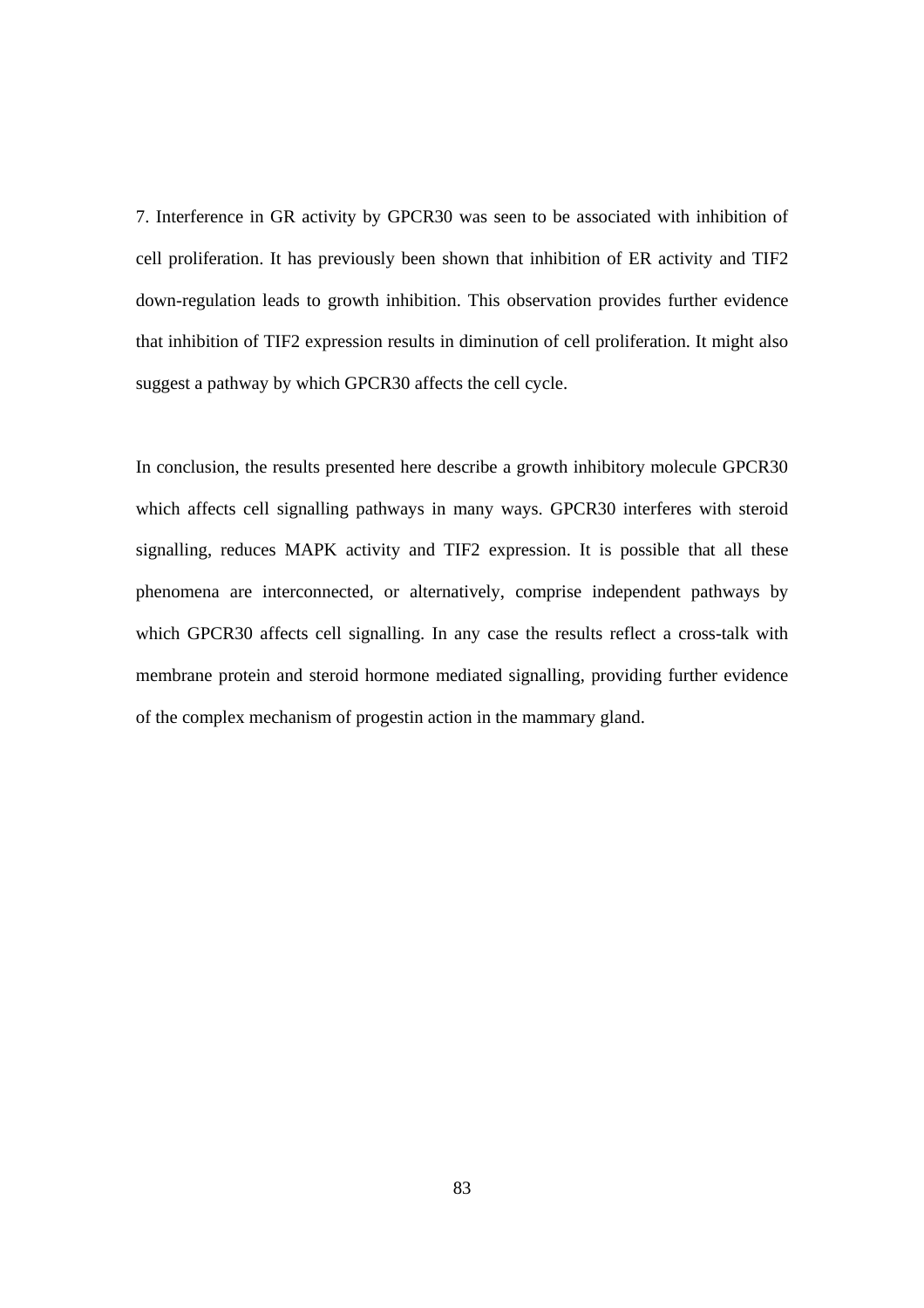7. Interference in GR activity by GPCR30 was seen to be associated with inhibition of cell proliferation. It has previously been shown that inhibition of ER activity and TIF2 down-regulation leads to growth inhibition. This observation provides further evidence that inhibition of TIF2 expression results in diminution of cell proliferation. It might also suggest a pathway by which GPCR30 affects the cell cycle.

In conclusion, the results presented here describe a growth inhibitory molecule GPCR30 which affects cell signalling pathways in many ways. GPCR30 interferes with steroid signalling, reduces MAPK activity and TIF2 expression. It is possible that all these phenomena are interconnected, or alternatively, comprise independent pathways by which GPCR30 affects cell signalling. In any case the results reflect a cross-talk with membrane protein and steroid hormone mediated signalling, providing further evidence of the complex mechanism of progestin action in the mammary gland.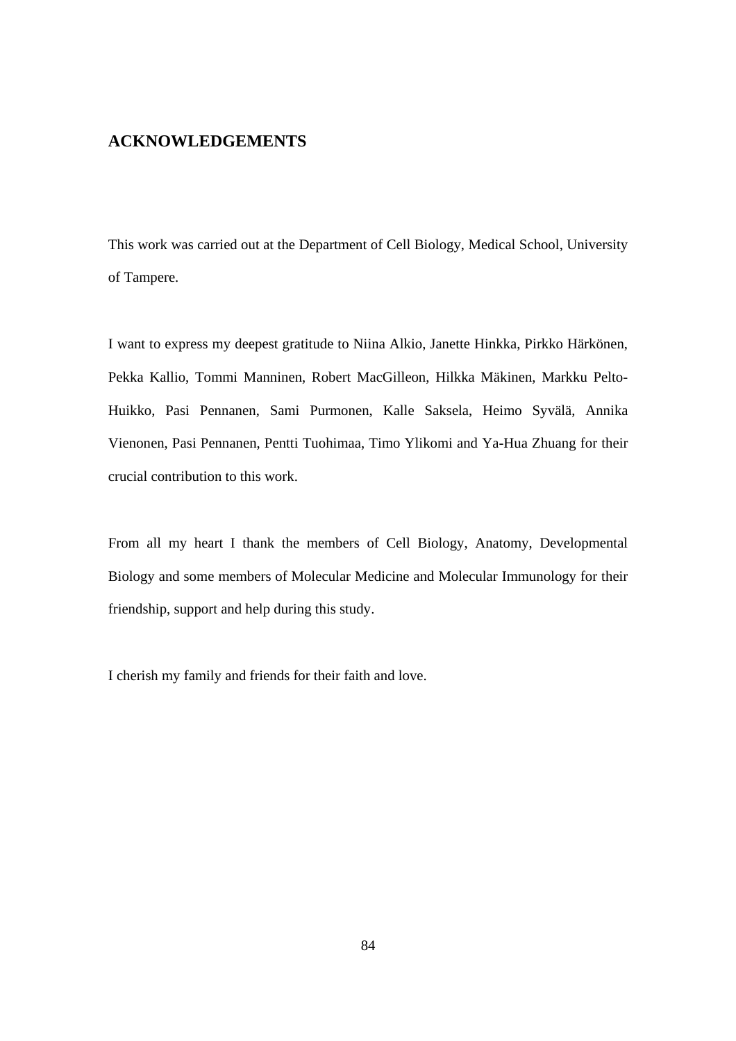## ACKNOWLEDGEMENTS

This work was carried out at the Department of Cell Biology, Medical School, University of Tampere.

I want to express my deepest gratitude to Niina Alkio, Janette Hinkka, Pirkko Härkönen, Pekka Kallio, Tommi Manninen, Robert MacGilleon, Hilkka Mäkinen, Markku Pelto-Huikko, Pasi Pennanen, Sami Purmonen, Kalle Saksela, Heimo Syvälä, Annika Vienonen, Pasi Pennanen, Pentti Tuohimaa, Timo Ylikomi and Ya-Hua Zhuang for their crucial contribution to this work.

From all my heart I thank the members of Cell Biology, Anatomy, Developmental Biology and some members of Molecular Medicine and Molecular Immunology for their friendship, support and help during this study.

I cherish my family and friends for their faith and love.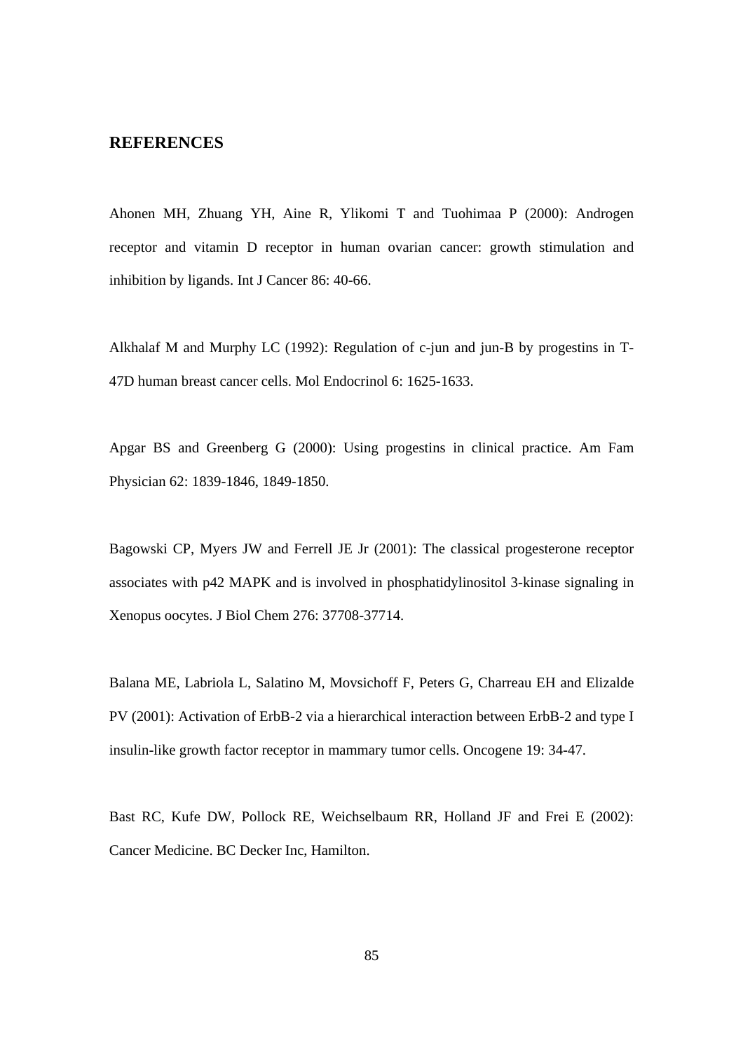## REFERENCES

Ahonen MH, Zhuang YH, Aine R, Ylikomi T and Tuohimaa P (2000): Androgen receptor and vitamin D receptor in human ovarian cancer: growth stimulation and inhibition by ligands. Int J Cancer 86: 40-66.

Alkhalaf M and Murphy LC (1992): Regulation of c-jun and jun-B by progestins in T-47D human breast cancer cells. Mol Endocrinol 6: 1625-1633.

Apgar BS and Greenberg G (2000): Using progestins in clinical practice. Am Fam Physician 62: 1839-1846, 1849-1850.

Bagowski CP, Myers JW and Ferrell JE Jr (2001): The classical progesterone receptor associates with p42 MAPK and is involved in phosphatidylinositol 3-kinase signaling in Xenopus oocytes. J Biol Chem 276: 37708-37714.

Balana ME, Labriola L, Salatino M, Movsichoff F, Peters G, Charreau EH and Elizalde PV (2001): Activation of ErbB-2 via a hierarchical interaction between ErbB-2 and type I insulin-like growth factor receptor in mammary tumor cells. Oncogene 19: 34-47.

Bast RC, Kufe DW, Pollock RE, Weichselbaum RR, Holland JF and Frei E (2002): Cancer Medicine. BC Decker Inc, Hamilton.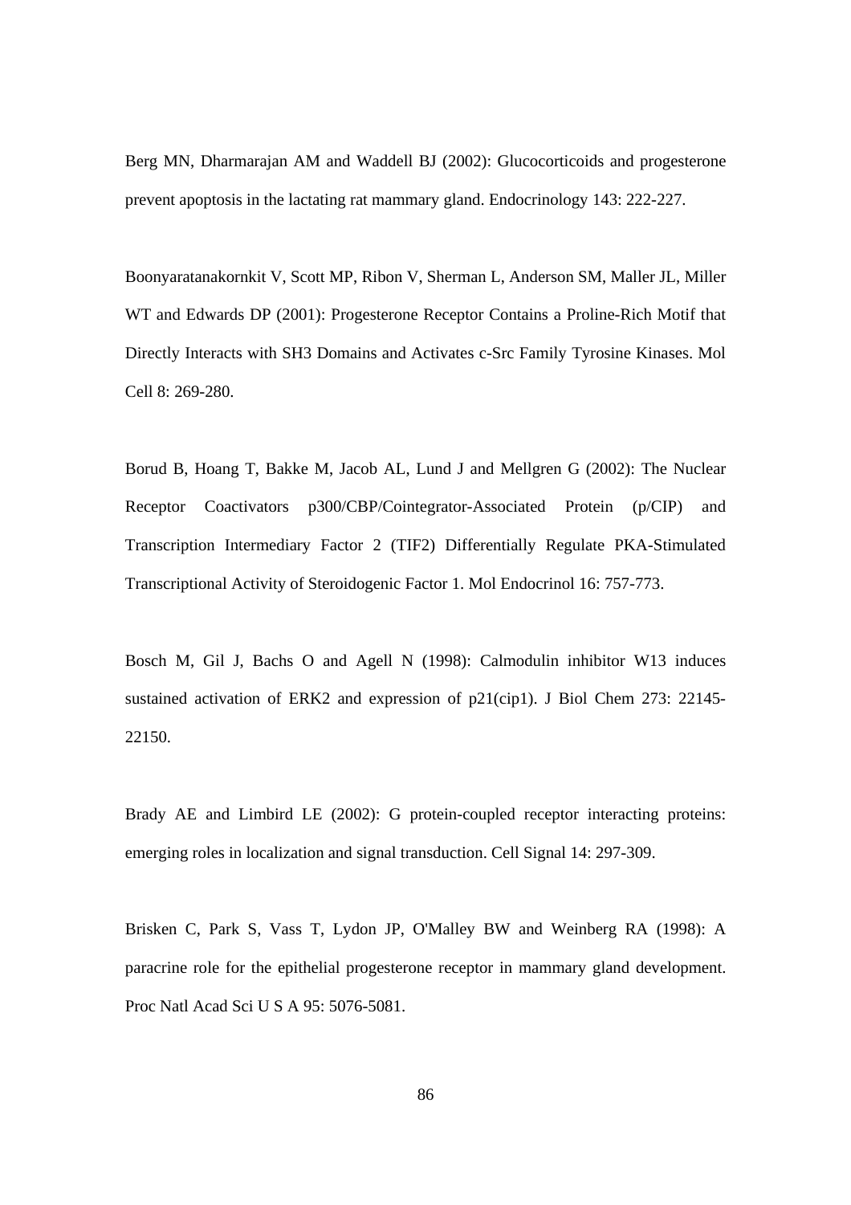Berg MN, Dharmarajan AM and Waddell BJ (2002): Glucocorticoids and progesterone prevent apoptosis in the lactating rat mammary gland. Endocrinology 143: 222-227.

Boonyaratanakornkit V, Scott MP, Ribon V, Sherman L, Anderson SM, Maller JL, Miller WT and Edwards DP (2001): Progesterone Receptor Contains a Proline-Rich Motif that Directly Interacts with SH3 Domains and Activates c-Src Family Tyrosine Kinases. Mol Cell 8: 269-280.

Borud B, Hoang T, Bakke M, Jacob AL, Lund J and Mellgren G (2002): The Nuclear Receptor Coactivators p300/CBP/Cointegrator-Associated Protein (p/CIP) and Transcription Intermediary Factor 2 (TIF2) Differentially Regulate PKA-Stimulated Transcriptional Activity of Steroidogenic Factor 1. Mol Endocrinol 16: 757-773.

Bosch M, Gil J, Bachs O and Agell N (1998): Calmodulin inhibitor W13 induces sustained activation of ERK2 and expression of p21(cip1). J Biol Chem 273: 22145-22150.

Brady AE and Limbird LE (2002): G protein-coupled receptor interacting proteins: emerging roles in localization and signal transduction. Cell Signal 14: 297-309.

Brisken C, Park S, Vass T, Lydon JP, O'Malley BW and Weinberg RA (1998): A paracrine role for the epithelial progesterone receptor in mammary gland development. Proc Natl Acad Sci U S A 95: 5076-5081.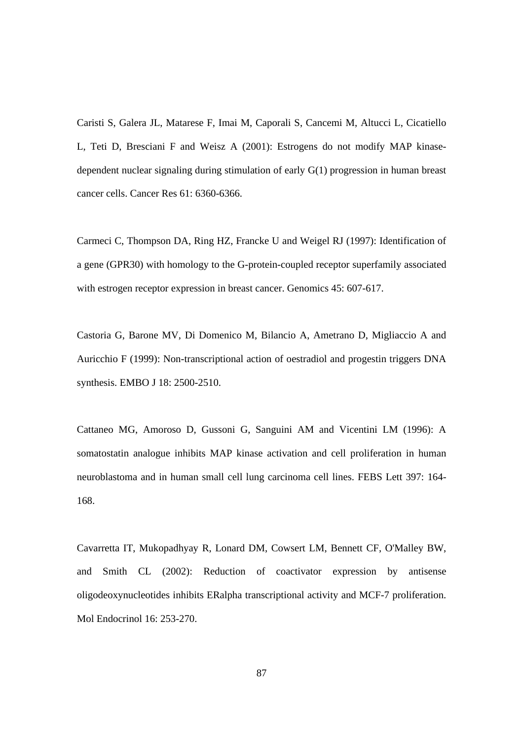Caristi S, Galera JL, Matarese F, Imai M, Caporali S, Cancemi M, Altucci L, Cicatiello L, Teti D, Bresciani F and Weisz A (2001): Estrogens do not modify MAP kinase-dependent nuclear signaling during stimulation of early G(1) progression in human breast cancer cells. Cancer Res 61: 6360-6366.

Carmeci C, Thompson DA, Ring HZ, Francke U and Weigel RJ (1997): Identification of a gene (GPR30) with homology to the G-protein-coupled receptor superfamily associated with estrogen receptor expression in breast cancer. Genomics 45: 607-617.

Castoria G, Barone MV, Di Domenico M, Bilancio A, Ametrano D, Migliaccio A and Auricchio F (1999): Non-transcriptional action of oestradiol and progestin triggers DNA synthesis. EMBO J 18: 2500-2510.

Cattaneo MG, Amoroso D, Gussoni G, Sanguini AM and Vicentini LM (1996): A somatostatin analogue inhibits MAP kinase activation and cell proliferation in human neuroblastoma and in human small cell lung carcinoma cell lines. FEBS Lett 397: 164-168.

Cavarretta IT, Mukopadhyay R, Lonard DM, Cowsert LM, Bennett CF, O'Malley BW, and Smith CL (2002): Reduction of coactivator expression by antisense oligodeoxynucleotides inhibits ERalpha transcriptional activity and MCF-7 proliferation. Mol Endocrinol 16: 253-270.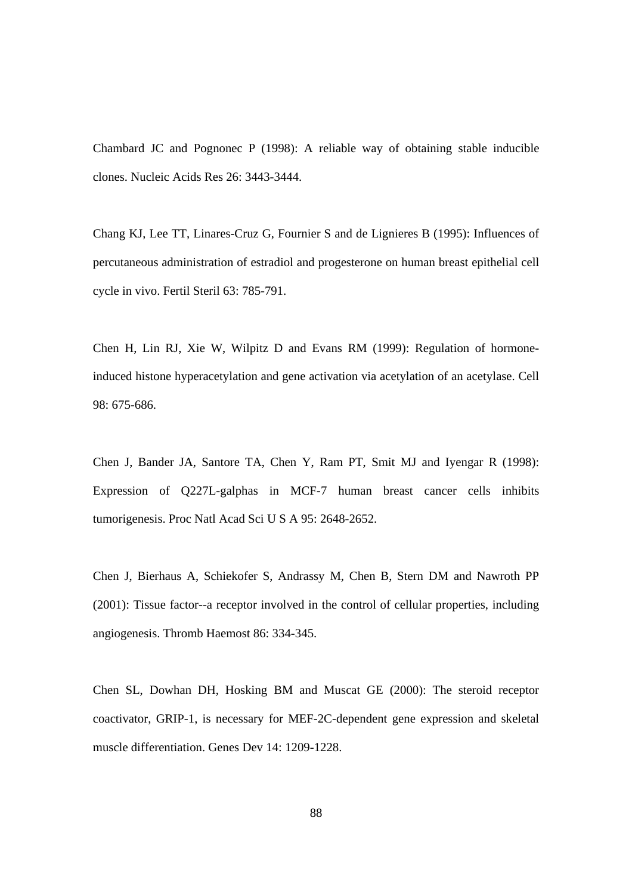Chambard JC and Pognonec P (1998): A reliable way of obtaining stable inducible clones. Nucleic Acids Res 26: 3443-3444.

Chang KJ, Lee TT, Linares-Cruz G, Fournier S and de Lignieres B (1995): Influences of percutaneous administration of estradiol and progesterone on human breast epithelial cell cycle in vivo. Fertil Steril 63: 785-791.

Chen H, Lin RJ, Xie W, Wilpitz D and Evans RM (1999): Regulation of hormone-induced histone hyperacetylation and gene activation via acetylation of an acetylase. Cell 98: 675-686.

Chen J, Bander JA, Santore TA, Chen Y, Ram PT, Smit MJ and Iyengar R (1998): Expression of Q227L-galphas in MCF-7 human breast cancer cells inhibits tumorigenesis. Proc Natl Acad Sci U S A 95: 2648-2652.

Chen J, Bierhaus A, Schiekofer S, Andrassy M, Chen B, Stern DM and Nawroth PP (2001): Tissue factor--a receptor involved in the control of cellular properties, including angiogenesis. Thromb Haemost 86: 334-345.

Chen SL, Dowhan DH, Hosking BM and Muscat GE (2000): The steroid receptor coactivator, GRIP-1, is necessary for MEF-2C-dependent gene expression and skeletal muscle differentiation. Genes Dev 14: 1209-1228.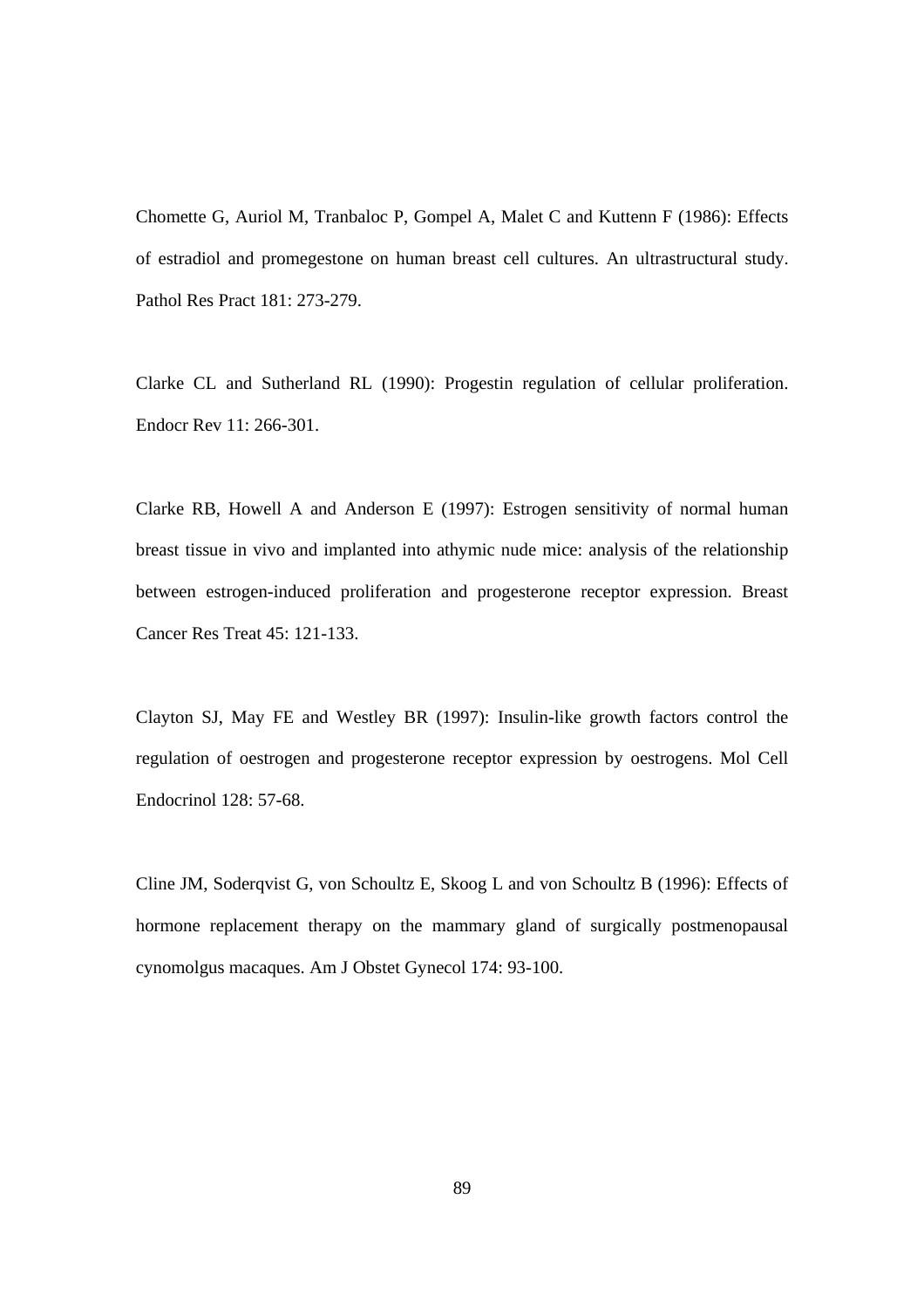Chomette G, Auriol M, Tranbaloc P, Gompel A, Malet C and Kuttenn F (1986): Effects of estradiol and promegestone on human breast cell cultures. An ultrastructural study. Pathol Res Pract 181: 273-279.

Clarke CL and Sutherland RL (1990): Progestin regulation of cellular proliferation. Endocr Rev 11: 266-301.

Clarke RB, Howell A and Anderson E (1997): Estrogen sensitivity of normal human breast tissue in vivo and implanted into athymic nude mice: analysis of the relationship between estrogen-induced proliferation and progesterone receptor expression. Breast Cancer Res Treat 45: 121-133.

Clayton SJ, May FE and Westley BR (1997): Insulin-like growth factors control the regulation of oestrogen and progesterone receptor expression by oestrogens. Mol Cell Endocrinol 128: 57-68.

Cline JM, Soderqvist G, von Schoultz E, Skoog L and von Schoultz B (1996): Effects of hormone replacement therapy on the mammary gland of surgically postmenopausal cynomolgus macaques. Am J Obstet Gynecol 174: 93-100.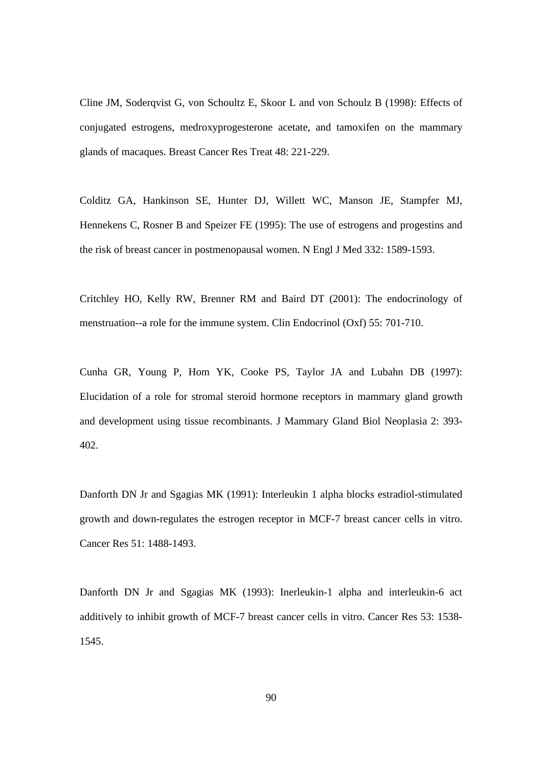Cline JM, Soderqvist G, von Schoultz E, Skoor L and von Schoulz B (1998): Effects of conjugated estrogens, medroxyprogesterone acetate, and tamoxifen on the mammary glands of macaques. Breast Cancer Res Treat 48: 221-229.

Colditz GA, Hankinson SE, Hunter DJ, Willett WC, Manson JE, Stampfer MJ, Hennekens C, Rosner B and Speizer FE (1995): The use of estrogens and progestins and the risk of breast cancer in postmenopausal women. N Engl J Med 332: 1589-1593.

Critchley HO, Kelly RW, Brenner RM and Baird DT (2001): The endocrinology of menstruation--a role for the immune system. Clin Endocrinol (Oxf) 55: 701-710.

Cunha GR, Young P, Hom YK, Cooke PS, Taylor JA and Lubahn DB (1997): Elucidation of a role for stromal steroid hormone receptors in mammary gland growth and development using tissue recombinants. J Mammary Gland Biol Neoplasia 2: 393-402.

Danforth DN Jr and Sgagias MK (1991): Interleukin 1 alpha blocks estradiol-stimulated growth and down-regulates the estrogen receptor in MCF-7 breast cancer cells in vitro. Cancer Res 51: 1488-1493.

Danforth DN Jr and Sgagias MK (1993): Inerleukin-1 alpha and interleukin-6 act additively to inhibit growth of MCF-7 breast cancer cells in vitro. Cancer Res 53: 1538-1545.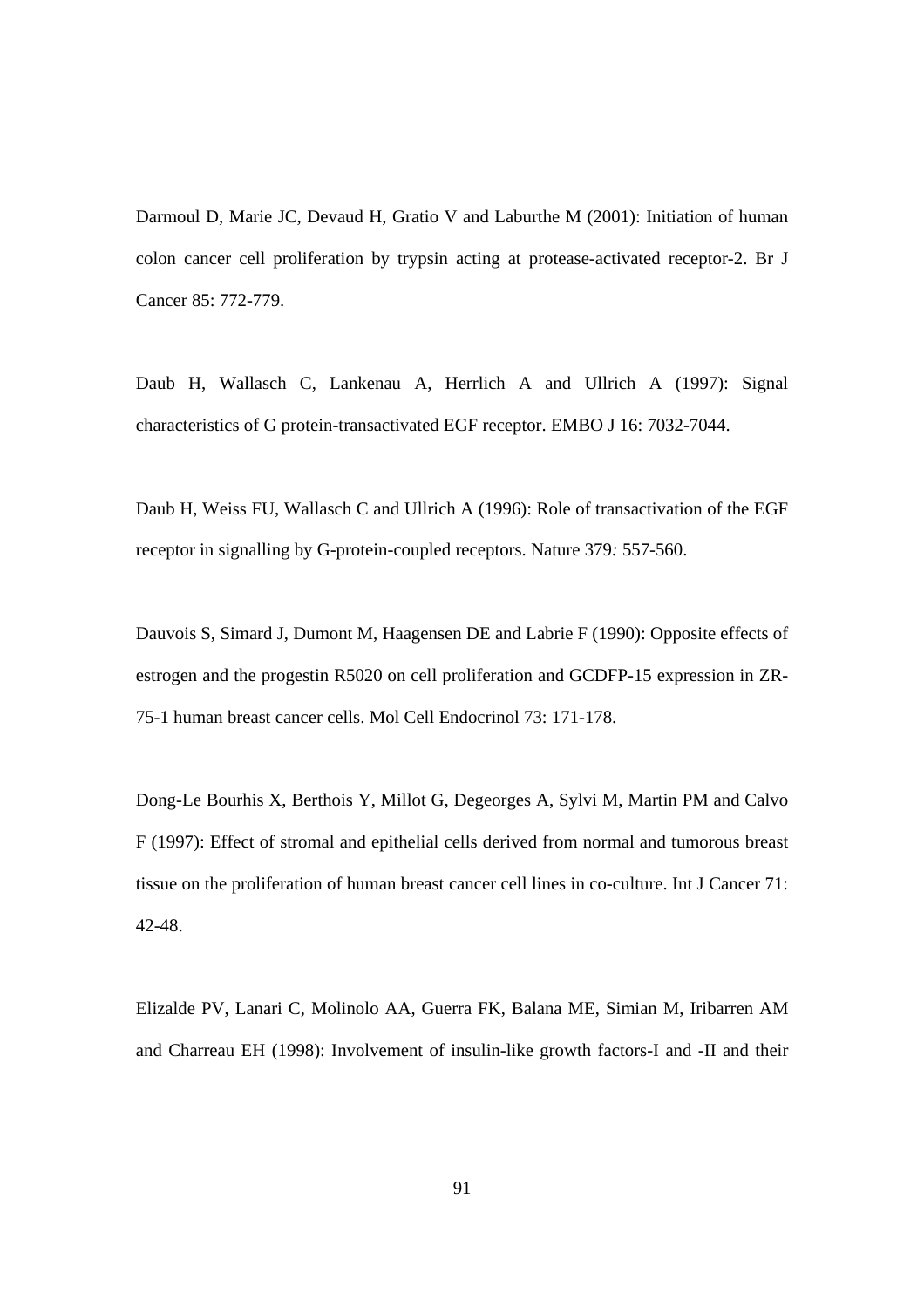Darmoul D, Marie JC, Devaud H, Gratio V and Laburthe M (2001): Initiation of human colon cancer cell proliferation by trypsin acting at protease-activated receptor-2. Br J Cancer 85: 772-779.

Daub H, Wallasch C, Lankenau A, Herrlich A and Ullrich A (1997): Signal characteristics of G protein-transactivated EGF receptor. EMBO J 16: 7032-7044.

Daub H, Weiss FU, Wallasch C and Ullrich A (1996): Role of transactivation of the EGF receptor in signalling by G-protein-coupled receptors. Nature 379*:* 557-560.

Dauvois S, Simard J, Dumont M, Haagensen DE and Labrie F (1990): Opposite effects of estrogen and the progestin R5020 on cell proliferation and GCDFP-15 expression in ZR-75-1 human breast cancer cells. Mol Cell Endocrinol 73: 171-178.

Dong-Le Bourhis X, Berthois Y, Millot G, Degeorges A, Sylvi M, Martin PM and Calvo F (1997): Effect of stromal and epithelial cells derived from normal and tumorous breast tissue on the proliferation of human breast cancer cell lines in co-culture. Int J Cancer 71: 42-48.

Elizalde PV, Lanari C, Molinolo AA, Guerra FK, Balana ME, Simian M, Iribarren AM and Charreau EH (1998): Involvement of insulin-like growth factors-I and -II and their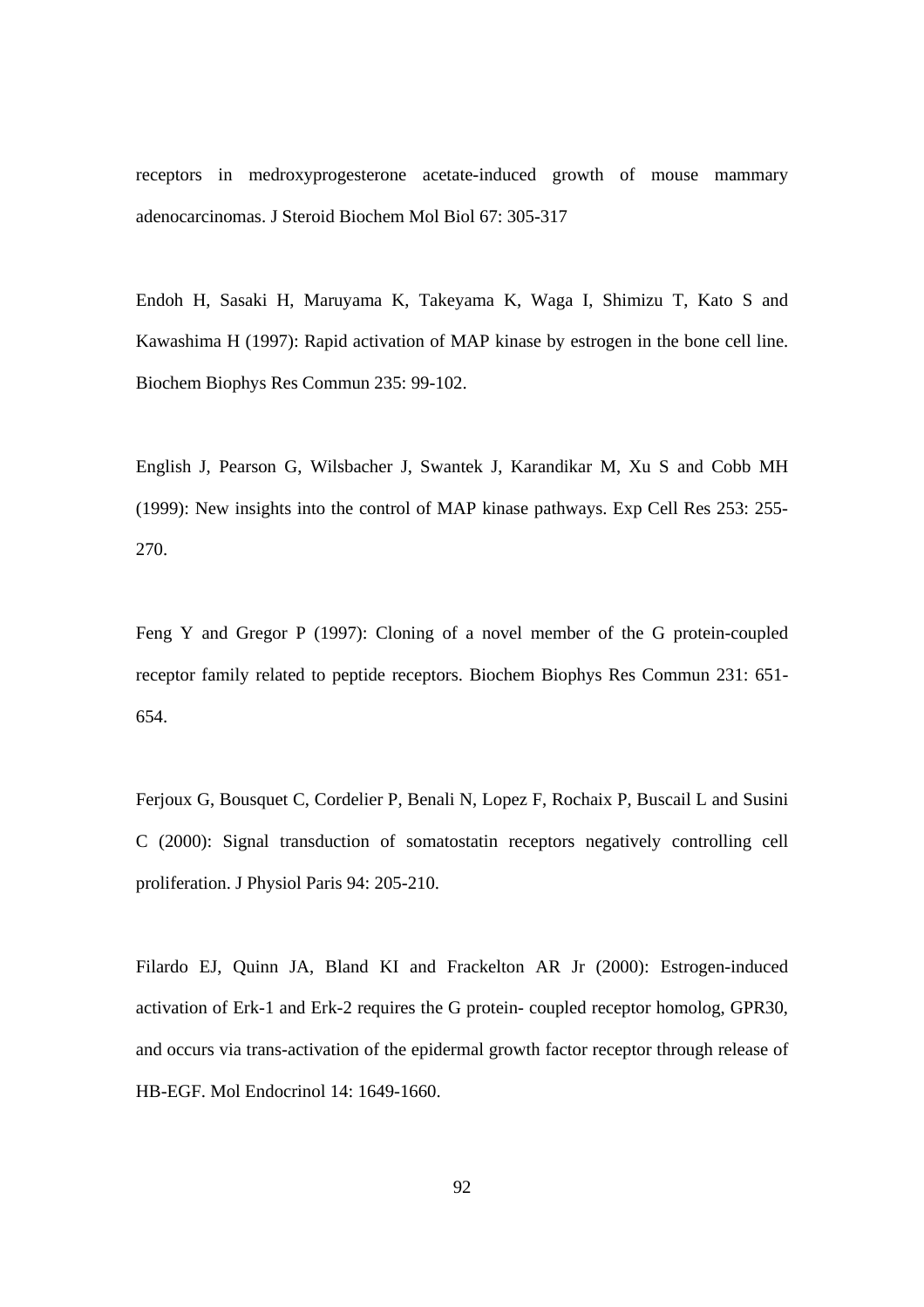receptors in medroxyprogesterone acetate-induced growth of mouse mammary adenocarcinomas. J Steroid Biochem Mol Biol 67: 305-317

Endoh H, Sasaki H, Maruyama K, Takeyama K, Waga I, Shimizu T, Kato S and Kawashima H (1997): Rapid activation of MAP kinase by estrogen in the bone cell line. Biochem Biophys Res Commun 235: 99-102.

English J, Pearson G, Wilsbacher J, Swantek J, Karandikar M, Xu S and Cobb MH (1999): New insights into the control of MAP kinase pathways. Exp Cell Res 253: 255-270.

Feng Y and Gregor P (1997): Cloning of a novel member of the G protein-coupled receptor family related to peptide receptors. Biochem Biophys Res Commun 231: 651-654.

Ferjoux G, Bousquet C, Cordelier P, Benali N, Lopez F, Rochaix P, Buscail L and Susini C (2000): Signal transduction of somatostatin receptors negatively controlling cell proliferation. J Physiol Paris 94: 205-210.

Filardo EJ, Quinn JA, Bland KI and Frackelton AR Jr (2000): Estrogen-induced activation of Erk-1 and Erk-2 requires the G protein- coupled receptor homolog, GPR30, and occurs via trans-activation of the epidermal growth factor receptor through release of HB-EGF. Mol Endocrinol 14: 1649-1660.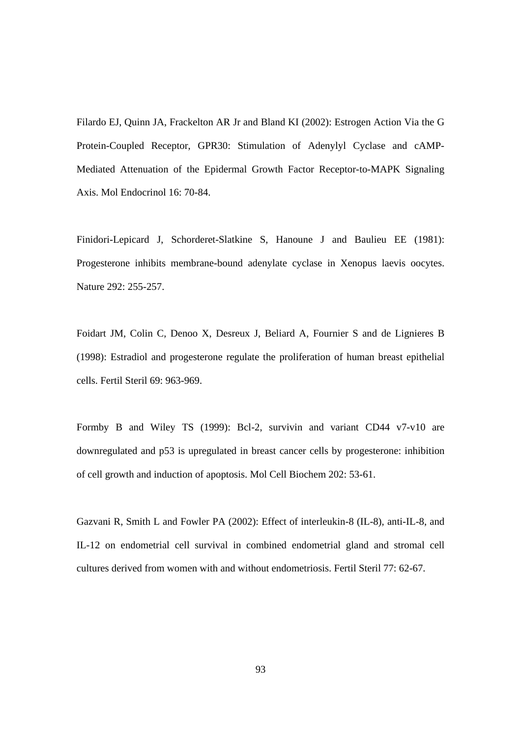Filardo EJ, Quinn JA, Frackelton AR Jr and Bland KI (2002): Estrogen Action Via the G Protein-Coupled Receptor, GPR30: Stimulation of Adenylyl Cyclase and cAMP-Mediated Attenuation of the Epidermal Growth Factor Receptor-to-MAPK Signaling Axis. Mol Endocrinol 16: 70-84.

Finidori-Lepicard J, Schorderet-Slatkine S, Hanoune J and Baulieu EE (1981): Progesterone inhibits membrane-bound adenylate cyclase in Xenopus laevis oocytes. Nature 292: 255-257.

Foidart JM, Colin C, Denoo X, Desreux J, Beliard A, Fournier S and de Lignieres B (1998): Estradiol and progesterone regulate the proliferation of human breast epithelial cells. Fertil Steril 69: 963-969.

Formby B and Wiley TS (1999): Bcl-2, survivin and variant CD44 v7-v10 are downregulated and p53 is upregulated in breast cancer cells by progesterone: inhibition of cell growth and induction of apoptosis. Mol Cell Biochem 202: 53-61.

Gazvani R, Smith L and Fowler PA (2002): Effect of interleukin-8 (IL-8), anti-IL-8, and IL-12 on endometrial cell survival in combined endometrial gland and stromal cell cultures derived from women with and without endometriosis. Fertil Steril 77: 62-67.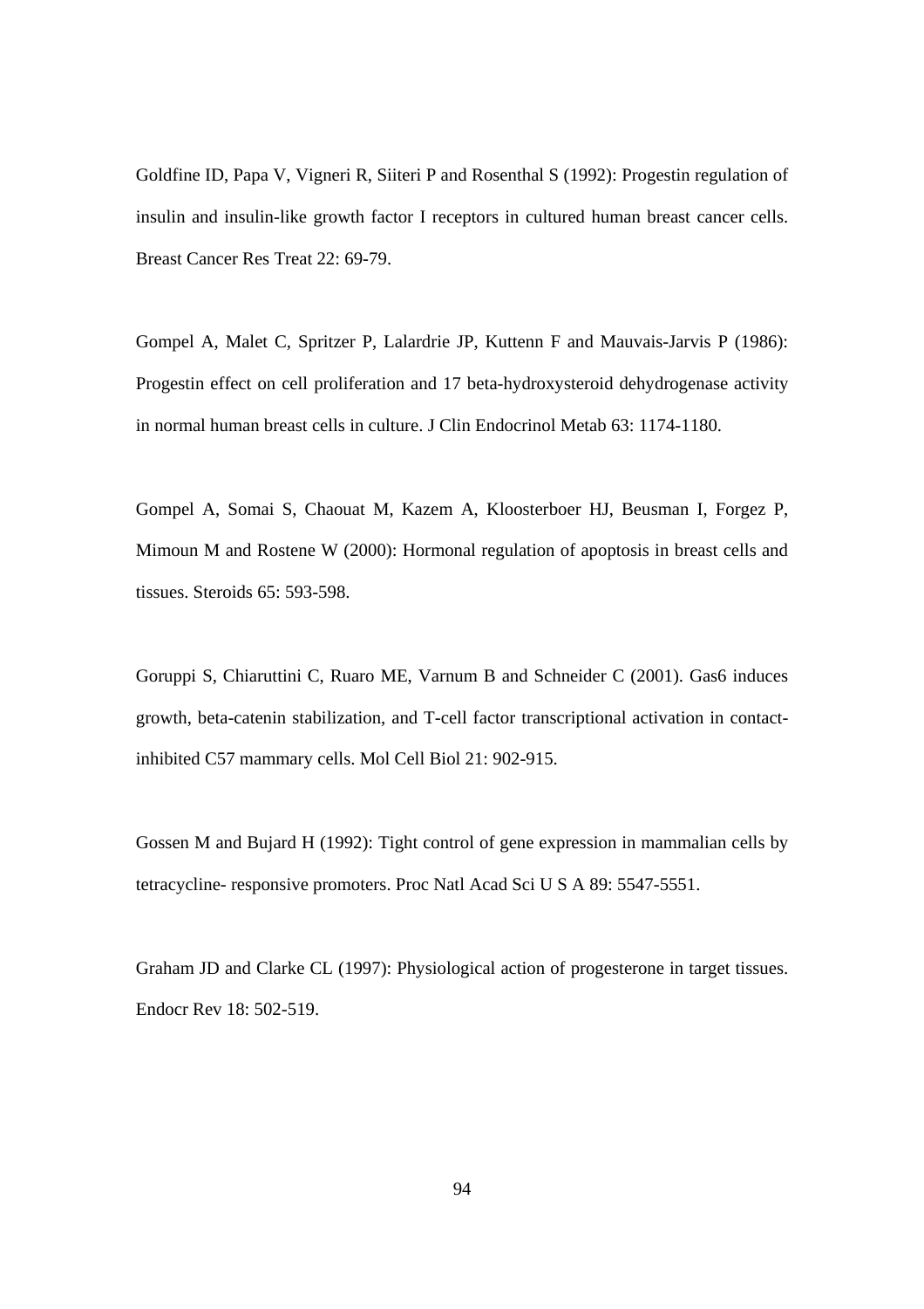Goldfine ID, Papa V, Vigneri R, Siiteri P and Rosenthal S (1992): Progestin regulation of insulin and insulin-like growth factor I receptors in cultured human breast cancer cells. Breast Cancer Res Treat 22: 69-79.

Gompel A, Malet C, Spritzer P, Lalardrie JP, Kuttenn F and Mauvais-Jarvis P (1986): Progestin effect on cell proliferation and 17 beta-hydroxysteroid dehydrogenase activity in normal human breast cells in culture. J Clin Endocrinol Metab 63: 1174-1180.

Gompel A, Somai S, Chaouat M, Kazem A, Kloosterboer HJ, Beusman I, Forgez P, Mimoun M and Rostene W (2000): Hormonal regulation of apoptosis in breast cells and tissues. Steroids 65: 593-598.

Goruppi S, Chiaruttini C, Ruaro ME, Varnum B and Schneider C (2001). Gas6 induces growth, beta-catenin stabilization, and T-cell factor transcriptional activation in contact-inhibited C57 mammary cells. Mol Cell Biol 21: 902-915.

Gossen M and Bujard H (1992): Tight control of gene expression in mammalian cells by tetracycline- responsive promoters. Proc Natl Acad Sci U S A 89: 5547-5551.

Graham JD and Clarke CL (1997): Physiological action of progesterone in target tissues. Endocr Rev 18: 502-519.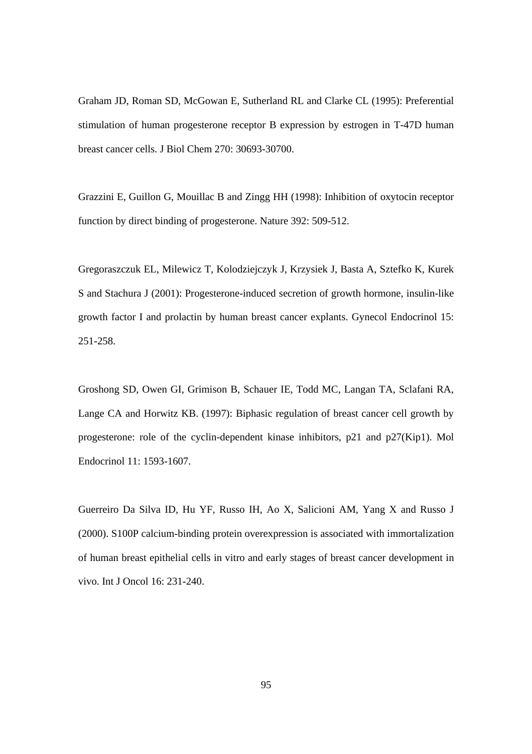Graham JD, Roman SD, McGowan E, Sutherland RL and Clarke CL (1995): Preferential stimulation of human progesterone receptor B expression by estrogen in T-47D human breast cancer cells. J Biol Chem 270: 30693-30700.

Grazzini E, Guillon G, Mouillac B and Zingg HH (1998): Inhibition of oxytocin receptor function by direct binding of progesterone. Nature 392: 509-512.

Gregoraszczuk EL, Milewicz T, Kolodziejczyk J, Krzysiek J, Basta A, Sztefko K, Kurek S and Stachura J (2001): Progesterone-induced secretion of growth hormone, insulin-like growth factor I and prolactin by human breast cancer explants. Gynecol Endocrinol 15: 251-258.

Groshong SD, Owen GI, Grimison B, Schauer IE, Todd MC, Langan TA, Sclafani RA, Lange CA and Horwitz KB. (1997): Biphasic regulation of breast cancer cell growth by progesterone: role of the cyclin-dependent kinase inhibitors, p21 and p27(Kip1). Mol Endocrinol 11: 1593-1607.

Guerreiro Da Silva ID, Hu YF, Russo IH, Ao X, Salicioni AM, Yang X and Russo J (2000). S100P calcium-binding protein overexpression is associated with immortalization of human breast epithelial cells in vitro and early stages of breast cancer development in vivo. Int J Oncol 16: 231-240.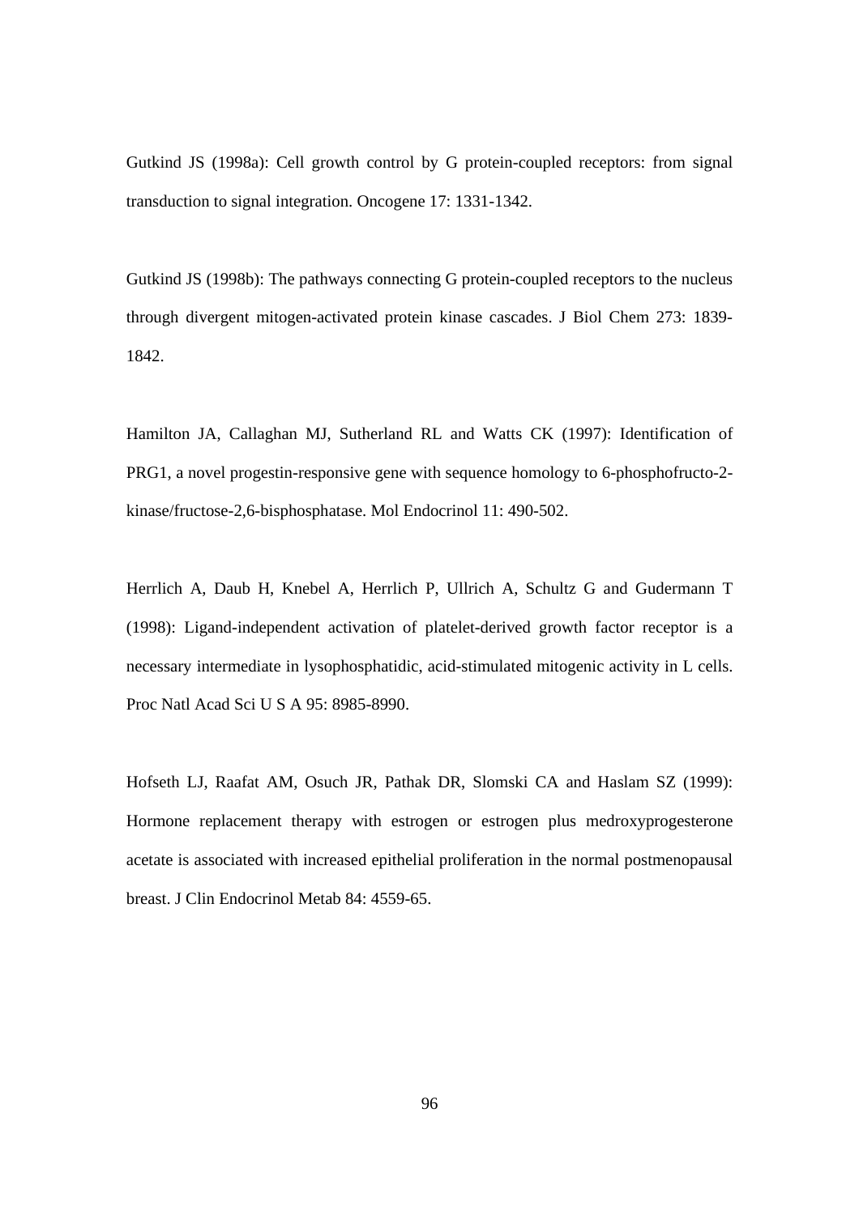Gutkind JS (1998a): Cell growth control by G protein-coupled receptors: from signal transduction to signal integration. Oncogene 17: 1331-1342.

Gutkind JS (1998b): The pathways connecting G protein-coupled receptors to the nucleus through divergent mitogen-activated protein kinase cascades. J Biol Chem 273: 1839-1842.

Hamilton JA, Callaghan MJ, Sutherland RL and Watts CK (1997): Identification of PRG1, a novel progestin-responsive gene with sequence homology to 6-phosphofructo-2-kinase/fructose-2,6-bisphosphatase. Mol Endocrinol 11: 490-502.

Herrlich A, Daub H, Knebel A, Herrlich P, Ullrich A, Schultz G and Gudermann T (1998): Ligand-independent activation of platelet-derived growth factor receptor is a necessary intermediate in lysophosphatidic, acid-stimulated mitogenic activity in L cells. Proc Natl Acad Sci U S A 95: 8985-8990.

Hofseth LJ, Raafat AM, Osuch JR, Pathak DR, Slomski CA and Haslam SZ (1999): Hormone replacement therapy with estrogen or estrogen plus medroxyprogesterone acetate is associated with increased epithelial proliferation in the normal postmenopausal breast. J Clin Endocrinol Metab 84: 4559-65.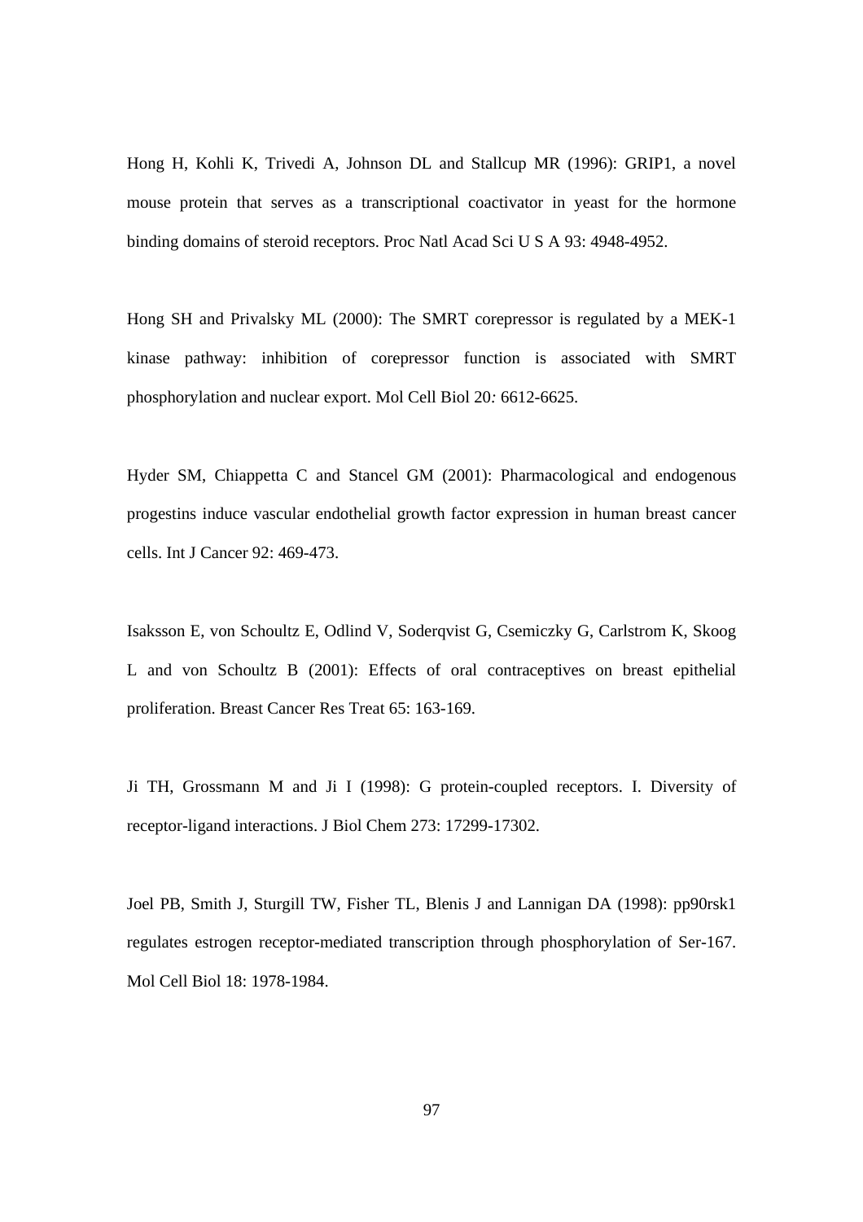Hong H, Kohli K, Trivedi A, Johnson DL and Stallcup MR (1996): GRIP1, a novel mouse protein that serves as a transcriptional coactivator in yeast for the hormone binding domains of steroid receptors. Proc Natl Acad Sci U S A 93: 4948-4952.

Hong SH and Privalsky ML (2000): The SMRT corepressor is regulated by a MEK-1 kinase pathway: inhibition of corepressor function is associated with SMRT phosphorylation and nuclear export. Mol Cell Biol 20: 6612-6625.

Hyder SM, Chiappetta C and Stancel GM (2001): Pharmacological and endogenous progestins induce vascular endothelial growth factor expression in human breast cancer cells. Int J Cancer 92: 469-473.

Isaksson E, von Schoultz E, Odlind V, Soderqvist G, Csemiczky G, Carlstrom K, Skoog L and von Schoultz B (2001): Effects of oral contraceptives on breast epithelial proliferation. Breast Cancer Res Treat 65: 163-169.

Ji TH, Grossmann M and Ji I (1998): G protein-coupled receptors. I. Diversity of receptor-ligand interactions. J Biol Chem 273: 17299-17302.

Joel PB, Smith J, Sturgill TW, Fisher TL, Blenis J and Lannigan DA (1998): pp90rsk1 regulates estrogen receptor-mediated transcription through phosphorylation of Ser-167. Mol Cell Biol 18: 1978-1984.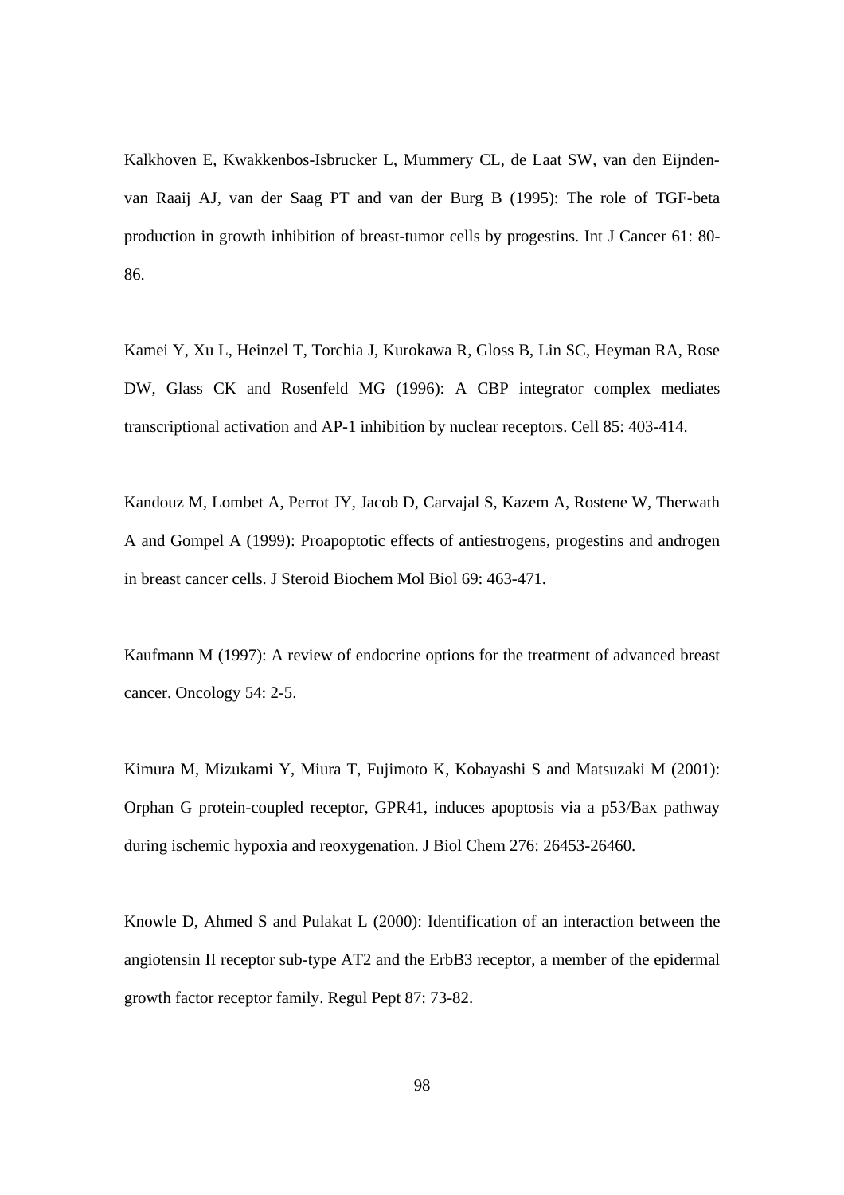Kalkhoven E, Kwakkenbos-Isbrucker L, Mummery CL, de Laat SW, van den Eijnden-van Raaij AJ, van der Saag PT and van der Burg B (1995): The role of TGF-beta production in growth inhibition of breast-tumor cells by progestins. Int J Cancer 61: 80-86.

Kamei Y, Xu L, Heinzel T, Torchia J, Kurokawa R, Gloss B, Lin SC, Heyman RA, Rose DW, Glass CK and Rosenfeld MG (1996): A CBP integrator complex mediates transcriptional activation and AP-1 inhibition by nuclear receptors. Cell 85: 403-414.

Kandouz M, Lombet A, Perrot JY, Jacob D, Carvajal S, Kazem A, Rostene W, Therwath A and Gompel A (1999): Proapoptotic effects of antiestrogens, progestins and androgen in breast cancer cells. J Steroid Biochem Mol Biol 69: 463-471.

Kaufmann M (1997): A review of endocrine options for the treatment of advanced breast cancer. Oncology 54: 2-5.

Kimura M, Mizukami Y, Miura T, Fujimoto K, Kobayashi S and Matsuzaki M (2001): Orphan G protein-coupled receptor, GPR41, induces apoptosis via a p53/Bax pathway during ischemic hypoxia and reoxygenation. J Biol Chem 276: 26453-26460.

Knowle D, Ahmed S and Pulakat L (2000): Identification of an interaction between the angiotensin II receptor sub-type AT2 and the ErbB3 receptor, a member of the epidermal growth factor receptor family. Regul Pept 87: 73-82.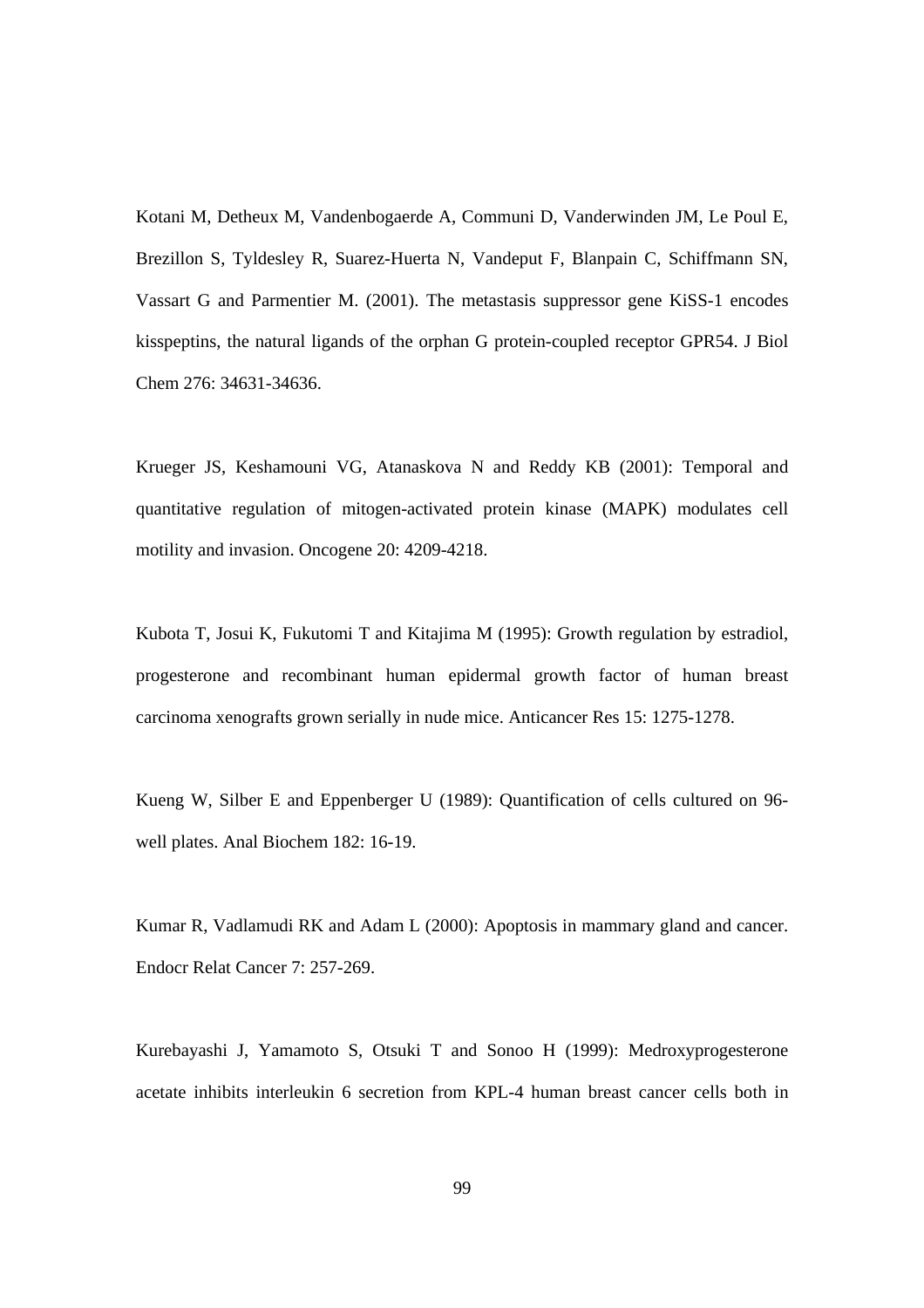Kotani M, Detheux M, Vandenbogaerde A, Communi D, Vanderwinden JM, Le Poul E, Brezillon S, Tyldesley R, Suarez-Huerta N, Vandeput F, Blanpain C, Schiffmann SN, Vassart G and Parmentier M. (2001). The metastasis suppressor gene KiSS-1 encodes kisspeptins, the natural ligands of the orphan G protein-coupled receptor GPR54. J Biol Chem 276: 34631-34636.

Krueger JS, Keshamouni VG, Atanaskova N and Reddy KB (2001): Temporal and quantitative regulation of mitogen-activated protein kinase (MAPK) modulates cell motility and invasion. Oncogene 20: 4209-4218.

Kubota T, Josui K, Fukutomi T and Kitajima M (1995): Growth regulation by estradiol, progesterone and recombinant human epidermal growth factor of human breast carcinoma xenografts grown serially in nude mice. Anticancer Res 15: 1275-1278.

Kueng W, Silber E and Eppenberger U (1989): Quantification of cells cultured on 96-well plates. Anal Biochem 182: 16-19.

Kumar R, Vadlamudi RK and Adam L (2000): Apoptosis in mammary gland and cancer. Endocr Relat Cancer 7: 257-269.

Kurebayashi J, Yamamoto S, Otsuki T and Sonoo H (1999): Medroxyprogesterone acetate inhibits interleukin 6 secretion from KPL-4 human breast cancer cells both in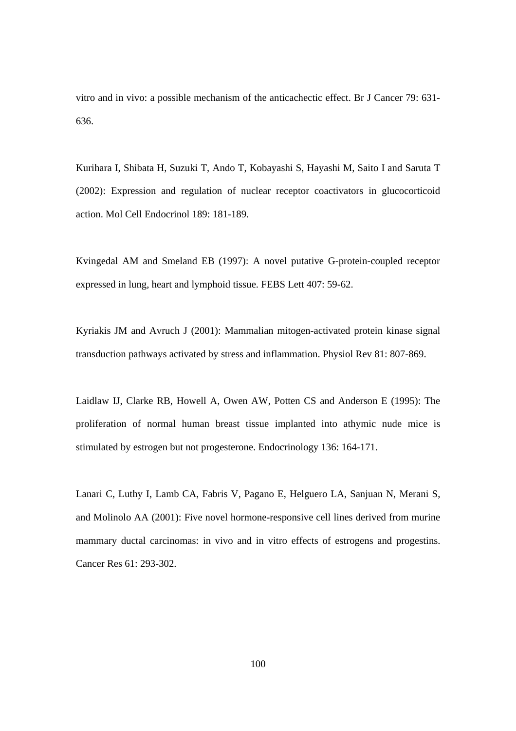vitro and in vivo: a possible mechanism of the anticachectic effect. Br J Cancer 79: 631-636.

Kurihara I, Shibata H, Suzuki T, Ando T, Kobayashi S, Hayashi M, Saito I and Saruta T (2002): Expression and regulation of nuclear receptor coactivators in glucocorticoid action. Mol Cell Endocrinol 189: 181-189.

Kvingedal AM and Smeland EB (1997): A novel putative G-protein-coupled receptor expressed in lung, heart and lymphoid tissue. FEBS Lett 407: 59-62.

Kyriakis JM and Avruch J (2001): Mammalian mitogen-activated protein kinase signal transduction pathways activated by stress and inflammation. Physiol Rev 81: 807-869.

Laidlaw IJ, Clarke RB, Howell A, Owen AW, Potten CS and Anderson E (1995): The proliferation of normal human breast tissue implanted into athymic nude mice is stimulated by estrogen but not progesterone. Endocrinology 136: 164-171.

Lanari C, Luthy I, Lamb CA, Fabris V, Pagano E, Helguero LA, Sanjuan N, Merani S, and Molinolo AA (2001): Five novel hormone-responsive cell lines derived from murine mammary ductal carcinomas: in vivo and in vitro effects of estrogens and progestins. Cancer Res 61: 293-302.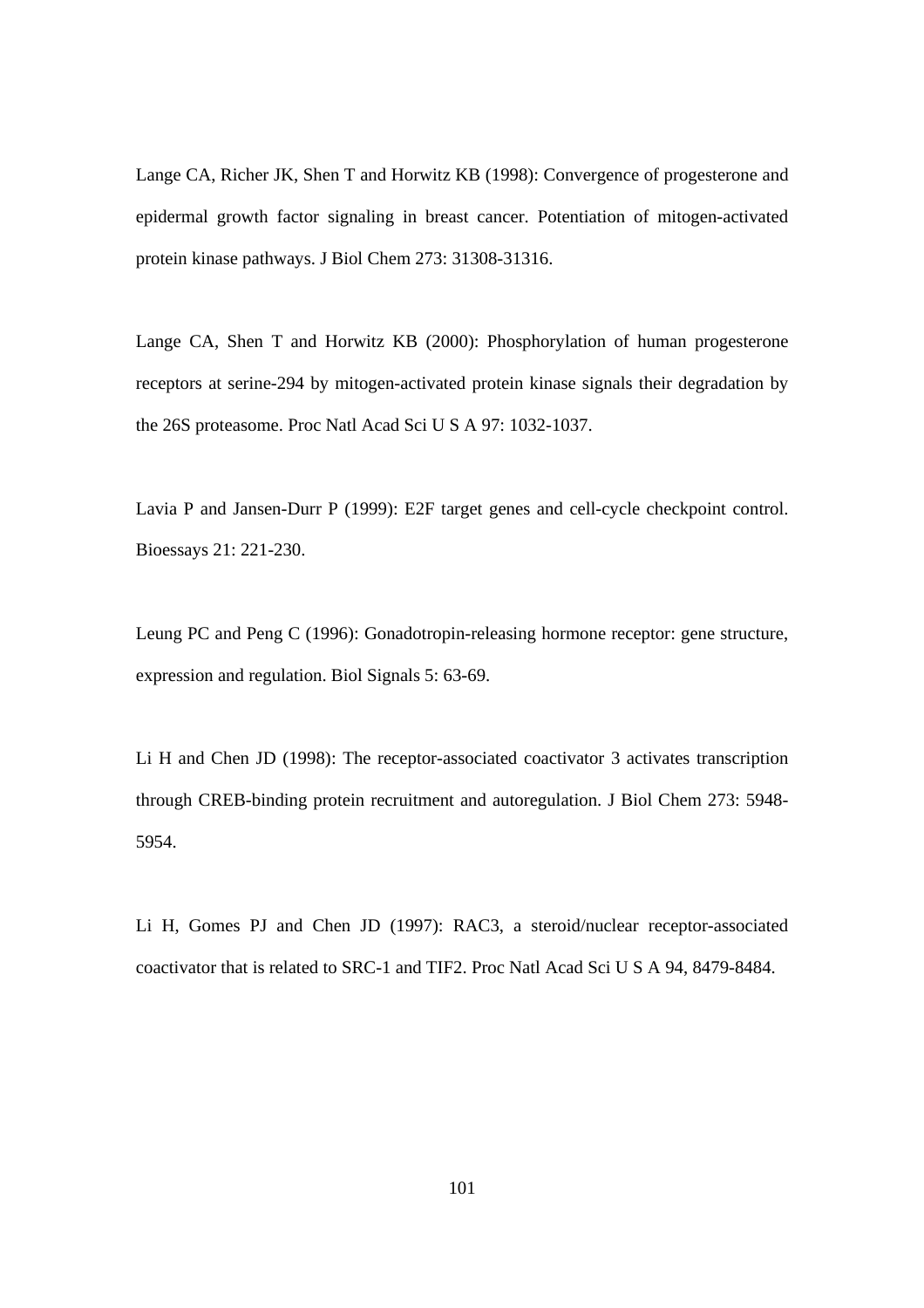Lange CA, Richer JK, Shen T and Horwitz KB (1998): Convergence of progesterone and epidermal growth factor signaling in breast cancer. Potentiation of mitogen-activated protein kinase pathways. J Biol Chem 273: 31308-31316.

Lange CA, Shen T and Horwitz KB (2000): Phosphorylation of human progesterone receptors at serine-294 by mitogen-activated protein kinase signals their degradation by the 26S proteasome. Proc Natl Acad Sci U S A 97: 1032-1037.

Lavia P and Jansen-Durr P (1999): E2F target genes and cell-cycle checkpoint control. Bioessays 21: 221-230.

Leung PC and Peng C (1996): Gonadotropin-releasing hormone receptor: gene structure, expression and regulation. Biol Signals 5: 63-69.

Li H and Chen JD (1998): The receptor-associated coactivator 3 activates transcription through CREB-binding protein recruitment and autoregulation. J Biol Chem 273: 5948-5954.

Li H, Gomes PJ and Chen JD (1997): RAC3, a steroid/nuclear receptor-associated coactivator that is related to SRC-1 and TIF2. Proc Natl Acad Sci U S A 94, 8479-8484.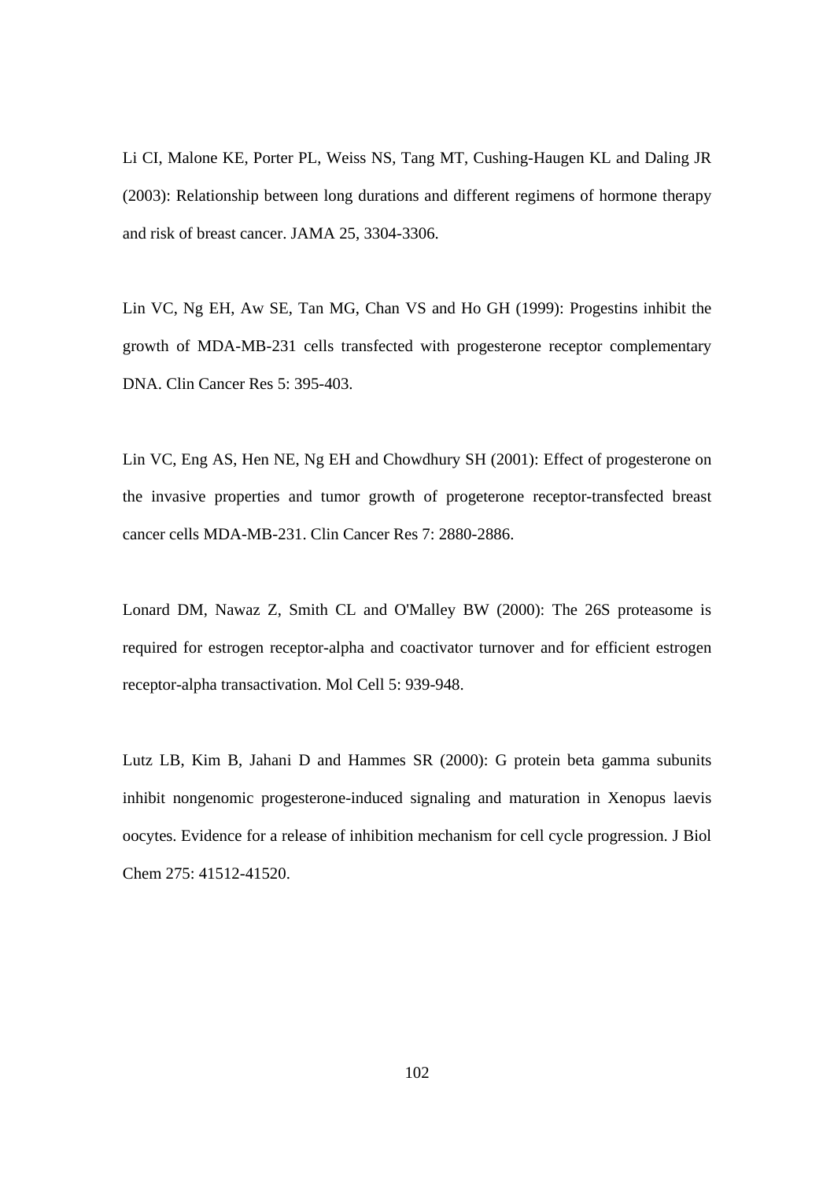Li CI, Malone KE, Porter PL, Weiss NS, Tang MT, Cushing-Haugen KL and Daling JR (2003): Relationship between long durations and different regimens of hormone therapy and risk of breast cancer. JAMA 25, 3304-3306.

Lin VC, Ng EH, Aw SE, Tan MG, Chan VS and Ho GH (1999): Progestins inhibit the growth of MDA-MB-231 cells transfected with progesterone receptor complementary DNA. Clin Cancer Res 5: 395-403.

Lin VC, Eng AS, Hen NE, Ng EH and Chowdhury SH (2001): Effect of progesterone on the invasive properties and tumor growth of progeterone receptor-transfected breast cancer cells MDA-MB-231. Clin Cancer Res 7: 2880-2886.

Lonard DM, Nawaz Z, Smith CL and O'Malley BW (2000): The 26S proteasome is required for estrogen receptor-alpha and coactivator turnover and for efficient estrogen receptor-alpha transactivation. Mol Cell 5: 939-948.

Lutz LB, Kim B, Jahani D and Hammes SR (2000): G protein beta gamma subunits inhibit nongenomic progesterone-induced signaling and maturation in Xenopus laevis oocytes. Evidence for a release of inhibition mechanism for cell cycle progression. J Biol Chem 275: 41512-41520.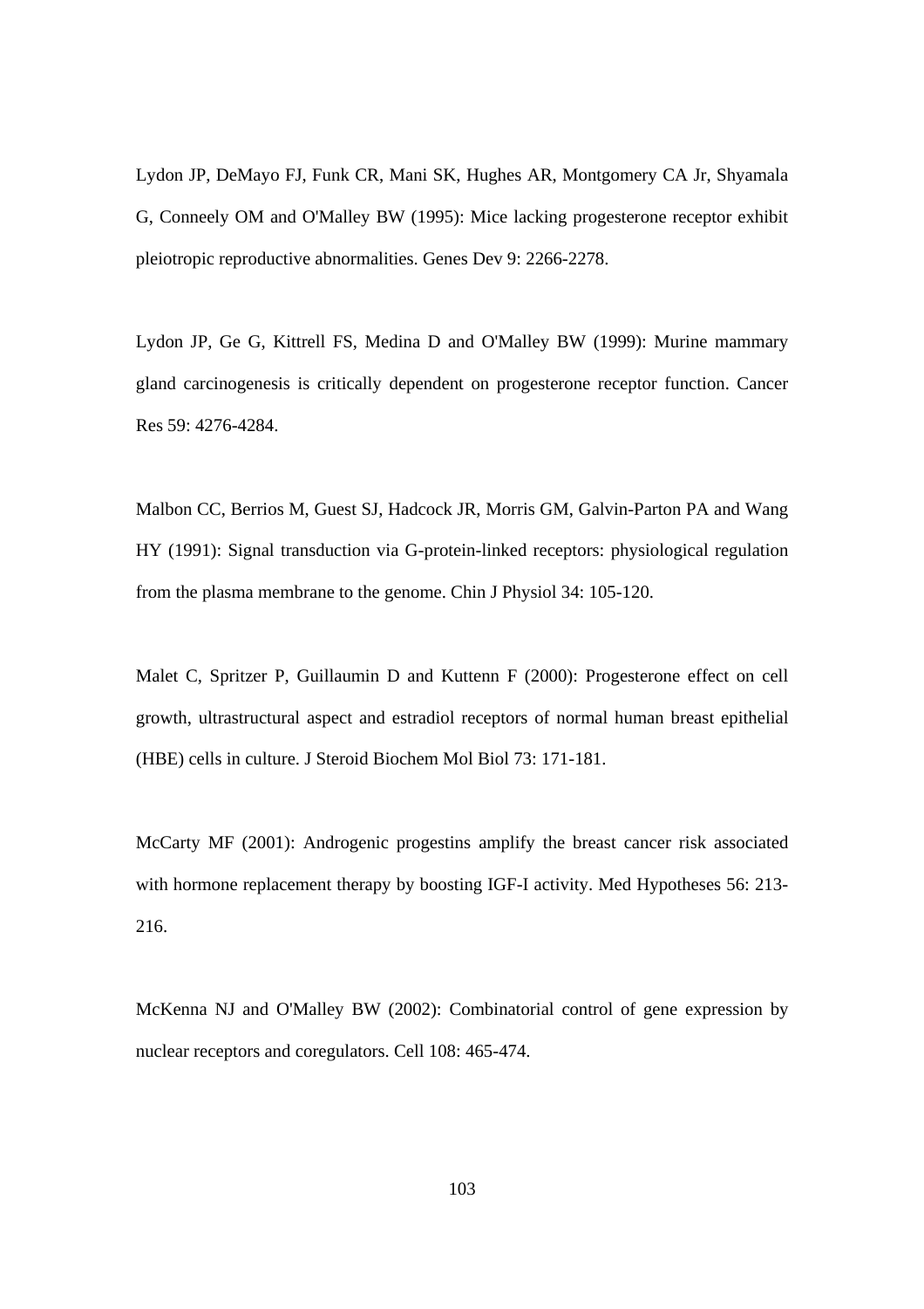Lydon JP, DeMayo FJ, Funk CR, Mani SK, Hughes AR, Montgomery CA Jr, Shyamala G, Conneely OM and O'Malley BW (1995): Mice lacking progesterone receptor exhibit pleiotropic reproductive abnormalities. Genes Dev 9: 2266-2278.

Lydon JP, Ge G, Kittrell FS, Medina D and O'Malley BW (1999): Murine mammary gland carcinogenesis is critically dependent on progesterone receptor function. Cancer Res 59: 4276-4284.

Malbon CC, Berrios M, Guest SJ, Hadcock JR, Morris GM, Galvin-Parton PA and Wang HY (1991): Signal transduction via G-protein-linked receptors: physiological regulation from the plasma membrane to the genome. Chin J Physiol 34: 105-120.

Malet C, Spritzer P, Guillaumin D and Kuttenn F (2000): Progesterone effect on cell growth, ultrastructural aspect and estradiol receptors of normal human breast epithelial (HBE) cells in culture. J Steroid Biochem Mol Biol 73: 171-181.

McCarty MF (2001): Androgenic progestins amplify the breast cancer risk associated with hormone replacement therapy by boosting IGF-I activity. Med Hypotheses 56: 213-216.

McKenna NJ and O'Malley BW (2002): Combinatorial control of gene expression by nuclear receptors and coregulators. Cell 108: 465-474.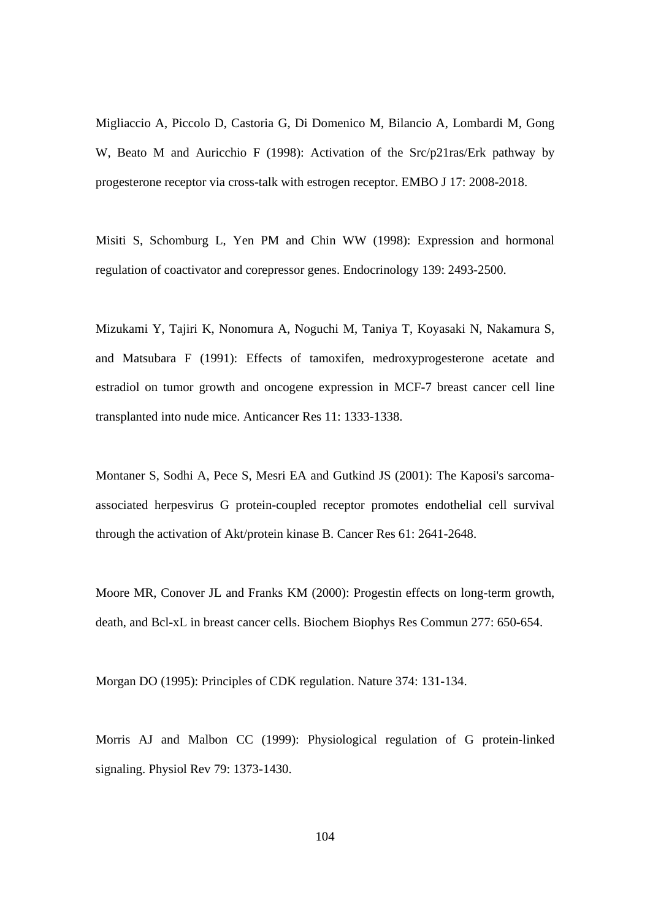Migliaccio A, Piccolo D, Castoria G, Di Domenico M, Bilancio A, Lombardi M, Gong W, Beato M and Auricchio F (1998): Activation of the Src/p21ras/Erk pathway by progesterone receptor via cross-talk with estrogen receptor. EMBO J 17: 2008-2018.

Misiti S, Schomburg L, Yen PM and Chin WW (1998): Expression and hormonal regulation of coactivator and corepressor genes. Endocrinology 139: 2493-2500.

Mizukami Y, Tajiri K, Nonomura A, Noguchi M, Taniya T, Koyasaki N, Nakamura S, and Matsubara F (1991): Effects of tamoxifen, medroxyprogesterone acetate and estradiol on tumor growth and oncogene expression in MCF-7 breast cancer cell line transplanted into nude mice. Anticancer Res 11: 1333-1338.

Montaner S, Sodhi A, Pece S, Mesri EA and Gutkind JS (2001): The Kaposi's sarcoma-associated herpesvirus G protein-coupled receptor promotes endothelial cell survival through the activation of Akt/protein kinase B. Cancer Res 61: 2641-2648.

Moore MR, Conover JL and Franks KM (2000): Progestin effects on long-term growth, death, and Bcl-xL in breast cancer cells. Biochem Biophys Res Commun 277: 650-654.

Morgan DO (1995): Principles of CDK regulation. Nature 374: 131-134.

Morris AJ and Malbon CC (1999): Physiological regulation of G protein-linked signaling. Physiol Rev 79: 1373-1430.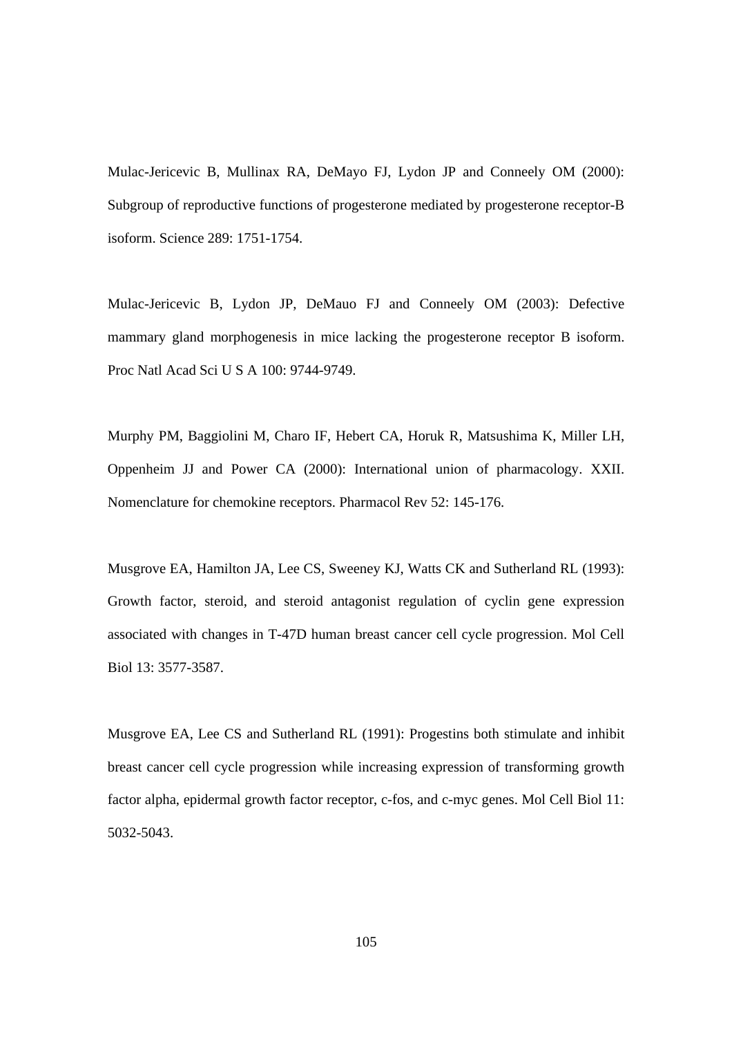Mulac-Jericevic B, Mullinax RA, DeMayo FJ, Lydon JP and Conneely OM (2000): Subgroup of reproductive functions of progesterone mediated by progesterone receptor-B isoform. Science 289: 1751-1754.

Mulac-Jericevic B, Lydon JP, DeMauo FJ and Conneely OM (2003): Defective mammary gland morphogenesis in mice lacking the progesterone receptor B isoform. Proc Natl Acad Sci U S A 100: 9744-9749.

Murphy PM, Baggiolini M, Charo IF, Hebert CA, Horuk R, Matsushima K, Miller LH, Oppenheim JJ and Power CA (2000): International union of pharmacology. XXII. Nomenclature for chemokine receptors. Pharmacol Rev 52: 145-176.

Musgrove EA, Hamilton JA, Lee CS, Sweeney KJ, Watts CK and Sutherland RL (1993): Growth factor, steroid, and steroid antagonist regulation of cyclin gene expression associated with changes in T-47D human breast cancer cell cycle progression. Mol Cell Biol 13: 3577-3587.

Musgrove EA, Lee CS and Sutherland RL (1991): Progestins both stimulate and inhibit breast cancer cell cycle progression while increasing expression of transforming growth factor alpha, epidermal growth factor receptor, c-fos, and c-myc genes. Mol Cell Biol 11: 5032-5043.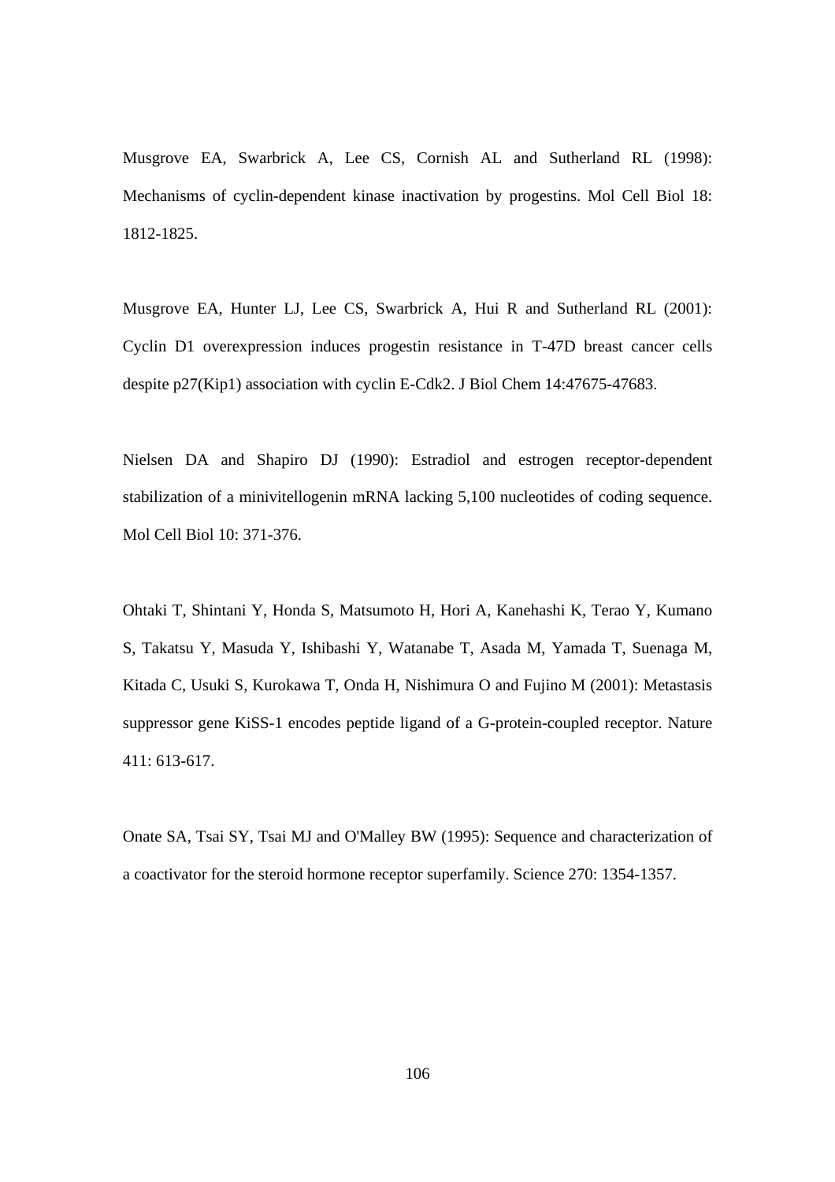Musgrove EA, Swarbrick A, Lee CS, Cornish AL and Sutherland RL (1998): Mechanisms of cyclin-dependent kinase inactivation by progestins. Mol Cell Biol 18: 1812-1825.

Musgrove EA, Hunter LJ, Lee CS, Swarbrick A, Hui R and Sutherland RL (2001): Cyclin D1 overexpression induces progestin resistance in T-47D breast cancer cells despite p27(Kip1) association with cyclin E-Cdk2. J Biol Chem 14:47675-47683.

Nielsen DA and Shapiro DJ (1990): Estradiol and estrogen receptor-dependent stabilization of a minivitellogenin mRNA lacking 5,100 nucleotides of coding sequence. Mol Cell Biol 10: 371-376.

Ohtaki T, Shintani Y, Honda S, Matsumoto H, Hori A, Kanehashi K, Terao Y, Kumano S, Takatsu Y, Masuda Y, Ishibashi Y, Watanabe T, Asada M, Yamada T, Suenaga M, Kitada C, Usuki S, Kurokawa T, Onda H, Nishimura O and Fujino M (2001): Metastasis suppressor gene KiSS-1 encodes peptide ligand of a G-protein-coupled receptor. Nature 411: 613-617.

Onate SA, Tsai SY, Tsai MJ and O'Malley BW (1995): Sequence and characterization of a coactivator for the steroid hormone receptor superfamily. Science 270: 1354-1357.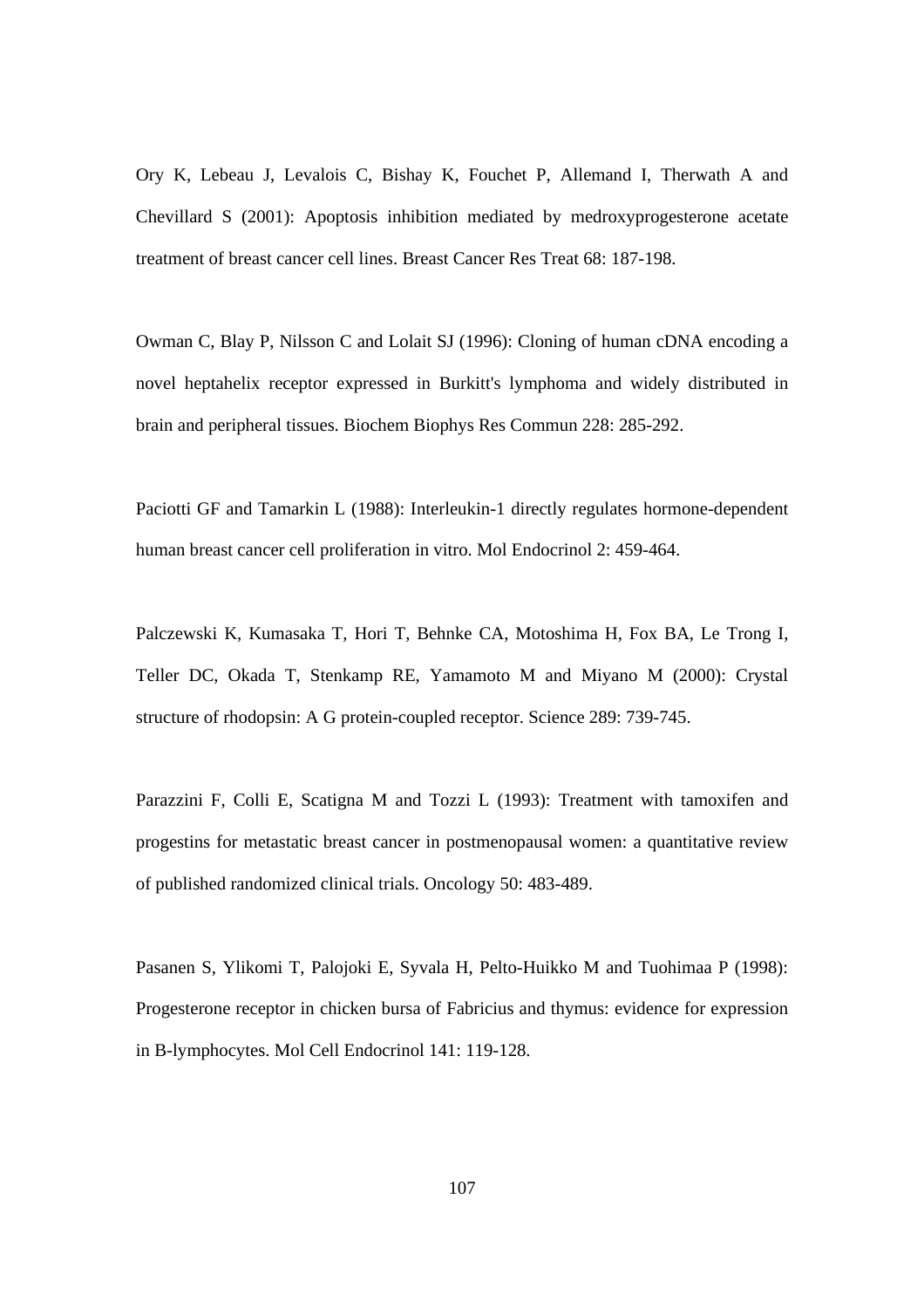Ory K, Lebeau J, Levalois C, Bishay K, Fouchet P, Allemand I, Therwath A and Chevillard S (2001): Apoptosis inhibition mediated by medroxyprogesterone acetate treatment of breast cancer cell lines. Breast Cancer Res Treat 68: 187-198.

Owman C, Blay P, Nilsson C and Lolait SJ (1996): Cloning of human cDNA encoding a novel heptahelix receptor expressed in Burkitt's lymphoma and widely distributed in brain and peripheral tissues. Biochem Biophys Res Commun 228: 285-292.

Paciotti GF and Tamarkin L (1988): Interleukin-1 directly regulates hormone-dependent human breast cancer cell proliferation in vitro. Mol Endocrinol 2: 459-464.

Palczewski K, Kumasaka T, Hori T, Behnke CA, Motoshima H, Fox BA, Le Trong I, Teller DC, Okada T, Stenkamp RE, Yamamoto M and Miyano M (2000): Crystal structure of rhodopsin: A G protein-coupled receptor. Science 289: 739-745.

Parazzini F, Colli E, Scatigna M and Tozzi L (1993): Treatment with tamoxifen and progestins for metastatic breast cancer in postmenopausal women: a quantitative review of published randomized clinical trials. Oncology 50: 483-489.

Pasanen S, Ylikomi T, Palojoki E, Syvala H, Pelto-Huikko M and Tuohimaa P (1998): Progesterone receptor in chicken bursa of Fabricius and thymus: evidence for expression in B-lymphocytes. Mol Cell Endocrinol 141: 119-128.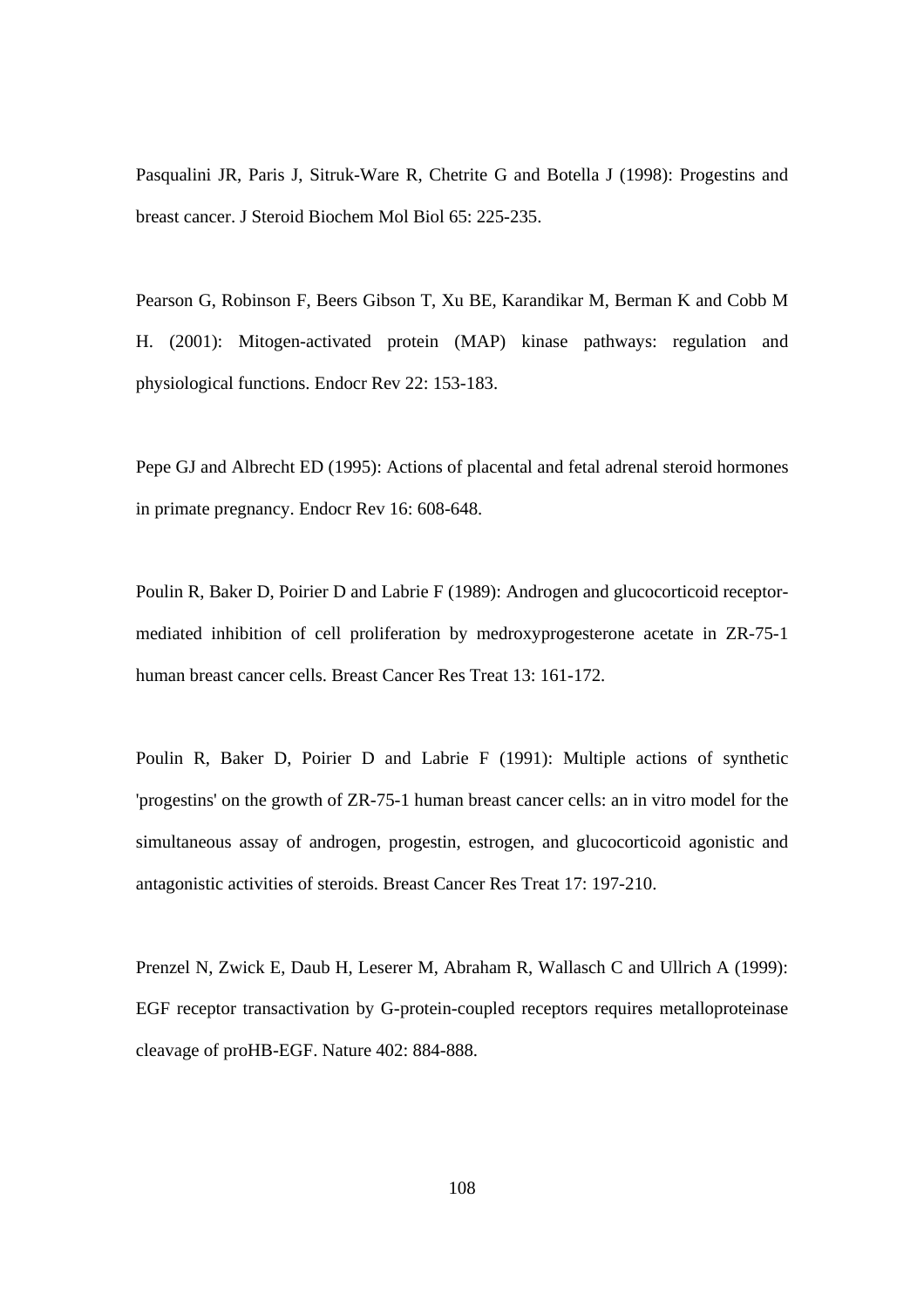Pasqualini JR, Paris J, Sitruk-Ware R, Chetrite G and Botella J (1998): Progestins and breast cancer. J Steroid Biochem Mol Biol 65: 225-235.

Pearson G, Robinson F, Beers Gibson T, Xu BE, Karandikar M, Berman K and Cobb M H. (2001): Mitogen-activated protein (MAP) kinase pathways: regulation and physiological functions. Endocr Rev 22: 153-183.

Pepe GJ and Albrecht ED (1995): Actions of placental and fetal adrenal steroid hormones in primate pregnancy. Endocr Rev 16: 608-648.

Poulin R, Baker D, Poirier D and Labrie F (1989): Androgen and glucocorticoid receptor-mediated inhibition of cell proliferation by medroxyprogesterone acetate in ZR-75-1 human breast cancer cells. Breast Cancer Res Treat 13: 161-172.

Poulin R, Baker D, Poirier D and Labrie F (1991): Multiple actions of synthetic 'progestins' on the growth of ZR-75-1 human breast cancer cells: an in vitro model for the simultaneous assay of androgen, progestin, estrogen, and glucocorticoid agonistic and antagonistic activities of steroids. Breast Cancer Res Treat 17: 197-210.

Prenzel N, Zwick E, Daub H, Leserer M, Abraham R, Wallasch C and Ullrich A (1999): EGF receptor transactivation by G-protein-coupled receptors requires metalloproteinase cleavage of proHB-EGF. Nature 402: 884-888.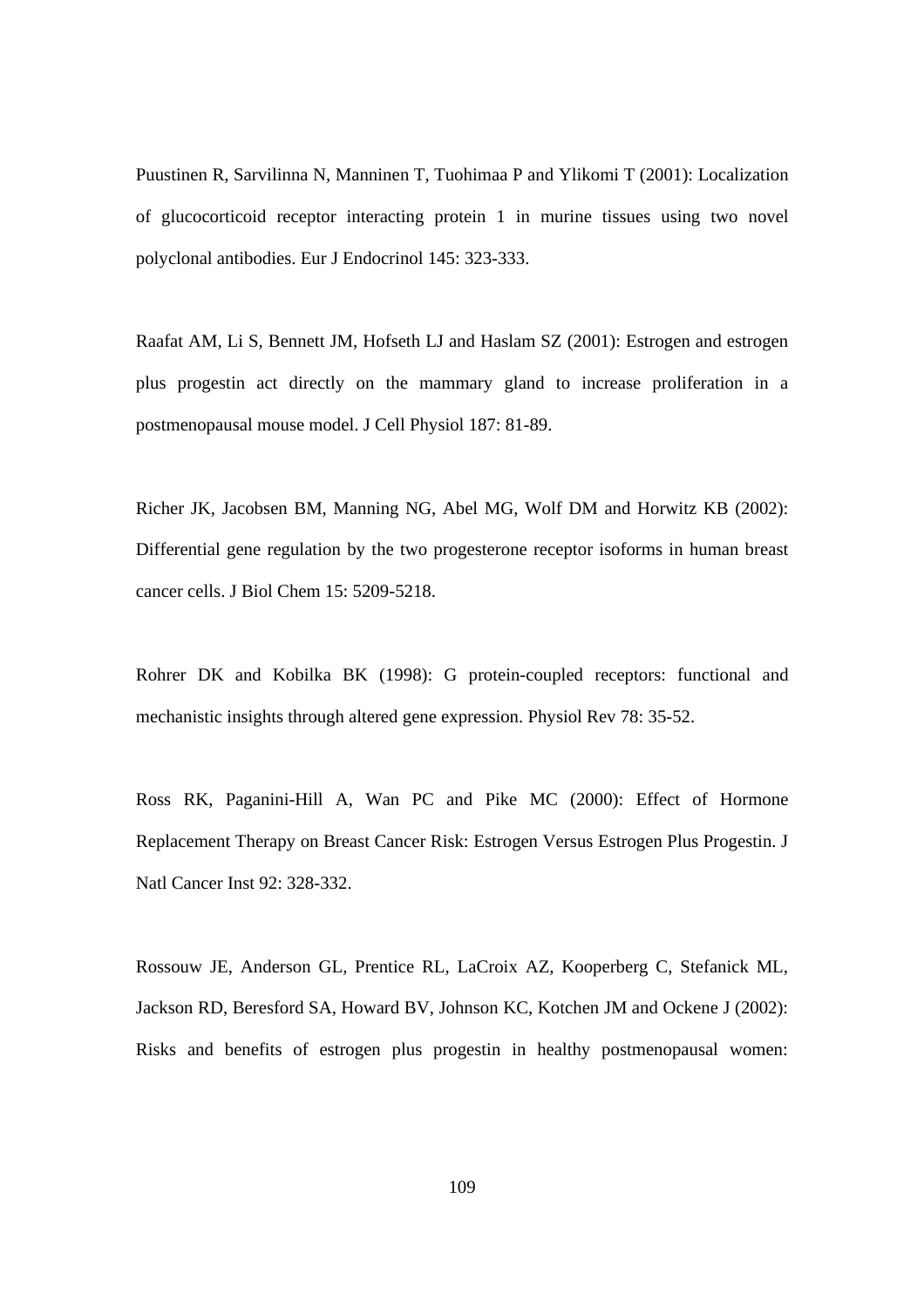Puustinen R, Sarvilinna N, Manninen T, Tuohimaa P and Ylikomi T (2001): Localization of glucocorticoid receptor interacting protein 1 in murine tissues using two novel polyclonal antibodies. Eur J Endocrinol 145: 323-333.

Raafat AM, Li S, Bennett JM, Hofseth LJ and Haslam SZ (2001): Estrogen and estrogen plus progestin act directly on the mammary gland to increase proliferation in a postmenopausal mouse model. J Cell Physiol 187: 81-89.

Richer JK, Jacobsen BM, Manning NG, Abel MG, Wolf DM and Horwitz KB (2002): Differential gene regulation by the two progesterone receptor isoforms in human breast cancer cells. J Biol Chem 15: 5209-5218.

Rohrer DK and Kobilka BK (1998): G protein-coupled receptors: functional and mechanistic insights through altered gene expression. Physiol Rev 78: 35-52.

Ross RK, Paganini-Hill A, Wan PC and Pike MC (2000): Effect of Hormone Replacement Therapy on Breast Cancer Risk: Estrogen Versus Estrogen Plus Progestin. J Natl Cancer Inst 92: 328-332.

Rossouw JE, Anderson GL, Prentice RL, LaCroix AZ, Kooperberg C, Stefanick ML, Jackson RD, Beresford SA, Howard BV, Johnson KC, Kotchen JM and Ockene J (2002): Risks and benefits of estrogen plus progestin in healthy postmenopausal women: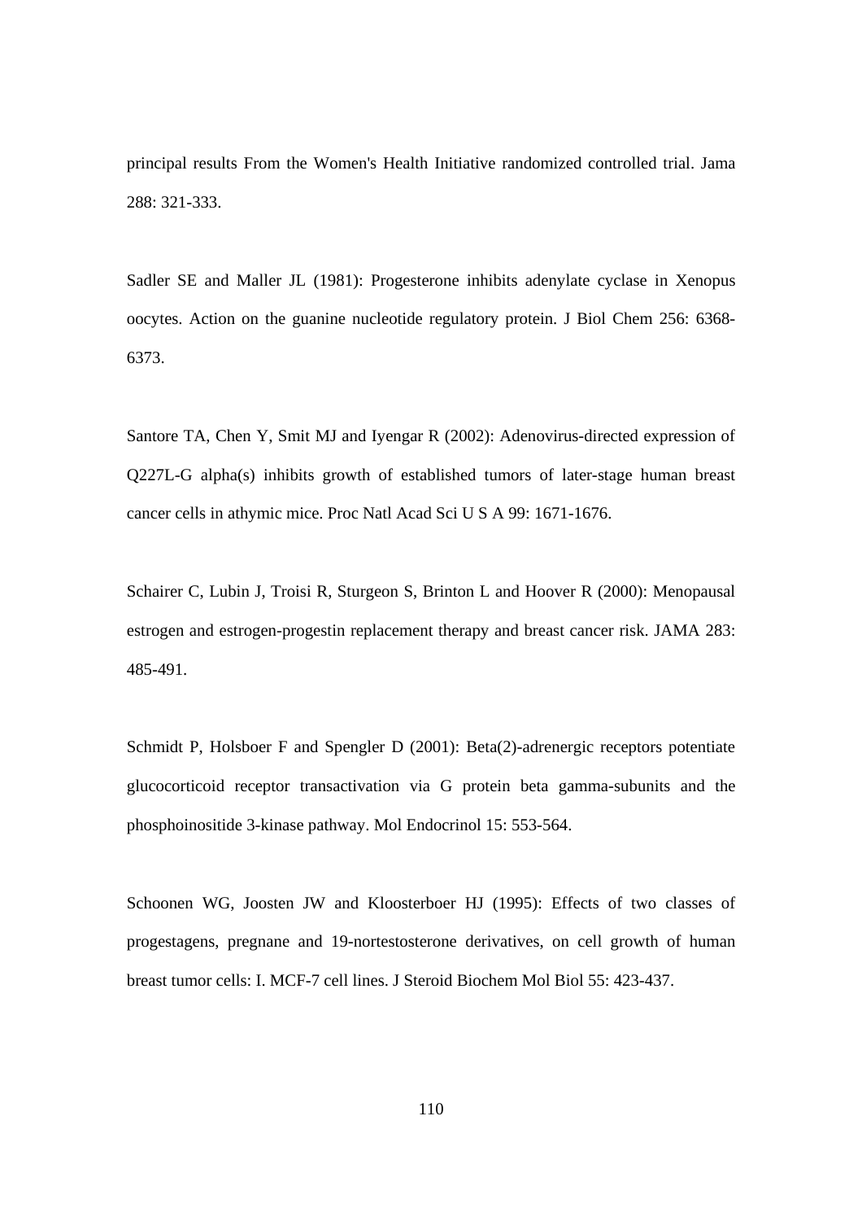principal results From the Women's Health Initiative randomized controlled trial. Jama 288: 321-333.

Sadler SE and Maller JL (1981): Progesterone inhibits adenylate cyclase in Xenopus oocytes. Action on the guanine nucleotide regulatory protein. J Biol Chem 256: 6368-6373.

Santore TA, Chen Y, Smit MJ and Iyengar R (2002): Adenovirus-directed expression of Q227L-G alpha(s) inhibits growth of established tumors of later-stage human breast cancer cells in athymic mice. Proc Natl Acad Sci U S A 99: 1671-1676.

Schairer C, Lubin J, Troisi R, Sturgeon S, Brinton L and Hoover R (2000): Menopausal estrogen and estrogen-progestin replacement therapy and breast cancer risk. JAMA 283: 485-491.

Schmidt P, Holsboer F and Spengler D (2001): Beta(2)-adrenergic receptors potentiate glucocorticoid receptor transactivation via G protein beta gamma-subunits and the phosphoinositide 3-kinase pathway. Mol Endocrinol 15: 553-564.

Schoonen WG, Joosten JW and Kloosterboer HJ (1995): Effects of two classes of progestagens, pregnane and 19-nortestosterone derivatives, on cell growth of human breast tumor cells: I. MCF-7 cell lines. J Steroid Biochem Mol Biol 55: 423-437.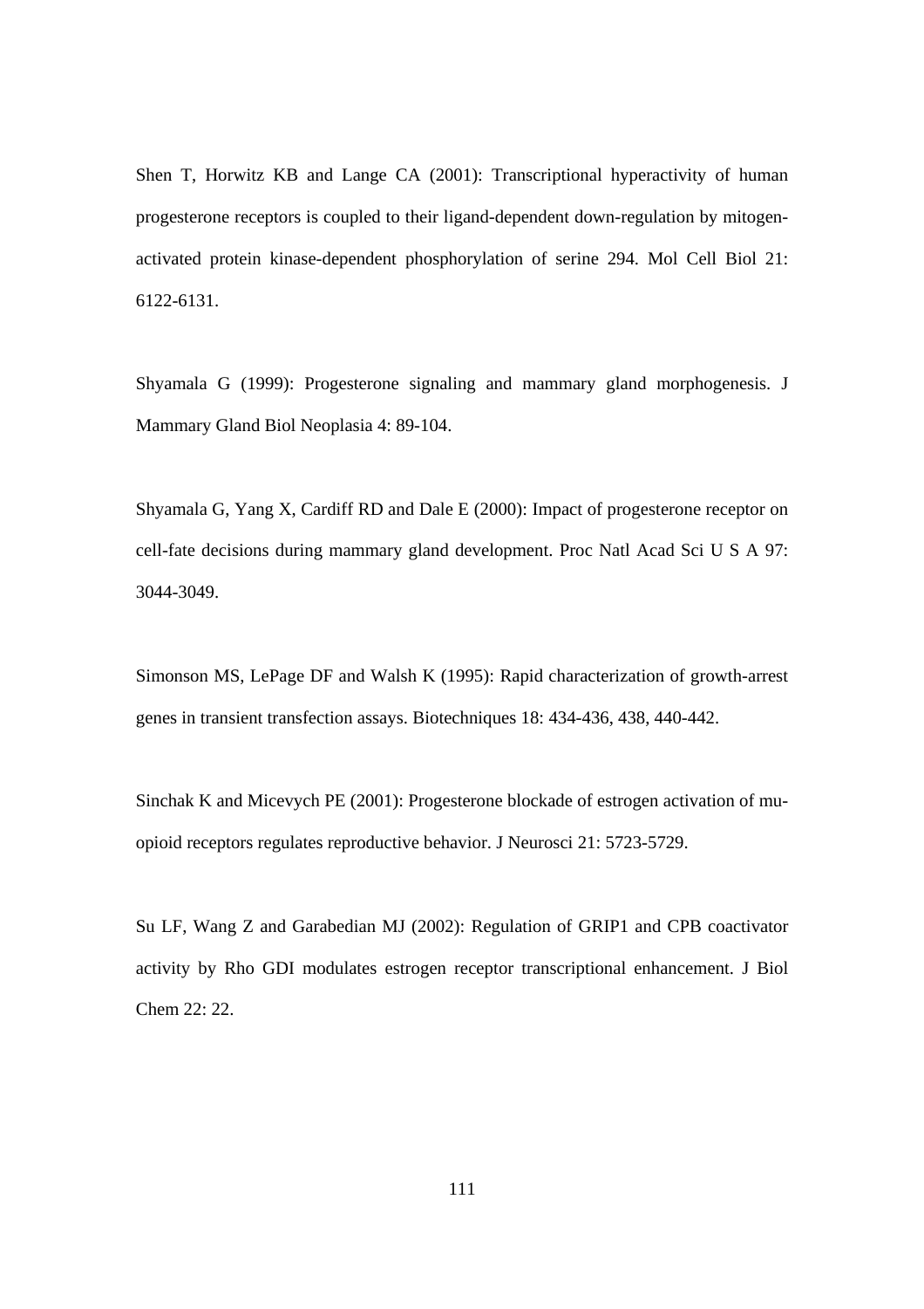Shen T, Horwitz KB and Lange CA (2001): Transcriptional hyperactivity of human progesterone receptors is coupled to their ligand-dependent down-regulation by mitogen-activated protein kinase-dependent phosphorylation of serine 294. Mol Cell Biol 21: 6122-6131.

Shyamala G (1999): Progesterone signaling and mammary gland morphogenesis. J Mammary Gland Biol Neoplasia 4: 89-104.

Shyamala G, Yang X, Cardiff RD and Dale E (2000): Impact of progesterone receptor on cell-fate decisions during mammary gland development. Proc Natl Acad Sci U S A 97: 3044-3049.

Simonson MS, LePage DF and Walsh K (1995): Rapid characterization of growth-arrest genes in transient transfection assays. Biotechniques 18: 434-436, 438, 440-442.

Sinchak K and Micevych PE (2001): Progesterone blockade of estrogen activation of mu-opioid receptors regulates reproductive behavior. J Neurosci 21: 5723-5729.

Su LF, Wang Z and Garabedian MJ (2002): Regulation of GRIP1 and CPB coactivator activity by Rho GDI modulates estrogen receptor transcriptional enhancement. J Biol Chem 22: 22.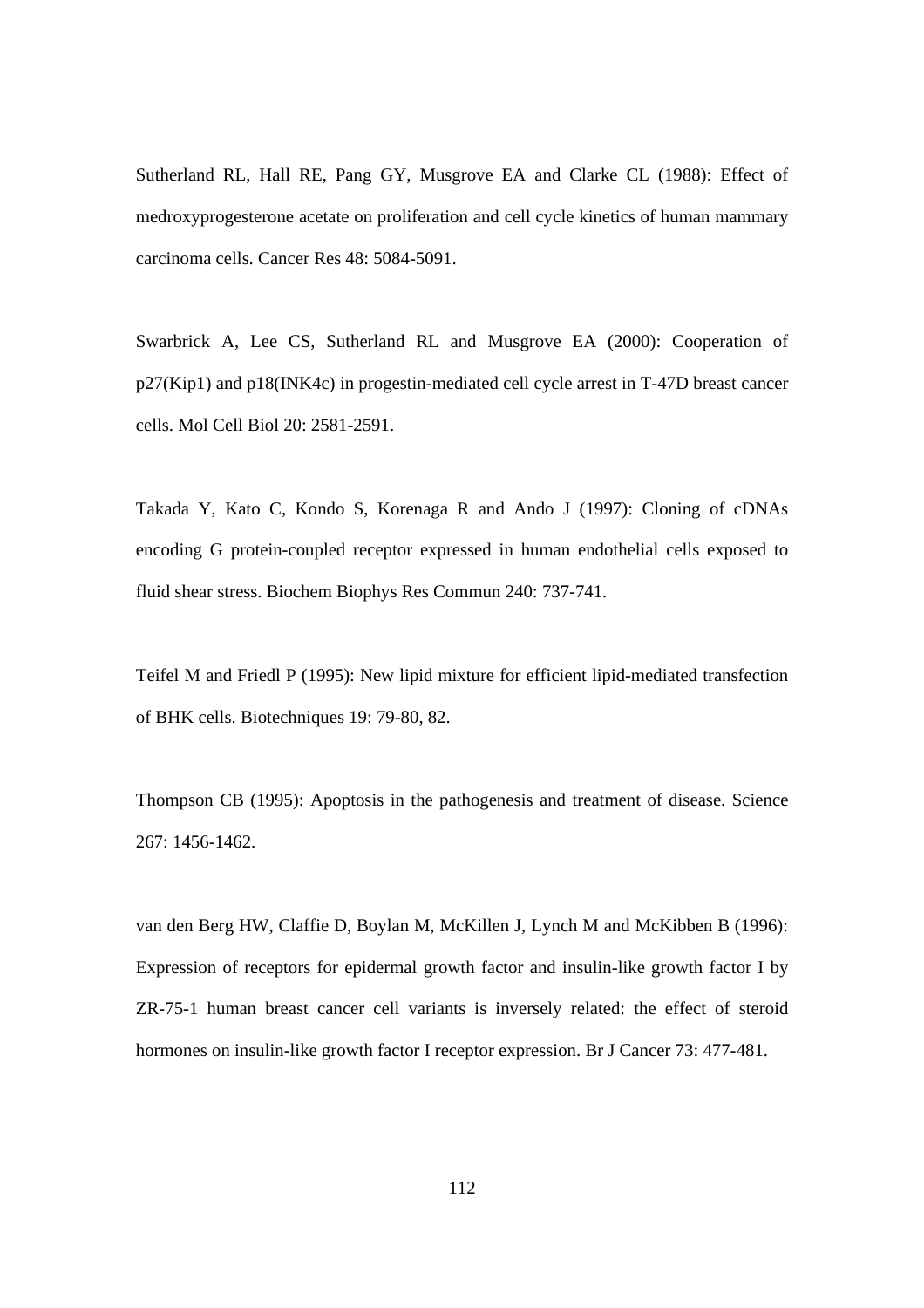Sutherland RL, Hall RE, Pang GY, Musgrove EA and Clarke CL (1988): Effect of medroxyprogesterone acetate on proliferation and cell cycle kinetics of human mammary carcinoma cells. Cancer Res 48: 5084-5091.

Swarbrick A, Lee CS, Sutherland RL and Musgrove EA (2000): Cooperation of p27(Kip1) and p18(INK4c) in progestin-mediated cell cycle arrest in T-47D breast cancer cells. Mol Cell Biol 20: 2581-2591.

Takada Y, Kato C, Kondo S, Korenaga R and Ando J (1997): Cloning of cDNAs encoding G protein-coupled receptor expressed in human endothelial cells exposed to fluid shear stress. Biochem Biophys Res Commun 240: 737-741.

Teifel M and Friedl P (1995): New lipid mixture for efficient lipid-mediated transfection of BHK cells. Biotechniques 19: 79-80, 82.

Thompson CB (1995): Apoptosis in the pathogenesis and treatment of disease. Science 267: 1456-1462.

van den Berg HW, Claffie D, Boylan M, McKillen J, Lynch M and McKibben B (1996): Expression of receptors for epidermal growth factor and insulin-like growth factor I by ZR-75-1 human breast cancer cell variants is inversely related: the effect of steroid hormones on insulin-like growth factor I receptor expression. Br J Cancer 73: 477-481.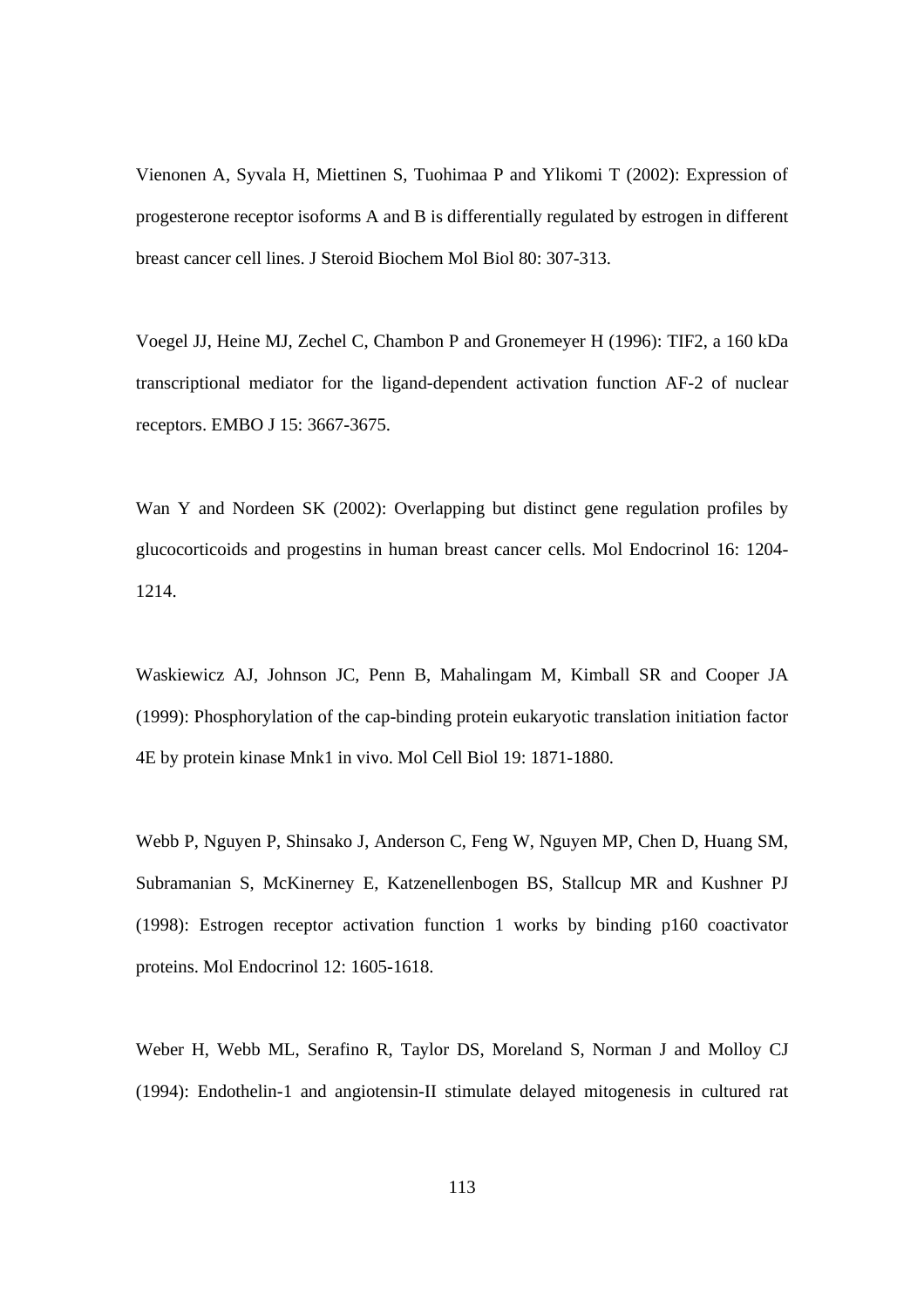Vienonen A, Syvala H, Miettinen S, Tuohimaa P and Ylikomi T (2002): Expression of progesterone receptor isoforms A and B is differentially regulated by estrogen in different breast cancer cell lines. J Steroid Biochem Mol Biol 80: 307-313.

Voegel JJ, Heine MJ, Zechel C, Chambon P and Gronemeyer H (1996): TIF2, a 160 kDa transcriptional mediator for the ligand-dependent activation function AF-2 of nuclear receptors. EMBO J 15: 3667-3675.

Wan Y and Nordeen SK (2002): Overlapping but distinct gene regulation profiles by glucocorticoids and progestins in human breast cancer cells. Mol Endocrinol 16: 1204-1214.

Waskiewicz AJ, Johnson JC, Penn B, Mahalingam M, Kimball SR and Cooper JA (1999): Phosphorylation of the cap-binding protein eukaryotic translation initiation factor 4E by protein kinase Mnk1 in vivo. Mol Cell Biol 19: 1871-1880.

Webb P, Nguyen P, Shinsako J, Anderson C, Feng W, Nguyen MP, Chen D, Huang SM, Subramanian S, McKinerney E, Katzenellenbogen BS, Stallcup MR and Kushner PJ (1998): Estrogen receptor activation function 1 works by binding p160 coactivator proteins. Mol Endocrinol 12: 1605-1618.

Weber H, Webb ML, Serafino R, Taylor DS, Moreland S, Norman J and Molloy CJ (1994): Endothelin-1 and angiotensin-II stimulate delayed mitogenesis in cultured rat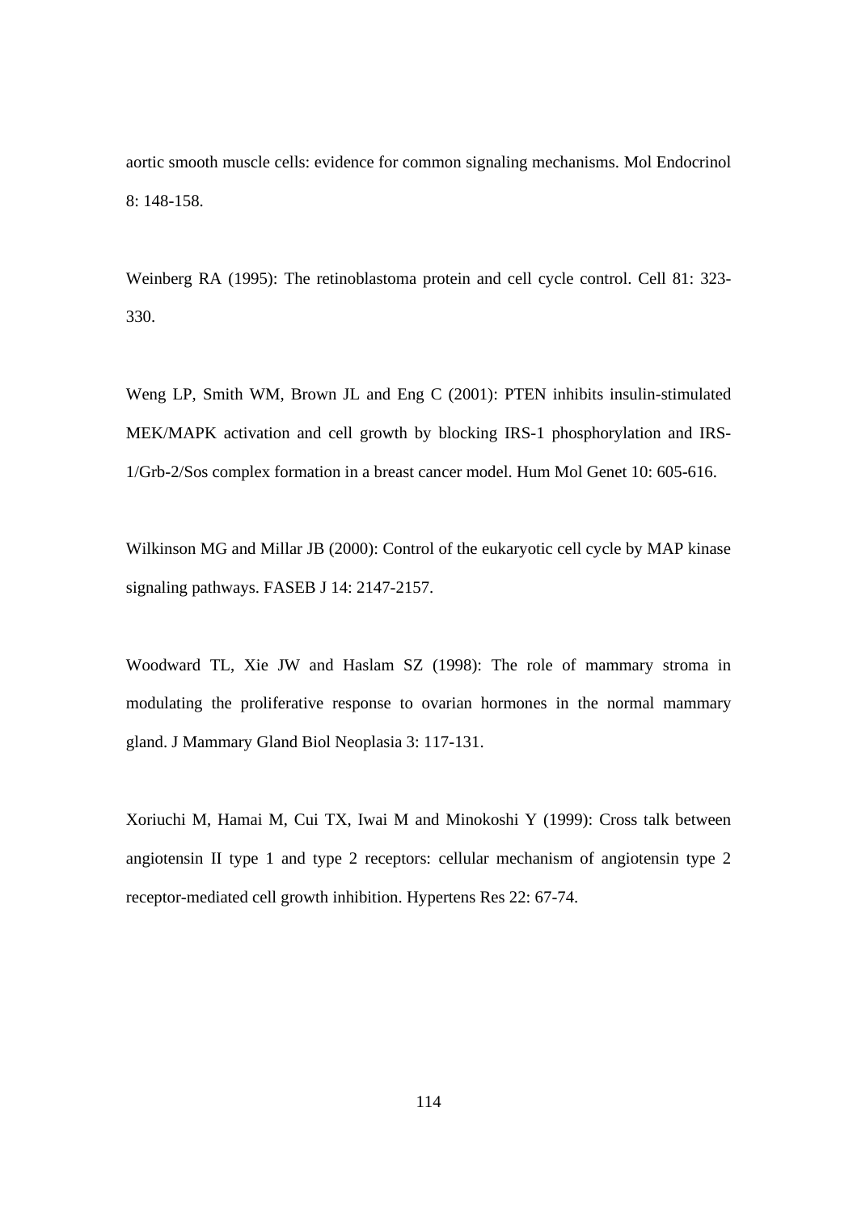aortic smooth muscle cells: evidence for common signaling mechanisms. Mol Endocrinol 8: 148-158.

Weinberg RA (1995): The retinoblastoma protein and cell cycle control. Cell 81: 323-330.

Weng LP, Smith WM, Brown JL and Eng C (2001): PTEN inhibits insulin-stimulated MEK/MAPK activation and cell growth by blocking IRS-1 phosphorylation and IRS-1/Grb-2/Sos complex formation in a breast cancer model. Hum Mol Genet 10: 605-616.

Wilkinson MG and Millar JB (2000): Control of the eukaryotic cell cycle by MAP kinase signaling pathways. FASEB J 14: 2147-2157.

Woodward TL, Xie JW and Haslam SZ (1998): The role of mammary stroma in modulating the proliferative response to ovarian hormones in the normal mammary gland. J Mammary Gland Biol Neoplasia 3: 117-131.

Xoriuchi M, Hamai M, Cui TX, Iwai M and Minokoshi Y (1999): Cross talk between angiotensin II type 1 and type 2 receptors: cellular mechanism of angiotensin type 2 receptor-mediated cell growth inhibition. Hypertens Res 22: 67-74.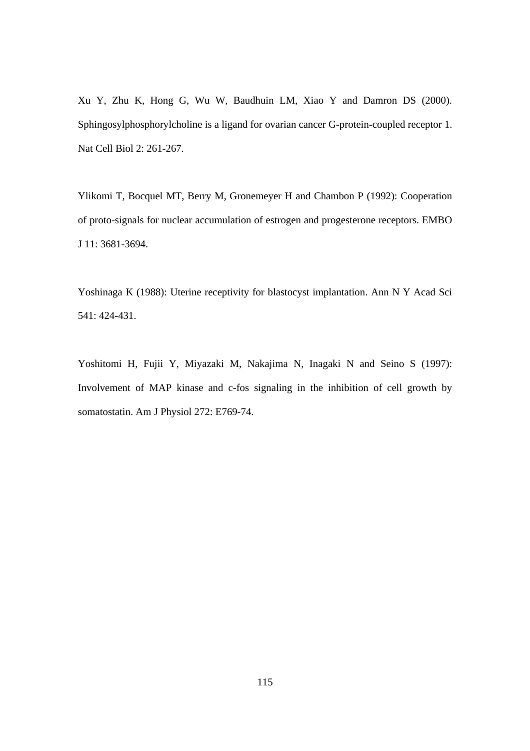Xu Y, Zhu K, Hong G, Wu W, Baudhuin LM, Xiao Y and Damron DS (2000). Sphingosylphosphorylcholine is a ligand for ovarian cancer G-protein-coupled receptor 1. Nat Cell Biol 2: 261-267.

Ylikomi T, Bocquel MT, Berry M, Gronemeyer H and Chambon P (1992): Cooperation of proto-signals for nuclear accumulation of estrogen and progesterone receptors. EMBO J 11: 3681-3694.

Yoshinaga K (1988): Uterine receptivity for blastocyst implantation. Ann N Y Acad Sci 541: 424-431.

Yoshitomi H, Fujii Y, Miyazaki M, Nakajima N, Inagaki N and Seino S (1997): Involvement of MAP kinase and c-fos signaling in the inhibition of cell growth by somatostatin. Am J Physiol 272: E769-74.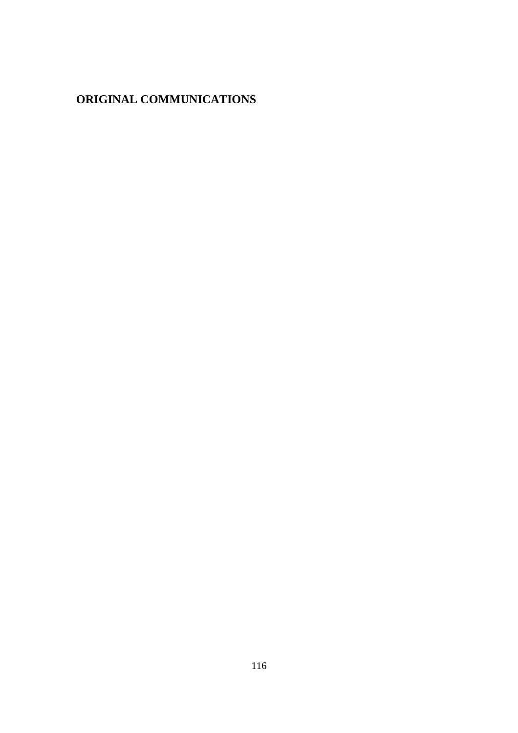# ORIGINAL COMMUNICATIONS